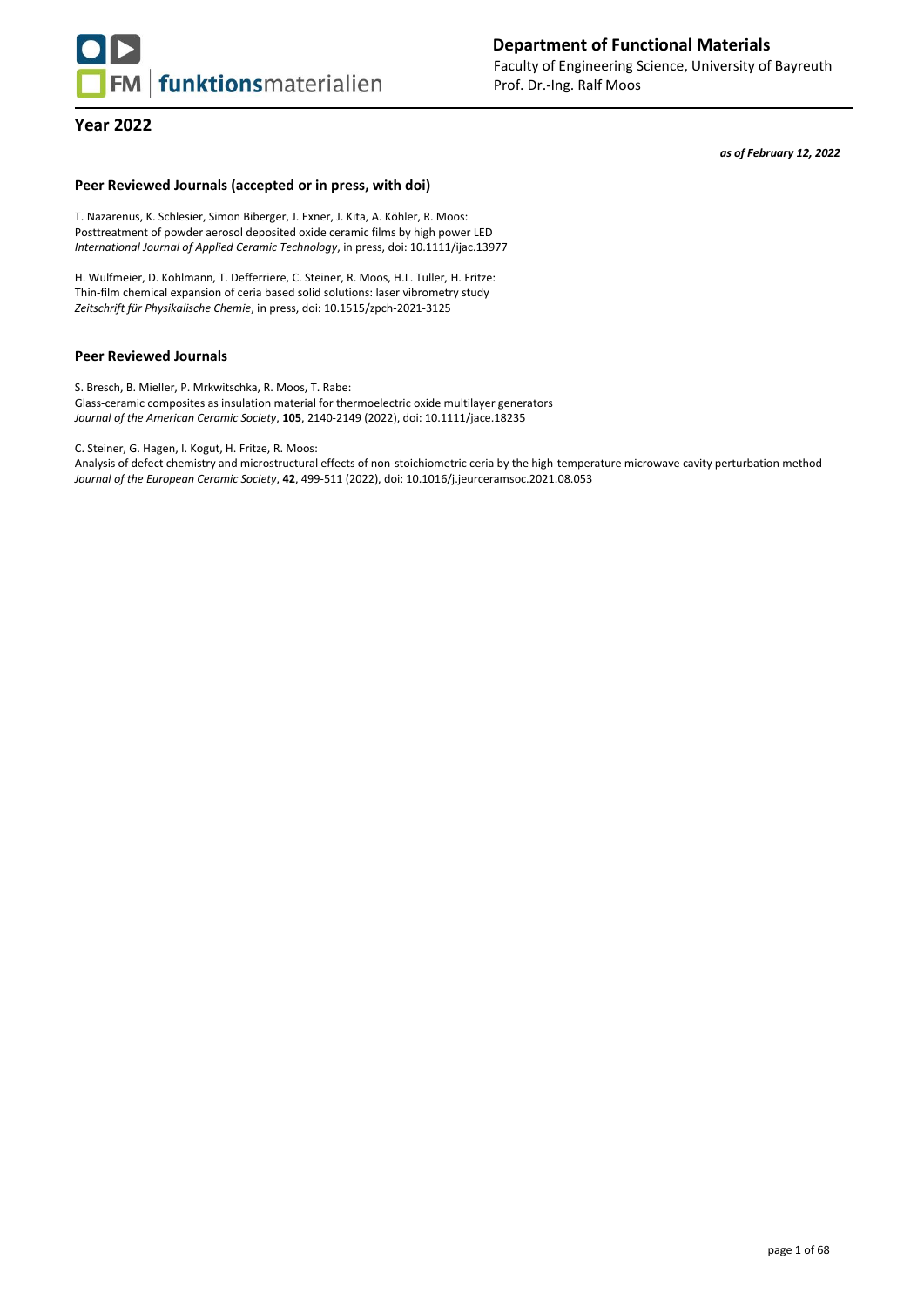# Department of Functional Materials

Faculty of Engineering Science, University of Bayreuth
Prof. Dr.-Ing. Ralf Moos

## Year 2022

***as of February 12, 2022***

### Peer Reviewed Journals (accepted or in press, with doi)

T. Nazarenus, K. Schlesier, Simon Biberger, J. Exner, J. Kita, A. Köhler, R. Moos:
Posttreatment of powder aerosol deposited oxide ceramic films by high power LED
*International Journal of Applied Ceramic Technology*, in press, doi: 10.1111/ijac.13977

H. Wulfmeier, D. Kohlmann, T. Defferriere, C. Steiner, R. Moos, H.L. Tuller, H. Fritze:
Thin-film chemical expansion of ceria based solid solutions: laser vibrometry study
*Zeitschrift für Physikalische Chemie*, in press, doi: 10.1515/zpch-2021-3125

### Peer Reviewed Journals

S. Bresch, B. Mieller, P. Mrkwitschka, R. Moos, T. Rabe:
Glass-ceramic composites as insulation material for thermoelectric oxide multilayer generators
*Journal of the American Ceramic Society*, **105**, 2140-2149 (2022), doi: 10.1111/jace.18235

C. Steiner, G. Hagen, I. Kogut, H. Fritze, R. Moos:
Analysis of defect chemistry and microstructural effects of non-stoichiometric ceria by the high-temperature microwave cavity perturbation method
*Journal of the European Ceramic Society*, **42**, 499-511 (2022), doi: 10.1016/j.jeurceramsoc.2021.08.053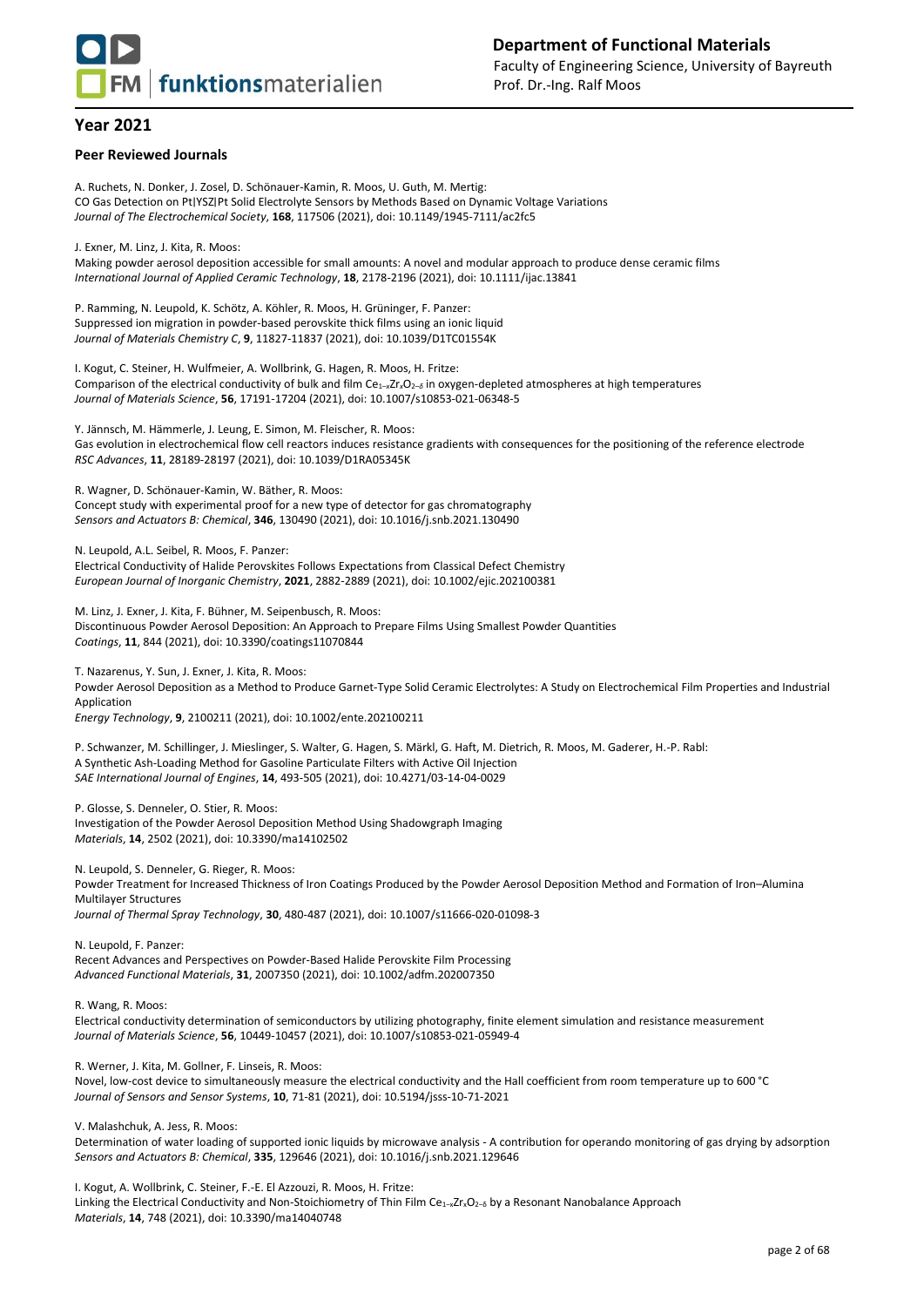## Year 2021

### Peer Reviewed Journals

A. Ruchets, N. Donker, J. Zosel, D. Schönauer-Kamin, R. Moos, U. Guth, M. Mertig:
CO Gas Detection on Pt|YSZ|Pt Solid Electrolyte Sensors by Methods Based on Dynamic Voltage Variations
*Journal of The Electrochemical Society*, **168**, 117506 (2021), doi: 10.1149/1945-7111/ac2fc5

J. Exner, M. Linz, J. Kita, R. Moos:
Making powder aerosol deposition accessible for small amounts: A novel and modular approach to produce dense ceramic films
*International Journal of Applied Ceramic Technology*, **18**, 2178-2196 (2021), doi: 10.1111/ijac.13841

P. Ramming, N. Leupold, K. Schötz, A. Köhler, R. Moos, H. Grüninger, F. Panzer:
Suppressed ion migration in powder-based perovskite thick films using an ionic liquid
*Journal of Materials Chemistry C*, **9**, 11827-11837 (2021), doi: 10.1039/D1TC01554K

I. Kogut, C. Steiner, H. Wulfmeier, A. Wollbrink, G. Hagen, R. Moos, H. Fritze:
Comparison of the electrical conductivity of bulk and film $Ce_{1-x}Zr_xO_{2-\delta}$ in oxygen-depleted atmospheres at high temperatures
*Journal of Materials Science*, **56**, 17191-17204 (2021), doi: 10.1007/s10853-021-06348-5

Y. Jännsch, M. Hämmerle, J. Leung, E. Simon, M. Fleischer, R. Moos:
Gas evolution in electrochemical flow cell reactors induces resistance gradients with consequences for the positioning of the reference electrode
*RSC Advances*, **11**, 28189-28197 (2021), doi: 10.1039/D1RA05345K

R. Wagner, D. Schönauer-Kamin, W. Bäther, R. Moos:
Concept study with experimental proof for a new type of detector for gas chromatography
*Sensors and Actuators B: Chemical*, **346**, 130490 (2021), doi: 10.1016/j.snb.2021.130490

N. Leupold, A.L. Seibel, R. Moos, F. Panzer:
Electrical Conductivity of Halide Perovskites Follows Expectations from Classical Defect Chemistry
*European Journal of Inorganic Chemistry*, **2021**, 2882-2889 (2021), doi: 10.1002/ejic.202100381

M. Linz, J. Exner, J. Kita, F. Bühner, M. Seipenbusch, R. Moos:
Discontinuous Powder Aerosol Deposition: An Approach to Prepare Films Using Smallest Powder Quantities
*Coatings*, **11**, 844 (2021), doi: 10.3390/coatings11070844

T. Nazarenus, Y. Sun, J. Exner, J. Kita, R. Moos:
Powder Aerosol Deposition as a Method to Produce Garnet-Type Solid Ceramic Electrolytes: A Study on Electrochemical Film Properties and Industrial Application
*Energy Technology*, **9**, 2100211 (2021), doi: 10.1002/ente.202100211

P. Schwanzer, M. Schillinger, J. Mieslinger, S. Walter, G. Hagen, S. Märkl, G. Haft, M. Dietrich, R. Moos, M. Gaderer, H.-P. Rabl:
A Synthetic Ash-Loading Method for Gasoline Particulate Filters with Active Oil Injection
*SAE International Journal of Engines*, **14**, 493-505 (2021), doi: 10.4271/03-14-04-0029

P. Glosse, S. Denneler, O. Stier, R. Moos:
Investigation of the Powder Aerosol Deposition Method Using Shadowgraph Imaging
*Materials*, **14**, 2502 (2021), doi: 10.3390/ma14102502

N. Leupold, S. Denneler, G. Rieger, R. Moos:
Powder Treatment for Increased Thickness of Iron Coatings Produced by the Powder Aerosol Deposition Method and Formation of Iron–Alumina Multilayer Structures
*Journal of Thermal Spray Technology*, **30**, 480-487 (2021), doi: 10.1007/s11666-020-01098-3

N. Leupold, F. Panzer:
Recent Advances and Perspectives on Powder-Based Halide Perovskite Film Processing
*Advanced Functional Materials*, **31**, 2007350 (2021), doi: 10.1002/adfm.202007350

R. Wang, R. Moos:
Electrical conductivity determination of semiconductors by utilizing photography, finite element simulation and resistance measurement
*Journal of Materials Science*, **56**, 10449-10457 (2021), doi: 10.1007/s10853-021-05949-4

R. Werner, J. Kita, M. Gollner, F. Linseis, R. Moos:
Novel, low-cost device to simultaneously measure the electrical conductivity and the Hall coefficient from room temperature up to 600 °C
*Journal of Sensors and Sensor Systems*, **10**, 71-81 (2021), doi: 10.5194/jsss-10-71-2021

V. Malashchuk, A. Jess, R. Moos:
Determination of water loading of supported ionic liquids by microwave analysis - A contribution for operando monitoring of gas drying by adsorption
*Sensors and Actuators B: Chemical*, **335**, 129646 (2021), doi: 10.1016/j.snb.2021.129646

I. Kogut, A. Wollbrink, C. Steiner, F.-E. El Azzouzi, R. Moos, H. Fritze:
Linking the Electrical Conductivity and Non-Stoichiometry of Thin Film $Ce_{1-x}Zr_xO_{2-\delta}$ by a Resonant Nanobalance Approach
*Materials*, **14**, 748 (2021), doi: 10.3390/ma14040748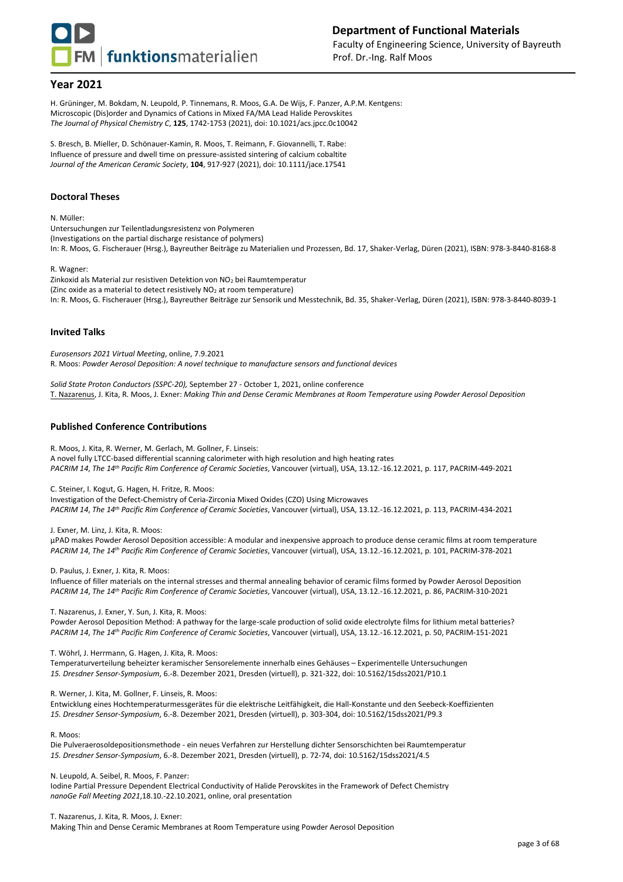## Year 2021

H. Grüninger, M. Bokdam, N. Leupold, P. Tinnemans, R. Moos, G.A. De Wijs, F. Panzer, A.P.M. Kentgens:
Microscopic (Dis)order and Dynamics of Cations in Mixed FA/MA Lead Halide Perovskites
*The Journal of Physical Chemistry C*, **125**, 1742-1753 (2021), doi: 10.1021/acs.jpcc.0c10042

S. Bresch, B. Mieller, D. Schönauer-Kamin, R. Moos, T. Reimann, F. Giovannelli, T. Rabe:
Influence of pressure and dwell time on pressure-assisted sintering of calcium cobaltite
*Journal of the American Ceramic Society*, **104**, 917-927 (2021), doi: 10.1111/jace.17541

### Doctoral Theses

N. Müller:
Untersuchungen zur Teilentladungsresistenz von Polymeren
(Investigations on the partial discharge resistance of polymers)
In: R. Moos, G. Fischerauer (Hrsg.), Bayreuther Beiträge zu Materialien und Prozessen, Bd. 17, Shaker-Verlag, Düren (2021), ISBN: 978-3-8440-8168-8

R. Wagner:
Zinkoxid als Material zur resistiven Detektion von $NO_2$ bei Raumtemperatur
(Zinc oxide as a material to detect resistively $NO_2$ at room temperature)
In: R. Moos, G. Fischerauer (Hrsg.), Bayreuther Beiträge zur Sensorik und Messtechnik, Bd. 35, Shaker-Verlag, Düren (2021), ISBN: 978-3-8440-8039-1

### Invited Talks

*Eurosensors 2021 Virtual Meeting*, online, 7.9.2021
R. Moos: *Powder Aerosol Deposition: A novel technique to manufacture sensors and functional devices*

*Solid State Proton Conductors (SSPC-20),* September 27 - October 1, 2021, online conference
T. Nazarenus, J. Kita, R. Moos, J. Exner: *Making Thin and Dense Ceramic Membranes at Room Temperature using Powder Aerosol Deposition*

### Published Conference Contributions

R. Moos, J. Kita, R. Werner, M. Gerlach, M. Gollner, F. Linseis:
A novel fully LTCC-based differential scanning calorimeter with high resolution and high heating rates
*PACRIM 14*, *The 14th Pacific Rim Conference of Ceramic Societies*, Vancouver (virtual), USA, 13.12.-16.12.2021, p. 117, PACRIM-449-2021

C. Steiner, I. Kogut, G. Hagen, H. Fritze, R. Moos:
Investigation of the Defect-Chemistry of Ceria-Zirconia Mixed Oxides (CZO) Using Microwaves
*PACRIM 14*, *The 14th Pacific Rim Conference of Ceramic Societies*, Vancouver (virtual), USA, 13.12.-16.12.2021, p. 113, PACRIM-434-2021

J. Exner, M. Linz, J. Kita, R. Moos:
µPAD makes Powder Aerosol Deposition accessible: A modular and inexpensive approach to produce dense ceramic films at room temperature
*PACRIM 14*, *The 14th Pacific Rim Conference of Ceramic Societies*, Vancouver (virtual), USA, 13.12.-16.12.2021, p. 101, PACRIM-378-2021

D. Paulus, J. Exner, J. Kita, R. Moos:
Influence of filler materials on the internal stresses and thermal annealing behavior of ceramic films formed by Powder Aerosol Deposition
*PACRIM 14*, *The 14th Pacific Rim Conference of Ceramic Societies*, Vancouver (virtual), USA, 13.12.-16.12.2021, p. 86, PACRIM-310-2021

T. Nazarenus, J. Exner, Y. Sun, J. Kita, R. Moos:
Powder Aerosol Deposition Method: A pathway for the large-scale production of solid oxide electrolyte films for lithium metal batteries?
*PACRIM 14*, *The 14th Pacific Rim Conference of Ceramic Societies*, Vancouver (virtual), USA, 13.12.-16.12.2021, p. 50, PACRIM-151-2021

T. Wöhrl, J. Herrmann, G. Hagen, J. Kita, R. Moos:
Temperaturverteilung beheizter keramischer Sensorelemente innerhalb eines Gehäuses – Experimentelle Untersuchungen
*15. Dresdner Sensor-Symposium*, 6.-8. Dezember 2021, Dresden (virtuell), p. 321-322, doi: 10.5162/15dss2021/P10.1

R. Werner, J. Kita, M. Gollner, F. Linseis, R. Moos:
Entwicklung eines Hochtemperaturmessgerätes für die elektrische Leitfähigkeit, die Hall-Konstante und den Seebeck-Koeffizienten
*15. Dresdner Sensor-Symposium*, 6.-8. Dezember 2021, Dresden (virtuell), p. 303-304, doi: 10.5162/15dss2021/P9.3

R. Moos:
Die Pulveraerosoldepositionsmethode - ein neues Verfahren zur Herstellung dichter Sensorschichten bei Raumtemperatur
*15. Dresdner Sensor-Symposium*, 6.-8. Dezember 2021, Dresden (virtuell), p. 72-74, doi: 10.5162/15dss2021/4.5

N. Leupold, A. Seibel, R. Moos, F. Panzer:
Iodine Partial Pressure Dependent Electrical Conductivity of Halide Perovskites in the Framework of Defect Chemistry
*nanoGe Fall Meeting 2021*,18.10.-22.10.2021, online, oral presentation

T. Nazarenus, J. Kita, R. Moos, J. Exner:
Making Thin and Dense Ceramic Membranes at Room Temperature using Powder Aerosol Deposition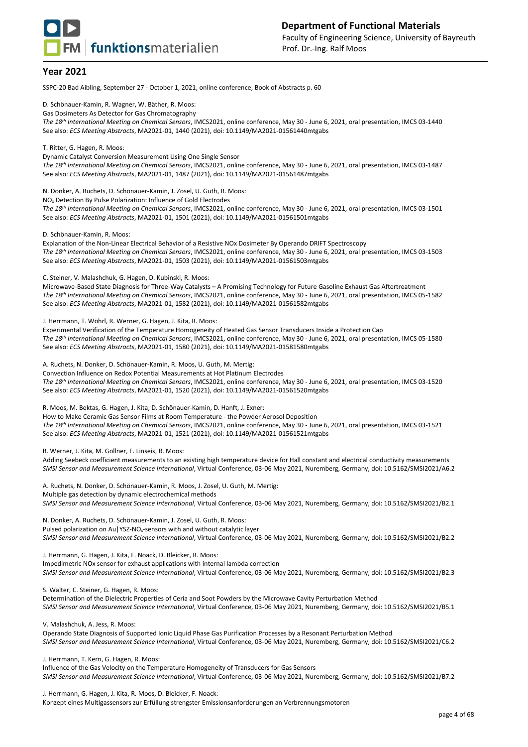## Year 2021

SSPC-20 Bad Aibling, September 27 - October 1, 2021, online conference, Book of Abstracts p. 60

D. Schönauer-Kamin, R. Wagner, W. Bäther, R. Moos:
Gas Dosimeters As Detector for Gas Chromatography
*The 18th International Meeting on Chemical Sensors*, IMCS2021, online conference, May 30 - June 6, 2021, oral presentation, IMCS 03-1440
See also: *ECS Meeting Abstracts*, MA2021-01, 1440 (2021), doi: 10.1149/MA2021-01561440mtgabs

T. Ritter, G. Hagen, R. Moos:
Dynamic Catalyst Conversion Measurement Using One Single Sensor
*The 18th International Meeting on Chemical Sensors*, IMCS2021, online conference, May 30 - June 6, 2021, oral presentation, IMCS 03-1487
See also: *ECS Meeting Abstracts*, MA2021-01, 1487 (2021), doi: 10.1149/MA2021-01561487mtgabs

N. Donker, A. Ruchets, D. Schönauer-Kamin, J. Zosel, U. Guth, R. Moos:
$NO_x$ Detection By Pulse Polarization: Influence of Gold Electrodes
*The 18th International Meeting on Chemical Sensors*, IMCS2021, online conference, May 30 - June 6, 2021, oral presentation, IMCS 03-1501
See also: *ECS Meeting Abstracts*, MA2021-01, 1501 (2021), doi: 10.1149/MA2021-01561501mtgabs

D. Schönauer-Kamin, R. Moos:
Explanation of the Non-Linear Electrical Behavior of a Resistive NOx Dosimeter By Operando DRIFT Spectroscopy
*The 18th International Meeting on Chemical Sensors*, IMCS2021, online conference, May 30 - June 6, 2021, oral presentation, IMCS 03-1503
See also: *ECS Meeting Abstracts*, MA2021-01, 1503 (2021), doi: 10.1149/MA2021-01561503mtgabs

C. Steiner, V. Malashchuk, G. Hagen, D. Kubinski, R. Moos:
Microwave-Based State Diagnosis for Three-Way Catalysts – A Promising Technology for Future Gasoline Exhaust Gas Aftertreatment
*The 18th International Meeting on Chemical Sensors*, IMCS2021, online conference, May 30 - June 6, 2021, oral presentation, IMCS 05-1582
See also: *ECS Meeting Abstracts*, MA2021-01, 1582 (2021), doi: 10.1149/MA2021-01561582mtgabs

J. Herrmann, T. Wöhrl, R. Werner, G. Hagen, J. Kita, R. Moos:
Experimental Verification of the Temperature Homogeneity of Heated Gas Sensor Transducers Inside a Protection Cap
*The 18th International Meeting on Chemical Sensors*, IMCS2021, online conference, May 30 - June 6, 2021, oral presentation, IMCS 05-1580
See also: *ECS Meeting Abstracts*, MA2021-01, 1580 (2021), doi: 10.1149/MA2021-01581580mtgabs

A. Ruchets, N. Donker, D. Schönauer-Kamin, R. Moos, U. Guth, M. Mertig:
Convection Influence on Redox Potential Measurements at Hot Platinum Electrodes
*The 18th International Meeting on Chemical Sensors*, IMCS2021, online conference, May 30 - June 6, 2021, oral presentation, IMCS 03-1520
See also: *ECS Meeting Abstracts*, MA2021-01, 1520 (2021), doi: 10.1149/MA2021-01561520mtgabs

R. Moos, M. Bektas, G. Hagen, J. Kita, D. Schönauer-Kamin, D. Hanft, J. Exner:
How to Make Ceramic Gas Sensor Films at Room Temperature - the Powder Aerosol Deposition
*The 18th International Meeting on Chemical Sensors*, IMCS2021, online conference, May 30 - June 6, 2021, oral presentation, IMCS 03-1521
See also: *ECS Meeting Abstracts*, MA2021-01, 1521 (2021), doi: 10.1149/MA2021-01561521mtgabs

R. Werner, J. Kita, M. Gollner, F. Linseis, R. Moos:
Adding Seebeck coefficient measurements to an existing high temperature device for Hall constant and electrical conductivity measurements
*SMSI Sensor and Measurement Science International*, Virtual Conference, 03-06 May 2021, Nuremberg, Germany, doi: 10.5162/SMSI2021/A6.2

A. Ruchets, N. Donker, D. Schönauer-Kamin, R. Moos, J. Zosel, U. Guth, M. Mertig:
Multiple gas detection by dynamic electrochemical methods
*SMSI Sensor and Measurement Science International*, Virtual Conference, 03-06 May 2021, Nuremberg, Germany, doi: 10.5162/SMSI2021/B2.1

N. Donker, A. Ruchets, D. Schönauer-Kamin, J. Zosel, U. Guth, R. Moos:
Pulsed polarization on Au|YSZ-$NO_x$-sensors with and without catalytic layer
*SMSI Sensor and Measurement Science International*, Virtual Conference, 03-06 May 2021, Nuremberg, Germany, doi: 10.5162/SMSI2021/B2.2

J. Herrmann, G. Hagen, J. Kita, F. Noack, D. Bleicker, R. Moos:
Impedimetric NOx sensor for exhaust applications with internal lambda correction
*SMSI Sensor and Measurement Science International*, Virtual Conference, 03-06 May 2021, Nuremberg, Germany, doi: 10.5162/SMSI2021/B2.3

S. Walter, C. Steiner, G. Hagen, R. Moos:
Determination of the Dielectric Properties of Ceria and Soot Powders by the Microwave Cavity Perturbation Method
*SMSI Sensor and Measurement Science International*, Virtual Conference, 03-06 May 2021, Nuremberg, Germany, doi: 10.5162/SMSI2021/B5.1

V. Malashchuk, A. Jess, R. Moos:
Operando State Diagnosis of Supported Ionic Liquid Phase Gas Purification Processes by a Resonant Perturbation Method
*SMSI Sensor and Measurement Science International*, Virtual Conference, 03-06 May 2021, Nuremberg, Germany, doi: 10.5162/SMSI2021/C6.2

J. Herrmann, T. Kern, G. Hagen, R. Moos:
Influence of the Gas Velocity on the Temperature Homogeneity of Transducers for Gas Sensors
*SMSI Sensor and Measurement Science International*, Virtual Conference, 03-06 May 2021, Nuremberg, Germany, doi: 10.5162/SMSI2021/B7.2

J. Herrmann, G. Hagen, J. Kita, R. Moos, D. Bleicker, F. Noack:
Konzept eines Multigassensors zur Erfüllung strengster Emissionsanforderungen an Verbrennungsmotoren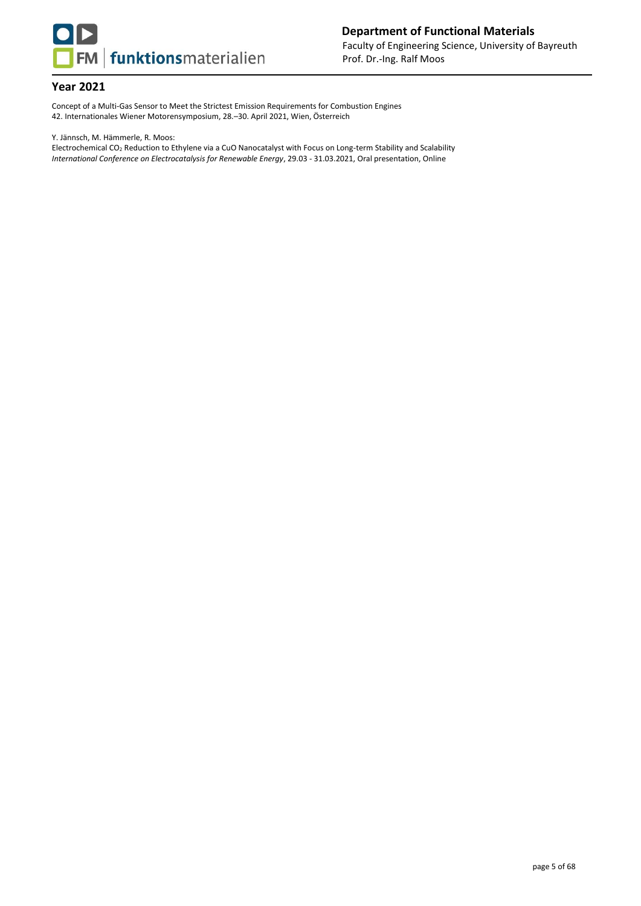## Year 2021

Concept of a Multi-Gas Sensor to Meet the Strictest Emission Requirements for Combustion Engines
42. Internationales Wiener Motorensymposium, 28.–30. April 2021, Wien, Österreich

Y. Jännsch, M. Hämmerle, R. Moos:
Electrochemical $CO_2$ Reduction to Ethylene via a CuO Nanocatalyst with Focus on Long-term Stability and Scalability
*International Conference on Electrocatalysis for Renewable Energy*, 29.03 - 31.03.2021, Oral presentation, Online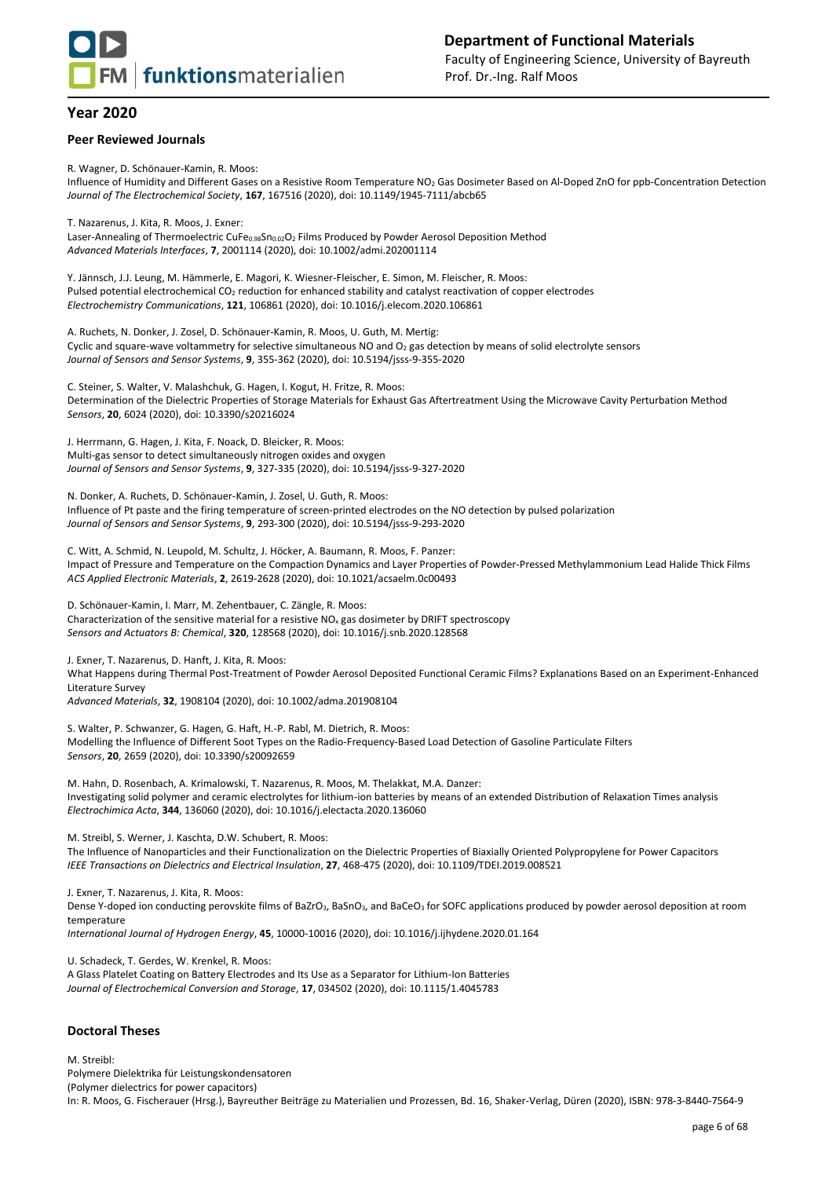## Year 2020

### Peer Reviewed Journals

R. Wagner, D. Schönauer-Kamin, R. Moos:
Influence of Humidity and Different Gases on a Resistive Room Temperature $NO_2$ Gas Dosimeter Based on Al-Doped ZnO for ppb-Concentration Detection
*Journal of The Electrochemical Society*, **167**, 167516 (2020), doi: 10.1149/1945-7111/abcb65

T. Nazarenus, J. Kita, R. Moos, J. Exner:
Laser-Annealing of Thermoelectric $CuFe_{0.98}Sn_{0.02}O_2$ Films Produced by Powder Aerosol Deposition Method
*Advanced Materials Interfaces*, **7**, 2001114 (2020), doi: 10.1002/admi.202001114

Y. Jännsch, J.J. Leung, M. Hämmerle, E. Magori, K. Wiesner-Fleischer, E. Simon, M. Fleischer, R. Moos:
Pulsed potential electrochemical $CO_2$ reduction for enhanced stability and catalyst reactivation of copper electrodes
*Electrochemistry Communications*, **121**, 106861 (2020), doi: 10.1016/j.elecom.2020.106861

A. Ruchets, N. Donker, J. Zosel, D. Schönauer-Kamin, R. Moos, U. Guth, M. Mertig:
Cyclic and square-wave voltammetry for selective simultaneous NO and $O_2$ gas detection by means of solid electrolyte sensors
*Journal of Sensors and Sensor Systems*, **9**, 355-362 (2020), doi: 10.5194/jsss-9-355-2020

C. Steiner, S. Walter, V. Malashchuk, G. Hagen, I. Kogut, H. Fritze, R. Moos:
Determination of the Dielectric Properties of Storage Materials for Exhaust Gas Aftertreatment Using the Microwave Cavity Perturbation Method
*Sensors*, **20**, 6024 (2020), doi: 10.3390/s20216024

J. Herrmann, G. Hagen, J. Kita, F. Noack, D. Bleicker, R. Moos:
Multi-gas sensor to detect simultaneously nitrogen oxides and oxygen
*Journal of Sensors and Sensor Systems*, **9**, 327-335 (2020), doi: 10.5194/jsss-9-327-2020

N. Donker, A. Ruchets, D. Schönauer-Kamin, J. Zosel, U. Guth, R. Moos:
Influence of Pt paste and the firing temperature of screen-printed electrodes on the NO detection by pulsed polarization
*Journal of Sensors and Sensor Systems*, **9**, 293-300 (2020), doi: 10.5194/jsss-9-293-2020

C. Witt, A. Schmid, N. Leupold, M. Schultz, J. Höcker, A. Baumann, R. Moos, F. Panzer:
Impact of Pressure and Temperature on the Compaction Dynamics and Layer Properties of Powder-Pressed Methylammonium Lead Halide Thick Films
*ACS Applied Electronic Materials*, **2**, 2619-2628 (2020), doi: 10.1021/acsaelm.0c00493

D. Schönauer-Kamin, I. Marr, M. Zehentbauer, C. Zängle, R. Moos:
Characterization of the sensitive material for a resistive $NO_x$ gas dosimeter by DRIFT spectroscopy
*Sensors and Actuators B: Chemical*, **320**, 128568 (2020), doi: 10.1016/j.snb.2020.128568

J. Exner, T. Nazarenus, D. Hanft, J. Kita, R. Moos:
What Happens during Thermal Post-Treatment of Powder Aerosol Deposited Functional Ceramic Films? Explanations Based on an Experiment-Enhanced Literature Survey
*Advanced Materials*, **32**, 1908104 (2020), doi: 10.1002/adma.201908104

S. Walter, P. Schwanzer, G. Hagen, G. Haft, H.-P. Rabl, M. Dietrich, R. Moos:
Modelling the Influence of Different Soot Types on the Radio-Frequency-Based Load Detection of Gasoline Particulate Filters
*Sensors*, **20**, 2659 (2020), doi: 10.3390/s20092659

M. Hahn, D. Rosenbach, A. Krimalowski, T. Nazarenus, R. Moos, M. Thelakkat, M.A. Danzer:
Investigating solid polymer and ceramic electrolytes for lithium-ion batteries by means of an extended Distribution of Relaxation Times analysis
*Electrochimica Acta*, **344**, 136060 (2020), doi: 10.1016/j.electacta.2020.136060

M. Streibl, S. Werner, J. Kaschta, D.W. Schubert, R. Moos:
The Influence of Nanoparticles and their Functionalization on the Dielectric Properties of Biaxially Oriented Polypropylene for Power Capacitors
*IEEE Transactions on Dielectrics and Electrical Insulation*, **27**, 468-475 (2020), doi: 10.1109/TDEI.2019.008521

J. Exner, T. Nazarenus, J. Kita, R. Moos:
Dense Y-doped ion conducting perovskite films of $BaZrO_3$, $BaSnO_3$, and $BaCeO_3$ for SOFC applications produced by powder aerosol deposition at room temperature
*International Journal of Hydrogen Energy*, **45**, 10000-10016 (2020), doi: 10.1016/j.ijhydene.2020.01.164

U. Schadeck, T. Gerdes, W. Krenkel, R. Moos:
A Glass Platelet Coating on Battery Electrodes and Its Use as a Separator for Lithium-Ion Batteries
*Journal of Electrochemical Conversion and Storage*, **17**, 034502 (2020), doi: 10.1115/1.4045783

### Doctoral Theses

M. Streibl:
Polymere Dielektrika für Leistungskondensatoren
(Polymer dielectrics for power capacitors)
In: R. Moos, G. Fischerauer (Hrsg.), Bayreuther Beiträge zu Materialien und Prozessen, Bd. 16, Shaker-Verlag, Düren (2020), ISBN: 978-3-8440-7564-9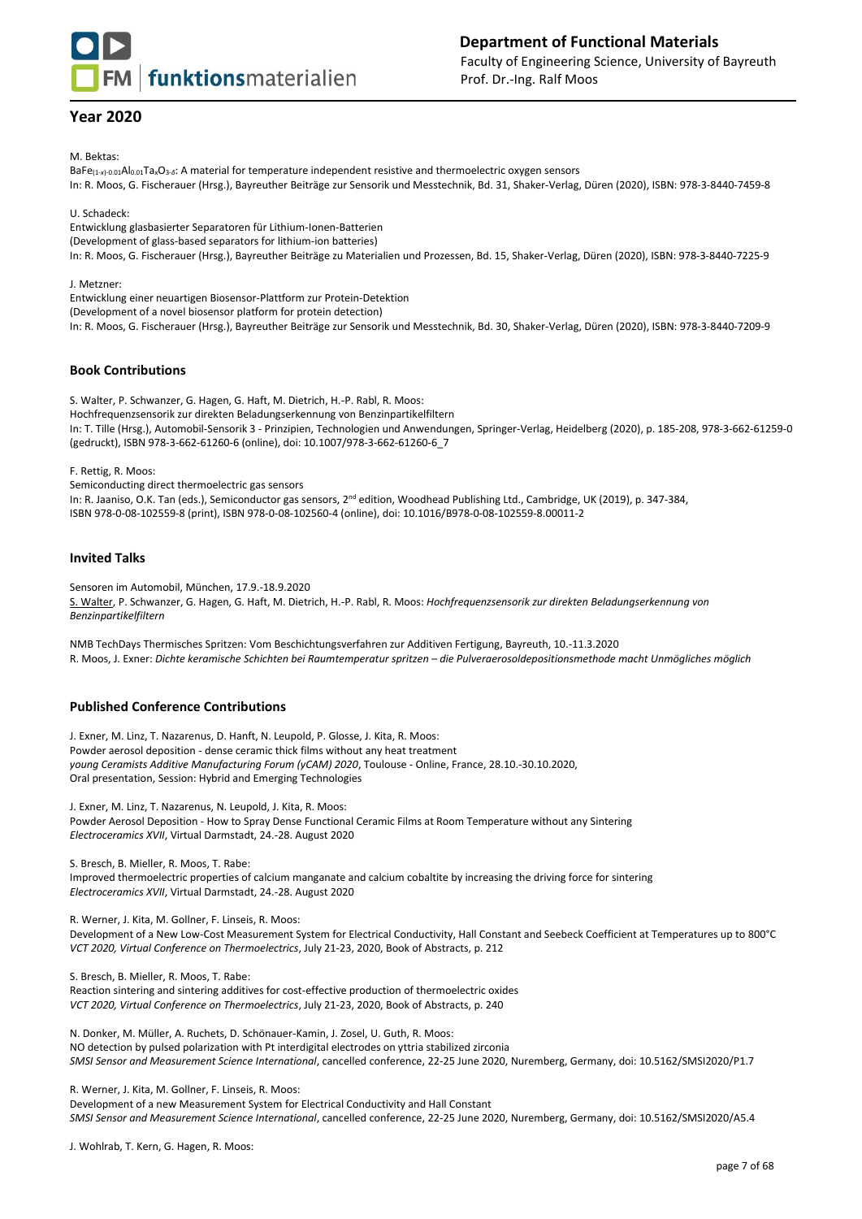## Year 2020

M. Bektas:
$BaFe_{(1-x)-0.01}Al_{0.01}Ta_xO_{3-\delta}$: A material for temperature independent resistive and thermoelectric oxygen sensors
In: R. Moos, G. Fischerauer (Hrsg.), Bayreuther Beiträge zur Sensorik und Messtechnik, Bd. 31, Shaker-Verlag, Düren (2020), ISBN: 978-3-8440-7459-8

U. Schadeck:
Entwicklung glasbasierter Separatoren für Lithium-Ionen-Batterien
(Development of glass-based separators for lithium-ion batteries)
In: R. Moos, G. Fischerauer (Hrsg.), Bayreuther Beiträge zu Materialien und Prozessen, Bd. 15, Shaker-Verlag, Düren (2020), ISBN: 978-3-8440-7225-9

J. Metzner:
Entwicklung einer neuartigen Biosensor-Plattform zur Protein-Detektion
(Development of a novel biosensor platform for protein detection)
In: R. Moos, G. Fischerauer (Hrsg.), Bayreuther Beiträge zur Sensorik und Messtechnik, Bd. 30, Shaker-Verlag, Düren (2020), ISBN: 978-3-8440-7209-9

### Book Contributions

S. Walter, P. Schwanzer, G. Hagen, G. Haft, M. Dietrich, H.-P. Rabl, R. Moos:
Hochfrequenzsensorik zur direkten Beladungserkennung von Benzinpartikelfiltern
In: T. Tille (Hrsg.), Automobil-Sensorik 3 - Prinzipien, Technologien und Anwendungen, Springer-Verlag, Heidelberg (2020), p. 185-208, 978-3-662-61259-0 (gedruckt), ISBN 978-3-662-61260-6 (online), doi: 10.1007/978-3-662-61260-6_7

F. Rettig, R. Moos:
Semiconducting direct thermoelectric gas sensors
In: R. Jaaniso, O.K. Tan (eds.), Semiconductor gas sensors, 2nd edition, Woodhead Publishing Ltd., Cambridge, UK (2019), p. 347-384, ISBN 978-0-08-102559-8 (print), ISBN 978-0-08-102560-4 (online), doi: 10.1016/B978-0-08-102559-8.00011-2

### Invited Talks

Sensoren im Automobil, München, 17.9.-18.9.2020
S. Walter, P. Schwanzer, G. Hagen, G. Haft, M. Dietrich, H.-P. Rabl, R. Moos: *Hochfrequenzsensorik zur direkten Beladungserkennung von Benzinpartikelfiltern*

NMB TechDays Thermisches Spritzen: Vom Beschichtungsverfahren zur Additiven Fertigung, Bayreuth, 10.-11.3.2020
R. Moos, J. Exner: *Dichte keramische Schichten bei Raumtemperatur spritzen – die Pulveraerosoldepositionsmethode macht Unmögliches möglich*

### Published Conference Contributions

J. Exner, M. Linz, T. Nazarenus, D. Hanft, N. Leupold, P. Glosse, J. Kita, R. Moos:
Powder aerosol deposition - dense ceramic thick films without any heat treatment
*young Ceramists Additive Manufacturing Forum (yCAM) 2020*, Toulouse - Online, France, 28.10.-30.10.2020,
Oral presentation, Session: Hybrid and Emerging Technologies

J. Exner, M. Linz, T. Nazarenus, N. Leupold, J. Kita, R. Moos:
Powder Aerosol Deposition - How to Spray Dense Functional Ceramic Films at Room Temperature without any Sintering
*Electroceramics XVII*, Virtual Darmstadt, 24.-28. August 2020

S. Bresch, B. Mieller, R. Moos, T. Rabe:
Improved thermoelectric properties of calcium manganate and calcium cobaltite by increasing the driving force for sintering
*Electroceramics XVII*, Virtual Darmstadt, 24.-28. August 2020

R. Werner, J. Kita, M. Gollner, F. Linseis, R. Moos:
Development of a New Low-Cost Measurement System for Electrical Conductivity, Hall Constant and Seebeck Coefficient at Temperatures up to 800°C
*VCT 2020, Virtual Conference on Thermoelectrics*, July 21-23, 2020, Book of Abstracts, p. 212

S. Bresch, B. Mieller, R. Moos, T. Rabe:
Reaction sintering and sintering additives for cost-effective production of thermoelectric oxides
*VCT 2020, Virtual Conference on Thermoelectrics*, July 21-23, 2020, Book of Abstracts, p. 240

N. Donker, M. Müller, A. Ruchets, D. Schönauer-Kamin, J. Zosel, U. Guth, R. Moos:
NO detection by pulsed polarization with Pt interdigital electrodes on yttria stabilized zirconia
*SMSI Sensor and Measurement Science International*, cancelled conference, 22-25 June 2020, Nuremberg, Germany, doi: 10.5162/SMSI2020/P1.7

R. Werner, J. Kita, M. Gollner, F. Linseis, R. Moos:
Development of a new Measurement System for Electrical Conductivity and Hall Constant
*SMSI Sensor and Measurement Science International*, cancelled conference, 22-25 June 2020, Nuremberg, Germany, doi: 10.5162/SMSI2020/A5.4

J. Wohlrab, T. Kern, G. Hagen, R. Moos: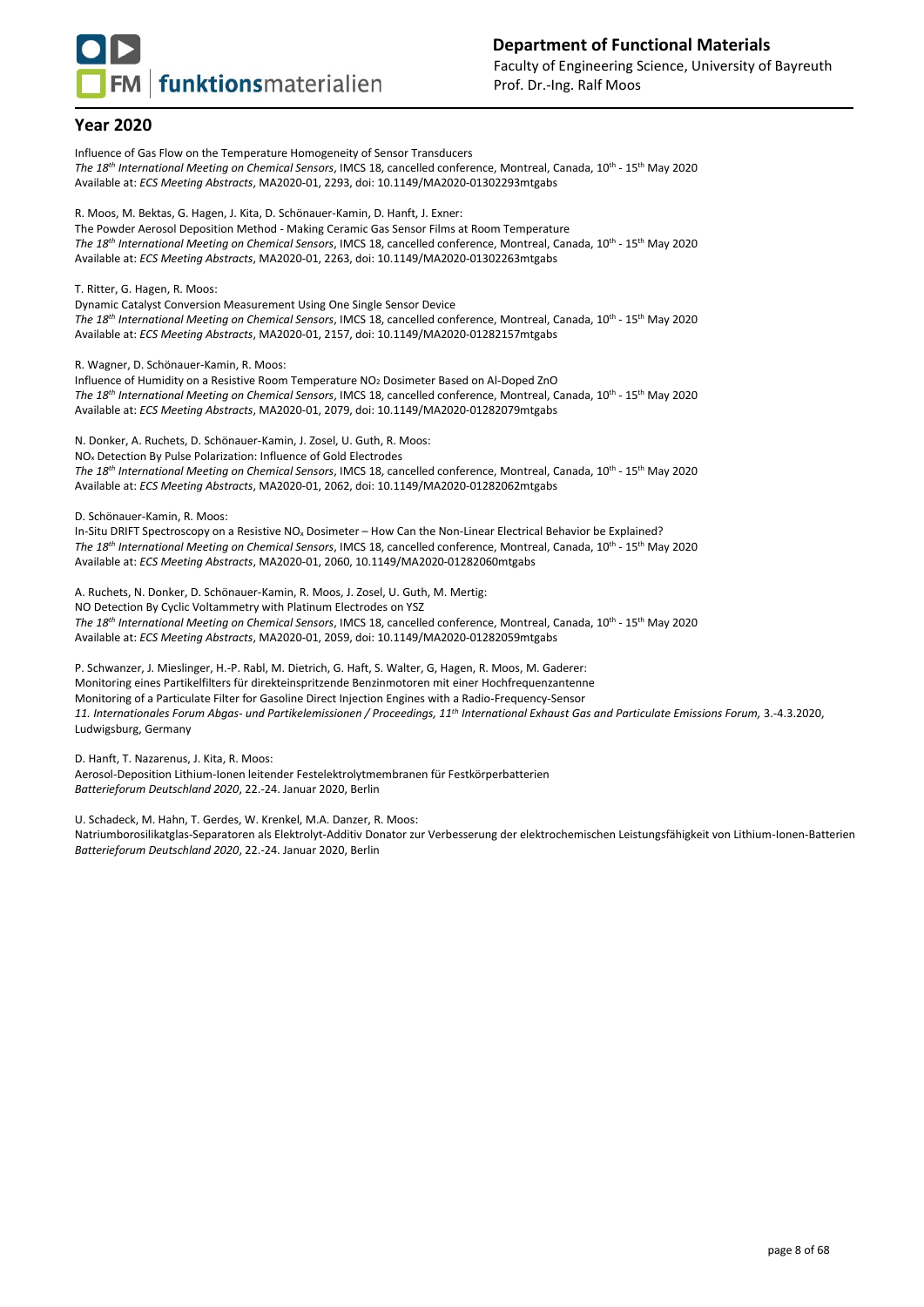## Year 2020

Influence of Gas Flow on the Temperature Homogeneity of Sensor Transducers
*The 18th International Meeting on Chemical Sensors*, IMCS 18, cancelled conference, Montreal, Canada, 10th - 15th May 2020
Available at: *ECS Meeting Abstracts*, MA2020-01, 2293, doi: 10.1149/MA2020-01302293mtgabs

R. Moos, M. Bektas, G. Hagen, J. Kita, D. Schönauer-Kamin, D. Hanft, J. Exner:
The Powder Aerosol Deposition Method - Making Ceramic Gas Sensor Films at Room Temperature
*The 18th International Meeting on Chemical Sensors*, IMCS 18, cancelled conference, Montreal, Canada, 10th - 15th May 2020
Available at: *ECS Meeting Abstracts*, MA2020-01, 2263, doi: 10.1149/MA2020-01302263mtgabs

T. Ritter, G. Hagen, R. Moos:
Dynamic Catalyst Conversion Measurement Using One Single Sensor Device
*The 18th International Meeting on Chemical Sensors*, IMCS 18, cancelled conference, Montreal, Canada, 10th - 15th May 2020
Available at: *ECS Meeting Abstracts*, MA2020-01, 2157, doi: 10.1149/MA2020-01282157mtgabs

R. Wagner, D. Schönauer-Kamin, R. Moos:
Influence of Humidity on a Resistive Room Temperature $NO_2$ Dosimeter Based on Al-Doped ZnO
*The 18th International Meeting on Chemical Sensors*, IMCS 18, cancelled conference, Montreal, Canada, 10th - 15th May 2020
Available at: *ECS Meeting Abstracts*, MA2020-01, 2079, doi: 10.1149/MA2020-01282079mtgabs

N. Donker, A. Ruchets, D. Schönauer-Kamin, J. Zosel, U. Guth, R. Moos:
$NO_x$ Detection By Pulse Polarization: Influence of Gold Electrodes
*The 18th International Meeting on Chemical Sensors*, IMCS 18, cancelled conference, Montreal, Canada, 10th - 15th May 2020
Available at: *ECS Meeting Abstracts*, MA2020-01, 2062, doi: 10.1149/MA2020-01282062mtgabs

D. Schönauer-Kamin, R. Moos:
In-Situ DRIFT Spectroscopy on a Resistive $NO_x$ Dosimeter – How Can the Non-Linear Electrical Behavior be Explained?
*The 18th International Meeting on Chemical Sensors*, IMCS 18, cancelled conference, Montreal, Canada, 10th - 15th May 2020
Available at: *ECS Meeting Abstracts*, MA2020-01, 2060, 10.1149/MA2020-01282060mtgabs

A. Ruchets, N. Donker, D. Schönauer-Kamin, R. Moos, J. Zosel, U. Guth, M. Mertig:
NO Detection By Cyclic Voltammetry with Platinum Electrodes on YSZ
*The 18th International Meeting on Chemical Sensors*, IMCS 18, cancelled conference, Montreal, Canada, 10th - 15th May 2020
Available at: *ECS Meeting Abstracts*, MA2020-01, 2059, doi: 10.1149/MA2020-01282059mtgabs

P. Schwanzer, J. Mieslinger, H.-P. Rabl, M. Dietrich, G. Haft, S. Walter, G, Hagen, R. Moos, M. Gaderer:
Monitoring eines Partikelfilters für direkteinspritzende Benzinmotoren mit einer Hochfrequenzantenne
Monitoring of a Particulate Filter for Gasoline Direct Injection Engines with a Radio-Frequency-Sensor
*11. Internationales Forum Abgas- und Partikelemissionen / Proceedings, 11th International Exhaust Gas and Particulate Emissions Forum,* 3.-4.3.2020, Ludwigsburg, Germany

D. Hanft, T. Nazarenus, J. Kita, R. Moos:
Aerosol-Deposition Lithium-Ionen leitender Festelektrolytmembranen für Festkörperbatterien
*Batterieforum Deutschland 2020*, 22.-24. Januar 2020, Berlin

U. Schadeck, M. Hahn, T. Gerdes, W. Krenkel, M.A. Danzer, R. Moos:
Natriumborosilikatglas-Separatoren als Elektrolyt-Additiv Donator zur Verbesserung der elektrochemischen Leistungsfähigkeit von Lithium-Ionen-Batterien
*Batterieforum Deutschland 2020*, 22.-24. Januar 2020, Berlin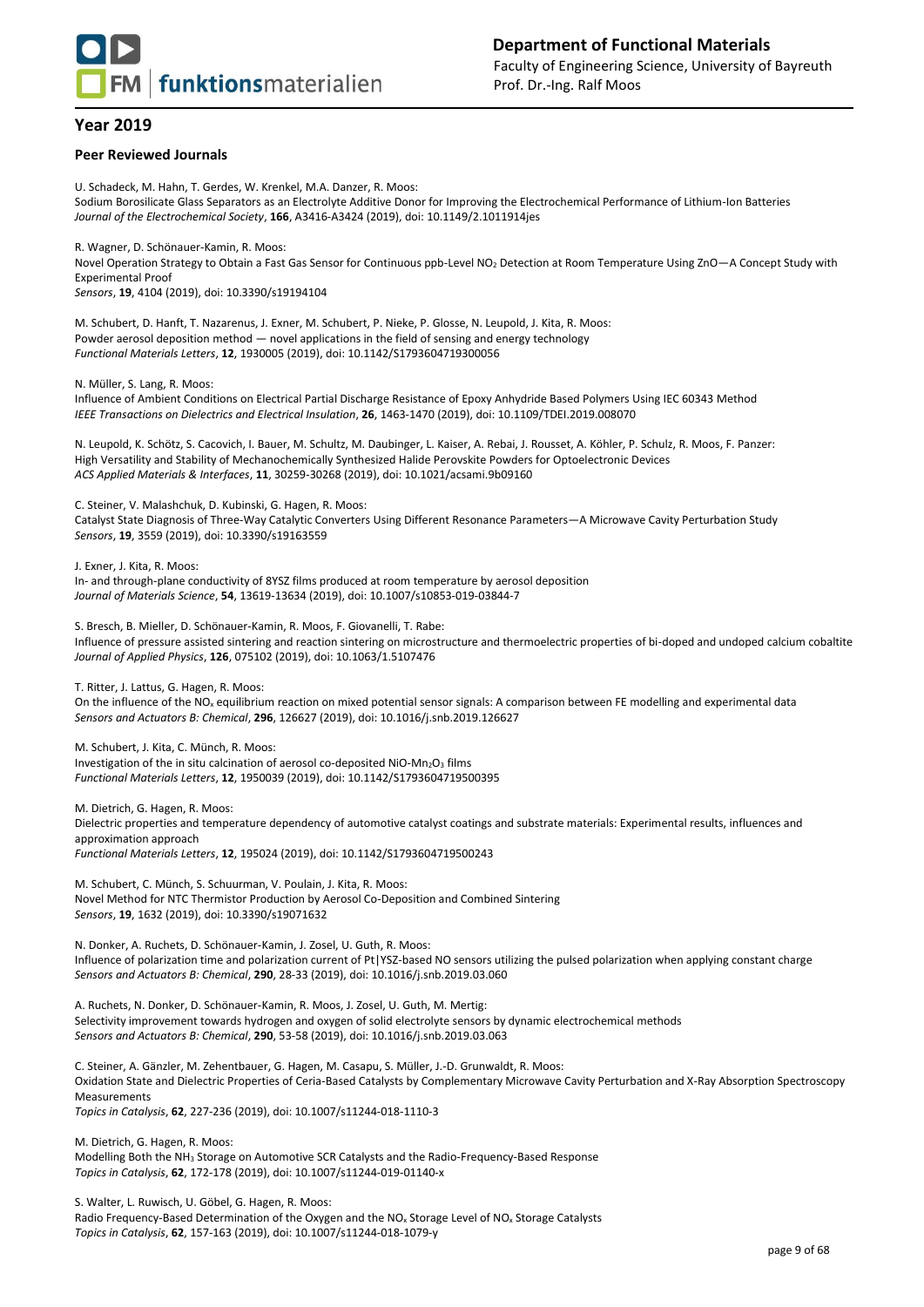## Year 2019

### Peer Reviewed Journals

U. Schadeck, M. Hahn, T. Gerdes, W. Krenkel, M.A. Danzer, R. Moos:
Sodium Borosilicate Glass Separators as an Electrolyte Additive Donor for Improving the Electrochemical Performance of Lithium-Ion Batteries
*Journal of the Electrochemical Society*, **166**, A3416-A3424 (2019), doi: 10.1149/2.1011914jes

R. Wagner, D. Schönauer-Kamin, R. Moos:
Novel Operation Strategy to Obtain a Fast Gas Sensor for Continuous ppb-Level $NO_2$ Detection at Room Temperature Using ZnO—A Concept Study with Experimental Proof
*Sensors*, **19**, 4104 (2019), doi: 10.3390/s19194104

M. Schubert, D. Hanft, T. Nazarenus, J. Exner, M. Schubert, P. Nieke, P. Glosse, N. Leupold, J. Kita, R. Moos:
Powder aerosol deposition method — novel applications in the field of sensing and energy technology
*Functional Materials Letters*, **12**, 1930005 (2019), doi: 10.1142/S1793604719300056

N. Müller, S. Lang, R. Moos:
Influence of Ambient Conditions on Electrical Partial Discharge Resistance of Epoxy Anhydride Based Polymers Using IEC 60343 Method
*IEEE Transactions on Dielectrics and Electrical Insulation*, **26**, 1463-1470 (2019), doi: 10.1109/TDEI.2019.008070

N. Leupold, K. Schötz, S. Cacovich, I. Bauer, M. Schultz, M. Daubinger, L. Kaiser, A. Rebai, J. Rousset, A. Köhler, P. Schulz, R. Moos, F. Panzer:
High Versatility and Stability of Mechanochemically Synthesized Halide Perovskite Powders for Optoelectronic Devices
*ACS Applied Materials & Interfaces*, **11**, 30259-30268 (2019), doi: 10.1021/acsami.9b09160

C. Steiner, V. Malashchuk, D. Kubinski, G. Hagen, R. Moos:
Catalyst State Diagnosis of Three-Way Catalytic Converters Using Different Resonance Parameters—A Microwave Cavity Perturbation Study
*Sensors*, **19**, 3559 (2019), doi: 10.3390/s19163559

J. Exner, J. Kita, R. Moos:
In- and through-plane conductivity of 8YSZ films produced at room temperature by aerosol deposition
*Journal of Materials Science*, **54**, 13619-13634 (2019), doi: 10.1007/s10853-019-03844-7

S. Bresch, B. Mieller, D. Schönauer-Kamin, R. Moos, F. Giovanelli, T. Rabe:
Influence of pressure assisted sintering and reaction sintering on microstructure and thermoelectric properties of bi-doped and undoped calcium cobaltite
*Journal of Applied Physics*, **126**, 075102 (2019), doi: 10.1063/1.5107476

T. Ritter, J. Lattus, G. Hagen, R. Moos:
On the influence of the $NO_x$ equilibrium reaction on mixed potential sensor signals: A comparison between FE modelling and experimental data
*Sensors and Actuators B: Chemical*, **296**, 126627 (2019), doi: 10.1016/j.snb.2019.126627

M. Schubert, J. Kita, C. Münch, R. Moos:
Investigation of the in situ calcination of aerosol co-deposited NiO-$Mn_2O_3$ films
*Functional Materials Letters*, **12**, 1950039 (2019), doi: 10.1142/S1793604719500395

M. Dietrich, G. Hagen, R. Moos:
Dielectric properties and temperature dependency of automotive catalyst coatings and substrate materials: Experimental results, influences and approximation approach
*Functional Materials Letters*, **12**, 195024 (2019), doi: 10.1142/S1793604719500243

M. Schubert, C. Münch, S. Schuurman, V. Poulain, J. Kita, R. Moos:
Novel Method for NTC Thermistor Production by Aerosol Co-Deposition and Combined Sintering
*Sensors*, **19**, 1632 (2019), doi: 10.3390/s19071632

N. Donker, A. Ruchets, D. Schönauer-Kamin, J. Zosel, U. Guth, R. Moos:
Influence of polarization time and polarization current of Pt|YSZ-based NO sensors utilizing the pulsed polarization when applying constant charge
*Sensors and Actuators B: Chemical*, **290**, 28-33 (2019), doi: 10.1016/j.snb.2019.03.060

A. Ruchets, N. Donker, D. Schönauer-Kamin, R. Moos, J. Zosel, U. Guth, M. Mertig:
Selectivity improvement towards hydrogen and oxygen of solid electrolyte sensors by dynamic electrochemical methods
*Sensors and Actuators B: Chemical*, **290**, 53-58 (2019), doi: 10.1016/j.snb.2019.03.063

C. Steiner, A. Gänzler, M. Zehentbauer, G. Hagen, M. Casapu, S. Müller, J.-D. Grunwaldt, R. Moos:
Oxidation State and Dielectric Properties of Ceria-Based Catalysts by Complementary Microwave Cavity Perturbation and X-Ray Absorption Spectroscopy Measurements
*Topics in Catalysis*, **62**, 227-236 (2019), doi: 10.1007/s11244-018-1110-3

M. Dietrich, G. Hagen, R. Moos:
Modelling Both the $NH_3$ Storage on Automotive SCR Catalysts and the Radio-Frequency-Based Response
*Topics in Catalysis*, **62**, 172-178 (2019), doi: 10.1007/s11244-019-01140-x

S. Walter, L. Ruwisch, U. Göbel, G. Hagen, R. Moos:
Radio Frequency-Based Determination of the Oxygen and the $NO_x$ Storage Level of $NO_x$ Storage Catalysts
*Topics in Catalysis*, **62**, 157-163 (2019), doi: 10.1007/s11244-018-1079-y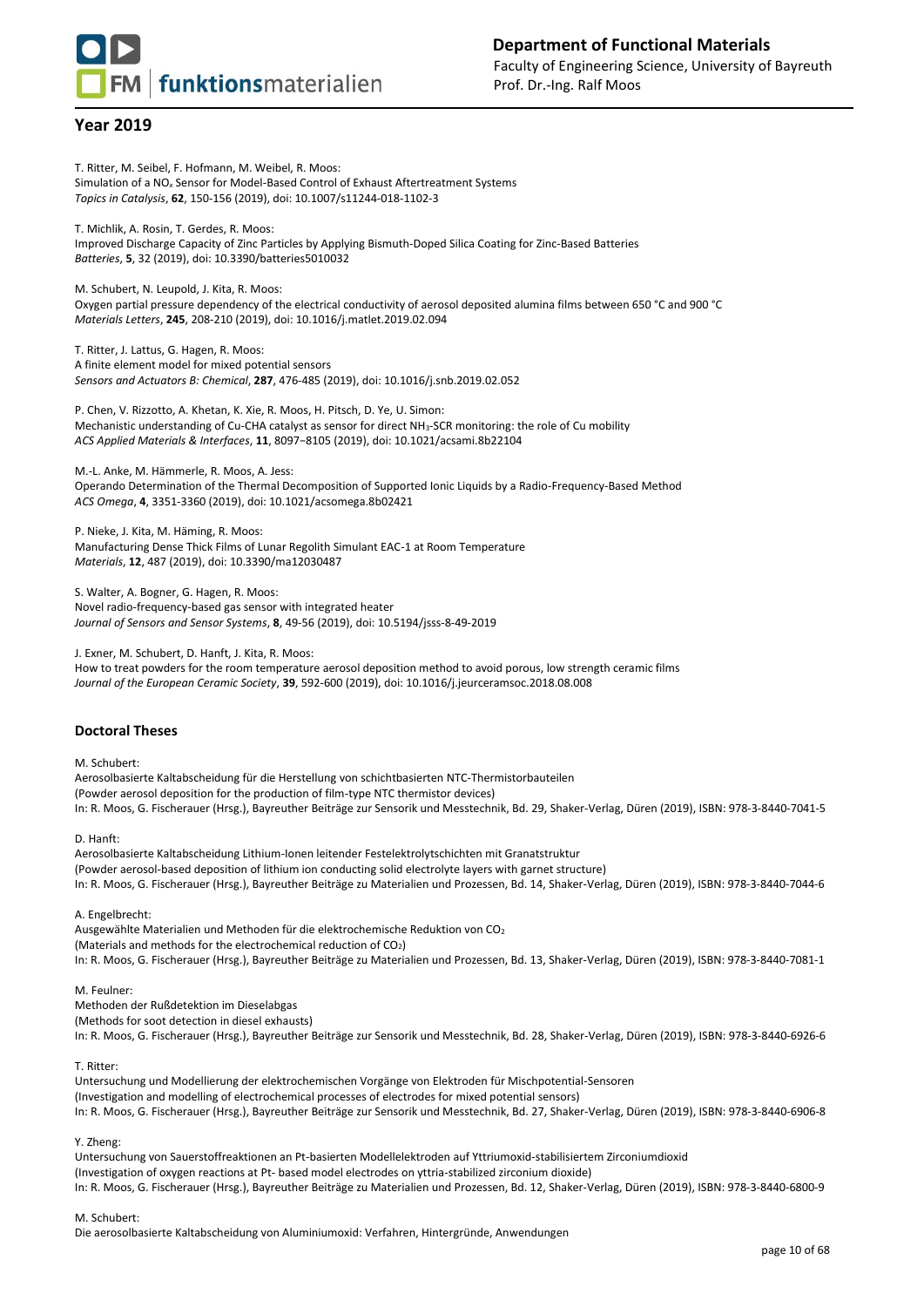## Year 2019

T. Ritter, M. Seibel, F. Hofmann, M. Weibel, R. Moos:
Simulation of a $NO_x$ Sensor for Model-Based Control of Exhaust Aftertreatment Systems
*Topics in Catalysis*, **62**, 150-156 (2019), doi: 10.1007/s11244-018-1102-3

T. Michlik, A. Rosin, T. Gerdes, R. Moos:
Improved Discharge Capacity of Zinc Particles by Applying Bismuth-Doped Silica Coating for Zinc-Based Batteries
*Batteries*, **5**, 32 (2019), doi: 10.3390/batteries5010032

M. Schubert, N. Leupold, J. Kita, R. Moos:
Oxygen partial pressure dependency of the electrical conductivity of aerosol deposited alumina films between 650 °C and 900 °C
*Materials Letters*, **245**, 208-210 (2019), doi: 10.1016/j.matlet.2019.02.094

T. Ritter, J. Lattus, G. Hagen, R. Moos:
A finite element model for mixed potential sensors
*Sensors and Actuators B: Chemical*, **287**, 476-485 (2019), doi: 10.1016/j.snb.2019.02.052

P. Chen, V. Rizzotto, A. Khetan, K. Xie, R. Moos, H. Pitsch, D. Ye, U. Simon:
Mechanistic understanding of Cu-CHA catalyst as sensor for direct $NH_3$-SCR monitoring: the role of Cu mobility
*ACS Applied Materials & Interfaces*, **11**, 8097–8105 (2019), doi: 10.1021/acsami.8b22104

M.-L. Anke, M. Hämmerle, R. Moos, A. Jess:
Operando Determination of the Thermal Decomposition of Supported Ionic Liquids by a Radio-Frequency-Based Method
*ACS Omega*, **4**, 3351-3360 (2019), doi: 10.1021/acsomega.8b02421

P. Nieke, J. Kita, M. Häming, R. Moos:
Manufacturing Dense Thick Films of Lunar Regolith Simulant EAC-1 at Room Temperature
*Materials*, **12**, 487 (2019), doi: 10.3390/ma12030487

S. Walter, A. Bogner, G. Hagen, R. Moos:
Novel radio-frequency-based gas sensor with integrated heater
*Journal of Sensors and Sensor Systems*, **8**, 49-56 (2019), doi: 10.5194/jsss-8-49-2019

J. Exner, M. Schubert, D. Hanft, J. Kita, R. Moos:
How to treat powders for the room temperature aerosol deposition method to avoid porous, low strength ceramic films
*Journal of the European Ceramic Society*, **39**, 592-600 (2019), doi: 10.1016/j.jeurceramsoc.2018.08.008

### Doctoral Theses

M. Schubert:
Aerosolbasierte Kaltabscheidung für die Herstellung von schichtbasierten NTC-Thermistorbauteilen
(Powder aerosol deposition for the production of film-type NTC thermistor devices)
In: R. Moos, G. Fischerauer (Hrsg.), Bayreuther Beiträge zur Sensorik und Messtechnik, Bd. 29, Shaker-Verlag, Düren (2019), ISBN: 978-3-8440-7041-5

D. Hanft:
Aerosolbasierte Kaltabscheidung Lithium-Ionen leitender Festelektrolytschichten mit Granatstruktur
(Powder aerosol-based deposition of lithium ion conducting solid electrolyte layers with garnet structure)
In: R. Moos, G. Fischerauer (Hrsg.), Bayreuther Beiträge zu Materialien und Prozessen, Bd. 14, Shaker-Verlag, Düren (2019), ISBN: 978-3-8440-7044-6

A. Engelbrecht:
Ausgewählte Materialien und Methoden für die elektrochemische Reduktion von $CO_2$
(Materials and methods for the electrochemical reduction of $CO_2$)
In: R. Moos, G. Fischerauer (Hrsg.), Bayreuther Beiträge zu Materialien und Prozessen, Bd. 13, Shaker-Verlag, Düren (2019), ISBN: 978-3-8440-7081-1

M. Feulner:
Methoden der Rußdetektion im Dieselabgas
(Methods for soot detection in diesel exhausts)
In: R. Moos, G. Fischerauer (Hrsg.), Bayreuther Beiträge zur Sensorik und Messtechnik, Bd. 28, Shaker-Verlag, Düren (2019), ISBN: 978-3-8440-6926-6

T. Ritter:
Untersuchung und Modellierung der elektrochemischen Vorgänge von Elektroden für Mischpotential-Sensoren
(Investigation and modelling of electrochemical processes of electrodes for mixed potential sensors)
In: R. Moos, G. Fischerauer (Hrsg.), Bayreuther Beiträge zur Sensorik und Messtechnik, Bd. 27, Shaker-Verlag, Düren (2019), ISBN: 978-3-8440-6906-8

Y. Zheng:
Untersuchung von Sauerstoffreaktionen an Pt-basierten Modellelektroden auf Yttriumoxid-stabilisiertem Zirconiumdioxid
(Investigation of oxygen reactions at Pt- based model electrodes on yttria-stabilized zirconium dioxide)
In: R. Moos, G. Fischerauer (Hrsg.), Bayreuther Beiträge zu Materialien und Prozessen, Bd. 12, Shaker-Verlag, Düren (2019), ISBN: 978-3-8440-6800-9

M. Schubert:
Die aerosolbasierte Kaltabscheidung von Aluminiumoxid: Verfahren, Hintergründe, Anwendungen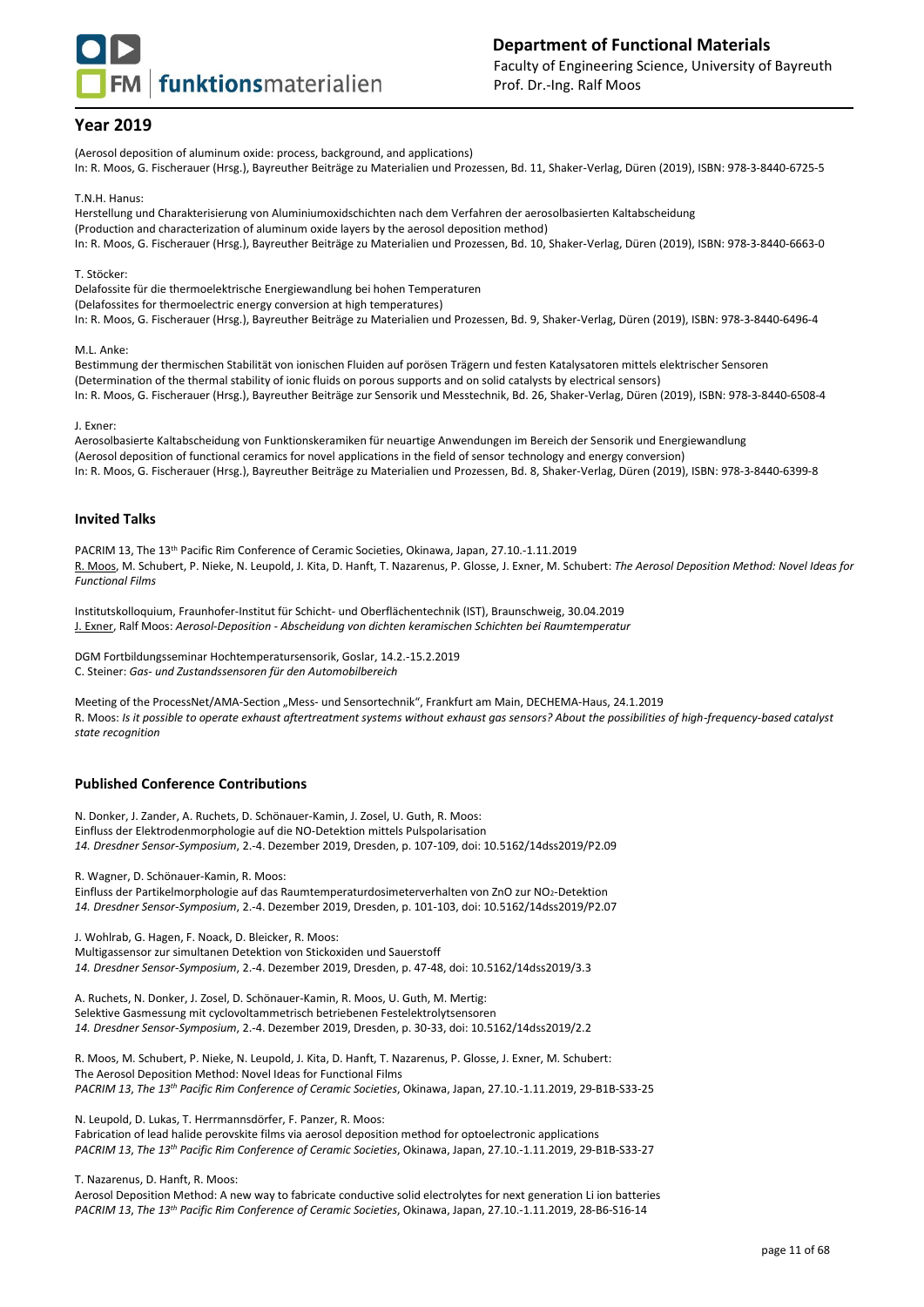## Year 2019

(Aerosol deposition of aluminum oxide: process, background, and applications)
In: R. Moos, G. Fischerauer (Hrsg.), Bayreuther Beiträge zu Materialien und Prozessen, Bd. 11, Shaker-Verlag, Düren (2019), ISBN: 978-3-8440-6725-5

T.N.H. Hanus:
Herstellung und Charakterisierung von Aluminiumoxidschichten nach dem Verfahren der aerosolbasierten Kaltabscheidung
(Production and characterization of aluminum oxide layers by the aerosol deposition method)
In: R. Moos, G. Fischerauer (Hrsg.), Bayreuther Beiträge zu Materialien und Prozessen, Bd. 10, Shaker-Verlag, Düren (2019), ISBN: 978-3-8440-6663-0

T. Stöcker:
Delafossite für die thermoelektrische Energiewandlung bei hohen Temperaturen
(Delafossites for thermoelectric energy conversion at high temperatures)
In: R. Moos, G. Fischerauer (Hrsg.), Bayreuther Beiträge zu Materialien und Prozessen, Bd. 9, Shaker-Verlag, Düren (2019), ISBN: 978-3-8440-6496-4

M.L. Anke:
Bestimmung der thermischen Stabilität von ionischen Fluiden auf porösen Trägern und festen Katalysatoren mittels elektrischer Sensoren
(Determination of the thermal stability of ionic fluids on porous supports and on solid catalysts by electrical sensors)
In: R. Moos, G. Fischerauer (Hrsg.), Bayreuther Beiträge zur Sensorik und Messtechnik, Bd. 26, Shaker-Verlag, Düren (2019), ISBN: 978-3-8440-6508-4

J. Exner:
Aerosolbasierte Kaltabscheidung von Funktionskeramiken für neuartige Anwendungen im Bereich der Sensorik und Energiewandlung
(Aerosol deposition of functional ceramics for novel applications in the field of sensor technology and energy conversion)
In: R. Moos, G. Fischerauer (Hrsg.), Bayreuther Beiträge zu Materialien und Prozessen, Bd. 8, Shaker-Verlag, Düren (2019), ISBN: 978-3-8440-6399-8

### Invited Talks

PACRIM 13, The 13th Pacific Rim Conference of Ceramic Societies, Okinawa, Japan, 27.10.-1.11.2019
R. Moos, M. Schubert, P. Nieke, N. Leupold, J. Kita, D. Hanft, T. Nazarenus, P. Glosse, J. Exner, M. Schubert: *The Aerosol Deposition Method: Novel Ideas for Functional Films*

Institutskolloquium, Fraunhofer-Institut für Schicht- und Oberflächentechnik (IST), Braunschweig, 30.04.2019
J. Exner, Ralf Moos: *Aerosol-Deposition - Abscheidung von dichten keramischen Schichten bei Raumtemperatur*

DGM Fortbildungsseminar Hochtemperatursensorik, Goslar, 14.2.-15.2.2019
C. Steiner: *Gas- und Zustandssensoren für den Automobilbereich*

Meeting of the ProcessNet/AMA-Section „Mess- und Sensortechnik", Frankfurt am Main, DECHEMA-Haus, 24.1.2019
R. Moos: *Is it possible to operate exhaust aftertreatment systems without exhaust gas sensors? About the possibilities of high-frequency-based catalyst state recognition*

### Published Conference Contributions

N. Donker, J. Zander, A. Ruchets, D. Schönauer-Kamin, J. Zosel, U. Guth, R. Moos:
Einfluss der Elektrodenmorphologie auf die NO-Detektion mittels Pulspolarisation
*14. Dresdner Sensor-Symposium*, 2.-4. Dezember 2019, Dresden, p. 107-109, doi: 10.5162/14dss2019/P2.09

R. Wagner, D. Schönauer-Kamin, R. Moos:
Einfluss der Partikelmorphologie auf das Raumtemperaturdosimeterverhalten von ZnO zur $NO_2$-Detektion
*14. Dresdner Sensor-Symposium*, 2.-4. Dezember 2019, Dresden, p. 101-103, doi: 10.5162/14dss2019/P2.07

J. Wohlrab, G. Hagen, F. Noack, D. Bleicker, R. Moos:
Multigassensor zur simultanen Detektion von Stickoxiden und Sauerstoff
*14. Dresdner Sensor-Symposium*, 2.-4. Dezember 2019, Dresden, p. 47-48, doi: 10.5162/14dss2019/3.3

A. Ruchets, N. Donker, J. Zosel, D. Schönauer-Kamin, R. Moos, U. Guth, M. Mertig:
Selektive Gasmessung mit cyclovoltammetrisch betriebenen Festelektrolytsensoren
*14. Dresdner Sensor-Symposium*, 2.-4. Dezember 2019, Dresden, p. 30-33, doi: 10.5162/14dss2019/2.2

R. Moos, M. Schubert, P. Nieke, N. Leupold, J. Kita, D. Hanft, T. Nazarenus, P. Glosse, J. Exner, M. Schubert:
The Aerosol Deposition Method: Novel Ideas for Functional Films
*PACRIM 13, The 13th Pacific Rim Conference of Ceramic Societies*, Okinawa, Japan, 27.10.-1.11.2019, 29-B1B-S33-25

N. Leupold, D. Lukas, T. Herrmannsdörfer, F. Panzer, R. Moos:
Fabrication of lead halide perovskite films via aerosol deposition method for optoelectronic applications
*PACRIM 13, The 13th Pacific Rim Conference of Ceramic Societies*, Okinawa, Japan, 27.10.-1.11.2019, 29-B1B-S33-27

T. Nazarenus, D. Hanft, R. Moos:
Aerosol Deposition Method: A new way to fabricate conductive solid electrolytes for next generation Li ion batteries
*PACRIM 13, The 13th Pacific Rim Conference of Ceramic Societies*, Okinawa, Japan, 27.10.-1.11.2019, 28-B6-S16-14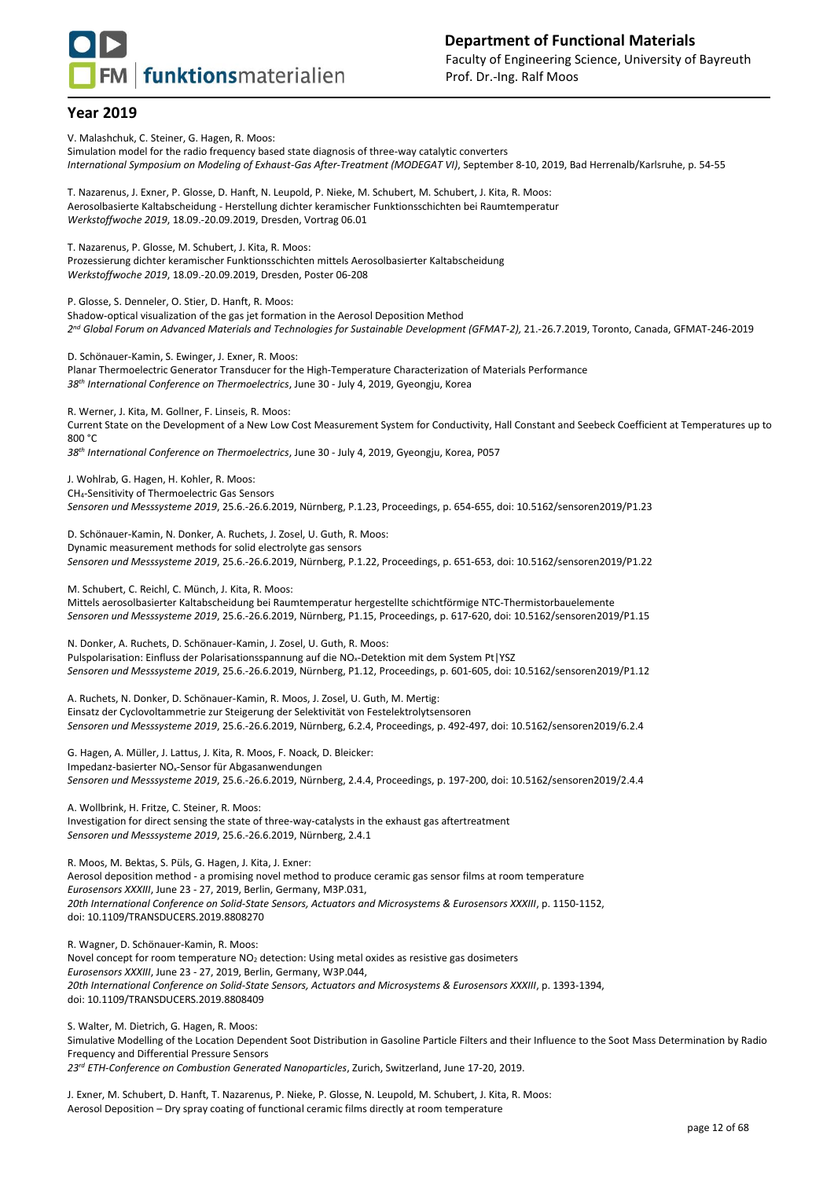## Year 2019

V. Malashchuk, C. Steiner, G. Hagen, R. Moos:
Simulation model for the radio frequency based state diagnosis of three-way catalytic converters
*International Symposium on Modeling of Exhaust-Gas After-Treatment (MODEGAT VI)*, September 8-10, 2019, Bad Herrenalb/Karlsruhe, p. 54-55

T. Nazarenus, J. Exner, P. Glosse, D. Hanft, N. Leupold, P. Nieke, M. Schubert, M. Schubert, J. Kita, R. Moos:
Aerosolbasierte Kaltabscheidung - Herstellung dichter keramischer Funktionsschichten bei Raumtemperatur
*Werkstoffwoche 2019*, 18.09.-20.09.2019, Dresden, Vortrag 06.01

T. Nazarenus, P. Glosse, M. Schubert, J. Kita, R. Moos:
Prozessierung dichter keramischer Funktionsschichten mittels Aerosolbasierter Kaltabscheidung
*Werkstoffwoche 2019*, 18.09.-20.09.2019, Dresden, Poster 06-208

P. Glosse, S. Denneler, O. Stier, D. Hanft, R. Moos:
Shadow-optical visualization of the gas jet formation in the Aerosol Deposition Method
*2nd Global Forum on Advanced Materials and Technologies for Sustainable Development (GFMAT-2)*, 21.-26.7.2019, Toronto, Canada, GFMAT-246-2019

D. Schönauer-Kamin, S. Ewinger, J. Exner, R. Moos:
Planar Thermoelectric Generator Transducer for the High-Temperature Characterization of Materials Performance
*38th International Conference on Thermoelectrics*, June 30 - July 4, 2019, Gyeongju, Korea

R. Werner, J. Kita, M. Gollner, F. Linseis, R. Moos:
Current State on the Development of a New Low Cost Measurement System for Conductivity, Hall Constant and Seebeck Coefficient at Temperatures up to 800 °C
*38th International Conference on Thermoelectrics*, June 30 - July 4, 2019, Gyeongju, Korea, P057

J. Wohlrab, G. Hagen, H. Kohler, R. Moos:
$CH_4$-Sensitivity of Thermoelectric Gas Sensors
*Sensoren und Messsysteme 2019*, 25.6.-26.6.2019, Nürnberg, P.1.23, Proceedings, p. 654-655, doi: 10.5162/sensoren2019/P1.23

D. Schönauer-Kamin, N. Donker, A. Ruchets, J. Zosel, U. Guth, R. Moos:
Dynamic measurement methods for solid electrolyte gas sensors
*Sensoren und Messsysteme 2019*, 25.6.-26.6.2019, Nürnberg, P.1.22, Proceedings, p. 651-653, doi: 10.5162/sensoren2019/P1.22

M. Schubert, C. Reichl, C. Münch, J. Kita, R. Moos:
Mittels aerosolbasierter Kaltabscheidung bei Raumtemperatur hergestellte schichtförmige NTC-Thermistorbauelemente
*Sensoren und Messsysteme 2019*, 25.6.-26.6.2019, Nürnberg, P1.15, Proceedings, p. 617-620, doi: 10.5162/sensoren2019/P1.15

N. Donker, A. Ruchets, D. Schönauer-Kamin, J. Zosel, U. Guth, R. Moos:
Pulspolarisation: Einfluss der Polarisationsspannung auf die $NO_x$-Detektion mit dem System Pt|YSZ
*Sensoren und Messsysteme 2019*, 25.6.-26.6.2019, Nürnberg, P1.12, Proceedings, p. 601-605, doi: 10.5162/sensoren2019/P1.12

A. Ruchets, N. Donker, D. Schönauer-Kamin, R. Moos, J. Zosel, U. Guth, M. Mertig:
Einsatz der Cyclovoltammetrie zur Steigerung der Selektivität von Festelektrolytsensoren
*Sensoren und Messsysteme 2019*, 25.6.-26.6.2019, Nürnberg, 6.2.4, Proceedings, p. 492-497, doi: 10.5162/sensoren2019/6.2.4

G. Hagen, A. Müller, J. Lattus, J. Kita, R. Moos, F. Noack, D. Bleicker:
Impedanz-basierter $NO_x$-Sensor für Abgasanwendungen
*Sensoren und Messsysteme 2019*, 25.6.-26.6.2019, Nürnberg, 2.4.4, Proceedings, p. 197-200, doi: 10.5162/sensoren2019/2.4.4

A. Wollbrink, H. Fritze, C. Steiner, R. Moos:
Investigation for direct sensing the state of three-way-catalysts in the exhaust gas aftertreatment
*Sensoren und Messsysteme 2019*, 25.6.-26.6.2019, Nürnberg, 2.4.1

R. Moos, M. Bektas, S. Püls, G. Hagen, J. Kita, J. Exner:
Aerosol deposition method - a promising novel method to produce ceramic gas sensor films at room temperature
*Eurosensors XXXIII*, June 23 - 27, 2019, Berlin, Germany, M3P.031,
*20th International Conference on Solid-State Sensors, Actuators and Microsystems & Eurosensors XXXIII*, p. 1150-1152, doi: 10.1109/TRANSDUCERS.2019.8808270

R. Wagner, D. Schönauer-Kamin, R. Moos:
Novel concept for room temperature $NO_2$ detection: Using metal oxides as resistive gas dosimeters
*Eurosensors XXXIII*, June 23 - 27, 2019, Berlin, Germany, W3P.044,
*20th International Conference on Solid-State Sensors, Actuators and Microsystems & Eurosensors XXXIII*, p. 1393-1394, doi: 10.1109/TRANSDUCERS.2019.8808409

S. Walter, M. Dietrich, G. Hagen, R. Moos:
Simulative Modelling of the Location Dependent Soot Distribution in Gasoline Particle Filters and their Influence to the Soot Mass Determination by Radio Frequency and Differential Pressure Sensors
*23rd ETH-Conference on Combustion Generated Nanoparticles*, Zurich, Switzerland, June 17-20, 2019.

J. Exner, M. Schubert, D. Hanft, T. Nazarenus, P. Nieke, P. Glosse, N. Leupold, M. Schubert, J. Kita, R. Moos:
Aerosol Deposition – Dry spray coating of functional ceramic films directly at room temperature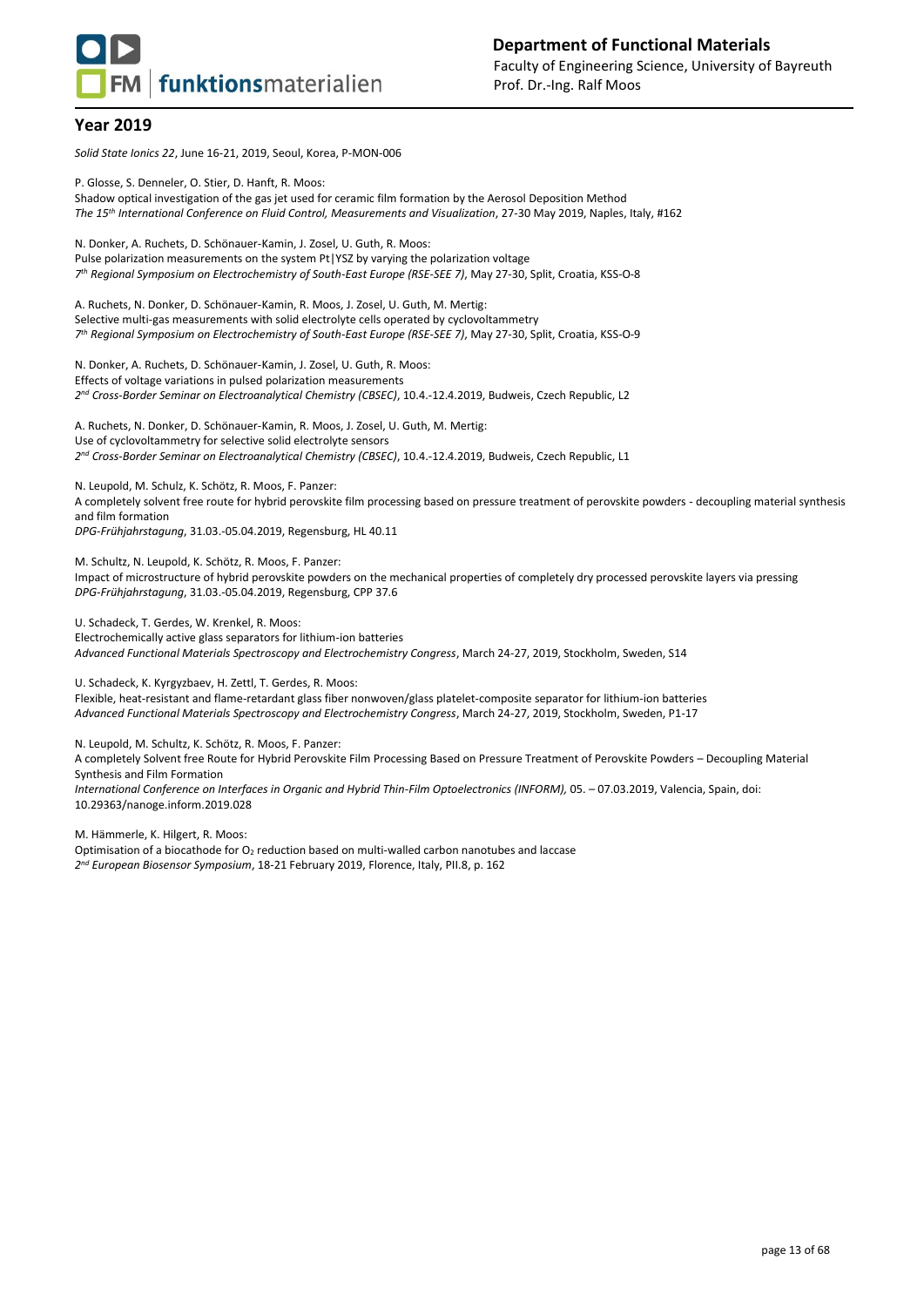## Year 2019

*Solid State Ionics 22*, June 16-21, 2019, Seoul, Korea, P-MON-006

P. Glosse, S. Denneler, O. Stier, D. Hanft, R. Moos:
Shadow optical investigation of the gas jet used for ceramic film formation by the Aerosol Deposition Method
*The 15th International Conference on Fluid Control, Measurements and Visualization*, 27-30 May 2019, Naples, Italy, #162

N. Donker, A. Ruchets, D. Schönauer-Kamin, J. Zosel, U. Guth, R. Moos:
Pulse polarization measurements on the system Pt|YSZ by varying the polarization voltage
*7th Regional Symposium on Electrochemistry of South-East Europe (RSE-SEE 7)*, May 27-30, Split, Croatia, KSS-O-8

A. Ruchets, N. Donker, D. Schönauer-Kamin, R. Moos, J. Zosel, U. Guth, M. Mertig:
Selective multi-gas measurements with solid electrolyte cells operated by cyclovoltammetry
*7th Regional Symposium on Electrochemistry of South-East Europe (RSE-SEE 7)*, May 27-30, Split, Croatia, KSS-O-9

N. Donker, A. Ruchets, D. Schönauer-Kamin, J. Zosel, U. Guth, R. Moos:
Effects of voltage variations in pulsed polarization measurements
*2nd Cross-Border Seminar on Electroanalytical Chemistry (CBSEC)*, 10.4.-12.4.2019, Budweis, Czech Republic, L2

A. Ruchets, N. Donker, D. Schönauer-Kamin, R. Moos, J. Zosel, U. Guth, M. Mertig:
Use of cyclovoltammetry for selective solid electrolyte sensors
*2nd Cross-Border Seminar on Electroanalytical Chemistry (CBSEC)*, 10.4.-12.4.2019, Budweis, Czech Republic, L1

N. Leupold, M. Schulz, K. Schötz, R. Moos, F. Panzer:
A completely solvent free route for hybrid perovskite film processing based on pressure treatment of perovskite powders - decoupling material synthesis and film formation
*DPG-Frühjahrstagung*, 31.03.-05.04.2019, Regensburg, HL 40.11

M. Schultz, N. Leupold, K. Schötz, R. Moos, F. Panzer:
Impact of microstructure of hybrid perovskite powders on the mechanical properties of completely dry processed perovskite layers via pressing
*DPG-Frühjahrstagung*, 31.03.-05.04.2019, Regensburg, CPP 37.6

U. Schadeck, T. Gerdes, W. Krenkel, R. Moos:
Electrochemically active glass separators for lithium-ion batteries
*Advanced Functional Materials Spectroscopy and Electrochemistry Congress*, March 24-27, 2019, Stockholm, Sweden, S14

U. Schadeck, K. Kyrgyzbaev, H. Zettl, T. Gerdes, R. Moos:
Flexible, heat-resistant and flame-retardant glass fiber nonwoven/glass platelet-composite separator for lithium-ion batteries
*Advanced Functional Materials Spectroscopy and Electrochemistry Congress*, March 24-27, 2019, Stockholm, Sweden, P1-17

N. Leupold, M. Schultz, K. Schötz, R. Moos, F. Panzer:
A completely Solvent free Route for Hybrid Perovskite Film Processing Based on Pressure Treatment of Perovskite Powders – Decoupling Material Synthesis and Film Formation
*International Conference on Interfaces in Organic and Hybrid Thin-Film Optoelectronics (INFORM),* 05. – 07.03.2019, Valencia, Spain, doi: 10.29363/nanoge.inform.2019.028

M. Hämmerle, K. Hilgert, R. Moos:
Optimisation of a biocathode for $O_2$ reduction based on multi-walled carbon nanotubes and laccase
*2nd European Biosensor Symposium*, 18-21 February 2019, Florence, Italy, PII.8, p. 162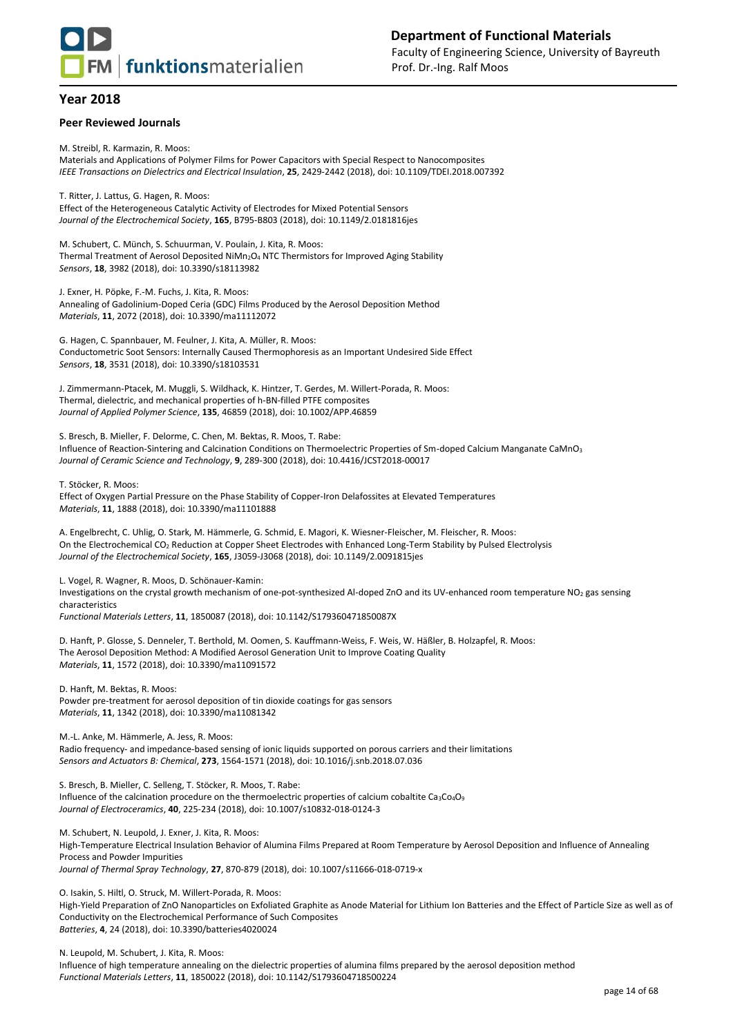## Year 2018

### Peer Reviewed Journals

M. Streibl, R. Karmazin, R. Moos:
Materials and Applications of Polymer Films for Power Capacitors with Special Respect to Nanocomposites
*IEEE Transactions on Dielectrics and Electrical Insulation*, **25**, 2429-2442 (2018), doi: 10.1109/TDEI.2018.007392

T. Ritter, J. Lattus, G. Hagen, R. Moos:
Effect of the Heterogeneous Catalytic Activity of Electrodes for Mixed Potential Sensors
*Journal of the Electrochemical Society*, **165**, B795-B803 (2018), doi: 10.1149/2.0181816jes

M. Schubert, C. Münch, S. Schuurman, V. Poulain, J. Kita, R. Moos:
Thermal Treatment of Aerosol Deposited $NiMn_2O_4$ NTC Thermistors for Improved Aging Stability
*Sensors*, **18**, 3982 (2018), doi: 10.3390/s18113982

J. Exner, H. Pöpke, F.-M. Fuchs, J. Kita, R. Moos:
Annealing of Gadolinium-Doped Ceria (GDC) Films Produced by the Aerosol Deposition Method
*Materials*, **11**, 2072 (2018), doi: 10.3390/ma11112072

G. Hagen, C. Spannbauer, M. Feulner, J. Kita, A. Müller, R. Moos:
Conductometric Soot Sensors: Internally Caused Thermophoresis as an Important Undesired Side Effect
*Sensors*, **18**, 3531 (2018), doi: 10.3390/s18103531

J. Zimmermann-Ptacek, M. Muggli, S. Wildhack, K. Hintzer, T. Gerdes, M. Willert-Porada, R. Moos:
Thermal, dielectric, and mechanical properties of h-BN-filled PTFE composites
*Journal of Applied Polymer Science*, **135**, 46859 (2018), doi: 10.1002/APP.46859

S. Bresch, B. Mieller, F. Delorme, C. Chen, M. Bektas, R. Moos, T. Rabe:
Influence of Reaction-Sintering and Calcination Conditions on Thermoelectric Properties of Sm-doped Calcium Manganate $CaMnO_3$
*Journal of Ceramic Science and Technology*, **9**, 289-300 (2018), doi: 10.4416/JCST2018-00017

T. Stöcker, R. Moos:
Effect of Oxygen Partial Pressure on the Phase Stability of Copper-Iron Delafossites at Elevated Temperatures
*Materials*, **11**, 1888 (2018), doi: 10.3390/ma11101888

A. Engelbrecht, C. Uhlig, O. Stark, M. Hämmerle, G. Schmid, E. Magori, K. Wiesner-Fleischer, M. Fleischer, R. Moos:
On the Electrochemical $CO_2$ Reduction at Copper Sheet Electrodes with Enhanced Long-Term Stability by Pulsed Electrolysis
*Journal of the Electrochemical Society*, **165**, J3059-J3068 (2018), doi: 10.1149/2.0091815jes

L. Vogel, R. Wagner, R. Moos, D. Schönauer-Kamin:
Investigations on the crystal growth mechanism of one-pot-synthesized Al-doped ZnO and its UV-enhanced room temperature $NO_2$ gas sensing characteristics
*Functional Materials Letters*, **11**, 1850087 (2018), doi: 10.1142/S179360471850087X

D. Hanft, P. Glosse, S. Denneler, T. Berthold, M. Oomen, S. Kauffmann-Weiss, F. Weis, W. Häßler, B. Holzapfel, R. Moos:
The Aerosol Deposition Method: A Modified Aerosol Generation Unit to Improve Coating Quality
*Materials*, **11**, 1572 (2018), doi: 10.3390/ma11091572

D. Hanft, M. Bektas, R. Moos:
Powder pre-treatment for aerosol deposition of tin dioxide coatings for gas sensors
*Materials*, **11**, 1342 (2018), doi: 10.3390/ma11081342

M.-L. Anke, M. Hämmerle, A. Jess, R. Moos:
Radio frequency- and impedance-based sensing of ionic liquids supported on porous carriers and their limitations
*Sensors and Actuators B: Chemical*, **273**, 1564-1571 (2018), doi: 10.1016/j.snb.2018.07.036

S. Bresch, B. Mieller, C. Selleng, T. Stöcker, R. Moos, T. Rabe:
Influence of the calcination procedure on the thermoelectric properties of calcium cobaltite $Ca_3Co_4O_9$
*Journal of Electroceramics*, **40**, 225-234 (2018), doi: 10.1007/s10832-018-0124-3

M. Schubert, N. Leupold, J. Exner, J. Kita, R. Moos:
High-Temperature Electrical Insulation Behavior of Alumina Films Prepared at Room Temperature by Aerosol Deposition and Influence of Annealing Process and Powder Impurities
*Journal of Thermal Spray Technology*, **27**, 870-879 (2018), doi: 10.1007/s11666-018-0719-x

O. Isakin, S. Hiltl, O. Struck, M. Willert-Porada, R. Moos:
High-Yield Preparation of ZnO Nanoparticles on Exfoliated Graphite as Anode Material for Lithium Ion Batteries and the Effect of Particle Size as well as of Conductivity on the Electrochemical Performance of Such Composites
*Batteries*, **4**, 24 (2018), doi: 10.3390/batteries4020024

N. Leupold, M. Schubert, J. Kita, R. Moos:
Influence of high temperature annealing on the dielectric properties of alumina films prepared by the aerosol deposition method
*Functional Materials Letters*, **11**, 1850022 (2018), doi: 10.1142/S1793604718500224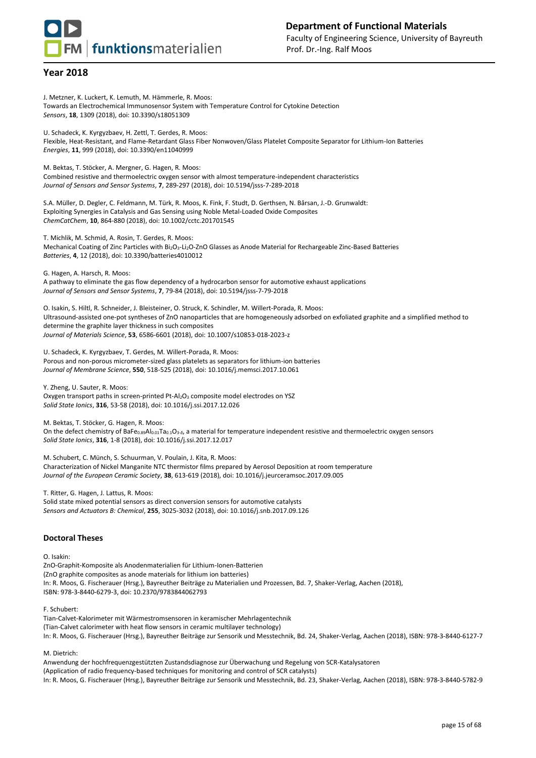## Year 2018

J. Metzner, K. Luckert, K. Lemuth, M. Hämmerle, R. Moos:
Towards an Electrochemical Immunosensor System with Temperature Control for Cytokine Detection
*Sensors*, **18**, 1309 (2018), doi: 10.3390/s18051309

U. Schadeck, K. Kyrgyzbaev, H. Zettl, T. Gerdes, R. Moos:
Flexible, Heat-Resistant, and Flame-Retardant Glass Fiber Nonwoven/Glass Platelet Composite Separator for Lithium-Ion Batteries
*Energies*, **11**, 999 (2018), doi: 10.3390/en11040999

M. Bektas, T. Stöcker, A. Mergner, G. Hagen, R. Moos:
Combined resistive and thermoelectric oxygen sensor with almost temperature-independent characteristics
*Journal of Sensors and Sensor Systems*, **7**, 289-297 (2018), doi: 10.5194/jsss-7-289-2018

S.A. Müller, D. Degler, C. Feldmann, M. Türk, R. Moos, K. Fink, F. Studt, D. Gerthsen, N. Bârsan, J.-D. Grunwaldt:
Exploiting Synergies in Catalysis and Gas Sensing using Noble Metal-Loaded Oxide Composites
*ChemCatChem*, **10**, 864-880 (2018), doi: 10.1002/cctc.201701545

T. Michlik, M. Schmid, A. Rosin, T. Gerdes, R. Moos:
Mechanical Coating of Zinc Particles with $Bi_2O_3$-$Li_2O$-ZnO Glasses as Anode Material for Rechargeable Zinc-Based Batteries
*Batteries*, **4**, 12 (2018), doi: 10.3390/batteries4010012

G. Hagen, A. Harsch, R. Moos:
A pathway to eliminate the gas flow dependency of a hydrocarbon sensor for automotive exhaust applications
*Journal of Sensors and Sensor Systems*, **7**, 79-84 (2018), doi: 10.5194/jsss-7-79-2018

O. Isakin, S. Hiltl, R. Schneider, J. Bleisteiner, O. Struck, K. Schindler, M. Willert-Porada, R. Moos:
Ultrasound-assisted one-pot syntheses of ZnO nanoparticles that are homogeneously adsorbed on exfoliated graphite and a simplified method to determine the graphite layer thickness in such composites
*Journal of Materials Science*, **53**, 6586-6601 (2018), doi: 10.1007/s10853-018-2023-z

U. Schadeck, K. Kyrgyzbaev, T. Gerdes, M. Willert-Porada, R. Moos:
Porous and non-porous micrometer-sized glass platelets as separators for lithium-ion batteries
*Journal of Membrane Science*, **550**, 518-525 (2018), doi: 10.1016/j.memsci.2017.10.061

Y. Zheng, U. Sauter, R. Moos:
Oxygen transport paths in screen-printed Pt-$Al_2O_3$ composite model electrodes on YSZ
*Solid State Ionics*, **316**, 53-58 (2018), doi: 10.1016/j.ssi.2017.12.026

M. Bektas, T. Stöcker, G. Hagen, R. Moos:
On the defect chemistry of $BaFe_{0.89}Al_{0.01}Ta_{0.1}O_{3-\delta}$, a material for temperature independent resistive and thermoelectric oxygen sensors
*Solid State Ionics*, **316**, 1-8 (2018), doi: 10.1016/j.ssi.2017.12.017

M. Schubert, C. Münch, S. Schuurman, V. Poulain, J. Kita, R. Moos:
Characterization of Nickel Manganite NTC thermistor films prepared by Aerosol Deposition at room temperature
*Journal of the European Ceramic Society*, **38**, 613-619 (2018), doi: 10.1016/j.jeurceramsoc.2017.09.005

T. Ritter, G. Hagen, J. Lattus, R. Moos:
Solid state mixed potential sensors as direct conversion sensors for automotive catalysts
*Sensors and Actuators B: Chemical*, **255**, 3025-3032 (2018), doi: 10.1016/j.snb.2017.09.126

### Doctoral Theses

O. Isakin:
ZnO-Graphit-Komposite als Anodenmaterialien für Lithium-Ionen-Batterien
(ZnO graphite composites as anode materials for lithium ion batteries)
In: R. Moos, G. Fischerauer (Hrsg.), Bayreuther Beiträge zu Materialien und Prozessen, Bd. 7, Shaker-Verlag, Aachen (2018), ISBN: 978-3-8440-6279-3, doi: 10.2370/9783844062793

F. Schubert:
Tian-Calvet-Kalorimeter mit Wärmestromsensoren in keramischer Mehrlagentechnik
(Tian-Calvet calorimeter with heat flow sensors in ceramic multilayer technology)
In: R. Moos, G. Fischerauer (Hrsg.), Bayreuther Beiträge zur Sensorik und Messtechnik, Bd. 24, Shaker-Verlag, Aachen (2018), ISBN: 978-3-8440-6127-7

M. Dietrich:
Anwendung der hochfrequenzgestützten Zustandsdiagnose zur Überwachung und Regelung von SCR-Katalysatoren
(Application of radio frequency-based techniques for monitoring and control of SCR catalysts)
In: R. Moos, G. Fischerauer (Hrsg.), Bayreuther Beiträge zur Sensorik und Messtechnik, Bd. 23, Shaker-Verlag, Aachen (2018), ISBN: 978-3-8440-5782-9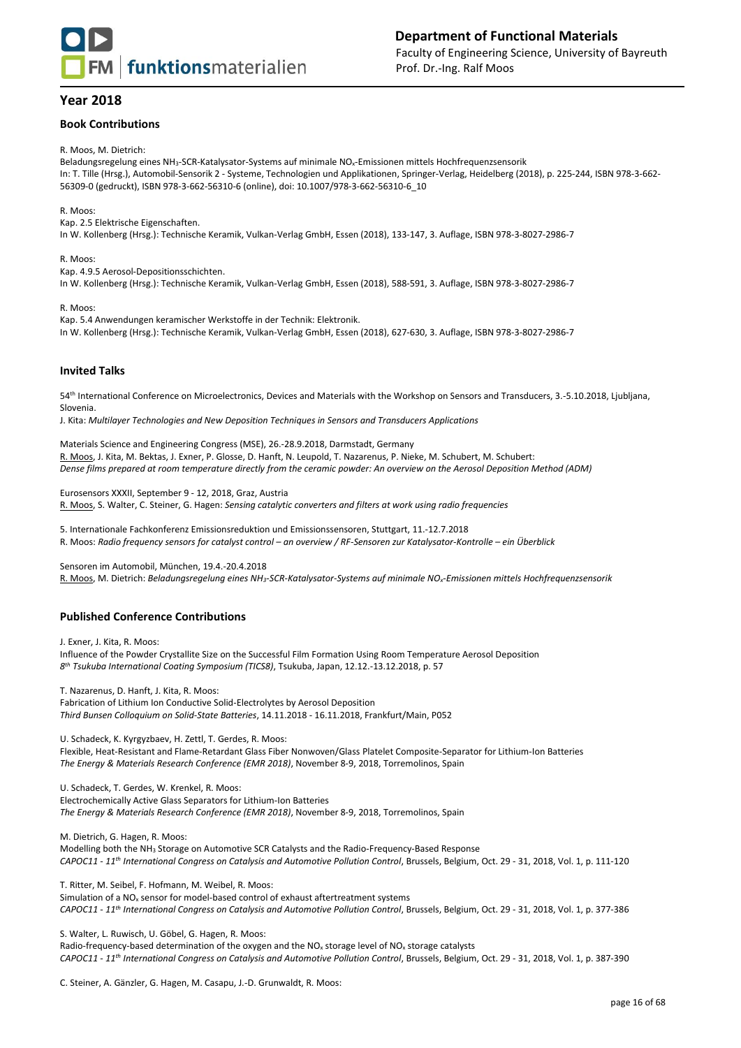## Year 2018

### Book Contributions

R. Moos, M. Dietrich:
Beladungsregelung eines $NH_3$-SCR-Katalysator-Systems auf minimale $NO_x$-Emissionen mittels Hochfrequenzsensorik
In: T. Tille (Hrsg.), Automobil-Sensorik 2 - Systeme, Technologien und Applikationen, Springer-Verlag, Heidelberg (2018), p. 225-244, ISBN 978-3-662-56309-0 (gedruckt), ISBN 978-3-662-56310-6 (online), doi: 10.1007/978-3-662-56310-6_10

R. Moos:
Kap. 2.5 Elektrische Eigenschaften.
In W. Kollenberg (Hrsg.): Technische Keramik, Vulkan-Verlag GmbH, Essen (2018), 133-147, 3. Auflage, ISBN 978-3-8027-2986-7

R. Moos:
Kap. 4.9.5 Aerosol-Depositionsschichten.
In W. Kollenberg (Hrsg.): Technische Keramik, Vulkan-Verlag GmbH, Essen (2018), 588-591, 3. Auflage, ISBN 978-3-8027-2986-7

R. Moos:
Kap. 5.4 Anwendungen keramischer Werkstoffe in der Technik: Elektronik.
In W. Kollenberg (Hrsg.): Technische Keramik, Vulkan-Verlag GmbH, Essen (2018), 627-630, 3. Auflage, ISBN 978-3-8027-2986-7

### Invited Talks

54th International Conference on Microelectronics, Devices and Materials with the Workshop on Sensors and Transducers, 3.-5.10.2018, Ljubljana, Slovenia.
J. Kita: *Multilayer Technologies and New Deposition Techniques in Sensors and Transducers Applications*

Materials Science and Engineering Congress (MSE), 26.-28.9.2018, Darmstadt, Germany
R. Moos, J. Kita, M. Bektas, J. Exner, P. Glosse, D. Hanft, N. Leupold, T. Nazarenus, P. Nieke, M. Schubert, M. Schubert:
*Dense films prepared at room temperature directly from the ceramic powder: An overview on the Aerosol Deposition Method (ADM)*

Eurosensors XXXII, September 9 - 12, 2018, Graz, Austria
R. Moos, S. Walter, C. Steiner, G. Hagen: *Sensing catalytic converters and filters at work using radio frequencies*

5. Internationale Fachkonferenz Emissionsreduktion und Emissionssensoren, Stuttgart, 11.-12.7.2018
R. Moos: *Radio frequency sensors for catalyst control – an overview / RF-Sensoren zur Katalysator-Kontrolle – ein Überblick*

Sensoren im Automobil, München, 19.4.-20.4.2018
R. Moos, M. Dietrich: *Beladungsregelung eines $NH_3$-SCR-Katalysator-Systems auf minimale $NO_x$-Emissionen mittels Hochfrequenzsensorik*

### Published Conference Contributions

J. Exner, J. Kita, R. Moos:
Influence of the Powder Crystallite Size on the Successful Film Formation Using Room Temperature Aerosol Deposition
*8th Tsukuba International Coating Symposium (TICS8)*, Tsukuba, Japan, 12.12.-13.12.2018, p. 57

T. Nazarenus, D. Hanft, J. Kita, R. Moos:
Fabrication of Lithium Ion Conductive Solid-Electrolytes by Aerosol Deposition
*Third Bunsen Colloquium on Solid-State Batteries*, 14.11.2018 - 16.11.2018, Frankfurt/Main, P052

U. Schadeck, K. Kyrgyzbaev, H. Zettl, T. Gerdes, R. Moos:
Flexible, Heat-Resistant and Flame-Retardant Glass Fiber Nonwoven/Glass Platelet Composite-Separator for Lithium-Ion Batteries
*The Energy & Materials Research Conference (EMR 2018)*, November 8-9, 2018, Torremolinos, Spain

U. Schadeck, T. Gerdes, W. Krenkel, R. Moos:
Electrochemically Active Glass Separators for Lithium-Ion Batteries
*The Energy & Materials Research Conference (EMR 2018)*, November 8-9, 2018, Torremolinos, Spain

M. Dietrich, G. Hagen, R. Moos:
Modelling both the $NH_3$ Storage on Automotive SCR Catalysts and the Radio-Frequency-Based Response
*CAPOC11 - 11th International Congress on Catalysis and Automotive Pollution Control*, Brussels, Belgium, Oct. 29 - 31, 2018, Vol. 1, p. 111-120

T. Ritter, M. Seibel, F. Hofmann, M. Weibel, R. Moos:
Simulation of a $NO_x$ sensor for model-based control of exhaust aftertreatment systems
*CAPOC11 - 11th International Congress on Catalysis and Automotive Pollution Control*, Brussels, Belgium, Oct. 29 - 31, 2018, Vol. 1, p. 377-386

S. Walter, L. Ruwisch, U. Göbel, G. Hagen, R. Moos:
Radio-frequency-based determination of the oxygen and the $NO_x$ storage level of $NO_x$ storage catalysts
*CAPOC11 - 11th International Congress on Catalysis and Automotive Pollution Control*, Brussels, Belgium, Oct. 29 - 31, 2018, Vol. 1, p. 387-390

C. Steiner, A. Gänzler, G. Hagen, M. Casapu, J.-D. Grunwaldt, R. Moos: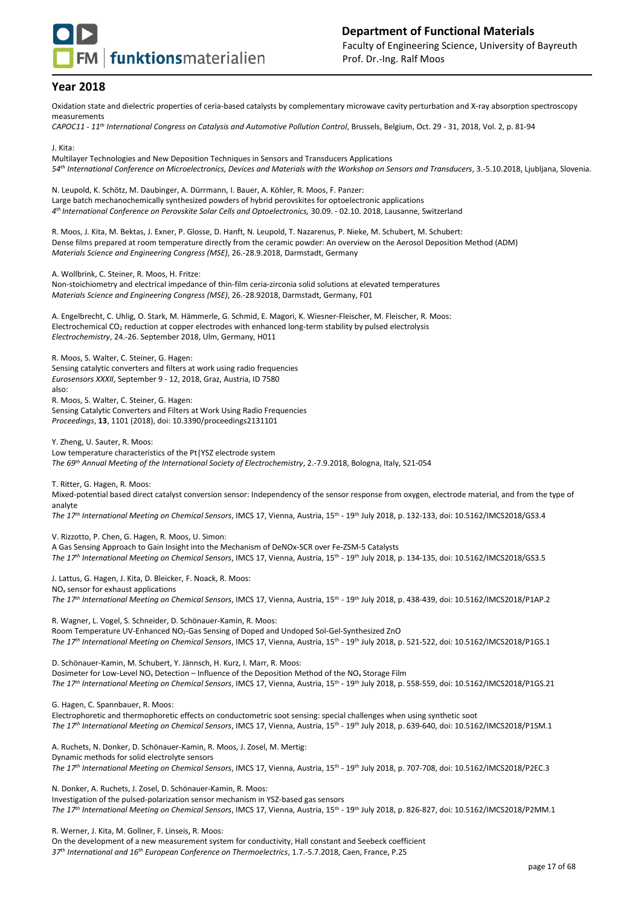## Year 2018

Oxidation state and dielectric properties of ceria-based catalysts by complementary microwave cavity perturbation and X-ray absorption spectroscopy measurements
*CAPOC11 - 11th International Congress on Catalysis and Automotive Pollution Control*, Brussels, Belgium, Oct. 29 - 31, 2018, Vol. 2, p. 81-94

J. Kita:
Multilayer Technologies and New Deposition Techniques in Sensors and Transducers Applications
*54th International Conference on Microelectronics, Devices and Materials with the Workshop on Sensors and Transducers*, 3.-5.10.2018, Ljubljana, Slovenia.

N. Leupold, K. Schötz, M. Daubinger, A. Dürrmann, I. Bauer, A. Köhler, R. Moos, F. Panzer:
Large batch mechanochemically synthesized powders of hybrid perovskites for optoelectronic applications
*4th International Conference on Perovskite Solar Cells and Optoelectronics,* 30.09. - 02.10. 2018, Lausanne, Switzerland

R. Moos, J. Kita, M. Bektas, J. Exner, P. Glosse, D. Hanft, N. Leupold, T. Nazarenus, P. Nieke, M. Schubert, M. Schubert:
Dense films prepared at room temperature directly from the ceramic powder: An overview on the Aerosol Deposition Method (ADM)
*Materials Science and Engineering Congress (MSE)*, 26.-28.9.2018, Darmstadt, Germany

A. Wollbrink, C. Steiner, R. Moos, H. Fritze:
Non-stoichiometry and electrical impedance of thin-film ceria-zirconia solid solutions at elevated temperatures
*Materials Science and Engineering Congress (MSE)*, 26.-28.92018, Darmstadt, Germany, F01

A. Engelbrecht, C. Uhlig, O. Stark, M. Hämmerle, G. Schmid, E. Magori, K. Wiesner-Fleischer, M. Fleischer, R. Moos:
Electrochemical $CO_2$ reduction at copper electrodes with enhanced long-term stability by pulsed electrolysis
*Electrochemistry*, 24.-26. September 2018, Ulm, Germany, H011

R. Moos, S. Walter, C. Steiner, G. Hagen:
Sensing catalytic converters and filters at work using radio frequencies
*Eurosensors XXXII*, September 9 - 12, 2018, Graz, Austria, ID 7580
also:
R. Moos, S. Walter, C. Steiner, G. Hagen:
Sensing Catalytic Converters and Filters at Work Using Radio Frequencies
*Proceedings*, **13**, 1101 (2018), doi: 10.3390/proceedings2131101

Y. Zheng, U. Sauter, R. Moos:
Low temperature characteristics of the Pt|YSZ electrode system
*The 69th Annual Meeting of the International Society of Electrochemistry*, 2.-7.9.2018, Bologna, Italy, S21-054

T. Ritter, G. Hagen, R. Moos:
Mixed-potential based direct catalyst conversion sensor: Independency of the sensor response from oxygen, electrode material, and from the type of analyte
*The 17th International Meeting on Chemical Sensors*, IMCS 17, Vienna, Austria, 15th - 19th July 2018, p. 132-133, doi: 10.5162/IMCS2018/GS3.4

V. Rizzotto, P. Chen, G. Hagen, R. Moos, U. Simon:
A Gas Sensing Approach to Gain Insight into the Mechanism of DeNOx-SCR over Fe-ZSM-5 Catalysts
*The 17th International Meeting on Chemical Sensors*, IMCS 17, Vienna, Austria, 15th - 19th July 2018, p. 134-135, doi: 10.5162/IMCS2018/GS3.5

J. Lattus, G. Hagen, J. Kita, D. Bleicker, F. Noack, R. Moos:
$NO_x$ sensor for exhaust applications
*The 17th International Meeting on Chemical Sensors*, IMCS 17, Vienna, Austria, 15th - 19th July 2018, p. 438-439, doi: 10.5162/IMCS2018/P1AP.2

R. Wagner, L. Vogel, S. Schneider, D. Schönauer-Kamin, R. Moos:
Room Temperature UV-Enhanced $NO_2$-Gas Sensing of Doped and Undoped Sol-Gel-Synthesized ZnO
*The 17th International Meeting on Chemical Sensors*, IMCS 17, Vienna, Austria, 15th - 19th July 2018, p. 521-522, doi: 10.5162/IMCS2018/P1GS.1

D. Schönauer-Kamin, M. Schubert, Y. Jännsch, H. Kurz, I. Marr, R. Moos:
Dosimeter for Low-Level $NO_x$ Detection – Influence of the Deposition Method of the $NO_x$ Storage Film
*The 17th International Meeting on Chemical Sensors*, IMCS 17, Vienna, Austria, 15th - 19th July 2018, p. 558-559, doi: 10.5162/IMCS2018/P1GS.21

G. Hagen, C. Spannbauer, R. Moos:
Electrophoretic and thermophoretic effects on conductometric soot sensing: special challenges when using synthetic soot
*The 17th International Meeting on Chemical Sensors*, IMCS 17, Vienna, Austria, 15th - 19th July 2018, p. 639-640, doi: 10.5162/IMCS2018/P1SM.1

A. Ruchets, N. Donker, D. Schönauer-Kamin, R. Moos, J. Zosel, M. Mertig:
Dynamic methods for solid electrolyte sensors
*The 17th International Meeting on Chemical Sensors*, IMCS 17, Vienna, Austria, 15th - 19th July 2018, p. 707-708, doi: 10.5162/IMCS2018/P2EC.3

N. Donker, A. Ruchets, J. Zosel, D. Schönauer-Kamin, R. Moos:
Investigation of the pulsed-polarization sensor mechanism in YSZ-based gas sensors
*The 17th International Meeting on Chemical Sensors*, IMCS 17, Vienna, Austria, 15th - 19th July 2018, p. 826-827, doi: 10.5162/IMCS2018/P2MM.1

R. Werner, J. Kita, M. Gollner, F. Linseis, R. Moos:
On the development of a new measurement system for conductivity, Hall constant and Seebeck coefficient
*37th International and 16th European Conference on Thermoelectrics*, 1.7.-5.7.2018, Caen, France, P.25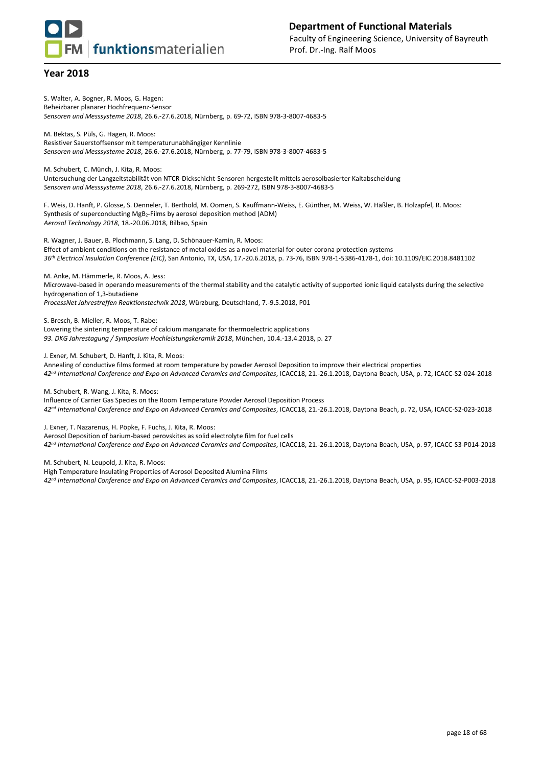## Year 2018

S. Walter, A. Bogner, R. Moos, G. Hagen:
Beheizbarer planarer Hochfrequenz-Sensor
*Sensoren und Messsysteme 2018*, 26.6.-27.6.2018, Nürnberg, p. 69-72, ISBN 978-3-8007-4683-5

M. Bektas, S. Püls, G. Hagen, R. Moos:
Resistiver Sauerstoffsensor mit temperaturunabhängiger Kennlinie
*Sensoren und Messsysteme 2018*, 26.6.-27.6.2018, Nürnberg, p. 77-79, ISBN 978-3-8007-4683-5

M. Schubert, C. Münch, J. Kita, R. Moos:
Untersuchung der Langzeitstabilität von NTCR-Dickschicht-Sensoren hergestellt mittels aerosolbasierter Kaltabscheidung
*Sensoren und Messsysteme 2018*, 26.6.-27.6.2018, Nürnberg, p. 269-272, ISBN 978-3-8007-4683-5

F. Weis, D. Hanft, P. Glosse, S. Denneler, T. Berthold, M. Oomen, S. Kauffmann-Weiss, E. Günther, M. Weiss, W. Häßler, B. Holzapfel, R. Moos:
Synthesis of superconducting $MgB_2$-Films by aerosol deposition method (ADM)
*Aerosol Technology 2018*, 18.-20.06.2018, Bilbao, Spain

R. Wagner, J. Bauer, B. Plochmann, S. Lang, D. Schönauer-Kamin, R. Moos:
Effect of ambient conditions on the resistance of metal oxides as a novel material for outer corona protection systems
*36th Electrical Insulation Conference (EIC)*, San Antonio, TX, USA, 17.-20.6.2018, p. 73-76, ISBN 978-1-5386-4178-1, doi: 10.1109/EIC.2018.8481102

M. Anke, M. Hämmerle, R. Moos, A. Jess:
Microwave-based in operando measurements of the thermal stability and the catalytic activity of supported ionic liquid catalysts during the selective hydrogenation of 1,3-butadiene
*ProcessNet Jahrestreffen Reaktionstechnik 2018*, Würzburg, Deutschland, 7.-9.5.2018, P01

S. Bresch, B. Mieller, R. Moos, T. Rabe:
Lowering the sintering temperature of calcium manganate for thermoelectric applications
*93. DKG Jahrestagung / Symposium Hochleistungskeramik 2018*, München, 10.4.-13.4.2018, p. 27

J. Exner, M. Schubert, D. Hanft, J. Kita, R. Moos:
Annealing of conductive films formed at room temperature by powder Aerosol Deposition to improve their electrical properties
*42nd International Conference and Expo on Advanced Ceramics and Composites*, ICACC18, 21.-26.1.2018, Daytona Beach, USA, p. 72, ICACC-S2-024-2018

M. Schubert, R. Wang, J. Kita, R. Moos:
Influence of Carrier Gas Species on the Room Temperature Powder Aerosol Deposition Process
*42nd International Conference and Expo on Advanced Ceramics and Composites*, ICACC18, 21.-26.1.2018, Daytona Beach, p. 72, USA, ICACC-S2-023-2018

J. Exner, T. Nazarenus, H. Pöpke, F. Fuchs, J. Kita, R. Moos:
Aerosol Deposition of barium-based perovskites as solid electrolyte film for fuel cells
*42nd International Conference and Expo on Advanced Ceramics and Composites*, ICACC18, 21.-26.1.2018, Daytona Beach, USA, p. 97, ICACC-S3-P014-2018

M. Schubert, N. Leupold, J. Kita, R. Moos:
High Temperature Insulating Properties of Aerosol Deposited Alumina Films
*42nd International Conference and Expo on Advanced Ceramics and Composites*, ICACC18, 21.-26.1.2018, Daytona Beach, USA, p. 95, ICACC-S2-P003-2018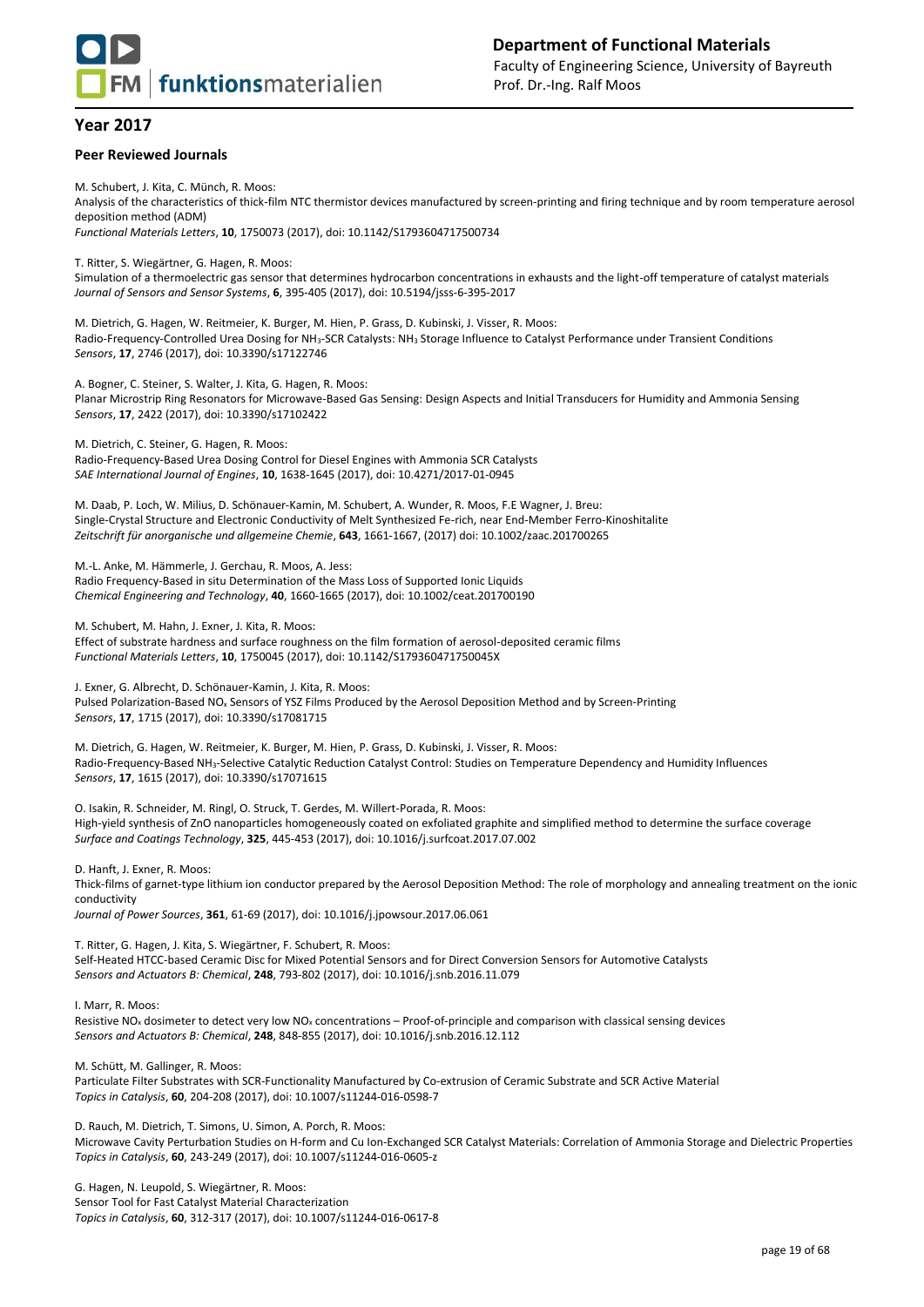## Year 2017

### Peer Reviewed Journals

M. Schubert, J. Kita, C. Münch, R. Moos:
Analysis of the characteristics of thick-film NTC thermistor devices manufactured by screen-printing and firing technique and by room temperature aerosol deposition method (ADM)
*Functional Materials Letters*, **10**, 1750073 (2017), doi: 10.1142/S1793604717500734

T. Ritter, S. Wiegärtner, G. Hagen, R. Moos:
Simulation of a thermoelectric gas sensor that determines hydrocarbon concentrations in exhausts and the light-off temperature of catalyst materials
*Journal of Sensors and Sensor Systems*, **6**, 395-405 (2017), doi: 10.5194/jsss-6-395-2017

M. Dietrich, G. Hagen, W. Reitmeier, K. Burger, M. Hien, P. Grass, D. Kubinski, J. Visser, R. Moos:
Radio-Frequency-Controlled Urea Dosing for $NH_3$-SCR Catalysts: $NH_3$ Storage Influence to Catalyst Performance under Transient Conditions
*Sensors*, **17**, 2746 (2017), doi: 10.3390/s17122746

A. Bogner, C. Steiner, S. Walter, J. Kita, G. Hagen, R. Moos:
Planar Microstrip Ring Resonators for Microwave-Based Gas Sensing: Design Aspects and Initial Transducers for Humidity and Ammonia Sensing
*Sensors*, **17**, 2422 (2017), doi: 10.3390/s17102422

M. Dietrich, C. Steiner, G. Hagen, R. Moos:
Radio-Frequency-Based Urea Dosing Control for Diesel Engines with Ammonia SCR Catalysts
*SAE International Journal of Engines*, **10**, 1638-1645 (2017), doi: 10.4271/2017-01-0945

M. Daab, P. Loch, W. Milius, D. Schönauer-Kamin, M. Schubert, A. Wunder, R. Moos, F.E Wagner, J. Breu:
Single-Crystal Structure and Electronic Conductivity of Melt Synthesized Fe-rich, near End-Member Ferro-Kinoshitalite
*Zeitschrift für anorganische und allgemeine Chemie*, **643**, 1661-1667, (2017) doi: 10.1002/zaac.201700265

M.-L. Anke, M. Hämmerle, J. Gerchau, R. Moos, A. Jess:
Radio Frequency-Based in situ Determination of the Mass Loss of Supported Ionic Liquids
*Chemical Engineering and Technology*, **40**, 1660-1665 (2017), doi: 10.1002/ceat.201700190

M. Schubert, M. Hahn, J. Exner, J. Kita, R. Moos:
Effect of substrate hardness and surface roughness on the film formation of aerosol-deposited ceramic films
*Functional Materials Letters*, **10**, 1750045 (2017), doi: 10.1142/S179360471750045X

J. Exner, G. Albrecht, D. Schönauer-Kamin, J. Kita, R. Moos:
Pulsed Polarization-Based $NO_x$ Sensors of YSZ Films Produced by the Aerosol Deposition Method and by Screen-Printing
*Sensors*, **17**, 1715 (2017), doi: 10.3390/s17081715

M. Dietrich, G. Hagen, W. Reitmeier, K. Burger, M. Hien, P. Grass, D. Kubinski, J. Visser, R. Moos:
Radio-Frequency-Based $NH_3$-Selective Catalytic Reduction Catalyst Control: Studies on Temperature Dependency and Humidity Influences
*Sensors*, **17**, 1615 (2017), doi: 10.3390/s17071615

O. Isakin, R. Schneider, M. Ringl, O. Struck, T. Gerdes, M. Willert-Porada, R. Moos:
High-yield synthesis of ZnO nanoparticles homogeneously coated on exfoliated graphite and simplified method to determine the surface coverage
*Surface and Coatings Technology*, **325**, 445-453 (2017), doi: 10.1016/j.surfcoat.2017.07.002

D. Hanft, J. Exner, R. Moos:
Thick-films of garnet-type lithium ion conductor prepared by the Aerosol Deposition Method: The role of morphology and annealing treatment on the ionic conductivity
*Journal of Power Sources*, **361**, 61-69 (2017), doi: 10.1016/j.jpowsour.2017.06.061

T. Ritter, G. Hagen, J. Kita, S. Wiegärtner, F. Schubert, R. Moos:
Self-Heated HTCC-based Ceramic Disc for Mixed Potential Sensors and for Direct Conversion Sensors for Automotive Catalysts
*Sensors and Actuators B: Chemical*, **248**, 793-802 (2017), doi: 10.1016/j.snb.2016.11.079

I. Marr, R. Moos:
Resistive $NO_x$ dosimeter to detect very low $NO_x$ concentrations – Proof-of-principle and comparison with classical sensing devices
*Sensors and Actuators B: Chemical*, **248**, 848-855 (2017), doi: 10.1016/j.snb.2016.12.112

M. Schütt, M. Gallinger, R. Moos:
Particulate Filter Substrates with SCR-Functionality Manufactured by Co-extrusion of Ceramic Substrate and SCR Active Material
*Topics in Catalysis*, **60**, 204-208 (2017), doi: 10.1007/s11244-016-0598-7

D. Rauch, M. Dietrich, T. Simons, U. Simon, A. Porch, R. Moos:
Microwave Cavity Perturbation Studies on H-form and Cu Ion-Exchanged SCR Catalyst Materials: Correlation of Ammonia Storage and Dielectric Properties
*Topics in Catalysis*, **60**, 243-249 (2017), doi: 10.1007/s11244-016-0605-z

G. Hagen, N. Leupold, S. Wiegärtner, R. Moos:
Sensor Tool for Fast Catalyst Material Characterization
*Topics in Catalysis*, **60**, 312-317 (2017), doi: 10.1007/s11244-016-0617-8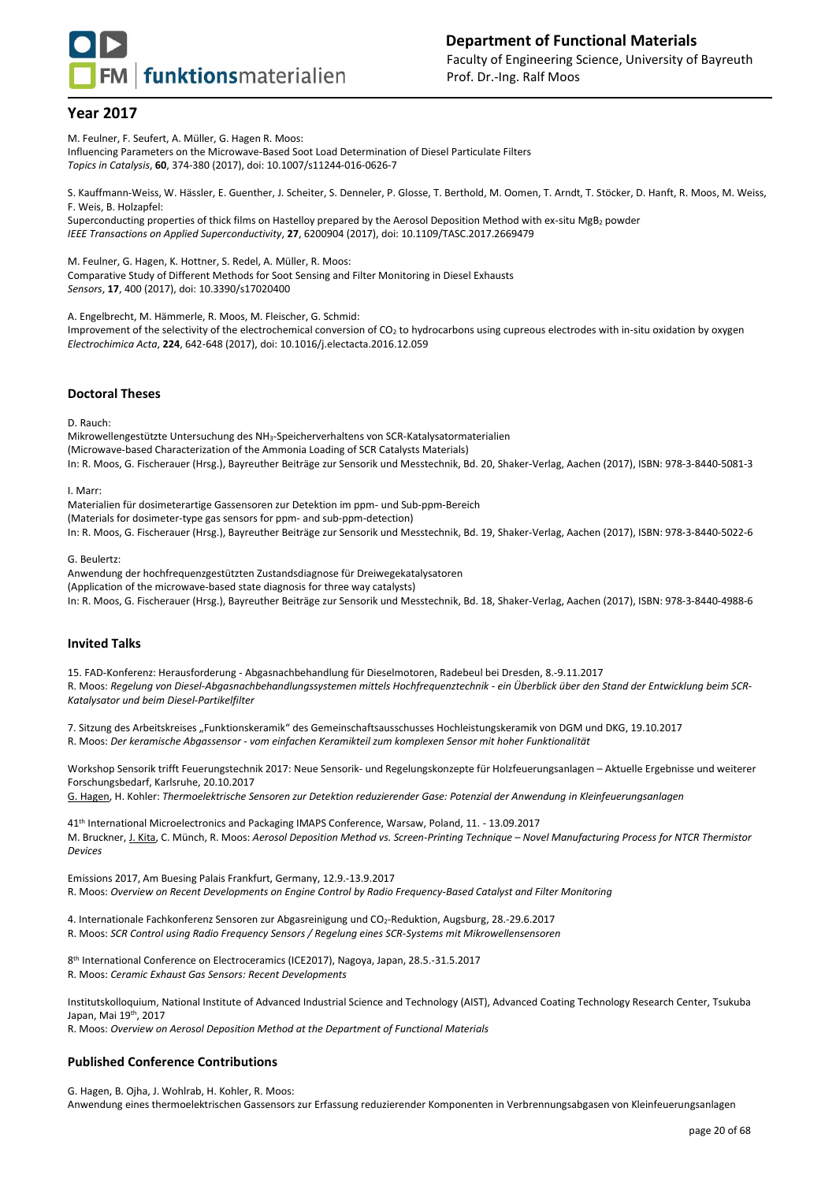## Year 2017

M. Feulner, F. Seufert, A. Müller, G. Hagen R. Moos:
Influencing Parameters on the Microwave-Based Soot Load Determination of Diesel Particulate Filters
*Topics in Catalysis*, **60**, 374-380 (2017), doi: 10.1007/s11244-016-0626-7

S. Kauffmann-Weiss, W. Hässler, E. Guenther, J. Scheiter, S. Denneler, P. Glosse, T. Berthold, M. Oomen, T. Arndt, T. Stöcker, D. Hanft, R. Moos, M. Weiss, F. Weis, B. Holzapfel:
Superconducting properties of thick films on Hastelloy prepared by the Aerosol Deposition Method with ex-situ $MgB_2$ powder
*IEEE Transactions on Applied Superconductivity*, **27**, 6200904 (2017), doi: 10.1109/TASC.2017.2669479

M. Feulner, G. Hagen, K. Hottner, S. Redel, A. Müller, R. Moos:
Comparative Study of Different Methods for Soot Sensing and Filter Monitoring in Diesel Exhausts
*Sensors*, **17**, 400 (2017), doi: 10.3390/s17020400

A. Engelbrecht, M. Hämmerle, R. Moos, M. Fleischer, G. Schmid:
Improvement of the selectivity of the electrochemical conversion of $CO_2$ to hydrocarbons using cupreous electrodes with in-situ oxidation by oxygen
*Electrochimica Acta*, **224**, 642-648 (2017), doi: 10.1016/j.electacta.2016.12.059

### Doctoral Theses

D. Rauch:
Mikrowellengestützte Untersuchung des $NH_3$-Speicherverhaltens von SCR-Katalysatormaterialien
(Microwave-based Characterization of the Ammonia Loading of SCR Catalysts Materials)
In: R. Moos, G. Fischerauer (Hrsg.), Bayreuther Beiträge zur Sensorik und Messtechnik, Bd. 20, Shaker-Verlag, Aachen (2017), ISBN: 978-3-8440-5081-3

I. Marr:
Materialien für dosimeterartige Gassensoren zur Detektion im ppm- und Sub-ppm-Bereich
(Materials for dosimeter-type gas sensors for ppm- and sub-ppm-detection)
In: R. Moos, G. Fischerauer (Hrsg.), Bayreuther Beiträge zur Sensorik und Messtechnik, Bd. 19, Shaker-Verlag, Aachen (2017), ISBN: 978-3-8440-5022-6

G. Beulertz:
Anwendung der hochfrequenzgestützten Zustandsdiagnose für Dreiwegekatalysatoren
(Application of the microwave-based state diagnosis for three way catalysts)
In: R. Moos, G. Fischerauer (Hrsg.), Bayreuther Beiträge zur Sensorik und Messtechnik, Bd. 18, Shaker-Verlag, Aachen (2017), ISBN: 978-3-8440-4988-6

### Invited Talks

15. FAD-Konferenz: Herausforderung - Abgasnachbehandlung für Dieselmotoren, Radebeul bei Dresden, 8.-9.11.2017
R. Moos: *Regelung von Diesel-Abgasnachbehandlungssystemen mittels Hochfrequenztechnik - ein Überblick über den Stand der Entwicklung beim SCR-Katalysator und beim Diesel-Partikelfilter*

7. Sitzung des Arbeitskreises „Funktionskeramik" des Gemeinschaftsausschusses Hochleistungskeramik von DGM und DKG, 19.10.2017
R. Moos: *Der keramische Abgassensor - vom einfachen Keramikteil zum komplexen Sensor mit hoher Funktionalität*

Workshop Sensorik trifft Feuerungstechnik 2017: Neue Sensorik- und Regelungskonzepte für Holzfeuerungsanlagen – Aktuelle Ergebnisse und weiterer Forschungsbedarf, Karlsruhe, 20.10.2017
G. Hagen, H. Kohler: *Thermoelektrische Sensoren zur Detektion reduzierender Gase: Potenzial der Anwendung in Kleinfeuerungsanlagen*

41th International Microelectronics and Packaging IMAPS Conference, Warsaw, Poland, 11. - 13.09.2017
M. Bruckner, J. Kita, C. Münch, R. Moos: *Aerosol Deposition Method vs. Screen-Printing Technique – Novel Manufacturing Process for NTCR Thermistor Devices*

Emissions 2017, Am Buesing Palais Frankfurt, Germany, 12.9.-13.9.2017
R. Moos: *Overview on Recent Developments on Engine Control by Radio Frequency-Based Catalyst and Filter Monitoring*

4. Internationale Fachkonferenz Sensoren zur Abgasreinigung und $CO_2$-Reduktion, Augsburg, 28.-29.6.2017
R. Moos: *SCR Control using Radio Frequency Sensors / Regelung eines SCR-Systems mit Mikrowellensensoren*

8th International Conference on Electroceramics (ICE2017), Nagoya, Japan, 28.5.-31.5.2017
R. Moos: *Ceramic Exhaust Gas Sensors: Recent Developments*

Institutskolloquium, National Institute of Advanced Industrial Science and Technology (AIST), Advanced Coating Technology Research Center, Tsukuba Japan, Mai 19th, 2017
R. Moos: *Overview on Aerosol Deposition Method at the Department of Functional Materials*

### Published Conference Contributions

G. Hagen, B. Ojha, J. Wohlrab, H. Kohler, R. Moos:
Anwendung eines thermoelektrischen Gassensors zur Erfassung reduzierender Komponenten in Verbrennungsabgasen von Kleinfeuerungsanlagen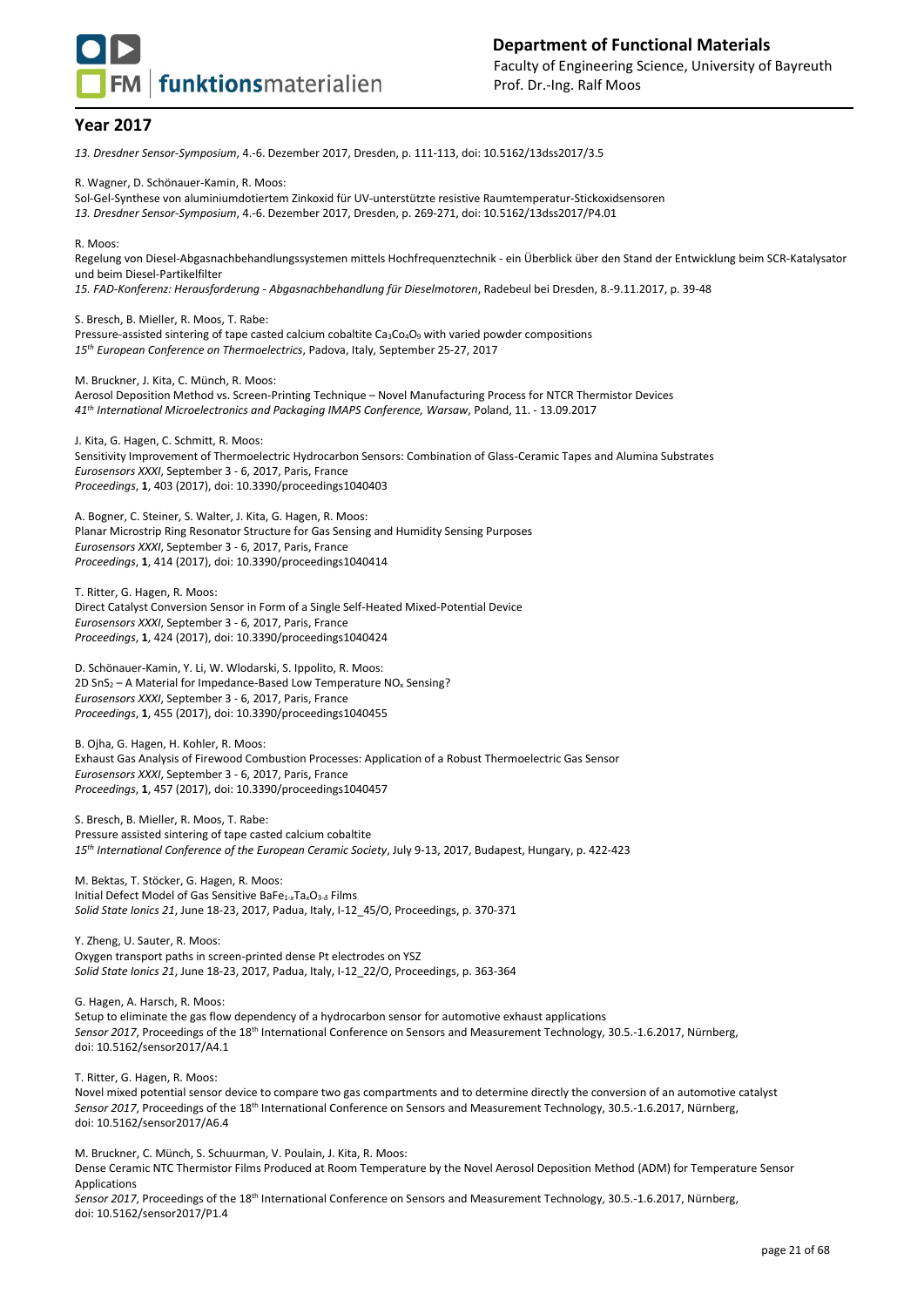## Year 2017

*13. Dresdner Sensor-Symposium*, 4.-6. Dezember 2017, Dresden, p. 111-113, doi: 10.5162/13dss2017/3.5

R. Wagner, D. Schönauer-Kamin, R. Moos:
Sol-Gel-Synthese von aluminiumdotiertem Zinkoxid für UV-unterstützte resistive Raumtemperatur-Stickoxidsensoren
*13. Dresdner Sensor-Symposium*, 4.-6. Dezember 2017, Dresden, p. 269-271, doi: 10.5162/13dss2017/P4.01

R. Moos:
Regelung von Diesel-Abgasnachbehandlungssystemen mittels Hochfrequenztechnik - ein Überblick über den Stand der Entwicklung beim SCR-Katalysator und beim Diesel-Partikelfilter
*15. FAD-Konferenz: Herausforderung - Abgasnachbehandlung für Dieselmotoren*, Radebeul bei Dresden, 8.-9.11.2017, p. 39-48

S. Bresch, B. Mieller, R. Moos, T. Rabe:
Pressure-assisted sintering of tape casted calcium cobaltite $Ca_3Co_4O_9$ with varied powder compositions
*15th European Conference on Thermoelectrics*, Padova, Italy, September 25-27, 2017

M. Bruckner, J. Kita, C. Münch, R. Moos:
Aerosol Deposition Method vs. Screen-Printing Technique – Novel Manufacturing Process for NTCR Thermistor Devices
*41th International Microelectronics and Packaging IMAPS Conference, Warsaw*, Poland, 11. - 13.09.2017

J. Kita, G. Hagen, C. Schmitt, R. Moos:
Sensitivity Improvement of Thermoelectric Hydrocarbon Sensors: Combination of Glass-Ceramic Tapes and Alumina Substrates
*Eurosensors XXXI*, September 3 - 6, 2017, Paris, France
*Proceedings*, **1**, 403 (2017), doi: 10.3390/proceedings1040403

A. Bogner, C. Steiner, S. Walter, J. Kita, G. Hagen, R. Moos:
Planar Microstrip Ring Resonator Structure for Gas Sensing and Humidity Sensing Purposes
*Eurosensors XXXI*, September 3 - 6, 2017, Paris, France
*Proceedings*, **1**, 414 (2017), doi: 10.3390/proceedings1040414

T. Ritter, G. Hagen, R. Moos:
Direct Catalyst Conversion Sensor in Form of a Single Self-Heated Mixed-Potential Device
*Eurosensors XXXI*, September 3 - 6, 2017, Paris, France
*Proceedings*, **1**, 424 (2017), doi: 10.3390/proceedings1040424

D. Schönauer-Kamin, Y. Li, W. Wlodarski, S. Ippolito, R. Moos:
2D $SnS_2$ – A Material for Impedance-Based Low Temperature $NO_x$ Sensing?
*Eurosensors XXXI*, September 3 - 6, 2017, Paris, France
*Proceedings*, **1**, 455 (2017), doi: 10.3390/proceedings1040455

B. Ojha, G. Hagen, H. Kohler, R. Moos:
Exhaust Gas Analysis of Firewood Combustion Processes: Application of a Robust Thermoelectric Gas Sensor
*Eurosensors XXXI*, September 3 - 6, 2017, Paris, France
*Proceedings*, **1**, 457 (2017), doi: 10.3390/proceedings1040457

S. Bresch, B. Mieller, R. Moos, T. Rabe:
Pressure assisted sintering of tape casted calcium cobaltite
*15th International Conference of the European Ceramic Society*, July 9-13, 2017, Budapest, Hungary, p. 422-423

M. Bektas, T. Stöcker, G. Hagen, R. Moos:
Initial Defect Model of Gas Sensitive $BaFe_{1-x}Ta_xO_{3-\delta}$ Films
*Solid State Ionics 21*, June 18-23, 2017, Padua, Italy, I-12_45/O, Proceedings, p. 370-371

Y. Zheng, U. Sauter, R. Moos:
Oxygen transport paths in screen-printed dense Pt electrodes on YSZ
*Solid State Ionics 21*, June 18-23, 2017, Padua, Italy, I-12_22/O, Proceedings, p. 363-364

G. Hagen, A. Harsch, R. Moos:
Setup to eliminate the gas flow dependency of a hydrocarbon sensor for automotive exhaust applications
*Sensor 2017*, Proceedings of the 18th International Conference on Sensors and Measurement Technology, 30.5.-1.6.2017, Nürnberg, doi: 10.5162/sensor2017/A4.1

T. Ritter, G. Hagen, R. Moos:
Novel mixed potential sensor device to compare two gas compartments and to determine directly the conversion of an automotive catalyst
*Sensor 2017*, Proceedings of the 18th International Conference on Sensors and Measurement Technology, 30.5.-1.6.2017, Nürnberg, doi: 10.5162/sensor2017/A6.4

M. Bruckner, C. Münch, S. Schuurman, V. Poulain, J. Kita, R. Moos:
Dense Ceramic NTC Thermistor Films Produced at Room Temperature by the Novel Aerosol Deposition Method (ADM) for Temperature Sensor Applications
*Sensor 2017*, Proceedings of the 18th International Conference on Sensors and Measurement Technology, 30.5.-1.6.2017, Nürnberg, doi: 10.5162/sensor2017/P1.4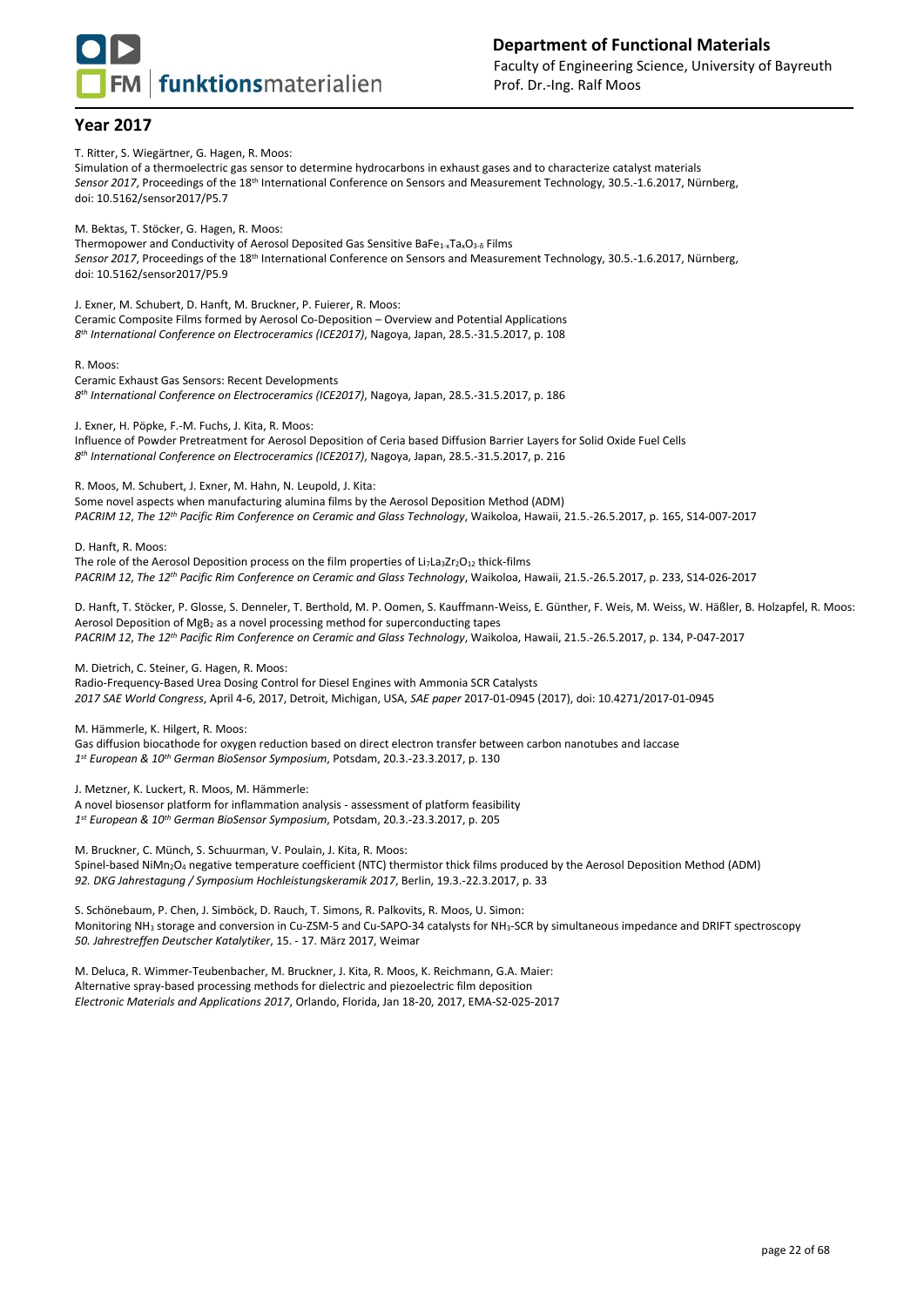## Year 2017

T. Ritter, S. Wiegärtner, G. Hagen, R. Moos:
Simulation of a thermoelectric gas sensor to determine hydrocarbons in exhaust gases and to characterize catalyst materials
*Sensor 2017*, Proceedings of the 18th International Conference on Sensors and Measurement Technology, 30.5.-1.6.2017, Nürnberg, doi: 10.5162/sensor2017/P5.7

M. Bektas, T. Stöcker, G. Hagen, R. Moos:
Thermopower and Conductivity of Aerosol Deposited Gas Sensitive $BaFe_{1-x}Ta_xO_{3-\delta}$ Films
*Sensor 2017*, Proceedings of the 18th International Conference on Sensors and Measurement Technology, 30.5.-1.6.2017, Nürnberg, doi: 10.5162/sensor2017/P5.9

J. Exner, M. Schubert, D. Hanft, M. Bruckner, P. Fuierer, R. Moos:
Ceramic Composite Films formed by Aerosol Co-Deposition – Overview and Potential Applications
*8th International Conference on Electroceramics (ICE2017)*, Nagoya, Japan, 28.5.-31.5.2017, p. 108

R. Moos:
Ceramic Exhaust Gas Sensors: Recent Developments
*8th International Conference on Electroceramics (ICE2017)*, Nagoya, Japan, 28.5.-31.5.2017, p. 186

J. Exner, H. Pöpke, F.-M. Fuchs, J. Kita, R. Moos:
Influence of Powder Pretreatment for Aerosol Deposition of Ceria based Diffusion Barrier Layers for Solid Oxide Fuel Cells
*8th International Conference on Electroceramics (ICE2017)*, Nagoya, Japan, 28.5.-31.5.2017, p. 216

R. Moos, M. Schubert, J. Exner, M. Hahn, N. Leupold, J. Kita:
Some novel aspects when manufacturing alumina films by the Aerosol Deposition Method (ADM)
*PACRIM 12*, *The 12th Pacific Rim Conference on Ceramic and Glass Technology*, Waikoloa, Hawaii, 21.5.-26.5.2017, p. 165, S14-007-2017

D. Hanft, R. Moos:
The role of the Aerosol Deposition process on the film properties of $Li_7La_3Zr_2O_{12}$ thick-films
*PACRIM 12*, *The 12th Pacific Rim Conference on Ceramic and Glass Technology*, Waikoloa, Hawaii, 21.5.-26.5.2017, p. 233, S14-026-2017

D. Hanft, T. Stöcker, P. Glosse, S. Denneler, T. Berthold, M. P. Oomen, S. Kauffmann-Weiss, E. Günther, F. Weis, M. Weiss, W. Häßler, B. Holzapfel, R. Moos:
Aerosol Deposition of $MgB_2$ as a novel processing method for superconducting tapes
*PACRIM 12*, *The 12th Pacific Rim Conference on Ceramic and Glass Technology*, Waikoloa, Hawaii, 21.5.-26.5.2017, p. 134, P-047-2017

M. Dietrich, C. Steiner, G. Hagen, R. Moos:
Radio-Frequency-Based Urea Dosing Control for Diesel Engines with Ammonia SCR Catalysts
*2017 SAE World Congress*, April 4-6, 2017, Detroit, Michigan, USA, *SAE paper* 2017-01-0945 (2017), doi: 10.4271/2017-01-0945

M. Hämmerle, K. Hilgert, R. Moos:
Gas diffusion biocathode for oxygen reduction based on direct electron transfer between carbon nanotubes and laccase
*1st European & 10th German BioSensor Symposium*, Potsdam, 20.3.-23.3.2017, p. 130

J. Metzner, K. Luckert, R. Moos, M. Hämmerle:
A novel biosensor platform for inflammation analysis - assessment of platform feasibility
*1st European & 10th German BioSensor Symposium*, Potsdam, 20.3.-23.3.2017, p. 205

M. Bruckner, C. Münch, S. Schuurman, V. Poulain, J. Kita, R. Moos:
Spinel-based $NiMn_2O_4$ negative temperature coefficient (NTC) thermistor thick films produced by the Aerosol Deposition Method (ADM)
*92. DKG Jahrestagung / Symposium Hochleistungskeramik 2017*, Berlin, 19.3.-22.3.2017, p. 33

S. Schönebaum, P. Chen, J. Simböck, D. Rauch, T. Simons, R. Palkovits, R. Moos, U. Simon:
Monitoring $NH_3$ storage and conversion in Cu-ZSM-5 and Cu-SAPO-34 catalysts for $NH_3$-SCR by simultaneous impedance and DRIFT spectroscopy
*50. Jahrestreffen Deutscher Katalytiker*, 15. - 17. März 2017, Weimar

M. Deluca, R. Wimmer-Teubenbacher, M. Bruckner, J. Kita, R. Moos, K. Reichmann, G.A. Maier:
Alternative spray-based processing methods for dielectric and piezoelectric film deposition
*Electronic Materials and Applications 2017*, Orlando, Florida, Jan 18-20, 2017, EMA-S2-025-2017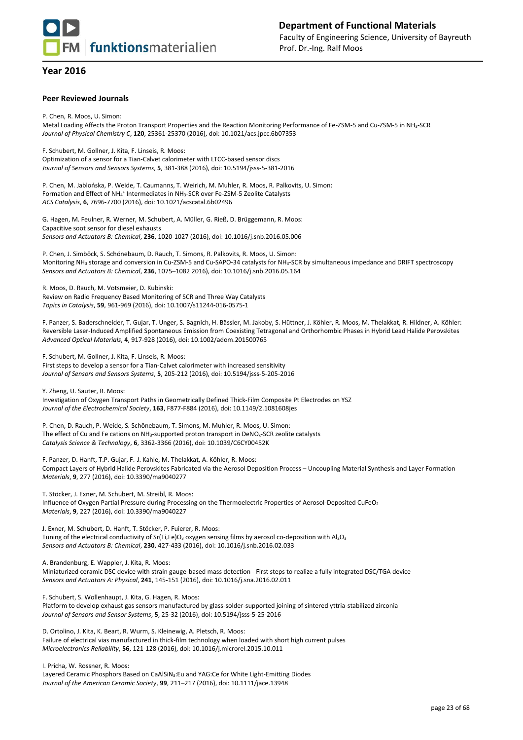## Year 2016

### Peer Reviewed Journals

P. Chen, R. Moos, U. Simon:
Metal Loading Affects the Proton Transport Properties and the Reaction Monitoring Performance of Fe-ZSM-5 and Cu-ZSM-5 in $NH_3$-SCR
*Journal of Physical Chemistry C*, **120**, 25361-25370 (2016), doi: 10.1021/acs.jpcc.6b07353

F. Schubert, M. Gollner, J. Kita, F. Linseis, R. Moos:
Optimization of a sensor for a Tian-Calvet calorimeter with LTCC-based sensor discs
*Journal of Sensors and Sensors Systems*, **5**, 381-388 (2016), doi: 10.5194/jsss-5-381-2016

P. Chen, M. Jabłońska, P. Weide, T. Caumanns, T. Weirich, M. Muhler, R. Moos, R. Palkovits, U. Simon:
Formation and Effect of $NH_4^+$ Intermediates in $NH_3$-SCR over Fe-ZSM-5 Zeolite Catalysts
*ACS Catalysis*, **6**, 7696-7700 (2016), doi: 10.1021/acscatal.6b02496

G. Hagen, M. Feulner, R. Werner, M. Schubert, A. Müller, G. Rieß, D. Brüggemann, R. Moos:
Capacitive soot sensor for diesel exhausts
*Sensors and Actuators B: Chemical*, **236**, 1020-1027 (2016), doi: 10.1016/j.snb.2016.05.006

P. Chen, J. Simböck, S. Schönebaum, D. Rauch, T. Simons, R. Palkovits, R. Moos, U. Simon:
Monitoring $NH_3$ storage and conversion in Cu-ZSM-5 and Cu-SAPO-34 catalysts for $NH_3$-SCR by simultaneous impedance and DRIFT spectroscopy
*Sensors and Actuators B: Chemical*, **236**, 1075–1082 2016), doi: 10.1016/j.snb.2016.05.164

R. Moos, D. Rauch, M. Votsmeier, D. Kubinski:
Review on Radio Frequency Based Monitoring of SCR and Three Way Catalysts
*Topics in Catalysis*, **59**, 961-969 (2016), doi: 10.1007/s11244-016-0575-1

F. Panzer, S. Baderschneider, T. Gujar, T. Unger, S. Bagnich, H. Bässler, M. Jakoby, S. Hüttner, J. Köhler, R. Moos, M. Thelakkat, R. Hildner, A. Köhler:
Reversible Laser-Induced Amplified Spontaneous Emission from Coexisting Tetragonal and Orthorhombic Phases in Hybrid Lead Halide Perovskites
*Advanced Optical Materials*, **4**, 917-928 (2016), doi: 10.1002/adom.201500765

F. Schubert, M. Gollner, J. Kita, F. Linseis, R. Moos:
First steps to develop a sensor for a Tian-Calvet calorimeter with increased sensitivity
*Journal of Sensors and Sensors Systems*, **5**, 205-212 (2016), doi: 10.5194/jsss-5-205-2016

Y. Zheng, U. Sauter, R. Moos:
Investigation of Oxygen Transport Paths in Geometrically Defined Thick-Film Composite Pt Electrodes on YSZ
*Journal of the Electrochemical Society*, **163**, F877-F884 (2016), doi: 10.1149/2.1081608jes

P. Chen, D. Rauch, P. Weide, S. Schönebaum, T. Simons, M. Muhler, R. Moos, U. Simon:
The effect of Cu and Fe cations on $NH_3$-supported proton transport in $DeNO_x$-SCR zeolite catalysts
*Catalysis Science & Technology*, **6**, 3362-3366 (2016), doi: 10.1039/C6CY00452K

F. Panzer, D. Hanft, T.P. Gujar, F.-J. Kahle, M. Thelakkat, A. Köhler, R. Moos:
Compact Layers of Hybrid Halide Perovskites Fabricated via the Aerosol Deposition Process – Uncoupling Material Synthesis and Layer Formation
*Materials*, **9**, 277 (2016), doi: 10.3390/ma9040277

T. Stöcker, J. Exner, M. Schubert, M. Streibl, R. Moos:
Influence of Oxygen Partial Pressure during Processing on the Thermoelectric Properties of Aerosol-Deposited $CuFeO_2$
*Materials*, **9**, 227 (2016), doi: 10.3390/ma9040227

J. Exner, M. Schubert, D. Hanft, T. Stöcker, P. Fuierer, R. Moos:
Tuning of the electrical conductivity of Sr(Ti,Fe)$O_3$ oxygen sensing films by aerosol co-deposition with $Al_2O_3$
*Sensors and Actuators B: Chemical*, **230**, 427-433 (2016), doi: 10.1016/j.snb.2016.02.033

A. Brandenburg, E. Wappler, J. Kita, R. Moos:
Miniaturized ceramic DSC device with strain gauge-based mass detection - First steps to realize a fully integrated DSC/TGA device
*Sensors and Actuators A: Physical*, **241**, 145-151 (2016), doi: 10.1016/j.sna.2016.02.011

F. Schubert, S. Wollenhaupt, J. Kita, G. Hagen, R. Moos:
Platform to develop exhaust gas sensors manufactured by glass-solder-supported joining of sintered yttria-stabilized zirconia
*Journal of Sensors and Sensor Systems*, **5**, 25-32 (2016), doi: 10.5194/jsss-5-25-2016

D. Ortolino, J. Kita, K. Beart, R. Wurm, S. Kleinewig, A. Pletsch, R. Moos:
Failure of electrical vias manufactured in thick-film technology when loaded with short high current pulses
*Microelectronics Reliability*, **56**, 121-128 (2016), doi: 10.1016/j.microrel.2015.10.011

I. Pricha, W. Rossner, R. Moos:
Layered Ceramic Phosphors Based on $CaAlSiN_3$:Eu and YAG:Ce for White Light-Emitting Diodes
*Journal of the American Ceramic Society*, **99**, 211–217 (2016), doi: 10.1111/jace.13948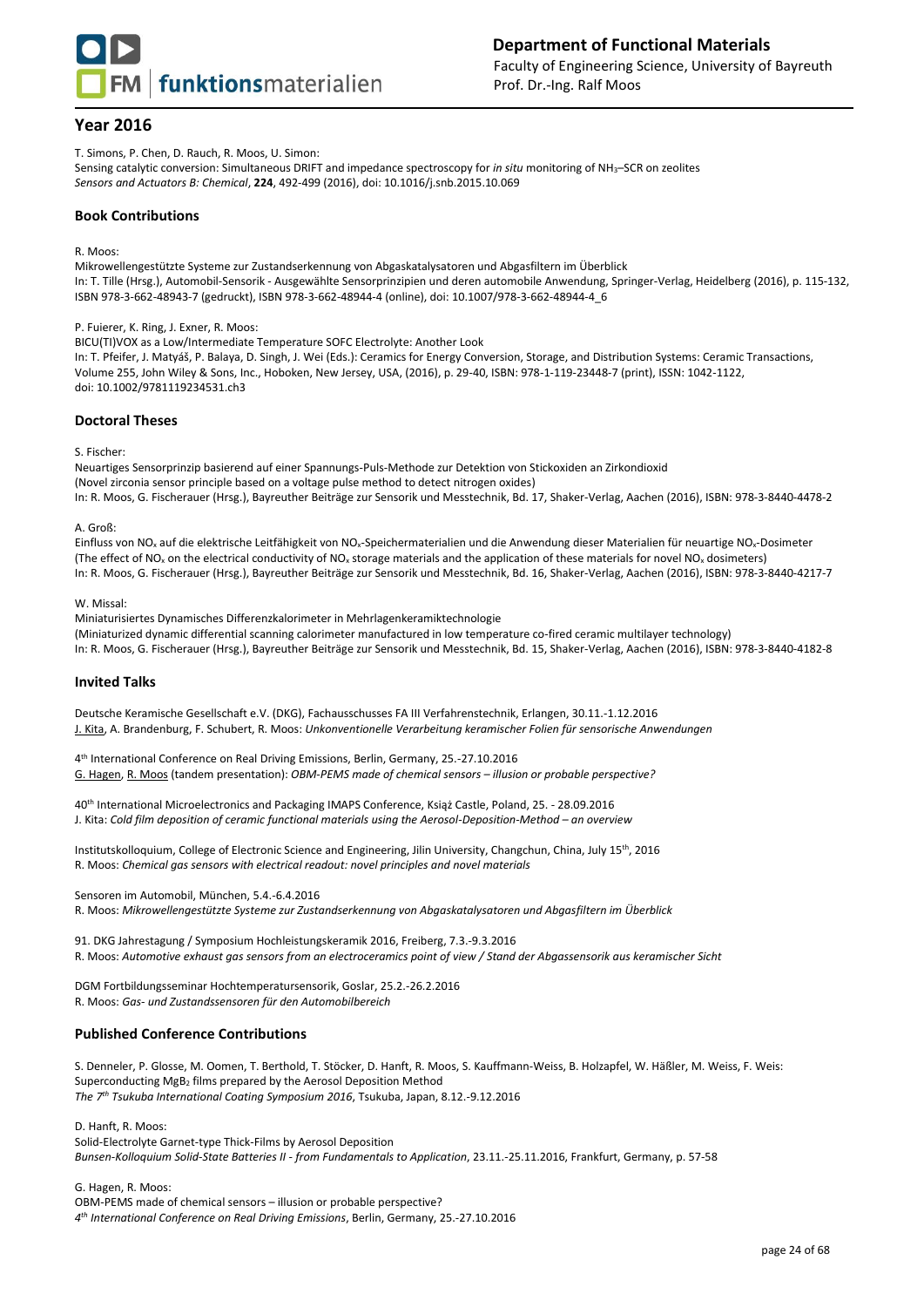## Year 2016

T. Simons, P. Chen, D. Rauch, R. Moos, U. Simon:
Sensing catalytic conversion: Simultaneous DRIFT and impedance spectroscopy for *in situ* monitoring of $NH_3$–SCR on zeolites
*Sensors and Actuators B: Chemical*, **224**, 492-499 (2016), doi: 10.1016/j.snb.2015.10.069

### Book Contributions

R. Moos:
Mikrowellengestützte Systeme zur Zustandserkennung von Abgaskatalysatoren und Abgasfiltern im Überblick
In: T. Tille (Hrsg.), Automobil-Sensorik - Ausgewählte Sensorprinzipien und deren automobile Anwendung, Springer-Verlag, Heidelberg (2016), p. 115-132, ISBN 978-3-662-48943-7 (gedruckt), ISBN 978-3-662-48944-4 (online), doi: 10.1007/978-3-662-48944-4_6

P. Fuierer, K. Ring, J. Exner, R. Moos:
BICU(TI)VOX as a Low/Intermediate Temperature SOFC Electrolyte: Another Look
In: T. Pfeifer, J. Matyáš, P. Balaya, D. Singh, J. Wei (Eds.): Ceramics for Energy Conversion, Storage, and Distribution Systems: Ceramic Transactions, Volume 255, John Wiley & Sons, Inc., Hoboken, New Jersey, USA, (2016), p. 29-40, ISBN: 978-1-119-23448-7 (print), ISSN: 1042-1122, doi: 10.1002/9781119234531.ch3

### Doctoral Theses

S. Fischer:
Neuartiges Sensorprinzip basierend auf einer Spannungs-Puls-Methode zur Detektion von Stickoxiden an Zirkondioxid
(Novel zirconia sensor principle based on a voltage pulse method to detect nitrogen oxides)
In: R. Moos, G. Fischerauer (Hrsg.), Bayreuther Beiträge zur Sensorik und Messtechnik, Bd. 17, Shaker-Verlag, Aachen (2016), ISBN: 978-3-8440-4478-2

A. Groß:
Einfluss von $NO_x$ auf die elektrische Leitfähigkeit von $NO_x$-Speichermaterialien und die Anwendung dieser Materialien für neuartige $NO_x$-Dosimeter
(The effect of $NO_x$ on the electrical conductivity of $NO_x$ storage materials and the application of these materials for novel $NO_x$ dosimeters)
In: R. Moos, G. Fischerauer (Hrsg.), Bayreuther Beiträge zur Sensorik und Messtechnik, Bd. 16, Shaker-Verlag, Aachen (2016), ISBN: 978-3-8440-4217-7

W. Missal:
Miniaturisiertes Dynamisches Differenzkalorimeter in Mehrlagenkeramiktechnologie
(Miniaturized dynamic differential scanning calorimeter manufactured in low temperature co-fired ceramic multilayer technology)
In: R. Moos, G. Fischerauer (Hrsg.), Bayreuther Beiträge zur Sensorik und Messtechnik, Bd. 15, Shaker-Verlag, Aachen (2016), ISBN: 978-3-8440-4182-8

### Invited Talks

Deutsche Keramische Gesellschaft e.V. (DKG), Fachausschusses FA III Verfahrenstechnik, Erlangen, 30.11.-1.12.2016
J. Kita, A. Brandenburg, F. Schubert, R. Moos: *Unkonventionelle Verarbeitung keramischer Folien für sensorische Anwendungen*

4th International Conference on Real Driving Emissions, Berlin, Germany, 25.-27.10.2016
G. Hagen, R. Moos (tandem presentation): *OBM-PEMS made of chemical sensors – illusion or probable perspective?*

40th International Microelectronics and Packaging IMAPS Conference, Książ Castle, Poland, 25. - 28.09.2016
J. Kita: *Cold film deposition of ceramic functional materials using the Aerosol-Deposition-Method – an overview*

Institutskolloquium, College of Electronic Science and Engineering, Jilin University, Changchun, China, July 15th, 2016
R. Moos: *Chemical gas sensors with electrical readout: novel principles and novel materials*

Sensoren im Automobil, München, 5.4.-6.4.2016
R. Moos: *Mikrowellengestützte Systeme zur Zustandserkennung von Abgaskatalysatoren und Abgasfiltern im Überblick*

91. DKG Jahrestagung / Symposium Hochleistungskeramik 2016, Freiberg, 7.3.-9.3.2016
R. Moos: *Automotive exhaust gas sensors from an electroceramics point of view / Stand der Abgassensorik aus keramischer Sicht*

DGM Fortbildungsseminar Hochtemperatursensorik, Goslar, 25.2.-26.2.2016
R. Moos: *Gas- und Zustandssensoren für den Automobilbereich*

### Published Conference Contributions

S. Denneler, P. Glosse, M. Oomen, T. Berthold, T. Stöcker, D. Hanft, R. Moos, S. Kauffmann-Weiss, B. Holzapfel, W. Häßler, M. Weiss, F. Weis:
Superconducting $MgB_2$ films prepared by the Aerosol Deposition Method
*The 7th Tsukuba International Coating Symposium 2016*, Tsukuba, Japan, 8.12.-9.12.2016

D. Hanft, R. Moos:
Solid-Electrolyte Garnet-type Thick-Films by Aerosol Deposition
*Bunsen-Kolloquium Solid-State Batteries II - from Fundamentals to Application*, 23.11.-25.11.2016, Frankfurt, Germany, p. 57-58

G. Hagen, R. Moos:
OBM-PEMS made of chemical sensors – illusion or probable perspective?
*4th International Conference on Real Driving Emissions*, Berlin, Germany, 25.-27.10.2016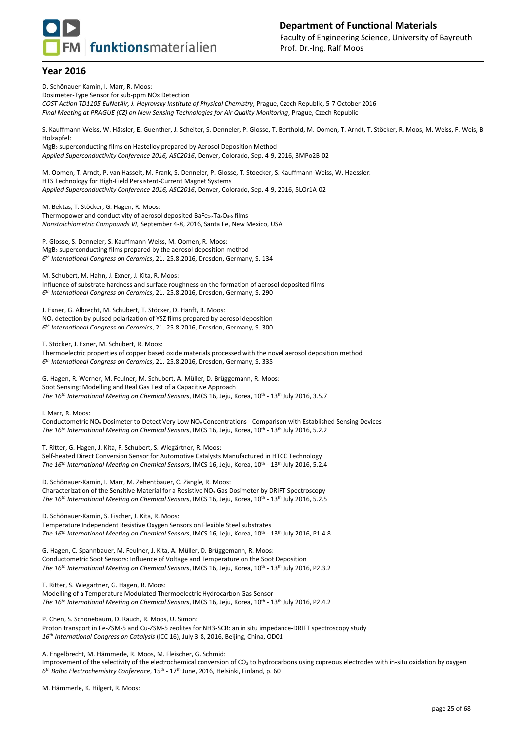## Year 2016

D. Schönauer-Kamin, I. Marr, R. Moos:
Dosimeter-Type Sensor for sub-ppm NOx Detection
*COST Action TD1105 EuNetAir, J. Heyrovsky Institute of Physical Chemistry*, Prague, Czech Republic, 5-7 October 2016
*Final Meeting at PRAGUE (CZ) on New Sensing Technologies for Air Quality Monitoring*, Prague, Czech Republic

S. Kauffmann-Weiss, W. Hässler, E. Guenther, J. Scheiter, S. Denneler, P. Glosse, T. Berthold, M. Oomen, T. Arndt, T. Stöcker, R. Moos, M. Weiss, F. Weis, B. Holzapfel:
$MgB_2$ superconducting films on Hastelloy prepared by Aerosol Deposition Method
*Applied Superconductivity Conference 2016, ASC2016*, Denver, Colorado, Sep. 4-9, 2016, 3MPo2B-02

M. Oomen, T. Arndt, P. van Hasselt, M. Frank, S. Denneler, P. Glosse, T. Stoecker, S. Kauffmann-Weiss, W. Haessler:
HTS Technology for High-Field Persistent-Current Magnet Systems
*Applied Superconductivity Conference 2016, ASC2016*, Denver, Colorado, Sep. 4-9, 2016, 5LOr1A-02

M. Bektas, T. Stöcker, G. Hagen, R. Moos:
Thermopower and conductivity of aerosol deposited $BaFe_{1-x}Ta_xO_{3-\delta}$ films
*Nonstoichiometric Compounds VI*, September 4-8, 2016, Santa Fe, New Mexico, USA

P. Glosse, S. Denneler, S. Kauffmann-Weiss, M. Oomen, R. Moos:
$MgB_2$ superconducting films prepared by the aerosol deposition method
*6th International Congress on Ceramics*, 21.-25.8.2016, Dresden, Germany, S. 134

M. Schubert, M. Hahn, J. Exner, J. Kita, R. Moos:
Influence of substrate hardness and surface roughness on the formation of aerosol deposited films
*6th International Congress on Ceramics*, 21.-25.8.2016, Dresden, Germany, S. 290

J. Exner, G. Albrecht, M. Schubert, T. Stöcker, D. Hanft, R. Moos:
$NO_x$ detection by pulsed polarization of YSZ films prepared by aerosol deposition
*6th International Congress on Ceramics*, 21.-25.8.2016, Dresden, Germany, S. 300

T. Stöcker, J. Exner, M. Schubert, R. Moos:
Thermoelectric properties of copper based oxide materials processed with the novel aerosol deposition method
*6th International Congress on Ceramics*, 21.-25.8.2016, Dresden, Germany, S. 335

G. Hagen, R. Werner, M. Feulner, M. Schubert, A. Müller, D. Brüggemann, R. Moos:
Soot Sensing: Modelling and Real Gas Test of a Capacitive Approach
*The 16th International Meeting on Chemical Sensors*, IMCS 16, Jeju, Korea, 10th - 13th July 2016, 3.5.7

I. Marr, R. Moos:
Conductometric $NO_x$ Dosimeter to Detect Very Low $NO_x$ Concentrations - Comparison with Established Sensing Devices
*The 16th International Meeting on Chemical Sensors*, IMCS 16, Jeju, Korea, 10th - 13th July 2016, 5.2.2

T. Ritter, G. Hagen, J. Kita, F. Schubert, S. Wiegärtner, R. Moos:
Self-heated Direct Conversion Sensor for Automotive Catalysts Manufactured in HTCC Technology
*The 16th International Meeting on Chemical Sensors*, IMCS 16, Jeju, Korea, 10th - 13th July 2016, 5.2.4

D. Schönauer-Kamin, I. Marr, M. Zehentbauer, C. Zängle, R. Moos:
Characterization of the Sensitive Material for a Resistive $NO_x$ Gas Dosimeter by DRIFT Spectroscopy
*The 16th International Meeting on Chemical Sensors*, IMCS 16, Jeju, Korea, 10th - 13th July 2016, 5.2.5

D. Schönauer-Kamin, S. Fischer, J. Kita, R. Moos:
Temperature Independent Resistive Oxygen Sensors on Flexible Steel substrates
*The 16th International Meeting on Chemical Sensors*, IMCS 16, Jeju, Korea, 10th - 13th July 2016, P1.4.8

G. Hagen, C. Spannbauer, M. Feulner, J. Kita, A. Müller, D. Brüggemann, R. Moos:
Conductometric Soot Sensors: Influence of Voltage and Temperature on the Soot Deposition
*The 16th International Meeting on Chemical Sensors*, IMCS 16, Jeju, Korea, 10th - 13th July 2016, P2.3.2

T. Ritter, S. Wiegärtner, G. Hagen, R. Moos:
Modelling of a Temperature Modulated Thermoelectric Hydrocarbon Gas Sensor
*The 16th International Meeting on Chemical Sensors*, IMCS 16, Jeju, Korea, 10th - 13th July 2016, P2.4.2

P. Chen, S. Schönebaum, D. Rauch, R. Moos, U. Simon:
Proton transport in Fe-ZSM-5 and Cu-ZSM-5 zeolites for NH3-SCR: an in situ impedance-DRIFT spectroscopy study
*16th International Congress on Catalysis* (ICC 16), July 3-8, 2016, Beijing, China, OD01

A. Engelbrecht, M. Hämmerle, R. Moos, M. Fleischer, G. Schmid:
Improvement of the selectivity of the electrochemical conversion of $CO_2$ to hydrocarbons using cupreous electrodes with in-situ oxidation by oxygen
*6th Baltic Electrochemistry Conference*, 15th - 17th June, 2016, Helsinki, Finland, p. 60

M. Hämmerle, K. Hilgert, R. Moos: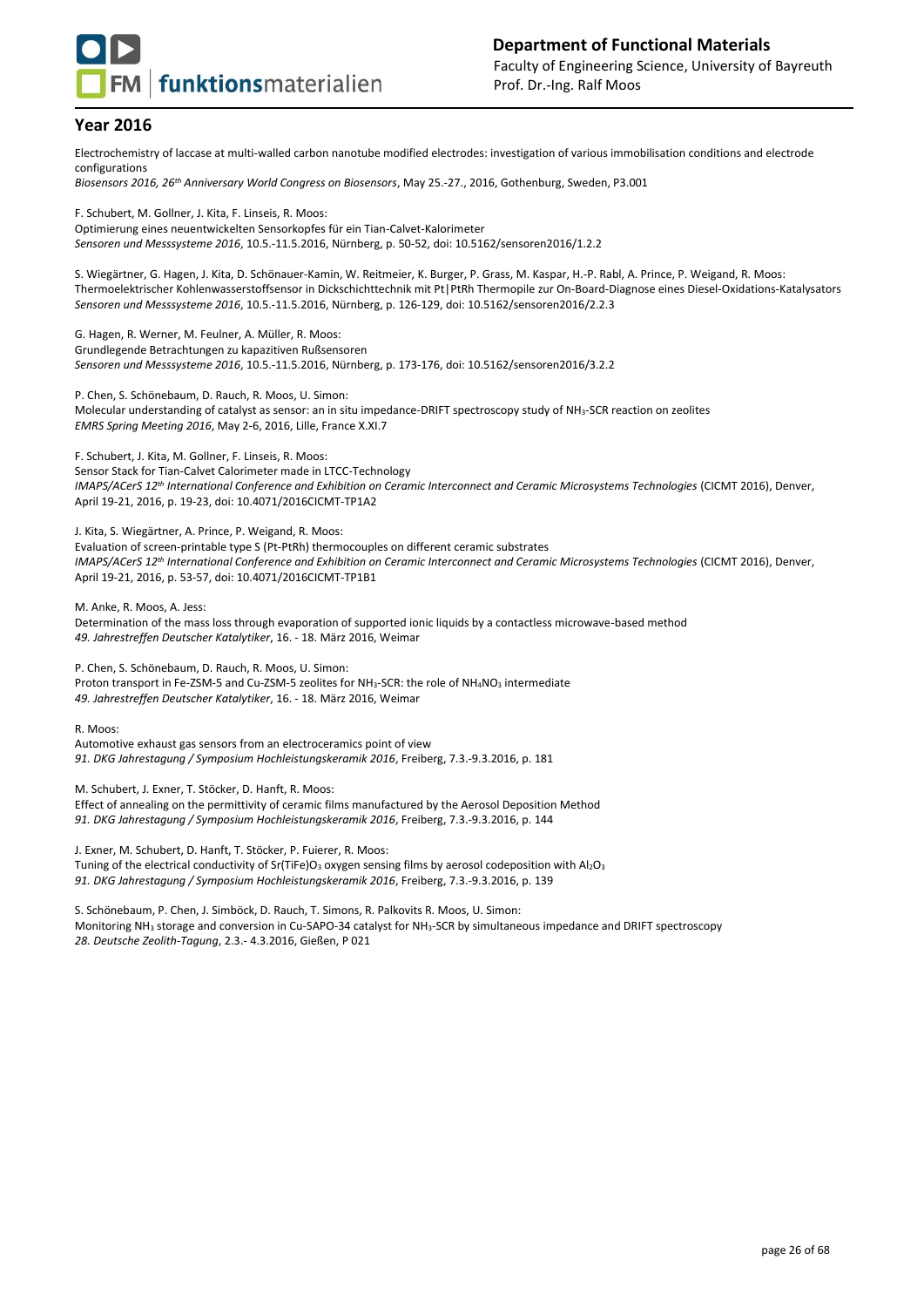## Year 2016

Electrochemistry of laccase at multi-walled carbon nanotube modified electrodes: investigation of various immobilisation conditions and electrode configurations
*Biosensors 2016, 26th Anniversary World Congress on Biosensors*, May 25.-27., 2016, Gothenburg, Sweden, P3.001

F. Schubert, M. Gollner, J. Kita, F. Linseis, R. Moos:
Optimierung eines neuentwickelten Sensorkopfes für ein Tian-Calvet-Kalorimeter
*Sensoren und Messsysteme 2016*, 10.5.-11.5.2016, Nürnberg, p. 50-52, doi: 10.5162/sensoren2016/1.2.2

S. Wiegärtner, G. Hagen, J. Kita, D. Schönauer-Kamin, W. Reitmeier, K. Burger, P. Grass, M. Kaspar, H.-P. Rabl, A. Prince, P. Weigand, R. Moos:
Thermoelektrischer Kohlenwasserstoffsensor in Dickschichttechnik mit Pt|PtRh Thermopile zur On-Board-Diagnose eines Diesel-Oxidations-Katalysators
*Sensoren und Messsysteme 2016*, 10.5.-11.5.2016, Nürnberg, p. 126-129, doi: 10.5162/sensoren2016/2.2.3

G. Hagen, R. Werner, M. Feulner, A. Müller, R. Moos:
Grundlegende Betrachtungen zu kapazitiven Rußsensoren
*Sensoren und Messsysteme 2016*, 10.5.-11.5.2016, Nürnberg, p. 173-176, doi: 10.5162/sensoren2016/3.2.2

P. Chen, S. Schönebaum, D. Rauch, R. Moos, U. Simon:
Molecular understanding of catalyst as sensor: an in situ impedance-DRIFT spectroscopy study of $NH_3$-SCR reaction on zeolites
*EMRS Spring Meeting 2016*, May 2-6, 2016, Lille, France X.XI.7

F. Schubert, J. Kita, M. Gollner, F. Linseis, R. Moos:
Sensor Stack for Tian-Calvet Calorimeter made in LTCC-Technology
*IMAPS/ACerS 12th International Conference and Exhibition on Ceramic Interconnect and Ceramic Microsystems Technologies* (CICMT 2016), Denver, April 19-21, 2016, p. 19-23, doi: 10.4071/2016CICMT-TP1A2

J. Kita, S. Wiegärtner, A. Prince, P. Weigand, R. Moos:
Evaluation of screen-printable type S (Pt-PtRh) thermocouples on different ceramic substrates
*IMAPS/ACerS 12th International Conference and Exhibition on Ceramic Interconnect and Ceramic Microsystems Technologies* (CICMT 2016), Denver, April 19-21, 2016, p. 53-57, doi: 10.4071/2016CICMT-TP1B1

M. Anke, R. Moos, A. Jess:
Determination of the mass loss through evaporation of supported ionic liquids by a contactless microwave-based method
*49. Jahrestreffen Deutscher Katalytiker*, 16. - 18. März 2016, Weimar

P. Chen, S. Schönebaum, D. Rauch, R. Moos, U. Simon:
Proton transport in Fe-ZSM-5 and Cu-ZSM-5 zeolites for $NH_3$-SCR: the role of $NH_4NO_3$ intermediate
*49. Jahrestreffen Deutscher Katalytiker*, 16. - 18. März 2016, Weimar

R. Moos:
Automotive exhaust gas sensors from an electroceramics point of view
*91. DKG Jahrestagung / Symposium Hochleistungskeramik 2016*, Freiberg, 7.3.-9.3.2016, p. 181

M. Schubert, J. Exner, T. Stöcker, D. Hanft, R. Moos:
Effect of annealing on the permittivity of ceramic films manufactured by the Aerosol Deposition Method
*91. DKG Jahrestagung / Symposium Hochleistungskeramik 2016*, Freiberg, 7.3.-9.3.2016, p. 144

J. Exner, M. Schubert, D. Hanft, T. Stöcker, P. Fuierer, R. Moos:
Tuning of the electrical conductivity of $Sr(TiFe)O_3$ oxygen sensing films by aerosol codeposition with $Al_2O_3$
*91. DKG Jahrestagung / Symposium Hochleistungskeramik 2016*, Freiberg, 7.3.-9.3.2016, p. 139

S. Schönebaum, P. Chen, J. Simböck, D. Rauch, T. Simons, R. Palkovits R. Moos, U. Simon:
Monitoring $NH_3$ storage and conversion in Cu-SAPO-34 catalyst for $NH_3$-SCR by simultaneous impedance and DRIFT spectroscopy
*28. Deutsche Zeolith-Tagung*, 2.3.- 4.3.2016, Gießen, P 021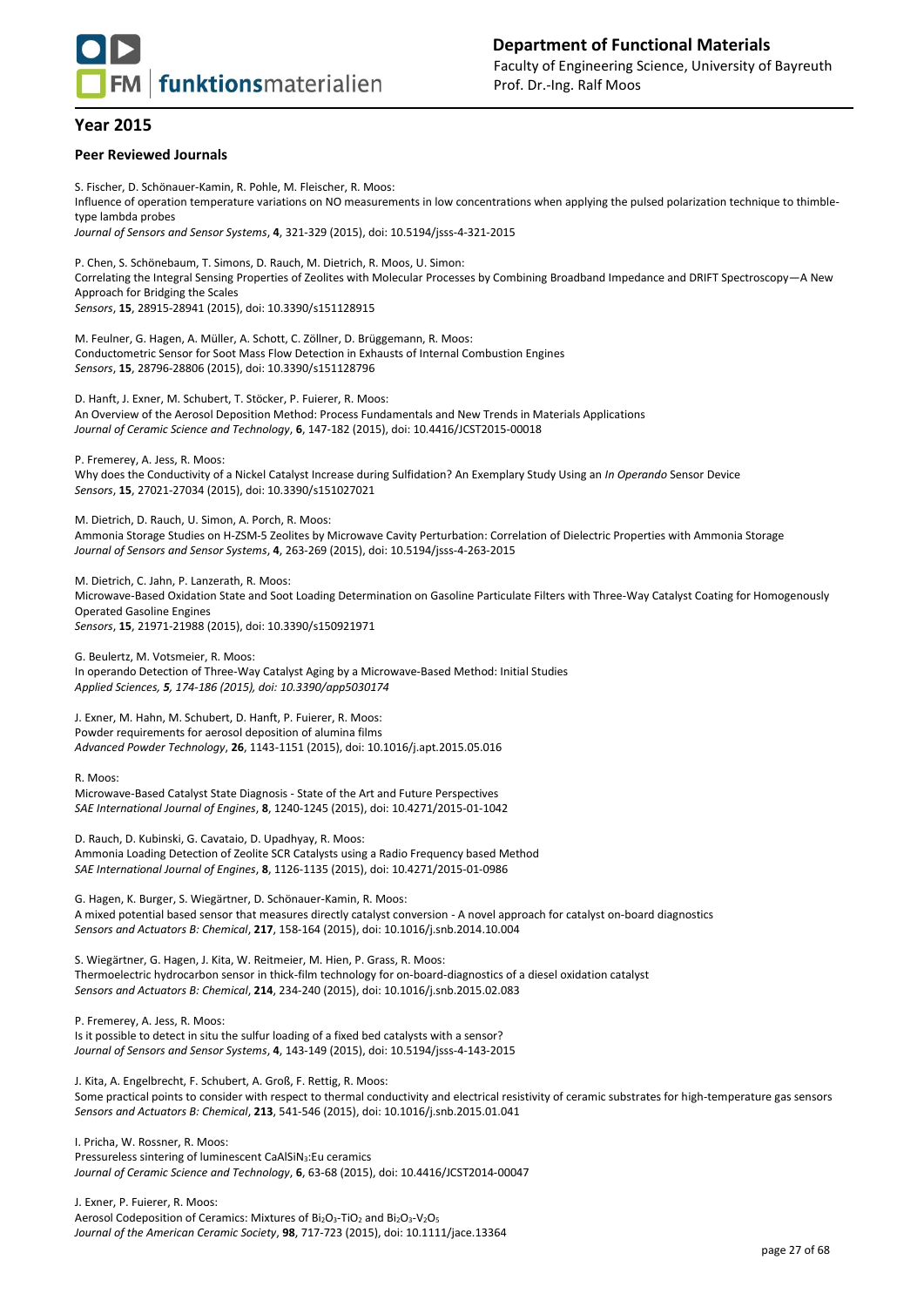## Year 2015

### Peer Reviewed Journals

S. Fischer, D. Schönauer-Kamin, R. Pohle, M. Fleischer, R. Moos:
Influence of operation temperature variations on NO measurements in low concentrations when applying the pulsed polarization technique to thimble-type lambda probes
*Journal of Sensors and Sensor Systems*, **4**, 321-329 (2015), doi: 10.5194/jsss-4-321-2015

P. Chen, S. Schönebaum, T. Simons, D. Rauch, M. Dietrich, R. Moos, U. Simon:
Correlating the Integral Sensing Properties of Zeolites with Molecular Processes by Combining Broadband Impedance and DRIFT Spectroscopy—A New Approach for Bridging the Scales
*Sensors*, **15**, 28915-28941 (2015), doi: 10.3390/s151128915

M. Feulner, G. Hagen, A. Müller, A. Schott, C. Zöllner, D. Brüggemann, R. Moos:
Conductometric Sensor for Soot Mass Flow Detection in Exhausts of Internal Combustion Engines
*Sensors*, **15**, 28796-28806 (2015), doi: 10.3390/s151128796

D. Hanft, J. Exner, M. Schubert, T. Stöcker, P. Fuierer, R. Moos:
An Overview of the Aerosol Deposition Method: Process Fundamentals and New Trends in Materials Applications
*Journal of Ceramic Science and Technology*, **6**, 147-182 (2015), doi: 10.4416/JCST2015-00018

P. Fremerey, A. Jess, R. Moos:
Why does the Conductivity of a Nickel Catalyst Increase during Sulfidation? An Exemplary Study Using an *In Operando* Sensor Device
*Sensors*, **15**, 27021-27034 (2015), doi: 10.3390/s151027021

M. Dietrich, D. Rauch, U. Simon, A. Porch, R. Moos:
Ammonia Storage Studies on H-ZSM-5 Zeolites by Microwave Cavity Perturbation: Correlation of Dielectric Properties with Ammonia Storage
*Journal of Sensors and Sensor Systems*, **4**, 263-269 (2015), doi: 10.5194/jsss-4-263-2015

M. Dietrich, C. Jahn, P. Lanzerath, R. Moos:
Microwave-Based Oxidation State and Soot Loading Determination on Gasoline Particulate Filters with Three-Way Catalyst Coating for Homogenously Operated Gasoline Engines
*Sensors*, **15**, 21971-21988 (2015), doi: 10.3390/s150921971

G. Beulertz, M. Votsmeier, R. Moos:
In operando Detection of Three-Way Catalyst Aging by a Microwave-Based Method: Initial Studies
*Applied Sciences, **5**, 174-186 (2015), doi: 10.3390/app5030174*

J. Exner, M. Hahn, M. Schubert, D. Hanft, P. Fuierer, R. Moos:
Powder requirements for aerosol deposition of alumina films
*Advanced Powder Technology*, **26**, 1143-1151 (2015), doi: 10.1016/j.apt.2015.05.016

R. Moos:
Microwave-Based Catalyst State Diagnosis - State of the Art and Future Perspectives
*SAE International Journal of Engines*, **8**, 1240-1245 (2015), doi: 10.4271/2015-01-1042

D. Rauch, D. Kubinski, G. Cavataio, D. Upadhyay, R. Moos:
Ammonia Loading Detection of Zeolite SCR Catalysts using a Radio Frequency based Method
*SAE International Journal of Engines*, **8**, 1126-1135 (2015), doi: 10.4271/2015-01-0986

G. Hagen, K. Burger, S. Wiegärtner, D. Schönauer-Kamin, R. Moos:
A mixed potential based sensor that measures directly catalyst conversion - A novel approach for catalyst on-board diagnostics
*Sensors and Actuators B: Chemical*, **217**, 158-164 (2015), doi: 10.1016/j.snb.2014.10.004

S. Wiegärtner, G. Hagen, J. Kita, W. Reitmeier, M. Hien, P. Grass, R. Moos:
Thermoelectric hydrocarbon sensor in thick-film technology for on-board-diagnostics of a diesel oxidation catalyst
*Sensors and Actuators B: Chemical*, **214**, 234-240 (2015), doi: 10.1016/j.snb.2015.02.083

P. Fremerey, A. Jess, R. Moos:
Is it possible to detect in situ the sulfur loading of a fixed bed catalysts with a sensor?
*Journal of Sensors and Sensor Systems*, **4**, 143-149 (2015), doi: 10.5194/jsss-4-143-2015

J. Kita, A. Engelbrecht, F. Schubert, A. Groß, F. Rettig, R. Moos:
Some practical points to consider with respect to thermal conductivity and electrical resistivity of ceramic substrates for high-temperature gas sensors
*Sensors and Actuators B: Chemical*, **213**, 541-546 (2015), doi: 10.1016/j.snb.2015.01.041

I. Pricha, W. Rossner, R. Moos:
Pressureless sintering of luminescent $CaAlSiN_3$:Eu ceramics
*Journal of Ceramic Science and Technology*, **6**, 63-68 (2015), doi: 10.4416/JCST2014-00047

J. Exner, P. Fuierer, R. Moos:
Aerosol Codeposition of Ceramics: Mixtures of $Bi_2O_3$-$TiO_2$ and $Bi_2O_3$-$V_2O_5$
*Journal of the American Ceramic Society*, **98**, 717-723 (2015), doi: 10.1111/jace.13364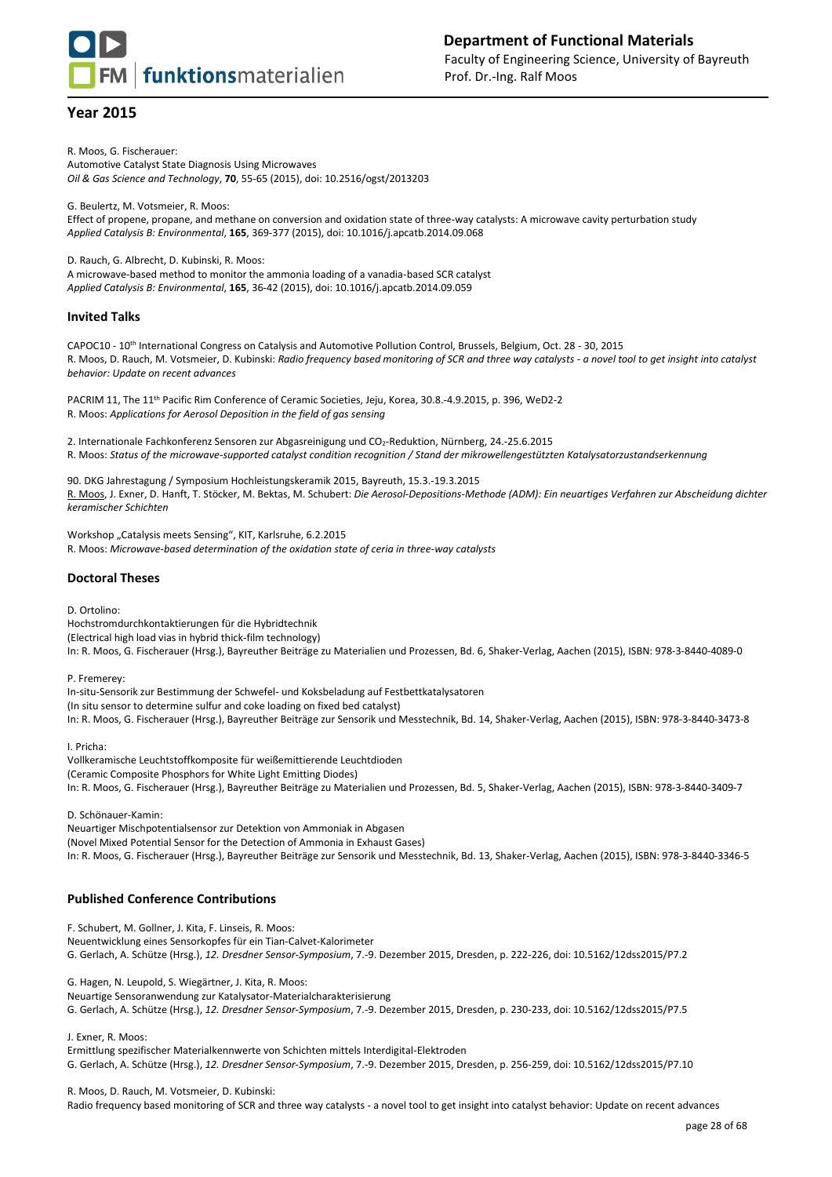## Year 2015

R. Moos, G. Fischerauer:
Automotive Catalyst State Diagnosis Using Microwaves
*Oil & Gas Science and Technology*, **70**, 55-65 (2015), doi: 10.2516/ogst/2013203

G. Beulertz, M. Votsmeier, R. Moos:
Effect of propene, propane, and methane on conversion and oxidation state of three-way catalysts: A microwave cavity perturbation study
*Applied Catalysis B: Environmental*, **165**, 369-377 (2015), doi: 10.1016/j.apcatb.2014.09.068

D. Rauch, G. Albrecht, D. Kubinski, R. Moos:
A microwave-based method to monitor the ammonia loading of a vanadia-based SCR catalyst
*Applied Catalysis B: Environmental*, **165**, 36-42 (2015), doi: 10.1016/j.apcatb.2014.09.059

### Invited Talks

CAPOC10 - 10th International Congress on Catalysis and Automotive Pollution Control, Brussels, Belgium, Oct. 28 - 30, 2015
R. Moos, D. Rauch, M. Votsmeier, D. Kubinski: *Radio frequency based monitoring of SCR and three way catalysts - a novel tool to get insight into catalyst behavior: Update on recent advances*

PACRIM 11, The 11th Pacific Rim Conference of Ceramic Societies, Jeju, Korea, 30.8.-4.9.2015, p. 396, WeD2-2
R. Moos: *Applications for Aerosol Deposition in the field of gas sensing*

2. Internationale Fachkonferenz Sensoren zur Abgasreinigung und $CO_2$-Reduktion, Nürnberg, 24.-25.6.2015
R. Moos: *Status of the microwave-supported catalyst condition recognition / Stand der mikrowellengestützten Katalysatorzustandserkennung*

90. DKG Jahrestagung / Symposium Hochleistungskeramik 2015, Bayreuth, 15.3.-19.3.2015
R. Moos, J. Exner, D. Hanft, T. Stöcker, M. Bektas, M. Schubert: *Die Aerosol-Depositions-Methode (ADM): Ein neuartiges Verfahren zur Abscheidung dichter keramischer Schichten*

Workshop „Catalysis meets Sensing“, KIT, Karlsruhe, 6.2.2015
R. Moos: *Microwave-based determination of the oxidation state of ceria in three-way catalysts*

### Doctoral Theses

D. Ortolino:
Hochstromdurchkontaktierungen für die Hybridtechnik
(Electrical high load vias in hybrid thick-film technology)
In: R. Moos, G. Fischerauer (Hrsg.), Bayreuther Beiträge zu Materialien und Prozessen, Bd. 6, Shaker-Verlag, Aachen (2015), ISBN: 978-3-8440-4089-0

P. Fremerey:
In-situ-Sensorik zur Bestimmung der Schwefel- und Koksbeladung auf Festbettkatalysatoren
(In situ sensor to determine sulfur and coke loading on fixed bed catalyst)
In: R. Moos, G. Fischerauer (Hrsg.), Bayreuther Beiträge zur Sensorik und Messtechnik, Bd. 14, Shaker-Verlag, Aachen (2015), ISBN: 978-3-8440-3473-8

I. Pricha:
Vollkeramische Leuchtstoffkomposite für weißemittierende Leuchtdioden
(Ceramic Composite Phosphors for White Light Emitting Diodes)
In: R. Moos, G. Fischerauer (Hrsg.), Bayreuther Beiträge zu Materialien und Prozessen, Bd. 5, Shaker-Verlag, Aachen (2015), ISBN: 978-3-8440-3409-7

D. Schönauer-Kamin:
Neuartiger Mischpotentialsensor zur Detektion von Ammoniak in Abgasen
(Novel Mixed Potential Sensor for the Detection of Ammonia in Exhaust Gases)
In: R. Moos, G. Fischerauer (Hrsg.), Bayreuther Beiträge zur Sensorik und Messtechnik, Bd. 13, Shaker-Verlag, Aachen (2015), ISBN: 978-3-8440-3346-5

### Published Conference Contributions

F. Schubert, M. Gollner, J. Kita, F. Linseis, R. Moos:
Neuentwicklung eines Sensorkopfes für ein Tian-Calvet-Kalorimeter
G. Gerlach, A. Schütze (Hrsg.), *12. Dresdner Sensor-Symposium*, 7.-9. Dezember 2015, Dresden, p. 222-226, doi: 10.5162/12dss2015/P7.2

G. Hagen, N. Leupold, S. Wiegärtner, J. Kita, R. Moos:
Neuartige Sensoranwendung zur Katalysator-Materialcharakterisierung
G. Gerlach, A. Schütze (Hrsg.), *12. Dresdner Sensor-Symposium*, 7.-9. Dezember 2015, Dresden, p. 230-233, doi: 10.5162/12dss2015/P7.5

J. Exner, R. Moos:
Ermittlung spezifischer Materialkennwerte von Schichten mittels Interdigital-Elektroden
G. Gerlach, A. Schütze (Hrsg.), *12. Dresdner Sensor-Symposium*, 7.-9. Dezember 2015, Dresden, p. 256-259, doi: 10.5162/12dss2015/P7.10

R. Moos, D. Rauch, M. Votsmeier, D. Kubinski:
Radio frequency based monitoring of SCR and three way catalysts - a novel tool to get insight into catalyst behavior: Update on recent advances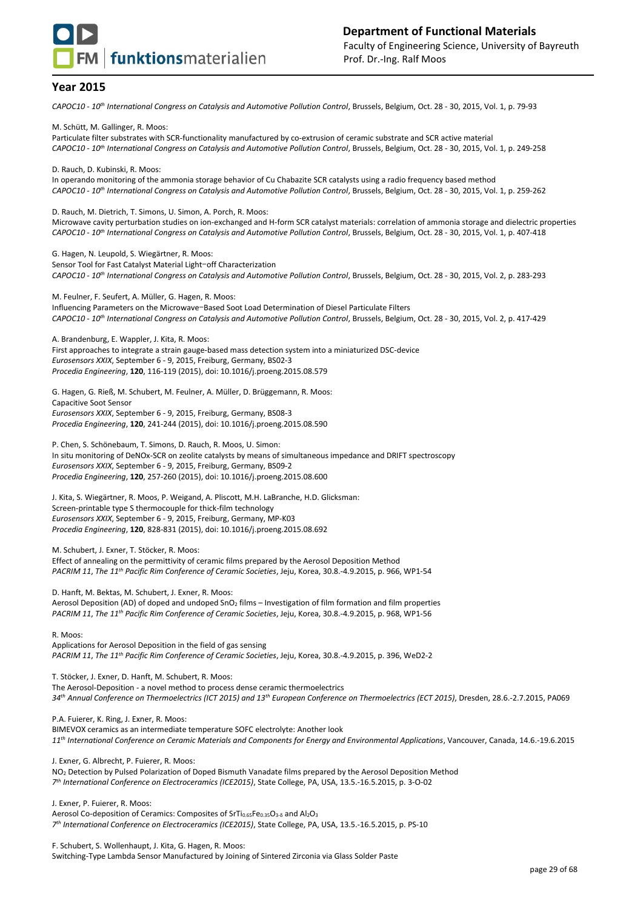## Year 2015

*CAPOC10 - 10th International Congress on Catalysis and Automotive Pollution Control*, Brussels, Belgium, Oct. 28 - 30, 2015, Vol. 1, p. 79-93

M. Schütt, M. Gallinger, R. Moos:
Particulate filter substrates with SCR-functionality manufactured by co-extrusion of ceramic substrate and SCR active material
*CAPOC10 - 10th International Congress on Catalysis and Automotive Pollution Control*, Brussels, Belgium, Oct. 28 - 30, 2015, Vol. 1, p. 249-258

D. Rauch, D. Kubinski, R. Moos:
In operando monitoring of the ammonia storage behavior of Cu Chabazite SCR catalysts using a radio frequency based method
*CAPOC10 - 10th International Congress on Catalysis and Automotive Pollution Control*, Brussels, Belgium, Oct. 28 - 30, 2015, Vol. 1, p. 259-262

D. Rauch, M. Dietrich, T. Simons, U. Simon, A. Porch, R. Moos:
Microwave cavity perturbation studies on ion-exchanged and H-form SCR catalyst materials: correlation of ammonia storage and dielectric properties
*CAPOC10 - 10th International Congress on Catalysis and Automotive Pollution Control*, Brussels, Belgium, Oct. 28 - 30, 2015, Vol. 1, p. 407-418

G. Hagen, N. Leupold, S. Wiegärtner, R. Moos:
Sensor Tool for Fast Catalyst Material Light−off Characterization
*CAPOC10 - 10th International Congress on Catalysis and Automotive Pollution Control*, Brussels, Belgium, Oct. 28 - 30, 2015, Vol. 2, p. 283-293

M. Feulner, F. Seufert, A. Müller, G. Hagen, R. Moos:
Influencing Parameters on the Microwave−Based Soot Load Determination of Diesel Particulate Filters
*CAPOC10 - 10th International Congress on Catalysis and Automotive Pollution Control*, Brussels, Belgium, Oct. 28 - 30, 2015, Vol. 2, p. 417-429

A. Brandenburg, E. Wappler, J. Kita, R. Moos:
First approaches to integrate a strain gauge-based mass detection system into a miniaturized DSC-device
*Eurosensors XXIX*, September 6 - 9, 2015, Freiburg, Germany, BS02-3
*Procedia Engineering*, **120**, 116-119 (2015), doi: 10.1016/j.proeng.2015.08.579

G. Hagen, G. Rieß, M. Schubert, M. Feulner, A. Müller, D. Brüggemann, R. Moos:
Capacitive Soot Sensor
*Eurosensors XXIX*, September 6 - 9, 2015, Freiburg, Germany, BS08-3
*Procedia Engineering*, **120**, 241-244 (2015), doi: 10.1016/j.proeng.2015.08.590

P. Chen, S. Schönebaum, T. Simons, D. Rauch, R. Moos, U. Simon:
In situ monitoring of DeNOx-SCR on zeolite catalysts by means of simultaneous impedance and DRIFT spectroscopy
*Eurosensors XXIX*, September 6 - 9, 2015, Freiburg, Germany, BS09-2
*Procedia Engineering*, **120**, 257-260 (2015), doi: 10.1016/j.proeng.2015.08.600

J. Kita, S. Wiegärtner, R. Moos, P. Weigand, A. Pliscott, M.H. LaBranche, H.D. Glicksman:
Screen-printable type S thermocouple for thick-film technology
*Eurosensors XXIX*, September 6 - 9, 2015, Freiburg, Germany, MP-K03
*Procedia Engineering*, **120**, 828-831 (2015), doi: 10.1016/j.proeng.2015.08.692

M. Schubert, J. Exner, T. Stöcker, R. Moos:
Effect of annealing on the permittivity of ceramic films prepared by the Aerosol Deposition Method
*PACRIM 11, The 11th Pacific Rim Conference of Ceramic Societies*, Jeju, Korea, 30.8.-4.9.2015, p. 966, WP1-54

D. Hanft, M. Bektas, M. Schubert, J. Exner, R. Moos:
Aerosol Deposition (AD) of doped and undoped $SnO_2$ films – Investigation of film formation and film properties
*PACRIM 11, The 11th Pacific Rim Conference of Ceramic Societies*, Jeju, Korea, 30.8.-4.9.2015, p. 968, WP1-56

R. Moos:
Applications for Aerosol Deposition in the field of gas sensing
*PACRIM 11, The 11th Pacific Rim Conference of Ceramic Societies*, Jeju, Korea, 30.8.-4.9.2015, p. 396, WeD2-2

T. Stöcker, J. Exner, D. Hanft, M. Schubert, R. Moos:
The Aerosol-Deposition - a novel method to process dense ceramic thermoelectrics
*34th Annual Conference on Thermoelectrics (ICT 2015) and 13th European Conference on Thermoelectrics (ECT 2015)*, Dresden, 28.6.-2.7.2015, PA069

P.A. Fuierer, K. Ring, J. Exner, R. Moos:
BIMEVOX ceramics as an intermediate temperature SOFC electrolyte: Another look
*11th International Conference on Ceramic Materials and Components for Energy and Environmental Applications*, Vancouver, Canada, 14.6.-19.6.2015

J. Exner, G. Albrecht, P. Fuierer, R. Moos:
$NO_2$ Detection by Pulsed Polarization of Doped Bismuth Vanadate films prepared by the Aerosol Deposition Method
*7th International Conference on Electroceramics (ICE2015)*, State College, PA, USA, 13.5.-16.5.2015, p. 3-O-02

J. Exner, P. Fuierer, R. Moos:
Aerosol Co-deposition of Ceramics: Composites of $SrTi_{0.65}Fe_{0.35}O_{3-\delta}$ and $Al_2O_3$
*7th International Conference on Electroceramics (ICE2015)*, State College, PA, USA, 13.5.-16.5.2015, p. PS-10

F. Schubert, S. Wollenhaupt, J. Kita, G. Hagen, R. Moos:
Switching-Type Lambda Sensor Manufactured by Joining of Sintered Zirconia via Glass Solder Paste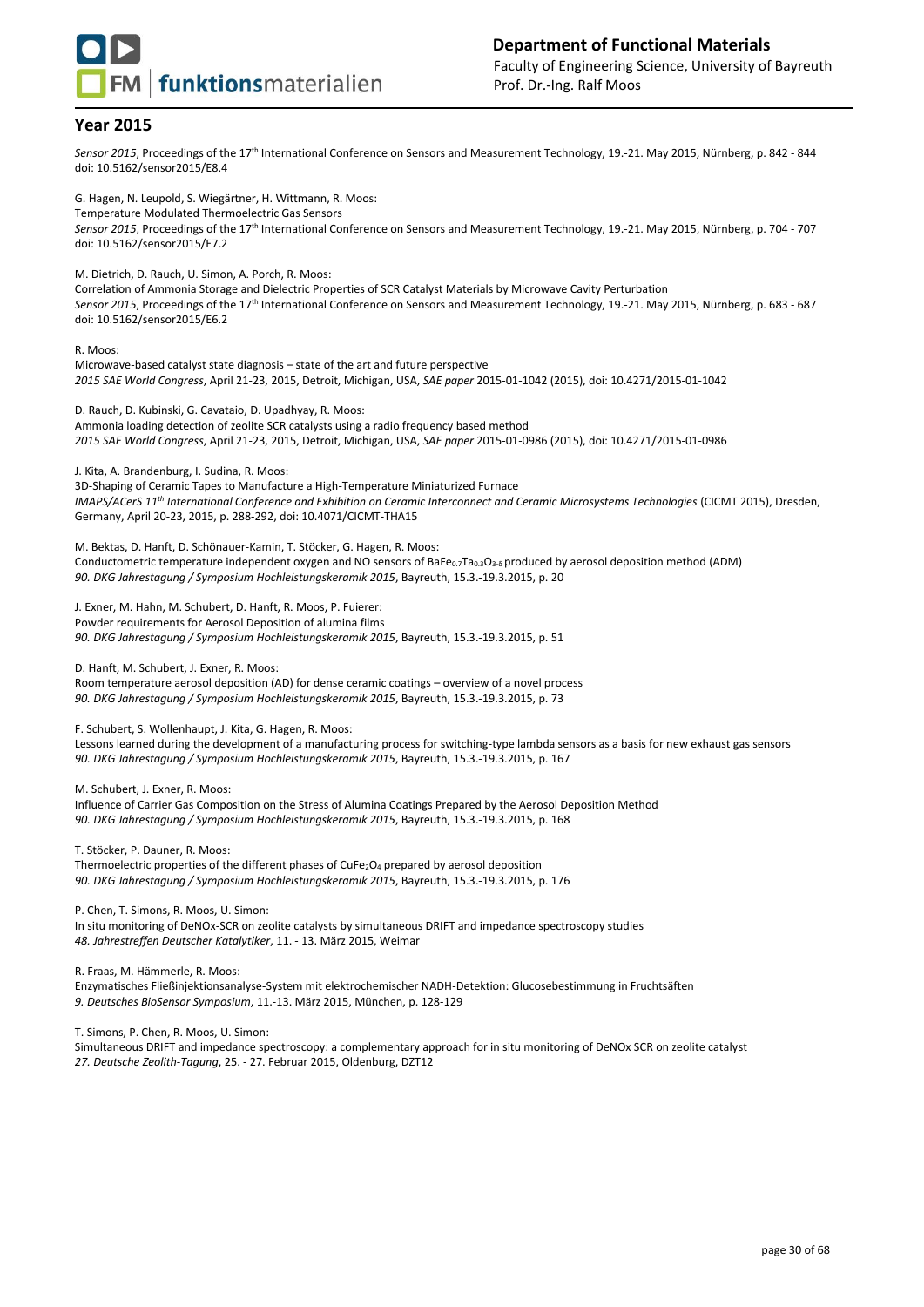## Year 2015

*Sensor 2015*, Proceedings of the 17th International Conference on Sensors and Measurement Technology, 19.-21. May 2015, Nürnberg, p. 842 - 844
doi: 10.5162/sensor2015/E8.4

G. Hagen, N. Leupold, S. Wiegärtner, H. Wittmann, R. Moos:
Temperature Modulated Thermoelectric Gas Sensors
*Sensor 2015*, Proceedings of the 17th International Conference on Sensors and Measurement Technology, 19.-21. May 2015, Nürnberg, p. 704 - 707
doi: 10.5162/sensor2015/E7.2

M. Dietrich, D. Rauch, U. Simon, A. Porch, R. Moos:
Correlation of Ammonia Storage and Dielectric Properties of SCR Catalyst Materials by Microwave Cavity Perturbation
*Sensor 2015*, Proceedings of the 17th International Conference on Sensors and Measurement Technology, 19.-21. May 2015, Nürnberg, p. 683 - 687
doi: 10.5162/sensor2015/E6.2

R. Moos:
Microwave-based catalyst state diagnosis – state of the art and future perspective
*2015 SAE World Congress*, April 21-23, 2015, Detroit, Michigan, USA, *SAE paper* 2015-01-1042 (2015), doi: 10.4271/2015-01-1042

D. Rauch, D. Kubinski, G. Cavataio, D. Upadhyay, R. Moos:
Ammonia loading detection of zeolite SCR catalysts using a radio frequency based method
*2015 SAE World Congress*, April 21-23, 2015, Detroit, Michigan, USA, *SAE paper* 2015-01-0986 (2015), doi: 10.4271/2015-01-0986

J. Kita, A. Brandenburg, I. Sudina, R. Moos:
3D-Shaping of Ceramic Tapes to Manufacture a High-Temperature Miniaturized Furnace
*IMAPS/ACerS 11th International Conference and Exhibition on Ceramic Interconnect and Ceramic Microsystems Technologies* (CICMT 2015), Dresden, Germany, April 20-23, 2015, p. 288-292, doi: 10.4071/CICMT-THA15

M. Bektas, D. Hanft, D. Schönauer-Kamin, T. Stöcker, G. Hagen, R. Moos:
Conductometric temperature independent oxygen and NO sensors of $BaFe_{0.7}Ta_{0.3}O_{3-\delta}$ produced by aerosol deposition method (ADM)
*90. DKG Jahrestagung / Symposium Hochleistungskeramik 2015*, Bayreuth, 15.3.-19.3.2015, p. 20

J. Exner, M. Hahn, M. Schubert, D. Hanft, R. Moos, P. Fuierer:
Powder requirements for Aerosol Deposition of alumina films
*90. DKG Jahrestagung / Symposium Hochleistungskeramik 2015*, Bayreuth, 15.3.-19.3.2015, p. 51

D. Hanft, M. Schubert, J. Exner, R. Moos:
Room temperature aerosol deposition (AD) for dense ceramic coatings – overview of a novel process
*90. DKG Jahrestagung / Symposium Hochleistungskeramik 2015*, Bayreuth, 15.3.-19.3.2015, p. 73

F. Schubert, S. Wollenhaupt, J. Kita, G. Hagen, R. Moos:
Lessons learned during the development of a manufacturing process for switching-type lambda sensors as a basis for new exhaust gas sensors
*90. DKG Jahrestagung / Symposium Hochleistungskeramik 2015*, Bayreuth, 15.3.-19.3.2015, p. 167

M. Schubert, J. Exner, R. Moos:
Influence of Carrier Gas Composition on the Stress of Alumina Coatings Prepared by the Aerosol Deposition Method
*90. DKG Jahrestagung / Symposium Hochleistungskeramik 2015*, Bayreuth, 15.3.-19.3.2015, p. 168

T. Stöcker, P. Dauner, R. Moos:
Thermoelectric properties of the different phases of $CuFe_2O_4$ prepared by aerosol deposition
*90. DKG Jahrestagung / Symposium Hochleistungskeramik 2015*, Bayreuth, 15.3.-19.3.2015, p. 176

P. Chen, T. Simons, R. Moos, U. Simon:
In situ monitoring of DeNOx-SCR on zeolite catalysts by simultaneous DRIFT and impedance spectroscopy studies
*48. Jahrestreffen Deutscher Katalytiker*, 11. - 13. März 2015, Weimar

R. Fraas, M. Hämmerle, R. Moos:
Enzymatisches Fließinjektionsanalyse-System mit elektrochemischer NADH-Detektion: Glucosebestimmung in Fruchtsäften
*9. Deutsches BioSensor Symposium*, 11.-13. März 2015, München, p. 128-129

T. Simons, P. Chen, R. Moos, U. Simon:
Simultaneous DRIFT and impedance spectroscopy: a complementary approach for in situ monitoring of DeNOx SCR on zeolite catalyst
*27. Deutsche Zeolith-Tagung*, 25. - 27. Februar 2015, Oldenburg, DZT12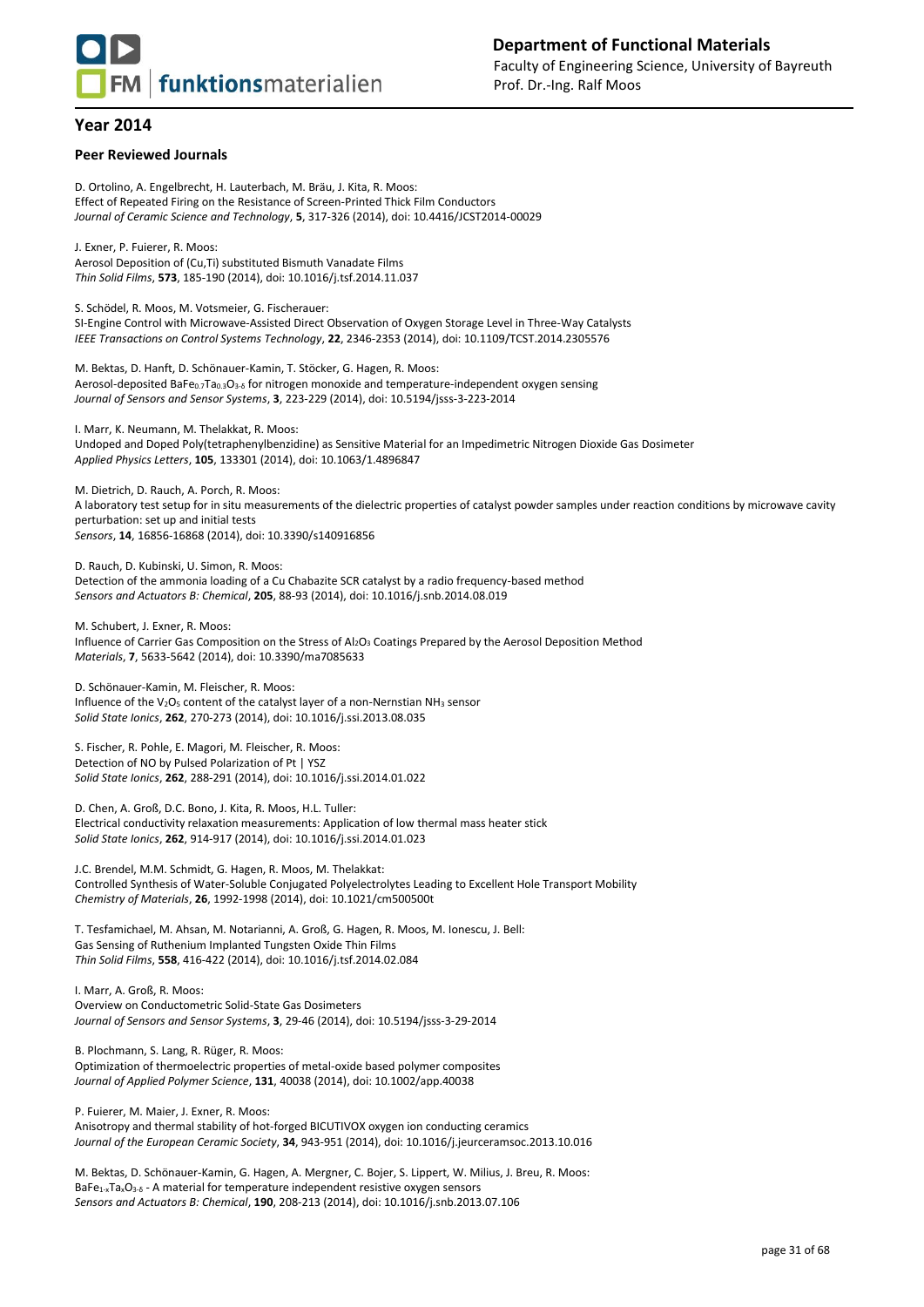## Year 2014

### Peer Reviewed Journals

D. Ortolino, A. Engelbrecht, H. Lauterbach, M. Bräu, J. Kita, R. Moos:
Effect of Repeated Firing on the Resistance of Screen-Printed Thick Film Conductors
*Journal of Ceramic Science and Technology*, **5**, 317-326 (2014), doi: 10.4416/JCST2014-00029

J. Exner, P. Fuierer, R. Moos:
Aerosol Deposition of (Cu,Ti) substituted Bismuth Vanadate Films
*Thin Solid Films*, **573**, 185-190 (2014), doi: 10.1016/j.tsf.2014.11.037

S. Schödel, R. Moos, M. Votsmeier, G. Fischerauer:
SI-Engine Control with Microwave-Assisted Direct Observation of Oxygen Storage Level in Three-Way Catalysts
*IEEE Transactions on Control Systems Technology*, **22**, 2346-2353 (2014), doi: 10.1109/TCST.2014.2305576

M. Bektas, D. Hanft, D. Schönauer-Kamin, T. Stöcker, G. Hagen, R. Moos:
Aerosol-deposited $BaFe_{0.7}Ta_{0.3}O_{3-\delta}$ for nitrogen monoxide and temperature-independent oxygen sensing
*Journal of Sensors and Sensor Systems*, **3**, 223-229 (2014), doi: 10.5194/jsss-3-223-2014

I. Marr, K. Neumann, M. Thelakkat, R. Moos:
Undoped and Doped Poly(tetraphenylbenzidine) as Sensitive Material for an Impedimetric Nitrogen Dioxide Gas Dosimeter
*Applied Physics Letters*, **105**, 133301 (2014), doi: 10.1063/1.4896847

M. Dietrich, D. Rauch, A. Porch, R. Moos:
A laboratory test setup for in situ measurements of the dielectric properties of catalyst powder samples under reaction conditions by microwave cavity perturbation: set up and initial tests
*Sensors*, **14**, 16856-16868 (2014), doi: 10.3390/s140916856

D. Rauch, D. Kubinski, U. Simon, R. Moos:
Detection of the ammonia loading of a Cu Chabazite SCR catalyst by a radio frequency-based method
*Sensors and Actuators B: Chemical*, **205**, 88-93 (2014), doi: 10.1016/j.snb.2014.08.019

M. Schubert, J. Exner, R. Moos:
Influence of Carrier Gas Composition on the Stress of $Al_2O_3$ Coatings Prepared by the Aerosol Deposition Method
*Materials*, **7**, 5633-5642 (2014), doi: 10.3390/ma7085633

D. Schönauer-Kamin, M. Fleischer, R. Moos:
Influence of the $V_2O_5$ content of the catalyst layer of a non-Nernstian $NH_3$ sensor
*Solid State Ionics*, **262**, 270-273 (2014), doi: 10.1016/j.ssi.2013.08.035

S. Fischer, R. Pohle, E. Magori, M. Fleischer, R. Moos:
Detection of NO by Pulsed Polarization of Pt | YSZ
*Solid State Ionics*, **262**, 288-291 (2014), doi: 10.1016/j.ssi.2014.01.022

D. Chen, A. Groß, D.C. Bono, J. Kita, R. Moos, H.L. Tuller:
Electrical conductivity relaxation measurements: Application of low thermal mass heater stick
*Solid State Ionics*, **262**, 914-917 (2014), doi: 10.1016/j.ssi.2014.01.023

J.C. Brendel, M.M. Schmidt, G. Hagen, R. Moos, M. Thelakkat:
Controlled Synthesis of Water-Soluble Conjugated Polyelectrolytes Leading to Excellent Hole Transport Mobility
*Chemistry of Materials*, **26**, 1992-1998 (2014), doi: 10.1021/cm500500t

T. Tesfamichael, M. Ahsan, M. Notarianni, A. Groß, G. Hagen, R. Moos, M. Ionescu, J. Bell:
Gas Sensing of Ruthenium Implanted Tungsten Oxide Thin Films
*Thin Solid Films*, **558**, 416-422 (2014), doi: 10.1016/j.tsf.2014.02.084

I. Marr, A. Groß, R. Moos:
Overview on Conductometric Solid-State Gas Dosimeters
*Journal of Sensors and Sensor Systems*, **3**, 29-46 (2014), doi: 10.5194/jsss-3-29-2014

B. Plochmann, S. Lang, R. Rüger, R. Moos:
Optimization of thermoelectric properties of metal-oxide based polymer composites
*Journal of Applied Polymer Science*, **131**, 40038 (2014), doi: 10.1002/app.40038

P. Fuierer, M. Maier, J. Exner, R. Moos:
Anisotropy and thermal stability of hot-forged BICUTIVOX oxygen ion conducting ceramics
*Journal of the European Ceramic Society*, **34**, 943-951 (2014), doi: 10.1016/j.jeurceramsoc.2013.10.016

M. Bektas, D. Schönauer-Kamin, G. Hagen, A. Mergner, C. Bojer, S. Lippert, W. Milius, J. Breu, R. Moos:
$BaFe_{1-x}Ta_xO_{3-\delta}$ - A material for temperature independent resistive oxygen sensors
*Sensors and Actuators B: Chemical*, **190**, 208-213 (2014), doi: 10.1016/j.snb.2013.07.106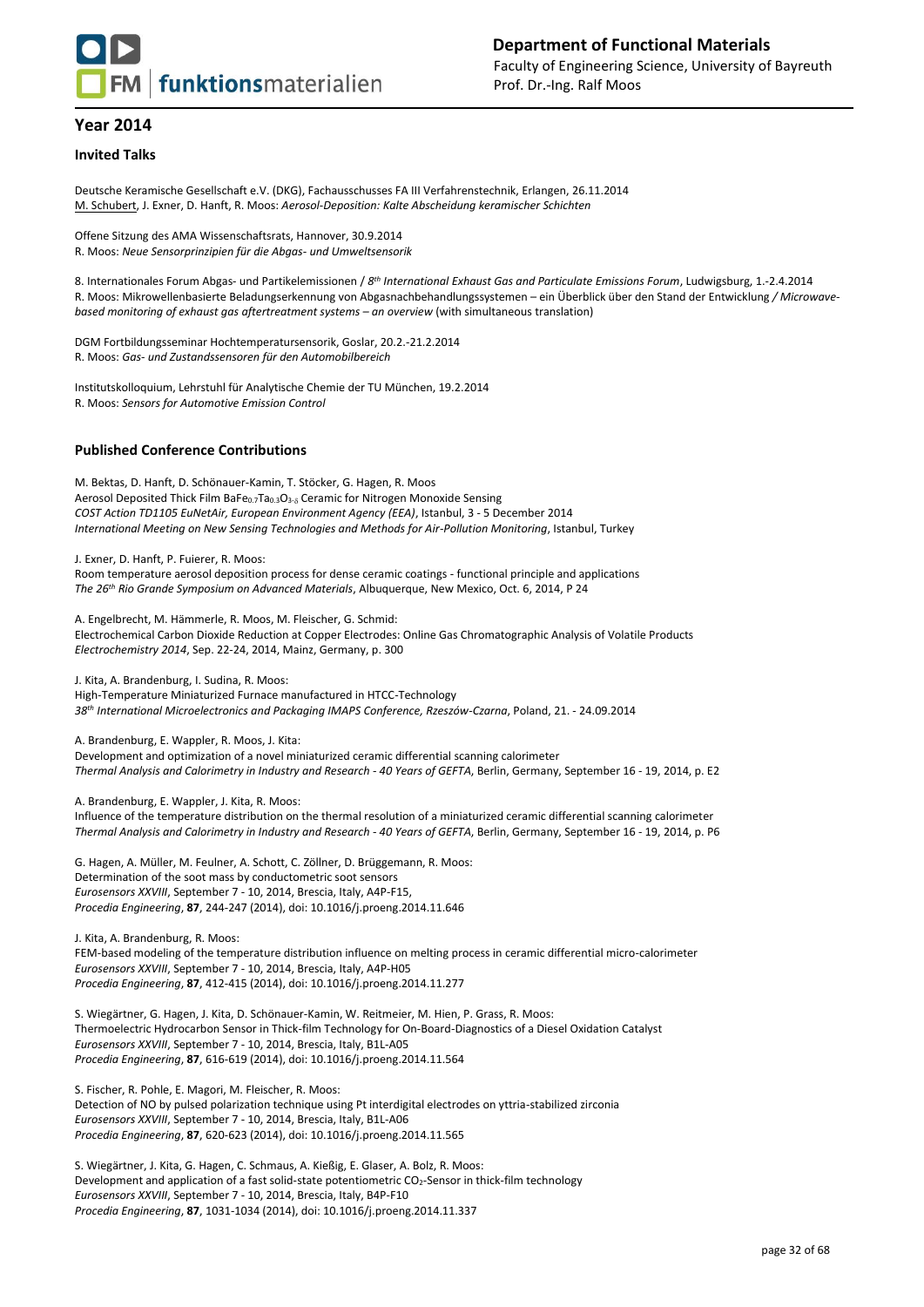## Year 2014

### Invited Talks

Deutsche Keramische Gesellschaft e.V. (DKG), Fachausschusses FA III Verfahrenstechnik, Erlangen, 26.11.2014
M. Schubert, J. Exner, D. Hanft, R. Moos: *Aerosol-Deposition: Kalte Abscheidung keramischer Schichten*

Offene Sitzung des AMA Wissenschaftsrats, Hannover, 30.9.2014
R. Moos: *Neue Sensorprinzipien für die Abgas- und Umweltsensorik*

8. Internationales Forum Abgas- und Partikelemissionen / *8th International Exhaust Gas and Particulate Emissions Forum*, Ludwigsburg, 1.-2.4.2014
R. Moos: Mikrowellenbasierte Beladungserkennung von Abgasnachbehandlungssystemen – ein Überblick über den Stand der Entwicklung */ Microwave-based monitoring of exhaust gas aftertreatment systems – an overview* (with simultaneous translation)

DGM Fortbildungsseminar Hochtemperatursensorik, Goslar, 20.2.-21.2.2014
R. Moos: *Gas- und Zustandssensoren für den Automobilbereich*

Institutskolloquium, Lehrstuhl für Analytische Chemie der TU München, 19.2.2014
R. Moos: *Sensors for Automotive Emission Control*

### Published Conference Contributions

M. Bektas, D. Hanft, D. Schönauer-Kamin, T. Stöcker, G. Hagen, R. Moos
Aerosol Deposited Thick Film $BaFe_{0.7}Ta_{0.3}O_{3-\delta}$ Ceramic for Nitrogen Monoxide Sensing
*COST Action TD1105 EuNetAir, European Environment Agency (EEA)*, Istanbul, 3 - 5 December 2014
*International Meeting on New Sensing Technologies and Methods for Air-Pollution Monitoring*, Istanbul, Turkey

J. Exner, D. Hanft, P. Fuierer, R. Moos:
Room temperature aerosol deposition process for dense ceramic coatings - functional principle and applications
*The 26th Rio Grande Symposium on Advanced Materials*, Albuquerque, New Mexico, Oct. 6, 2014, P 24

A. Engelbrecht, M. Hämmerle, R. Moos, M. Fleischer, G. Schmid:
Electrochemical Carbon Dioxide Reduction at Copper Electrodes: Online Gas Chromatographic Analysis of Volatile Products
*Electrochemistry 2014*, Sep. 22-24, 2014, Mainz, Germany, p. 300

J. Kita, A. Brandenburg, I. Sudina, R. Moos:
High-Temperature Miniaturized Furnace manufactured in HTCC-Technology
*38th International Microelectronics and Packaging IMAPS Conference, Rzeszów-Czarna*, Poland, 21. - 24.09.2014

A. Brandenburg, E. Wappler, R. Moos, J. Kita:
Development and optimization of a novel miniaturized ceramic differential scanning calorimeter
*Thermal Analysis and Calorimetry in Industry and Research - 40 Years of GEFTA*, Berlin, Germany, September 16 - 19, 2014, p. E2

A. Brandenburg, E. Wappler, J. Kita, R. Moos:
Influence of the temperature distribution on the thermal resolution of a miniaturized ceramic differential scanning calorimeter
*Thermal Analysis and Calorimetry in Industry and Research - 40 Years of GEFTA*, Berlin, Germany, September 16 - 19, 2014, p. P6

G. Hagen, A. Müller, M. Feulner, A. Schott, C. Zöllner, D. Brüggemann, R. Moos:
Determination of the soot mass by conductometric soot sensors
*Eurosensors XXVIII*, September 7 - 10, 2014, Brescia, Italy, A4P-F15,
*Procedia Engineering*, **87**, 244-247 (2014), doi: 10.1016/j.proeng.2014.11.646

J. Kita, A. Brandenburg, R. Moos:
FEM-based modeling of the temperature distribution influence on melting process in ceramic differential micro-calorimeter
*Eurosensors XXVIII*, September 7 - 10, 2014, Brescia, Italy, A4P-H05
*Procedia Engineering*, **87**, 412-415 (2014), doi: 10.1016/j.proeng.2014.11.277

S. Wiegärtner, G. Hagen, J. Kita, D. Schönauer-Kamin, W. Reitmeier, M. Hien, P. Grass, R. Moos:
Thermoelectric Hydrocarbon Sensor in Thick-film Technology for On-Board-Diagnostics of a Diesel Oxidation Catalyst
*Eurosensors XXVIII*, September 7 - 10, 2014, Brescia, Italy, B1L-A05
*Procedia Engineering*, **87**, 616-619 (2014), doi: 10.1016/j.proeng.2014.11.564

S. Fischer, R. Pohle, E. Magori, M. Fleischer, R. Moos:
Detection of NO by pulsed polarization technique using Pt interdigital electrodes on yttria-stabilized zirconia
*Eurosensors XXVIII*, September 7 - 10, 2014, Brescia, Italy, B1L-A06
*Procedia Engineering*, **87**, 620-623 (2014), doi: 10.1016/j.proeng.2014.11.565

S. Wiegärtner, J. Kita, G. Hagen, C. Schmaus, A. Kießig, E. Glaser, A. Bolz, R. Moos:
Development and application of a fast solid-state potentiometric $CO_2$-Sensor in thick-film technology
*Eurosensors XXVIII*, September 7 - 10, 2014, Brescia, Italy, B4P-F10
*Procedia Engineering*, **87**, 1031-1034 (2014), doi: 10.1016/j.proeng.2014.11.337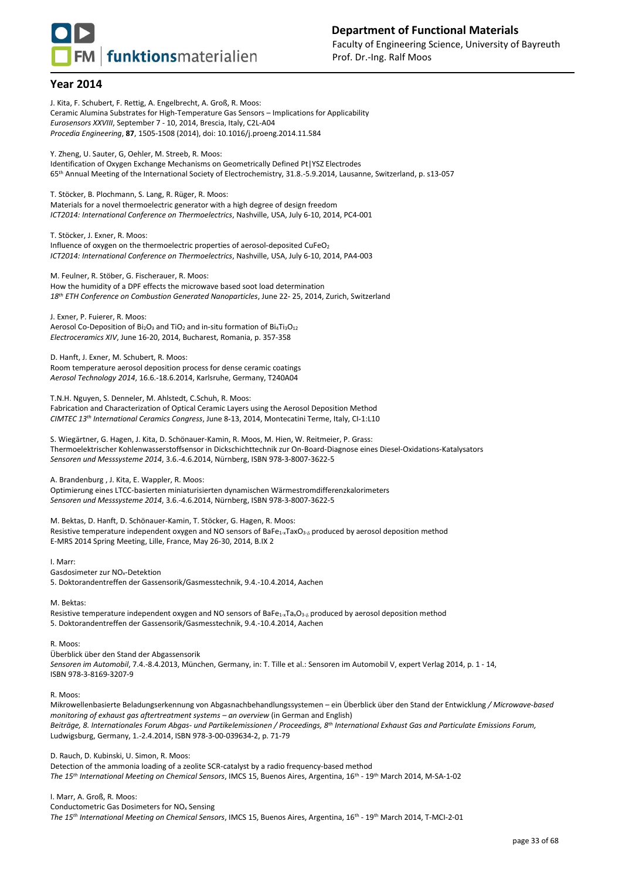## Year 2014

J. Kita, F. Schubert, F. Rettig, A. Engelbrecht, A. Groß, R. Moos:
Ceramic Alumina Substrates for High-Temperature Gas Sensors – Implications for Applicability
*Eurosensors XXVIII*, September 7 - 10, 2014, Brescia, Italy, C2L-A04
*Procedia Engineering*, **87**, 1505-1508 (2014), doi: 10.1016/j.proeng.2014.11.584

Y. Zheng, U. Sauter, G, Oehler, M. Streeb, R. Moos:
Identification of Oxygen Exchange Mechanisms on Geometrically Defined Pt|YSZ Electrodes
65th Annual Meeting of the International Society of Electrochemistry, 31.8.-5.9.2014, Lausanne, Switzerland, p. s13-057

T. Stöcker, B. Plochmann, S. Lang, R. Rüger, R. Moos:
Materials for a novel thermoelectric generator with a high degree of design freedom
*ICT2014: International Conference on Thermoelectrics*, Nashville, USA, July 6-10, 2014, PC4-001

T. Stöcker, J. Exner, R. Moos:
Influence of oxygen on the thermoelectric properties of aerosol-deposited $CuFeO_2$
*ICT2014: International Conference on Thermoelectrics*, Nashville, USA, July 6-10, 2014, PA4-003

M. Feulner, R. Stöber, G. Fischerauer, R. Moos:
How the humidity of a DPF effects the microwave based soot load determination
*18th ETH Conference on Combustion Generated Nanoparticles*, June 22- 25, 2014, Zurich, Switzerland

J. Exner, P. Fuierer, R. Moos:
Aerosol Co-Deposition of $Bi_2O_3$ and $TiO_2$ and in-situ formation of $Bi_4Ti_3O_{12}$
*Electroceramics XIV*, June 16-20, 2014, Bucharest, Romania, p. 357-358

D. Hanft, J. Exner, M. Schubert, R. Moos:
Room temperature aerosol deposition process for dense ceramic coatings
*Aerosol Technology 2014*, 16.6.-18.6.2014, Karlsruhe, Germany, T240A04

T.N.H. Nguyen, S. Denneler, M. Ahlstedt, C.Schuh, R. Moos:
Fabrication and Characterization of Optical Ceramic Layers using the Aerosol Deposition Method
*CIMTEC 13th International Ceramics Congress*, June 8-13, 2014, Montecatini Terme, Italy, CI-1:L10

S. Wiegärtner, G. Hagen, J. Kita, D. Schönauer-Kamin, R. Moos, M. Hien, W. Reitmeier, P. Grass:
Thermoelektrischer Kohlenwasserstoffsensor in Dickschichttechnik zur On-Board-Diagnose eines Diesel-Oxidations-Katalysators
*Sensoren und Messsysteme 2014*, 3.6.-4.6.2014, Nürnberg, ISBN 978-3-8007-3622-5

A. Brandenburg , J. Kita, E. Wappler, R. Moos:
Optimierung eines LTCC-basierten miniaturisierten dynamischen Wärmestromdifferenzkalorimeters
*Sensoren und Messsysteme 2014*, 3.6.-4.6.2014, Nürnberg, ISBN 978-3-8007-3622-5

M. Bektas, D. Hanft, D. Schönauer-Kamin, T. Stöcker, G. Hagen, R. Moos:
Resistive temperature independent oxygen and NO sensors of $BaFe_{1-x}TaxO_{3-\delta}$ produced by aerosol deposition method
E-MRS 2014 Spring Meeting, Lille, France, May 26-30, 2014, B.IX 2

I. Marr:
Gasdosimeter zur $NO_x$-Detektion
5. Doktorandentreffen der Gassensorik/Gasmesstechnik, 9.4.-10.4.2014, Aachen

M. Bektas:
Resistive temperature independent oxygen and NO sensors of $BaFe_{1-x}Ta_xO_{3-\delta}$ produced by aerosol deposition method
5. Doktorandentreffen der Gassensorik/Gasmesstechnik, 9.4.-10.4.2014, Aachen

R. Moos:
Überblick über den Stand der Abgassensorik
*Sensoren im Automobil*, 7.4.-8.4.2013, München, Germany, in: T. Tille et al.: Sensoren im Automobil V, expert Verlag 2014, p. 1 - 14, ISBN 978-3-8169-3207-9

R. Moos:
Mikrowellenbasierte Beladungserkennung von Abgasnachbehandlungssystemen – ein Überblick über den Stand der Entwicklung */ Microwave-based monitoring of exhaust gas aftertreatment systems – an overview* (in German and English)
*Beiträge, 8. Internationales Forum Abgas- und Partikelemissionen / Proceedings, 8th International Exhaust Gas and Particulate Emissions Forum,* Ludwigsburg, Germany, 1.-2.4.2014, ISBN 978-3-00-039634-2, p. 71-79

D. Rauch, D. Kubinski, U. Simon, R. Moos:
Detection of the ammonia loading of a zeolite SCR-catalyst by a radio frequency-based method
*The 15th International Meeting on Chemical Sensors*, IMCS 15, Buenos Aires, Argentina, 16th - 19th March 2014, M-SA-1-02

I. Marr, A. Groß, R. Moos:
Conductometric Gas Dosimeters for $NO_x$ Sensing
*The 15th International Meeting on Chemical Sensors*, IMCS 15, Buenos Aires, Argentina, 16th - 19th March 2014, T-MCI-2-01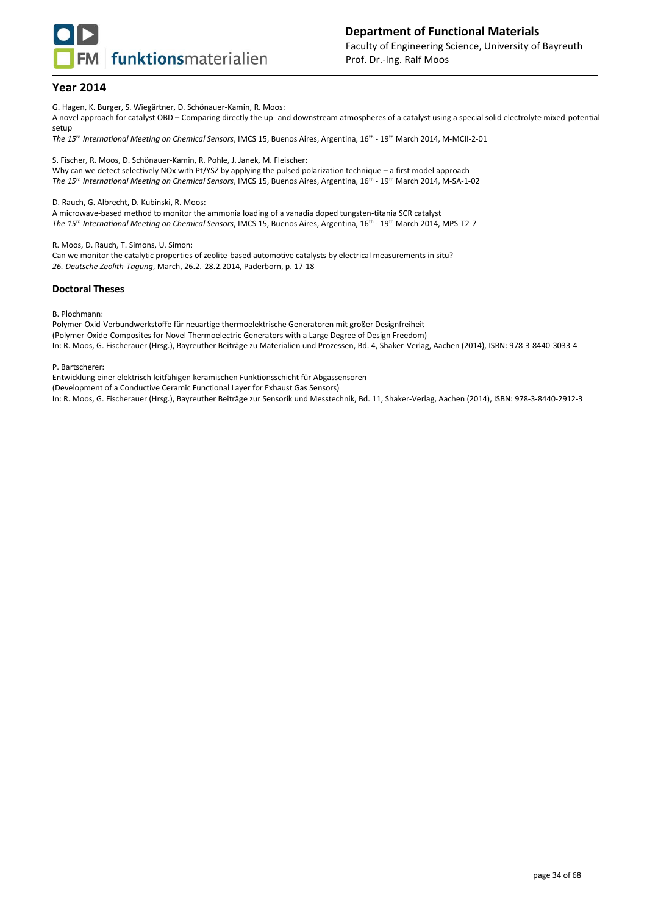## Year 2014

G. Hagen, K. Burger, S. Wiegärtner, D. Schönauer-Kamin, R. Moos:
A novel approach for catalyst OBD – Comparing directly the up- and downstream atmospheres of a catalyst using a special solid electrolyte mixed-potential setup
*The 15th International Meeting on Chemical Sensors*, IMCS 15, Buenos Aires, Argentina, 16th - 19th March 2014, M-MCII-2-01

S. Fischer, R. Moos, D. Schönauer-Kamin, R. Pohle, J. Janek, M. Fleischer:
Why can we detect selectively NOx with Pt/YSZ by applying the pulsed polarization technique – a first model approach
*The 15th International Meeting on Chemical Sensors*, IMCS 15, Buenos Aires, Argentina, 16th - 19th March 2014, M-SA-1-02

D. Rauch, G. Albrecht, D. Kubinski, R. Moos:
A microwave-based method to monitor the ammonia loading of a vanadia doped tungsten-titania SCR catalyst
*The 15th International Meeting on Chemical Sensors*, IMCS 15, Buenos Aires, Argentina, 16th - 19th March 2014, MPS-T2-7

R. Moos, D. Rauch, T. Simons, U. Simon:
Can we monitor the catalytic properties of zeolite-based automotive catalysts by electrical measurements in situ?
*26. Deutsche Zeolith-Tagung*, March, 26.2.-28.2.2014, Paderborn, p. 17-18

### Doctoral Theses

B. Plochmann:
Polymer-Oxid-Verbundwerkstoffe für neuartige thermoelektrische Generatoren mit großer Designfreiheit
(Polymer-Oxide-Composites for Novel Thermoelectric Generators with a Large Degree of Design Freedom)
In: R. Moos, G. Fischerauer (Hrsg.), Bayreuther Beiträge zu Materialien und Prozessen, Bd. 4, Shaker-Verlag, Aachen (2014), ISBN: 978-3-8440-3033-4

P. Bartscherer:
Entwicklung einer elektrisch leitfähigen keramischen Funktionsschicht für Abgassensoren
(Development of a Conductive Ceramic Functional Layer for Exhaust Gas Sensors)
In: R. Moos, G. Fischerauer (Hrsg.), Bayreuther Beiträge zur Sensorik und Messtechnik, Bd. 11, Shaker-Verlag, Aachen (2014), ISBN: 978-3-8440-2912-3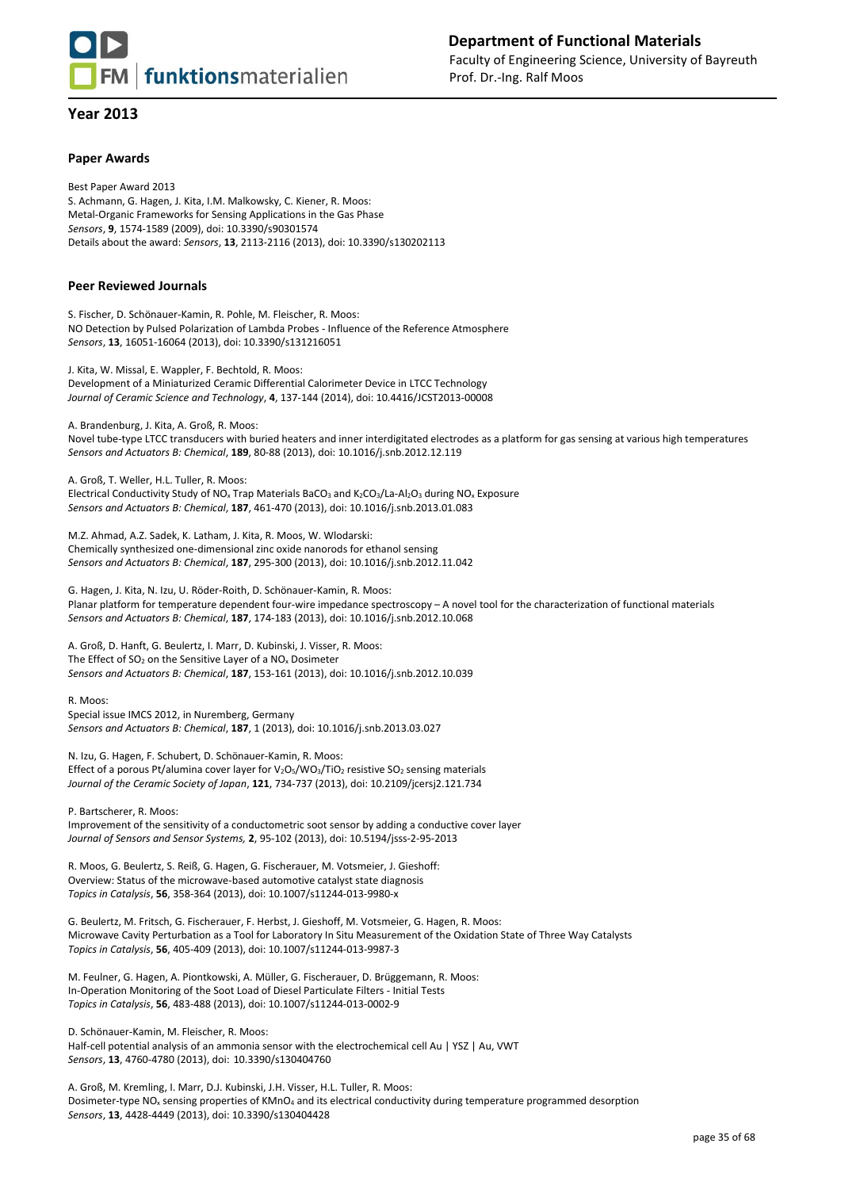## Year 2013

### Paper Awards

Best Paper Award 2013
S. Achmann, G. Hagen, J. Kita, I.M. Malkowsky, C. Kiener, R. Moos:
Metal-Organic Frameworks for Sensing Applications in the Gas Phase
*Sensors*, **9**, 1574-1589 (2009), doi: 10.3390/s90301574
Details about the award: *Sensors*, **13**, 2113-2116 (2013), doi: 10.3390/s130202113

### Peer Reviewed Journals

S. Fischer, D. Schönauer-Kamin, R. Pohle, M. Fleischer, R. Moos:
NO Detection by Pulsed Polarization of Lambda Probes - Influence of the Reference Atmosphere
*Sensors*, **13**, 16051-16064 (2013), doi: 10.3390/s131216051

J. Kita, W. Missal, E. Wappler, F. Bechtold, R. Moos:
Development of a Miniaturized Ceramic Differential Calorimeter Device in LTCC Technology
*Journal of Ceramic Science and Technology*, **4**, 137-144 (2014), doi: 10.4416/JCST2013-00008

A. Brandenburg, J. Kita, A. Groß, R. Moos:
Novel tube-type LTCC transducers with buried heaters and inner interdigitated electrodes as a platform for gas sensing at various high temperatures
*Sensors and Actuators B: Chemical*, **189**, 80-88 (2013), doi: 10.1016/j.snb.2012.12.119

A. Groß, T. Weller, H.L. Tuller, R. Moos:
Electrical Conductivity Study of $NO_x$ Trap Materials $BaCO_3$ and $K_2CO_3$/La-$Al_2O_3$ during $NO_x$ Exposure
*Sensors and Actuators B: Chemical*, **187**, 461-470 (2013), doi: 10.1016/j.snb.2013.01.083

M.Z. Ahmad, A.Z. Sadek, K. Latham, J. Kita, R. Moos, W. Wlodarski:
Chemically synthesized one-dimensional zinc oxide nanorods for ethanol sensing
*Sensors and Actuators B: Chemical*, **187**, 295-300 (2013), doi: 10.1016/j.snb.2012.11.042

G. Hagen, J. Kita, N. Izu, U. Röder-Roith, D. Schönauer-Kamin, R. Moos:
Planar platform for temperature dependent four-wire impedance spectroscopy – A novel tool for the characterization of functional materials
*Sensors and Actuators B: Chemical*, **187**, 174-183 (2013), doi: 10.1016/j.snb.2012.10.068

A. Groß, D. Hanft, G. Beulertz, I. Marr, D. Kubinski, J. Visser, R. Moos:
The Effect of $SO_2$ on the Sensitive Layer of a $NO_x$ Dosimeter
*Sensors and Actuators B: Chemical*, **187**, 153-161 (2013), doi: 10.1016/j.snb.2012.10.039

R. Moos:
Special issue IMCS 2012, in Nuremberg, Germany
*Sensors and Actuators B: Chemical*, **187**, 1 (2013), doi: 10.1016/j.snb.2013.03.027

N. Izu, G. Hagen, F. Schubert, D. Schönauer-Kamin, R. Moos:
Effect of a porous Pt/alumina cover layer for $V_2O_5$/$WO_3$/$TiO_2$ resistive $SO_2$ sensing materials
*Journal of the Ceramic Society of Japan*, **121**, 734-737 (2013), doi: 10.2109/jcersj2.121.734

P. Bartscherer, R. Moos:
Improvement of the sensitivity of a conductometric soot sensor by adding a conductive cover layer
*Journal of Sensors and Sensor Systems,* **2**, 95-102 (2013), doi: 10.5194/jsss-2-95-2013

R. Moos, G. Beulertz, S. Reiß, G. Hagen, G. Fischerauer, M. Votsmeier, J. Gieshoff:
Overview: Status of the microwave-based automotive catalyst state diagnosis
*Topics in Catalysis*, **56**, 358-364 (2013), doi: 10.1007/s11244-013-9980-x

G. Beulertz, M. Fritsch, G. Fischerauer, F. Herbst, J. Gieshoff, M. Votsmeier, G. Hagen, R. Moos:
Microwave Cavity Perturbation as a Tool for Laboratory In Situ Measurement of the Oxidation State of Three Way Catalysts
*Topics in Catalysis*, **56**, 405-409 (2013), doi: 10.1007/s11244-013-9987-3

M. Feulner, G. Hagen, A. Piontkowski, A. Müller, G. Fischerauer, D. Brüggemann, R. Moos:
In-Operation Monitoring of the Soot Load of Diesel Particulate Filters - Initial Tests
*Topics in Catalysis*, **56**, 483-488 (2013), doi: 10.1007/s11244-013-0002-9

D. Schönauer-Kamin, M. Fleischer, R. Moos:
Half-cell potential analysis of an ammonia sensor with the electrochemical cell Au | YSZ | Au, VWT
*Sensors*, **13**, 4760-4780 (2013), doi: 10.3390/s130404760

A. Groß, M. Kremling, I. Marr, D.J. Kubinski, J.H. Visser, H.L. Tuller, R. Moos:
Dosimeter-type $NO_x$ sensing properties of $KMnO_4$ and its electrical conductivity during temperature programmed desorption
*Sensors*, **13**, 4428-4449 (2013), doi: 10.3390/s130404428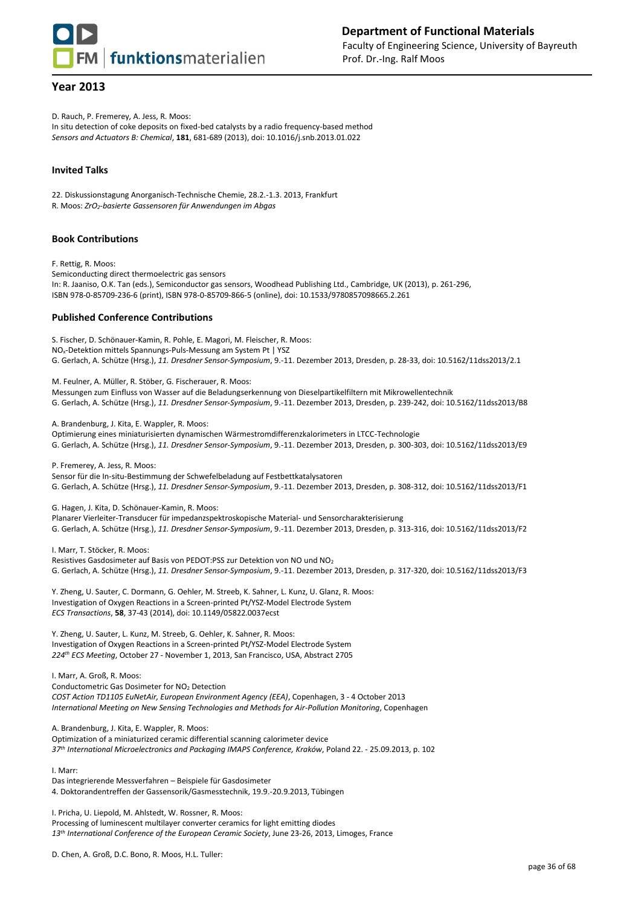## Year 2013

D. Rauch, P. Fremerey, A. Jess, R. Moos:
In situ detection of coke deposits on fixed-bed catalysts by a radio frequency-based method
*Sensors and Actuators B: Chemical*, **181**, 681-689 (2013), doi: 10.1016/j.snb.2013.01.022

### Invited Talks

22. Diskussionstagung Anorganisch-Technische Chemie, 28.2.-1.3. 2013, Frankfurt
R. Moos: *$ZrO_2$-basierte Gassensoren für Anwendungen im Abgas*

### Book Contributions

F. Rettig, R. Moos:
Semiconducting direct thermoelectric gas sensors
In: R. Jaaniso, O.K. Tan (eds.), Semiconductor gas sensors, Woodhead Publishing Ltd., Cambridge, UK (2013), p. 261-296, ISBN 978-0-85709-236-6 (print), ISBN 978-0-85709-866-5 (online), doi: 10.1533/9780857098665.2.261

### Published Conference Contributions

S. Fischer, D. Schönauer-Kamin, R. Pohle, E. Magori, M. Fleischer, R. Moos:
$NO_x$-Detektion mittels Spannungs-Puls-Messung am System Pt | YSZ
G. Gerlach, A. Schütze (Hrsg.), *11. Dresdner Sensor-Symposium*, 9.-11. Dezember 2013, Dresden, p. 28-33, doi: 10.5162/11dss2013/2.1

M. Feulner, A. Müller, R. Stöber, G. Fischerauer, R. Moos:
Messungen zum Einfluss von Wasser auf die Beladungserkennung von Dieselpartikelfiltern mit Mikrowellentechnik
G. Gerlach, A. Schütze (Hrsg.), *11. Dresdner Sensor-Symposium*, 9.-11. Dezember 2013, Dresden, p. 239-242, doi: 10.5162/11dss2013/B8

A. Brandenburg, J. Kita, E. Wappler, R. Moos:
Optimierung eines miniaturisierten dynamischen Wärmestromdifferenzkalorimeters in LTCC-Technologie
G. Gerlach, A. Schütze (Hrsg.), *11. Dresdner Sensor-Symposium*, 9.-11. Dezember 2013, Dresden, p. 300-303, doi: 10.5162/11dss2013/E9

P. Fremerey, A. Jess, R. Moos:
Sensor für die In-situ-Bestimmung der Schwefelbeladung auf Festbettkatalysatoren
G. Gerlach, A. Schütze (Hrsg.), *11. Dresdner Sensor-Symposium*, 9.-11. Dezember 2013, Dresden, p. 308-312, doi: 10.5162/11dss2013/F1

G. Hagen, J. Kita, D. Schönauer-Kamin, R. Moos:
Planarer Vierleiter-Transducer für impedanzspektroskopische Material- und Sensorcharakterisierung
G. Gerlach, A. Schütze (Hrsg.), *11. Dresdner Sensor-Symposium*, 9.-11. Dezember 2013, Dresden, p. 313-316, doi: 10.5162/11dss2013/F2

I. Marr, T. Stöcker, R. Moos:
Resistives Gasdosimeter auf Basis von PEDOT:PSS zur Detektion von NO und $NO_2$
G. Gerlach, A. Schütze (Hrsg.), *11. Dresdner Sensor-Symposium*, 9.-11. Dezember 2013, Dresden, p. 317-320, doi: 10.5162/11dss2013/F3

Y. Zheng, U. Sauter, C. Dormann, G. Oehler, M. Streeb, K. Sahner, L. Kunz, U. Glanz, R. Moos:
Investigation of Oxygen Reactions in a Screen-printed Pt/YSZ-Model Electrode System
*ECS Transactions*, **58**, 37-43 (2014), doi: 10.1149/05822.0037ecst

Y. Zheng, U. Sauter, L. Kunz, M. Streeb, G. Oehler, K. Sahner, R. Moos:
Investigation of Oxygen Reactions in a Screen-printed Pt/YSZ-Model Electrode System
*224th ECS Meeting*, October 27 - November 1, 2013, San Francisco, USA, Abstract 2705

I. Marr, A. Groß, R. Moos:
Conductometric Gas Dosimeter for $NO_2$ Detection
*COST Action TD1105 EuNetAir, European Environment Agency (EEA)*, Copenhagen, 3 - 4 October 2013
*International Meeting on New Sensing Technologies and Methods for Air-Pollution Monitoring*, Copenhagen

A. Brandenburg, J. Kita, E. Wappler, R. Moos:
Optimization of a miniaturized ceramic differential scanning calorimeter device
*37th International Microelectronics and Packaging IMAPS Conference, Kraków*, Poland 22. - 25.09.2013, p. 102

I. Marr:
Das integrierende Messverfahren – Beispiele für Gasdosimeter
4. Doktorandentreffen der Gassensorik/Gasmesstechnik, 19.9.-20.9.2013, Tübingen

I. Pricha, U. Liepold, M. Ahlstedt, W. Rossner, R. Moos:
Processing of luminescent multilayer converter ceramics for light emitting diodes
*13th International Conference of the European Ceramic Society*, June 23-26, 2013, Limoges, France

D. Chen, A. Groß, D.C. Bono, R. Moos, H.L. Tuller: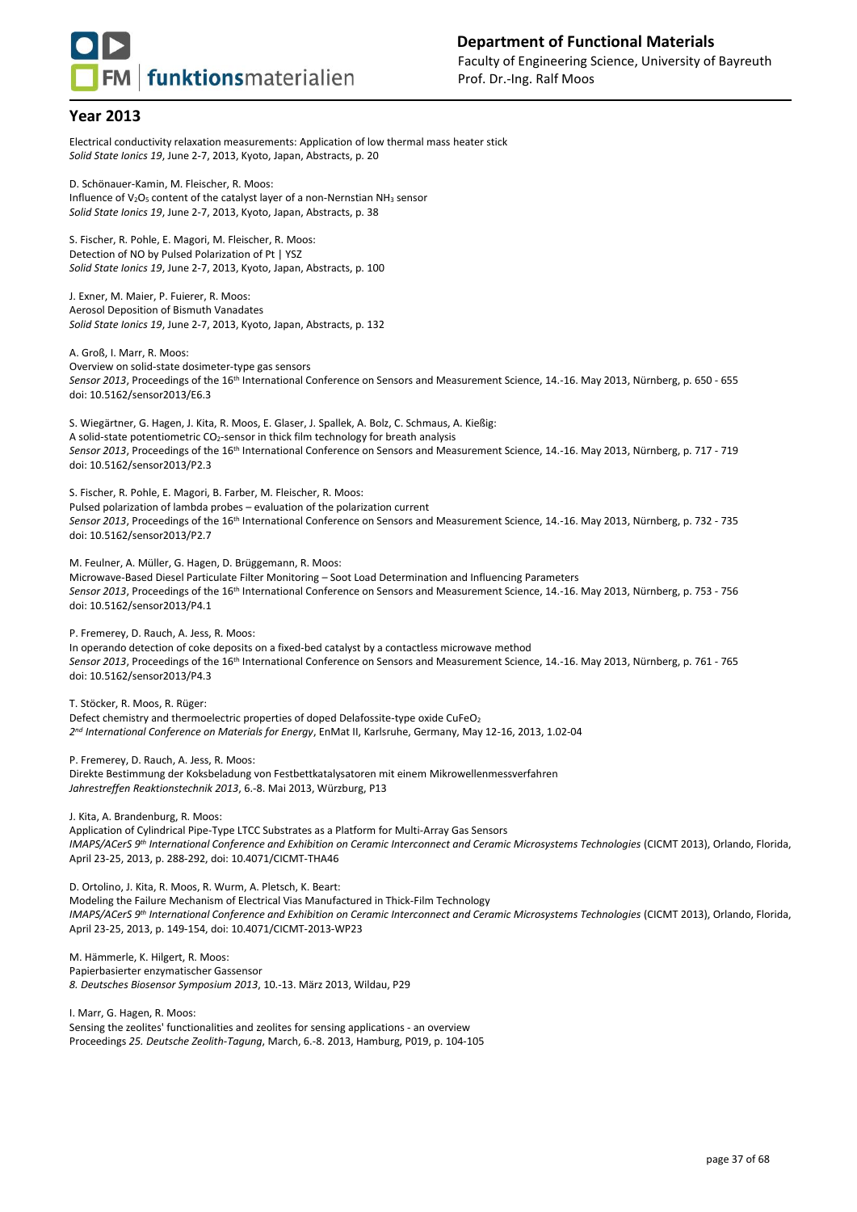## Year 2013

Electrical conductivity relaxation measurements: Application of low thermal mass heater stick
*Solid State Ionics 19*, June 2-7, 2013, Kyoto, Japan, Abstracts, p. 20

D. Schönauer-Kamin, M. Fleischer, R. Moos:
Influence of $V_2O_5$ content of the catalyst layer of a non-Nernstian $NH_3$ sensor
*Solid State Ionics 19*, June 2-7, 2013, Kyoto, Japan, Abstracts, p. 38

S. Fischer, R. Pohle, E. Magori, M. Fleischer, R. Moos:
Detection of NO by Pulsed Polarization of Pt | YSZ
*Solid State Ionics 19*, June 2-7, 2013, Kyoto, Japan, Abstracts, p. 100

J. Exner, M. Maier, P. Fuierer, R. Moos:
Aerosol Deposition of Bismuth Vanadates
*Solid State Ionics 19*, June 2-7, 2013, Kyoto, Japan, Abstracts, p. 132

A. Groß, I. Marr, R. Moos:
Overview on solid-state dosimeter-type gas sensors
*Sensor 2013*, Proceedings of the 16th International Conference on Sensors and Measurement Science, 14.-16. May 2013, Nürnberg, p. 650 - 655
doi: 10.5162/sensor2013/E6.3

S. Wiegärtner, G. Hagen, J. Kita, R. Moos, E. Glaser, J. Spallek, A. Bolz, C. Schmaus, A. Kießig:
A solid-state potentiometric $CO_2$-sensor in thick film technology for breath analysis
*Sensor 2013*, Proceedings of the 16th International Conference on Sensors and Measurement Science, 14.-16. May 2013, Nürnberg, p. 717 - 719
doi: 10.5162/sensor2013/P2.3

S. Fischer, R. Pohle, E. Magori, B. Farber, M. Fleischer, R. Moos:
Pulsed polarization of lambda probes – evaluation of the polarization current
*Sensor 2013*, Proceedings of the 16th International Conference on Sensors and Measurement Science, 14.-16. May 2013, Nürnberg, p. 732 - 735
doi: 10.5162/sensor2013/P2.7

M. Feulner, A. Müller, G. Hagen, D. Brüggemann, R. Moos:
Microwave-Based Diesel Particulate Filter Monitoring – Soot Load Determination and Influencing Parameters
*Sensor 2013*, Proceedings of the 16th International Conference on Sensors and Measurement Science, 14.-16. May 2013, Nürnberg, p. 753 - 756
doi: 10.5162/sensor2013/P4.1

P. Fremerey, D. Rauch, A. Jess, R. Moos:
In operando detection of coke deposits on a fixed-bed catalyst by a contactless microwave method
*Sensor 2013*, Proceedings of the 16th International Conference on Sensors and Measurement Science, 14.-16. May 2013, Nürnberg, p. 761 - 765
doi: 10.5162/sensor2013/P4.3

T. Stöcker, R. Moos, R. Rüger:
Defect chemistry and thermoelectric properties of doped Delafossite-type oxide $CuFeO_2$
*2nd International Conference on Materials for Energy*, EnMat II, Karlsruhe, Germany, May 12-16, 2013, 1.02-04

P. Fremerey, D. Rauch, A. Jess, R. Moos:
Direkte Bestimmung der Koksbeladung von Festbettkatalysatoren mit einem Mikrowellenmessverfahren
*Jahrestreffen Reaktionstechnik 2013*, 6.-8. Mai 2013, Würzburg, P13

J. Kita, A. Brandenburg, R. Moos:
Application of Cylindrical Pipe-Type LTCC Substrates as a Platform for Multi-Array Gas Sensors
*IMAPS/ACerS 9th International Conference and Exhibition on Ceramic Interconnect and Ceramic Microsystems Technologies* (CICMT 2013), Orlando, Florida, April 23-25, 2013, p. 288-292, doi: 10.4071/CICMT-THA46

D. Ortolino, J. Kita, R. Moos, R. Wurm, A. Pletsch, K. Beart:
Modeling the Failure Mechanism of Electrical Vias Manufactured in Thick-Film Technology
*IMAPS/ACerS 9th International Conference and Exhibition on Ceramic Interconnect and Ceramic Microsystems Technologies* (CICMT 2013), Orlando, Florida, April 23-25, 2013, p. 149-154, doi: 10.4071/CICMT-2013-WP23

M. Hämmerle, K. Hilgert, R. Moos:
Papierbasierter enzymatischer Gassensor
*8. Deutsches Biosensor Symposium 2013*, 10.-13. März 2013, Wildau, P29

I. Marr, G. Hagen, R. Moos:
Sensing the zeolites' functionalities and zeolites for sensing applications - an overview
Proceedings *25. Deutsche Zeolith-Tagung*, March, 6.-8. 2013, Hamburg, P019, p. 104-105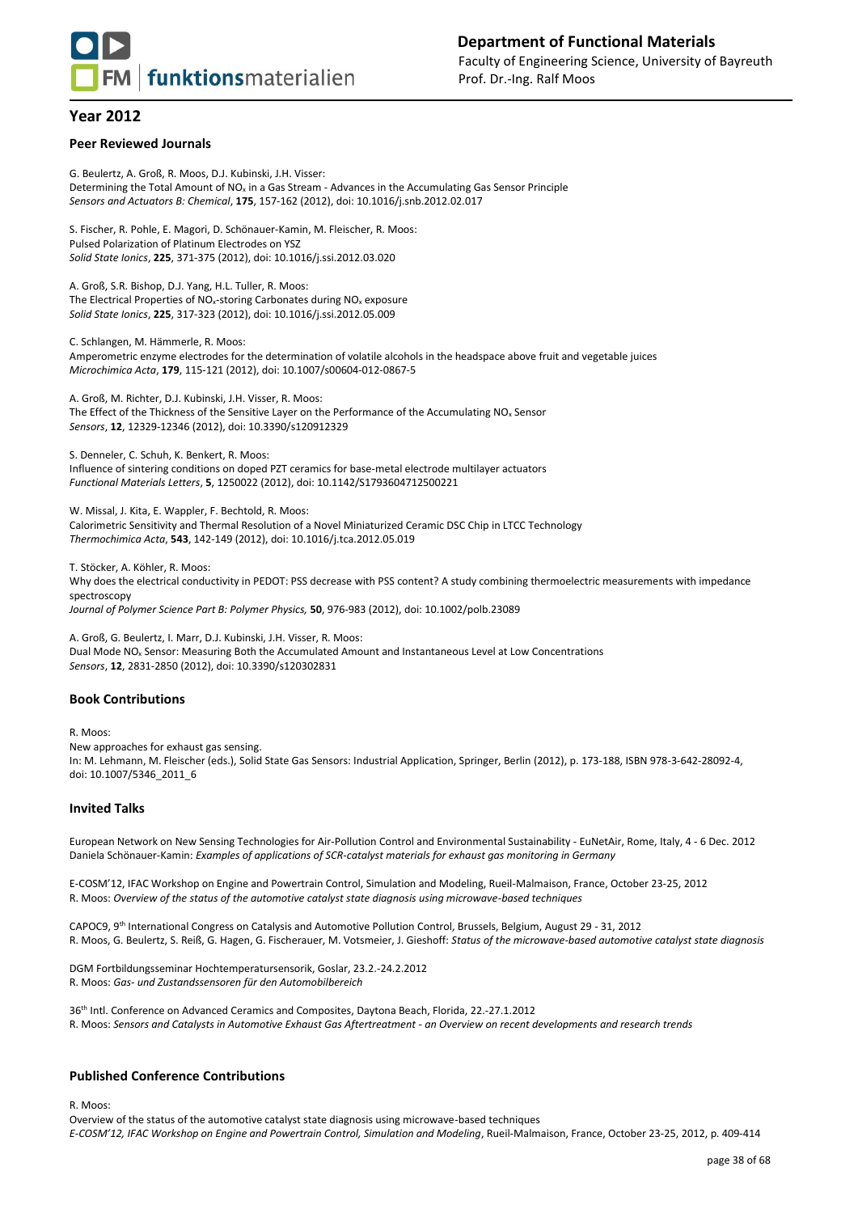## Year 2012

### Peer Reviewed Journals

G. Beulertz, A. Groß, R. Moos, D.J. Kubinski, J.H. Visser:
Determining the Total Amount of $NO_x$ in a Gas Stream - Advances in the Accumulating Gas Sensor Principle
*Sensors and Actuators B: Chemical*, **175**, 157-162 (2012), doi: 10.1016/j.snb.2012.02.017

S. Fischer, R. Pohle, E. Magori, D. Schönauer-Kamin, M. Fleischer, R. Moos:
Pulsed Polarization of Platinum Electrodes on YSZ
*Solid State Ionics*, **225**, 371-375 (2012), doi: 10.1016/j.ssi.2012.03.020

A. Groß, S.R. Bishop, D.J. Yang, H.L. Tuller, R. Moos:
The Electrical Properties of $NO_x$-storing Carbonates during $NO_x$ exposure
*Solid State Ionics*, **225**, 317-323 (2012), doi: 10.1016/j.ssi.2012.05.009

C. Schlangen, M. Hämmerle, R. Moos:
Amperometric enzyme electrodes for the determination of volatile alcohols in the headspace above fruit and vegetable juices
*Microchimica Acta*, **179**, 115-121 (2012), doi: 10.1007/s00604-012-0867-5

A. Groß, M. Richter, D.J. Kubinski, J.H. Visser, R. Moos:
The Effect of the Thickness of the Sensitive Layer on the Performance of the Accumulating $NO_x$ Sensor
*Sensors*, **12**, 12329-12346 (2012), doi: 10.3390/s120912329

S. Denneler, C. Schuh, K. Benkert, R. Moos:
Influence of sintering conditions on doped PZT ceramics for base-metal electrode multilayer actuators
*Functional Materials Letters*, **5**, 1250022 (2012), doi: 10.1142/S1793604712500221

W. Missal, J. Kita, E. Wappler, F. Bechtold, R. Moos:
Calorimetric Sensitivity and Thermal Resolution of a Novel Miniaturized Ceramic DSC Chip in LTCC Technology
*Thermochimica Acta*, **543**, 142-149 (2012), doi: 10.1016/j.tca.2012.05.019

T. Stöcker, A. Köhler, R. Moos:
Why does the electrical conductivity in PEDOT: PSS decrease with PSS content? A study combining thermoelectric measurements with impedance spectroscopy
*Journal of Polymer Science Part B: Polymer Physics,* **50**, 976-983 (2012), doi: 10.1002/polb.23089

A. Groß, G. Beulertz, I. Marr, D.J. Kubinski, J.H. Visser, R. Moos:
Dual Mode $NO_x$ Sensor: Measuring Both the Accumulated Amount and Instantaneous Level at Low Concentrations
*Sensors*, **12**, 2831-2850 (2012), doi: 10.3390/s120302831

### Book Contributions

R. Moos:
New approaches for exhaust gas sensing.
In: M. Lehmann, M. Fleischer (eds.), Solid State Gas Sensors: Industrial Application, Springer, Berlin (2012), p. 173-188, ISBN 978-3-642-28092-4, doi: 10.1007/5346_2011_6

### Invited Talks

European Network on New Sensing Technologies for Air-Pollution Control and Environmental Sustainability - EuNetAir, Rome, Italy, 4 - 6 Dec. 2012
Daniela Schönauer-Kamin: *Examples of applications of SCR-catalyst materials for exhaust gas monitoring in Germany*

E-COSM'12, IFAC Workshop on Engine and Powertrain Control, Simulation and Modeling, Rueil-Malmaison, France, October 23-25, 2012
R. Moos: *Overview of the status of the automotive catalyst state diagnosis using microwave-based techniques*

CAPOC9, 9th International Congress on Catalysis and Automotive Pollution Control, Brussels, Belgium, August 29 - 31, 2012
R. Moos, G. Beulertz, S. Reiß, G. Hagen, G. Fischerauer, M. Votsmeier, J. Gieshoff: *Status of the microwave-based automotive catalyst state diagnosis*

DGM Fortbildungsseminar Hochtemperatursensorik, Goslar, 23.2.-24.2.2012
R. Moos: *Gas- und Zustandssensoren für den Automobilbereich*

36th Intl. Conference on Advanced Ceramics and Composites, Daytona Beach, Florida, 22.-27.1.2012
R. Moos: *Sensors and Catalysts in Automotive Exhaust Gas Aftertreatment - an Overview on recent developments and research trends*

### Published Conference Contributions

R. Moos:
Overview of the status of the automotive catalyst state diagnosis using microwave-based techniques
*E-COSM'12, IFAC Workshop on Engine and Powertrain Control, Simulation and Modeling*, Rueil-Malmaison, France, October 23-25, 2012, p. 409-414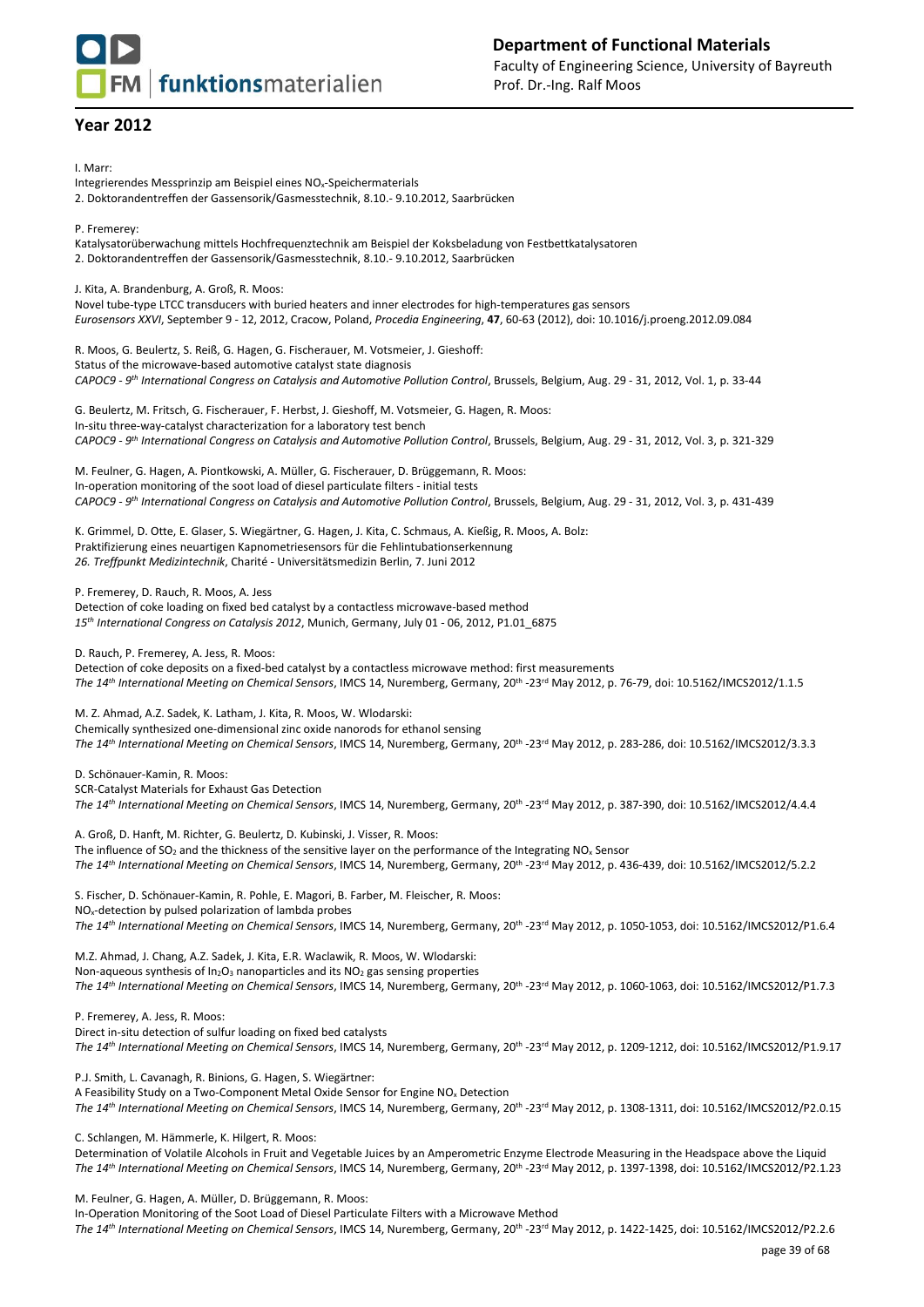## Year 2012

I. Marr:
Integrierendes Messprinzip am Beispiel eines $NO_x$-Speichermaterials
2. Doktorandentreffen der Gassensorik/Gasmesstechnik, 8.10.- 9.10.2012, Saarbrücken

P. Fremerey:
Katalysatorüberwachung mittels Hochfrequenztechnik am Beispiel der Koksbeladung von Festbettkatalysatoren
2. Doktorandentreffen der Gassensorik/Gasmesstechnik, 8.10.- 9.10.2012, Saarbrücken

J. Kita, A. Brandenburg, A. Groß, R. Moos:
Novel tube-type LTCC transducers with buried heaters and inner electrodes for high-temperatures gas sensors
*Eurosensors XXVI*, September 9 - 12, 2012, Cracow, Poland, *Procedia Engineering*, **47**, 60-63 (2012), doi: 10.1016/j.proeng.2012.09.084

R. Moos, G. Beulertz, S. Reiß, G. Hagen, G. Fischerauer, M. Votsmeier, J. Gieshoff:
Status of the microwave-based automotive catalyst state diagnosis
*CAPOC9 - 9th International Congress on Catalysis and Automotive Pollution Control*, Brussels, Belgium, Aug. 29 - 31, 2012, Vol. 1, p. 33-44

G. Beulertz, M. Fritsch, G. Fischerauer, F. Herbst, J. Gieshoff, M. Votsmeier, G. Hagen, R. Moos:
In-situ three-way-catalyst characterization for a laboratory test bench
*CAPOC9 - 9th International Congress on Catalysis and Automotive Pollution Control*, Brussels, Belgium, Aug. 29 - 31, 2012, Vol. 3, p. 321-329

M. Feulner, G. Hagen, A. Piontkowski, A. Müller, G. Fischerauer, D. Brüggemann, R. Moos:
In-operation monitoring of the soot load of diesel particulate filters - initial tests
*CAPOC9 - 9th International Congress on Catalysis and Automotive Pollution Control*, Brussels, Belgium, Aug. 29 - 31, 2012, Vol. 3, p. 431-439

K. Grimmel, D. Otte, E. Glaser, S. Wiegärtner, G. Hagen, J. Kita, C. Schmaus, A. Kießig, R. Moos, A. Bolz:
Praktifizierung eines neuartigen Kapnometriesensors für die Fehlintubationserkennung
*26. Treffpunkt Medizintechnik*, Charité - Universitätsmedizin Berlin, 7. Juni 2012

P. Fremerey, D. Rauch, R. Moos, A. Jess
Detection of coke loading on fixed bed catalyst by a contactless microwave-based method
*15th International Congress on Catalysis 2012*, Munich, Germany, July 01 - 06, 2012, P1.01_6875

D. Rauch, P. Fremerey, A. Jess, R. Moos:
Detection of coke deposits on a fixed-bed catalyst by a contactless microwave method: first measurements
*The 14th International Meeting on Chemical Sensors*, IMCS 14, Nuremberg, Germany, 20th -23rd May 2012, p. 76-79, doi: 10.5162/IMCS2012/1.1.5

M. Z. Ahmad, A.Z. Sadek, K. Latham, J. Kita, R. Moos, W. Wlodarski:
Chemically synthesized one-dimensional zinc oxide nanorods for ethanol sensing
*The 14th International Meeting on Chemical Sensors*, IMCS 14, Nuremberg, Germany, 20th -23rd May 2012, p. 283-286, doi: 10.5162/IMCS2012/3.3.3

D. Schönauer-Kamin, R. Moos:
SCR-Catalyst Materials for Exhaust Gas Detection
*The 14th International Meeting on Chemical Sensors*, IMCS 14, Nuremberg, Germany, 20th -23rd May 2012, p. 387-390, doi: 10.5162/IMCS2012/4.4.4

A. Groß, D. Hanft, M. Richter, G. Beulertz, D. Kubinski, J. Visser, R. Moos:
The influence of $SO_2$ and the thickness of the sensitive layer on the performance of the Integrating $NO_x$ Sensor
*The 14th International Meeting on Chemical Sensors*, IMCS 14, Nuremberg, Germany, 20th -23rd May 2012, p. 436-439, doi: 10.5162/IMCS2012/5.2.2

S. Fischer, D. Schönauer-Kamin, R. Pohle, E. Magori, B. Farber, M. Fleischer, R. Moos:
$NO_x$-detection by pulsed polarization of lambda probes
*The 14th International Meeting on Chemical Sensors*, IMCS 14, Nuremberg, Germany, 20th -23rd May 2012, p. 1050-1053, doi: 10.5162/IMCS2012/P1.6.4

M.Z. Ahmad, J. Chang, A.Z. Sadek, J. Kita, E.R. Waclawik, R. Moos, W. Wlodarski:
Non-aqueous synthesis of $In_2O_3$ nanoparticles and its $NO_2$ gas sensing properties
*The 14th International Meeting on Chemical Sensors*, IMCS 14, Nuremberg, Germany, 20th -23rd May 2012, p. 1060-1063, doi: 10.5162/IMCS2012/P1.7.3

P. Fremerey, A. Jess, R. Moos:
Direct in-situ detection of sulfur loading on fixed bed catalysts
*The 14th International Meeting on Chemical Sensors*, IMCS 14, Nuremberg, Germany, 20th -23rd May 2012, p. 1209-1212, doi: 10.5162/IMCS2012/P1.9.17

P.J. Smith, L. Cavanagh, R. Binions, G. Hagen, S. Wiegärtner:
A Feasibility Study on a Two-Component Metal Oxide Sensor for Engine $NO_x$ Detection
*The 14th International Meeting on Chemical Sensors*, IMCS 14, Nuremberg, Germany, 20th -23rd May 2012, p. 1308-1311, doi: 10.5162/IMCS2012/P2.0.15

C. Schlangen, M. Hämmerle, K. Hilgert, R. Moos:
Determination of Volatile Alcohols in Fruit and Vegetable Juices by an Amperometric Enzyme Electrode Measuring in the Headspace above the Liquid
*The 14th International Meeting on Chemical Sensors*, IMCS 14, Nuremberg, Germany, 20th -23rd May 2012, p. 1397-1398, doi: 10.5162/IMCS2012/P2.1.23

M. Feulner, G. Hagen, A. Müller, D. Brüggemann, R. Moos:
In-Operation Monitoring of the Soot Load of Diesel Particulate Filters with a Microwave Method
*The 14th International Meeting on Chemical Sensors*, IMCS 14, Nuremberg, Germany, 20th -23rd May 2012, p. 1422-1425, doi: 10.5162/IMCS2012/P2.2.6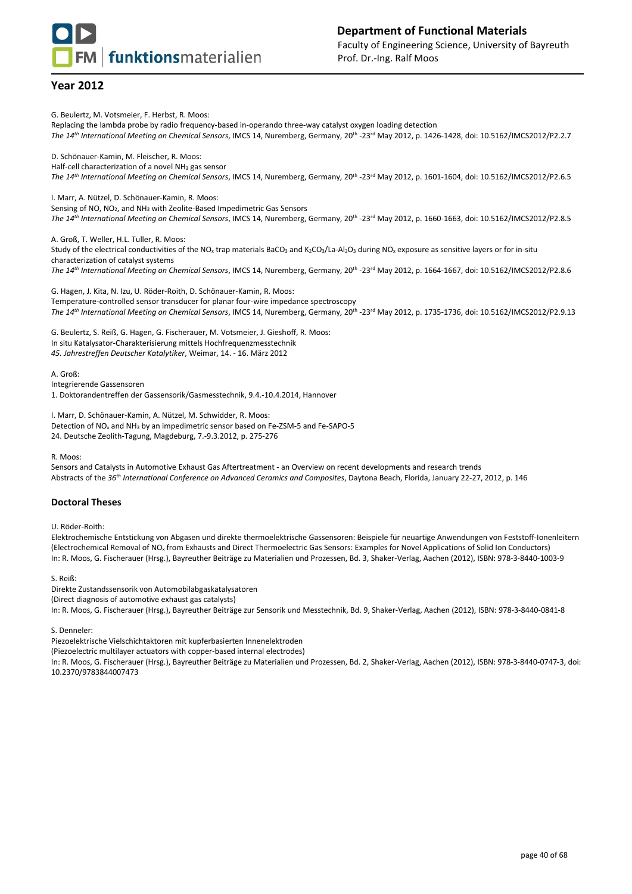## Year 2012

G. Beulertz, M. Votsmeier, F. Herbst, R. Moos:
Replacing the lambda probe by radio frequency-based in-operando three-way catalyst oxygen loading detection
*The 14th International Meeting on Chemical Sensors*, IMCS 14, Nuremberg, Germany, 20th -23rd May 2012, p. 1426-1428, doi: 10.5162/IMCS2012/P2.2.7

D. Schönauer-Kamin, M. Fleischer, R. Moos:
Half-cell characterization of a novel $NH_3$ gas sensor
*The 14th International Meeting on Chemical Sensors*, IMCS 14, Nuremberg, Germany, 20th -23rd May 2012, p. 1601-1604, doi: 10.5162/IMCS2012/P2.6.5

I. Marr, A. Nützel, D. Schönauer-Kamin, R. Moos:
Sensing of NO, $NO_2$, and $NH_3$ with Zeolite-Based Impedimetric Gas Sensors
*The 14th International Meeting on Chemical Sensors*, IMCS 14, Nuremberg, Germany, 20th -23rd May 2012, p. 1660-1663, doi: 10.5162/IMCS2012/P2.8.5

A. Groß, T. Weller, H.L. Tuller, R. Moos:
Study of the electrical conductivities of the $NO_x$ trap materials $BaCO_3$ and $K_2CO_3$/La-$Al_2O_3$ during $NO_x$ exposure as sensitive layers or for in-situ characterization of catalyst systems
*The 14th International Meeting on Chemical Sensors*, IMCS 14, Nuremberg, Germany, 20th -23rd May 2012, p. 1664-1667, doi: 10.5162/IMCS2012/P2.8.6

G. Hagen, J. Kita, N. Izu, U. Röder-Roith, D. Schönauer-Kamin, R. Moos:
Temperature-controlled sensor transducer for planar four-wire impedance spectroscopy
*The 14th International Meeting on Chemical Sensors*, IMCS 14, Nuremberg, Germany, 20th -23rd May 2012, p. 1735-1736, doi: 10.5162/IMCS2012/P2.9.13

G. Beulertz, S. Reiß, G. Hagen, G. Fischerauer, M. Votsmeier, J. Gieshoff, R. Moos:
In situ Katalysator-Charakterisierung mittels Hochfrequenzmesstechnik
*45. Jahrestreffen Deutscher Katalytiker*, Weimar, 14. - 16. März 2012

A. Groß:
Integrierende Gassensoren
1. Doktorandentreffen der Gassensorik/Gasmesstechnik, 9.4.-10.4.2014, Hannover

I. Marr, D. Schönauer-Kamin, A. Nützel, M. Schwidder, R. Moos:
Detection of $NO_x$ and $NH_3$ by an impedimetric sensor based on Fe-ZSM-5 and Fe-SAPO-5
24. Deutsche Zeolith-Tagung, Magdeburg, 7.-9.3.2012, p. 275-276

R. Moos:
Sensors and Catalysts in Automotive Exhaust Gas Aftertreatment - an Overview on recent developments and research trends
Abstracts of the *36th International Conference on Advanced Ceramics and Composites*, Daytona Beach, Florida, January 22-27, 2012, p. 146

### Doctoral Theses

U. Röder-Roith:
Elektrochemische Entstickung von Abgasen und direkte thermoelektrische Gassensoren: Beispiele für neuartige Anwendungen von Feststoff-Ionenleitern
(Electrochemical Removal of $NO_x$ from Exhausts and Direct Thermoelectric Gas Sensors: Examples for Novel Applications of Solid Ion Conductors)
In: R. Moos, G. Fischerauer (Hrsg.), Bayreuther Beiträge zu Materialien und Prozessen, Bd. 3, Shaker-Verlag, Aachen (2012), ISBN: 978-3-8440-1003-9

S. Reiß:
Direkte Zustandssensorik von Automobilabgaskatalysatoren
(Direct diagnosis of automotive exhaust gas catalysts)
In: R. Moos, G. Fischerauer (Hrsg.), Bayreuther Beiträge zur Sensorik und Messtechnik, Bd. 9, Shaker-Verlag, Aachen (2012), ISBN: 978-3-8440-0841-8

S. Denneler:
Piezoelektrische Vielschichtaktoren mit kupferbasierten Innenelektroden
(Piezoelectric multilayer actuators with copper-based internal electrodes)
In: R. Moos, G. Fischerauer (Hrsg.), Bayreuther Beiträge zu Materialien und Prozessen, Bd. 2, Shaker-Verlag, Aachen (2012), ISBN: 978-3-8440-0747-3, doi: 10.2370/9783844007473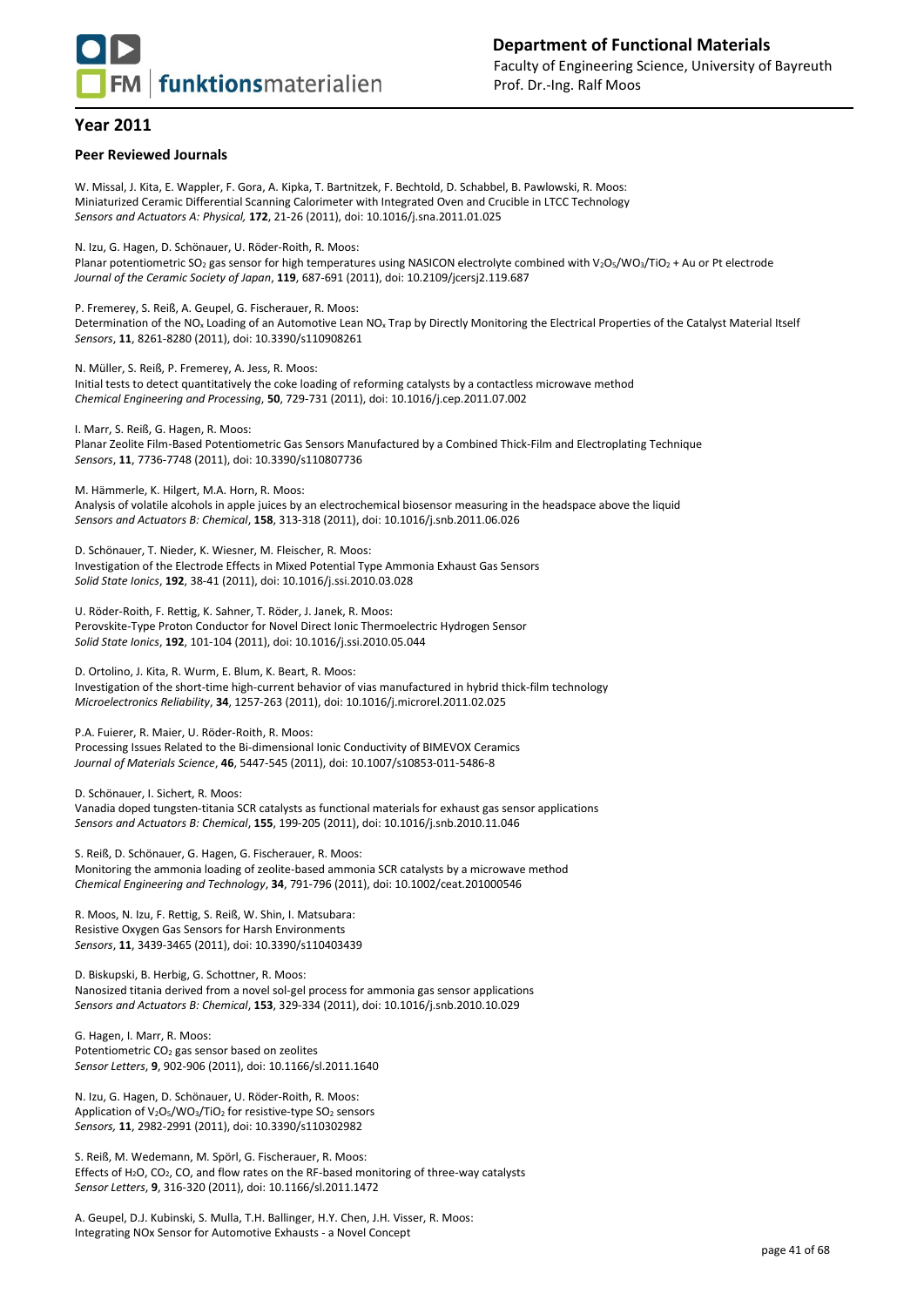## Year 2011

### Peer Reviewed Journals

W. Missal, J. Kita, E. Wappler, F. Gora, A. Kipka, T. Bartnitzek, F. Bechtold, D. Schabbel, B. Pawlowski, R. Moos:
Miniaturized Ceramic Differential Scanning Calorimeter with Integrated Oven and Crucible in LTCC Technology
*Sensors and Actuators A: Physical,* **172**, 21-26 (2011), doi: 10.1016/j.sna.2011.01.025

N. Izu, G. Hagen, D. Schönauer, U. Röder-Roith, R. Moos:
Planar potentiometric $SO_2$ gas sensor for high temperatures using NASICON electrolyte combined with $V_2O_5/WO_3/TiO_2$ + Au or Pt electrode
*Journal of the Ceramic Society of Japan*, **119**, 687-691 (2011), doi: 10.2109/jcersj2.119.687

P. Fremerey, S. Reiß, A. Geupel, G. Fischerauer, R. Moos:
Determination of the $NO_x$ Loading of an Automotive Lean $NO_x$ Trap by Directly Monitoring the Electrical Properties of the Catalyst Material Itself
*Sensors*, **11**, 8261-8280 (2011), doi: 10.3390/s110908261

N. Müller, S. Reiß, P. Fremerey, A. Jess, R. Moos:
Initial tests to detect quantitatively the coke loading of reforming catalysts by a contactless microwave method
*Chemical Engineering and Processing*, **50**, 729-731 (2011), doi: 10.1016/j.cep.2011.07.002

I. Marr, S. Reiß, G. Hagen, R. Moos:
Planar Zeolite Film-Based Potentiometric Gas Sensors Manufactured by a Combined Thick-Film and Electroplating Technique
*Sensors*, **11**, 7736-7748 (2011), doi: 10.3390/s110807736

M. Hämmerle, K. Hilgert, M.A. Horn, R. Moos:
Analysis of volatile alcohols in apple juices by an electrochemical biosensor measuring in the headspace above the liquid
*Sensors and Actuators B: Chemical*, **158**, 313-318 (2011), doi: 10.1016/j.snb.2011.06.026

D. Schönauer, T. Nieder, K. Wiesner, M. Fleischer, R. Moos:
Investigation of the Electrode Effects in Mixed Potential Type Ammonia Exhaust Gas Sensors
*Solid State Ionics*, **192**, 38-41 (2011), doi: 10.1016/j.ssi.2010.03.028

U. Röder-Roith, F. Rettig, K. Sahner, T. Röder, J. Janek, R. Moos:
Perovskite-Type Proton Conductor for Novel Direct Ionic Thermoelectric Hydrogen Sensor
*Solid State Ionics*, **192**, 101-104 (2011), doi: 10.1016/j.ssi.2010.05.044

D. Ortolino, J. Kita, R. Wurm, E. Blum, K. Beart, R. Moos:
Investigation of the short-time high-current behavior of vias manufactured in hybrid thick-film technology
*Microelectronics Reliability*, **34**, 1257-263 (2011), doi: 10.1016/j.microrel.2011.02.025

P.A. Fuierer, R. Maier, U. Röder-Roith, R. Moos:
Processing Issues Related to the Bi-dimensional Ionic Conductivity of BIMEVOX Ceramics
*Journal of Materials Science*, **46**, 5447-545 (2011), doi: 10.1007/s10853-011-5486-8

D. Schönauer, I. Sichert, R. Moos:
Vanadia doped tungsten-titania SCR catalysts as functional materials for exhaust gas sensor applications
*Sensors and Actuators B: Chemical*, **155**, 199-205 (2011), doi: 10.1016/j.snb.2010.11.046

S. Reiß, D. Schönauer, G. Hagen, G. Fischerauer, R. Moos:
Monitoring the ammonia loading of zeolite-based ammonia SCR catalysts by a microwave method
*Chemical Engineering and Technology*, **34**, 791-796 (2011), doi: 10.1002/ceat.201000546

R. Moos, N. Izu, F. Rettig, S. Reiß, W. Shin, I. Matsubara:
Resistive Oxygen Gas Sensors for Harsh Environments
*Sensors*, **11**, 3439-3465 (2011), doi: 10.3390/s110403439

D. Biskupski, B. Herbig, G. Schottner, R. Moos:
Nanosized titania derived from a novel sol-gel process for ammonia gas sensor applications
*Sensors and Actuators B: Chemical*, **153**, 329-334 (2011), doi: 10.1016/j.snb.2010.10.029

G. Hagen, I. Marr, R. Moos:
Potentiometric $CO_2$ gas sensor based on zeolites
*Sensor Letters*, **9**, 902-906 (2011), doi: 10.1166/sl.2011.1640

N. Izu, G. Hagen, D. Schönauer, U. Röder-Roith, R. Moos:
Application of $V_2O_5/WO_3/TiO_2$ for resistive-type $SO_2$ sensors
*Sensors,* **11**, 2982-2991 (2011), doi: 10.3390/s110302982

S. Reiß, M. Wedemann, M. Spörl, G. Fischerauer, R. Moos:
Effects of $H_2O$, $CO_2$, CO, and flow rates on the RF-based monitoring of three-way catalysts
*Sensor Letters*, **9**, 316-320 (2011), doi: 10.1166/sl.2011.1472

A. Geupel, D.J. Kubinski, S. Mulla, T.H. Ballinger, H.Y. Chen, J.H. Visser, R. Moos:
Integrating NOx Sensor for Automotive Exhausts - a Novel Concept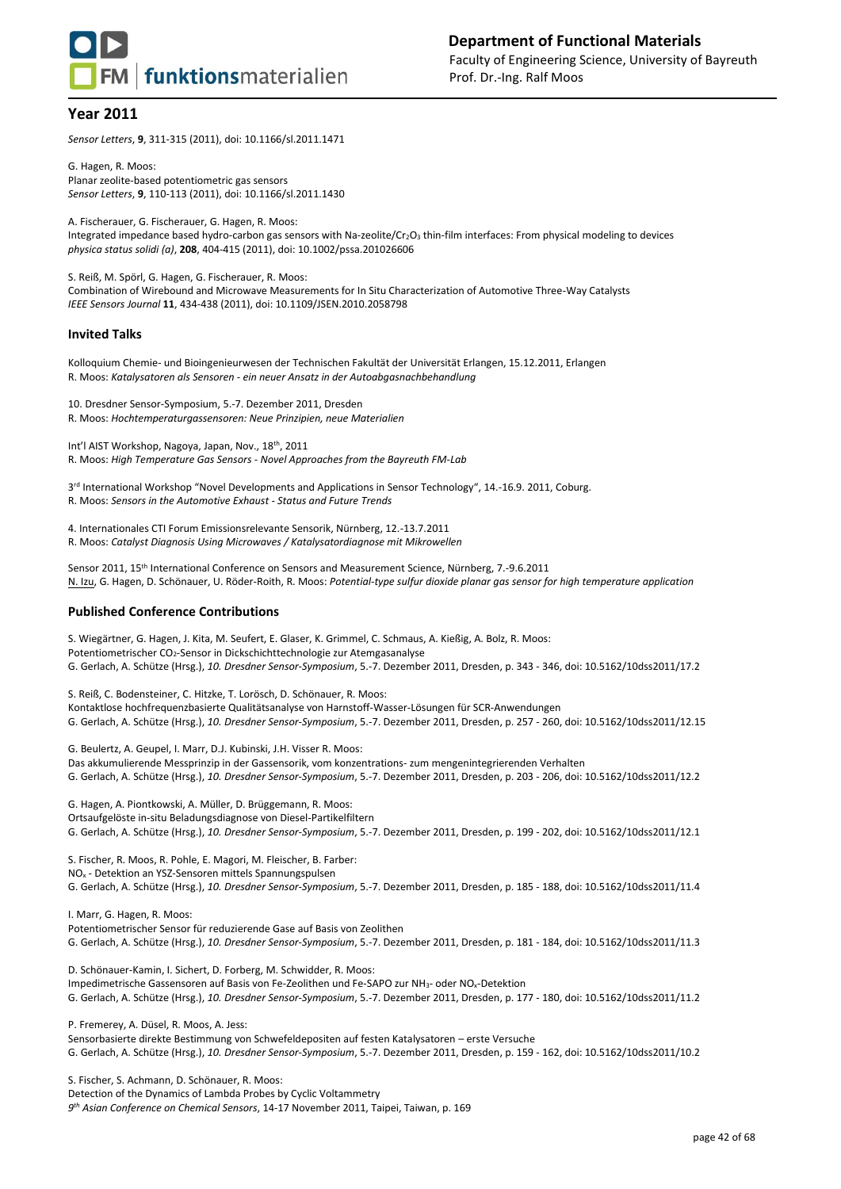## Year 2011

*Sensor Letters*, **9**, 311-315 (2011), doi: 10.1166/sl.2011.1471

G. Hagen, R. Moos:
Planar zeolite-based potentiometric gas sensors
*Sensor Letters*, **9**, 110-113 (2011), doi: 10.1166/sl.2011.1430

A. Fischerauer, G. Fischerauer, G. Hagen, R. Moos:
Integrated impedance based hydro-carbon gas sensors with Na-zeolite/$Cr_2O_3$ thin-film interfaces: From physical modeling to devices
*physica status solidi (a)*, **208**, 404-415 (2011), doi: 10.1002/pssa.201026606

S. Reiß, M. Spörl, G. Hagen, G. Fischerauer, R. Moos:
Combination of Wirebound and Microwave Measurements for In Situ Characterization of Automotive Three-Way Catalysts
*IEEE Sensors Journal* **11**, 434-438 (2011), doi: 10.1109/JSEN.2010.2058798

### Invited Talks

Kolloquium Chemie- und Bioingenieurwesen der Technischen Fakultät der Universität Erlangen, 15.12.2011, Erlangen
R. Moos: *Katalysatoren als Sensoren - ein neuer Ansatz in der Autoabgasnachbehandlung*

10. Dresdner Sensor-Symposium, 5.-7. Dezember 2011, Dresden
R. Moos: *Hochtemperaturgassensoren: Neue Prinzipien, neue Materialien*

Int'l AIST Workshop, Nagoya, Japan, Nov., 18th, 2011
R. Moos: *High Temperature Gas Sensors - Novel Approaches from the Bayreuth FM-Lab*

3rd International Workshop "Novel Developments and Applications in Sensor Technology", 14.-16.9. 2011, Coburg.
R. Moos: *Sensors in the Automotive Exhaust - Status and Future Trends*

4. Internationales CTI Forum Emissionsrelevante Sensorik, Nürnberg, 12.-13.7.2011
R. Moos: *Catalyst Diagnosis Using Microwaves / Katalysatordiagnose mit Mikrowellen*

Sensor 2011, 15th International Conference on Sensors and Measurement Science, Nürnberg, 7.-9.6.2011
N. Izu, G. Hagen, D. Schönauer, U. Röder-Roith, R. Moos: *Potential-type sulfur dioxide planar gas sensor for high temperature application*

### Published Conference Contributions

S. Wiegärtner, G. Hagen, J. Kita, M. Seufert, E. Glaser, K. Grimmel, C. Schmaus, A. Kießig, A. Bolz, R. Moos:
Potentiometrischer $CO_2$-Sensor in Dickschichttechnologie zur Atemgasanalyse
G. Gerlach, A. Schütze (Hrsg.), *10. Dresdner Sensor-Symposium*, 5.-7. Dezember 2011, Dresden, p. 343 - 346, doi: 10.5162/10dss2011/17.2

S. Reiß, C. Bodensteiner, C. Hitzke, T. Lorösch, D. Schönauer, R. Moos:
Kontaktlose hochfrequenzbasierte Qualitätsanalyse von Harnstoff-Wasser-Lösungen für SCR-Anwendungen
G. Gerlach, A. Schütze (Hrsg.), *10. Dresdner Sensor-Symposium*, 5.-7. Dezember 2011, Dresden, p. 257 - 260, doi: 10.5162/10dss2011/12.15

G. Beulertz, A. Geupel, I. Marr, D.J. Kubinski, J.H. Visser R. Moos:
Das akkumulierende Messprinzip in der Gassensorik, vom konzentrations- zum mengenintegrierenden Verhalten
G. Gerlach, A. Schütze (Hrsg.), *10. Dresdner Sensor-Symposium*, 5.-7. Dezember 2011, Dresden, p. 203 - 206, doi: 10.5162/10dss2011/12.2

G. Hagen, A. Piontkowski, A. Müller, D. Brüggemann, R. Moos:
Ortsaufgelöste in-situ Beladungsdiagnose von Diesel-Partikelfiltern
G. Gerlach, A. Schütze (Hrsg.), *10. Dresdner Sensor-Symposium*, 5.-7. Dezember 2011, Dresden, p. 199 - 202, doi: 10.5162/10dss2011/12.1

S. Fischer, R. Moos, R. Pohle, E. Magori, M. Fleischer, B. Farber:
$NO_x$ - Detektion an YSZ-Sensoren mittels Spannungspulsen
G. Gerlach, A. Schütze (Hrsg.), *10. Dresdner Sensor-Symposium*, 5.-7. Dezember 2011, Dresden, p. 185 - 188, doi: 10.5162/10dss2011/11.4

I. Marr, G. Hagen, R. Moos:
Potentiometrischer Sensor für reduzierende Gase auf Basis von Zeolithen
G. Gerlach, A. Schütze (Hrsg.), *10. Dresdner Sensor-Symposium*, 5.-7. Dezember 2011, Dresden, p. 181 - 184, doi: 10.5162/10dss2011/11.3

D. Schönauer-Kamin, I. Sichert, D. Forberg, M. Schwidder, R. Moos:
Impedimetrische Gassensoren auf Basis von Fe-Zeolithen und Fe-SAPO zur $NH_3$- oder $NO_x$-Detektion
G. Gerlach, A. Schütze (Hrsg.), *10. Dresdner Sensor-Symposium*, 5.-7. Dezember 2011, Dresden, p. 177 - 180, doi: 10.5162/10dss2011/11.2

P. Fremerey, A. Düsel, R. Moos, A. Jess:
Sensorbasierte direkte Bestimmung von Schwefeldeposition auf festen Katalysatoren – erste Versuche
G. Gerlach, A. Schütze (Hrsg.), *10. Dresdner Sensor-Symposium*, 5.-7. Dezember 2011, Dresden, p. 159 - 162, doi: 10.5162/10dss2011/10.2

S. Fischer, S. Achmann, D. Schönauer, R. Moos:
Detection of the Dynamics of Lambda Probes by Cyclic Voltammetry
*9th Asian Conference on Chemical Sensors*, 14-17 November 2011, Taipei, Taiwan, p. 169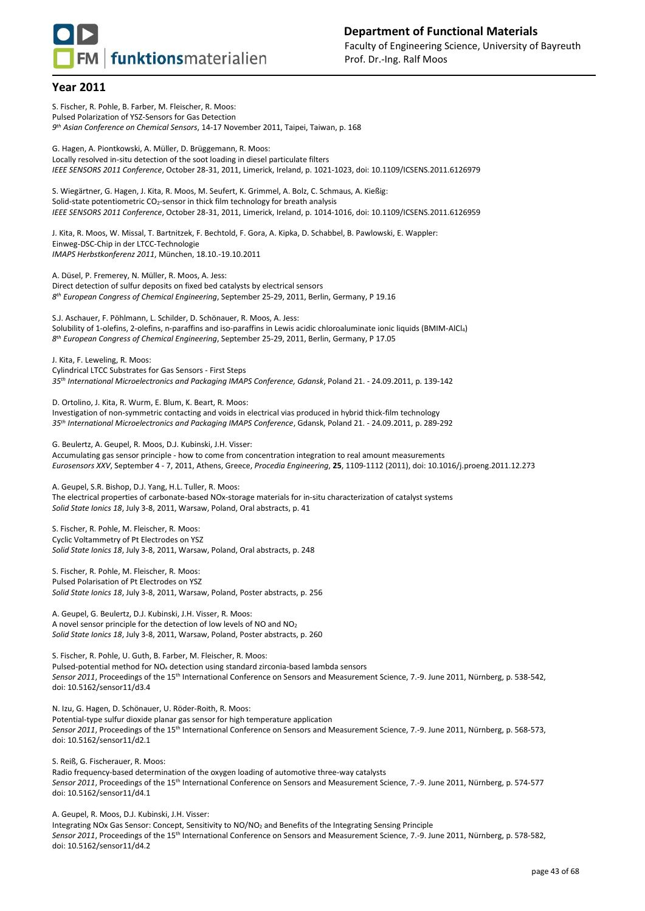## Year 2011

S. Fischer, R. Pohle, B. Farber, M. Fleischer, R. Moos:
Pulsed Polarization of YSZ-Sensors for Gas Detection
*9th Asian Conference on Chemical Sensors*, 14-17 November 2011, Taipei, Taiwan, p. 168

G. Hagen, A. Piontkowski, A. Müller, D. Brüggemann, R. Moos:
Locally resolved in-situ detection of the soot loading in diesel particulate filters
*IEEE SENSORS 2011 Conference*, October 28-31, 2011, Limerick, Ireland, p. 1021-1023, doi: 10.1109/ICSENS.2011.6126979

S. Wiegärtner, G. Hagen, J. Kita, R. Moos, M. Seufert, K. Grimmel, A. Bolz, C. Schmaus, A. Kießig:
Solid-state potentiometric $CO_2$-sensor in thick film technology for breath analysis
*IEEE SENSORS 2011 Conference*, October 28-31, 2011, Limerick, Ireland, p. 1014-1016, doi: 10.1109/ICSENS.2011.6126959

J. Kita, R. Moos, W. Missal, T. Bartnitzek, F. Bechtold, F. Gora, A. Kipka, D. Schabbel, B. Pawlowski, E. Wappler:
Einweg-DSC-Chip in der LTCC-Technologie
*IMAPS Herbstkonferenz 2011*, München, 18.10.-19.10.2011

A. Düsel, P. Fremerey, N. Müller, R. Moos, A. Jess:
Direct detection of sulfur deposits on fixed bed catalysts by electrical sensors
*8th European Congress of Chemical Engineering*, September 25-29, 2011, Berlin, Germany, P 19.16

S.J. Aschauer, F. Pöhlmann, L. Schilder, D. Schönauer, R. Moos, A. Jess:
Solubility of 1-olefins, 2-olefins, n-paraffins and iso-paraffins in Lewis acidic chloroaluminate ionic liquids (BMIM-$AlCl_4$)
*8th European Congress of Chemical Engineering*, September 25-29, 2011, Berlin, Germany, P 17.05

J. Kita, F. Leweling, R. Moos:
Cylindrical LTCC Substrates for Gas Sensors - First Steps
*35th International Microelectronics and Packaging IMAPS Conference, Gdansk*, Poland 21. - 24.09.2011, p. 139-142

D. Ortolino, J. Kita, R. Wurm, E. Blum, K. Beart, R. Moos:
Investigation of non-symmetric contacting and voids in electrical vias produced in hybrid thick-film technology
*35th International Microelectronics and Packaging IMAPS Conference*, Gdansk, Poland 21. - 24.09.2011, p. 289-292

G. Beulertz, A. Geupel, R. Moos, D.J. Kubinski, J.H. Visser:
Accumulating gas sensor principle - how to come from concentration integration to real amount measurements
*Eurosensors XXV*, September 4 - 7, 2011, Athens, Greece, *Procedia Engineering*, **25**, 1109-1112 (2011), doi: 10.1016/j.proeng.2011.12.273

A. Geupel, S.R. Bishop, D.J. Yang, H.L. Tuller, R. Moos:
The electrical properties of carbonate-based NOx-storage materials for in-situ characterization of catalyst systems
*Solid State Ionics 18*, July 3-8, 2011, Warsaw, Poland, Oral abstracts, p. 41

S. Fischer, R. Pohle, M. Fleischer, R. Moos:
Cyclic Voltammetry of Pt Electrodes on YSZ
*Solid State Ionics 18*, July 3-8, 2011, Warsaw, Poland, Oral abstracts, p. 248

S. Fischer, R. Pohle, M. Fleischer, R. Moos:
Pulsed Polarisation of Pt Electrodes on YSZ
*Solid State Ionics 18*, July 3-8, 2011, Warsaw, Poland, Poster abstracts, p. 256

A. Geupel, G. Beulertz, D.J. Kubinski, J.H. Visser, R. Moos:
A novel sensor principle for the detection of low levels of NO and $NO_2$
*Solid State Ionics 18*, July 3-8, 2011, Warsaw, Poland, Poster abstracts, p. 260

S. Fischer, R. Pohle, U. Guth, B. Farber, M. Fleischer, R. Moos:
Pulsed-potential method for $NO_x$ detection using standard zirconia-based lambda sensors
*Sensor 2011*, Proceedings of the 15th International Conference on Sensors and Measurement Science, 7.-9. June 2011, Nürnberg, p. 538-542, doi: 10.5162/sensor11/d3.4

N. Izu, G. Hagen, D. Schönauer, U. Röder-Roith, R. Moos:
Potential-type sulfur dioxide planar gas sensor for high temperature application
*Sensor 2011*, Proceedings of the 15th International Conference on Sensors and Measurement Science, 7.-9. June 2011, Nürnberg, p. 568-573, doi: 10.5162/sensor11/d2.1

S. Reiß, G. Fischerauer, R. Moos:
Radio frequency-based determination of the oxygen loading of automotive three-way catalysts
*Sensor 2011*, Proceedings of the 15th International Conference on Sensors and Measurement Science, 7.-9. June 2011, Nürnberg, p. 574-577 doi: 10.5162/sensor11/d4.1

A. Geupel, R. Moos, D.J. Kubinski, J.H. Visser:
Integrating NOx Gas Sensor: Concept, Sensitivity to NO/$NO_2$ and Benefits of the Integrating Sensing Principle
*Sensor 2011*, Proceedings of the 15th International Conference on Sensors and Measurement Science, 7.-9. June 2011, Nürnberg, p. 578-582, doi: 10.5162/sensor11/d4.2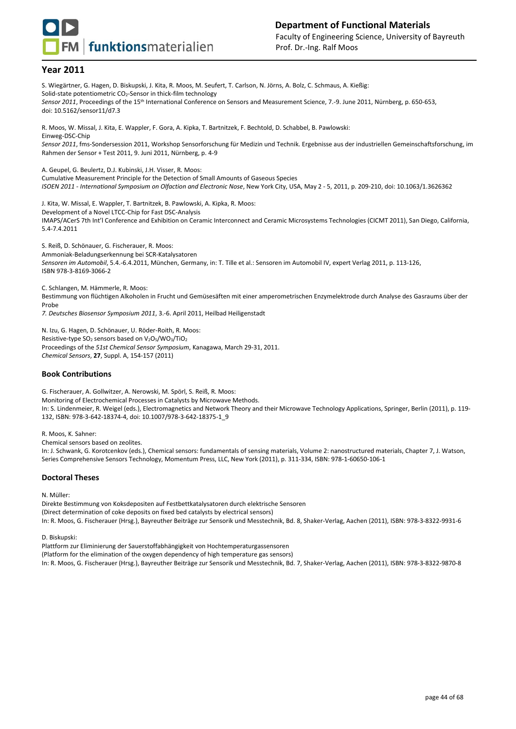## Year 2011

S. Wiegärtner, G. Hagen, D. Biskupski, J. Kita, R. Moos, M. Seufert, T. Carlson, N. Jörns, A. Bolz, C. Schmaus, A. Kießig:
Solid-state potentiometric $CO_2$-Sensor in thick-film technology
*Sensor 2011*, Proceedings of the 15th International Conference on Sensors and Measurement Science, 7.-9. June 2011, Nürnberg, p. 650-653, doi: 10.5162/sensor11/d7.3

R. Moos, W. Missal, J. Kita, E. Wappler, F. Gora, A. Kipka, T. Bartnitzek, F. Bechtold, D. Schabbel, B. Pawlowski:
Einweg-DSC-Chip
*Sensor 2011*, fms-Sondersession 2011, Workshop Sensorforschung für Medizin und Technik. Ergebnisse aus der industriellen Gemeinschaftsforschung, im Rahmen der Sensor + Test 2011, 9. Juni 2011, Nürnberg, p. 4-9

A. Geupel, G. Beulertz, D.J. Kubinski, J.H. Visser, R. Moos:
Cumulative Measurement Principle for the Detection of Small Amounts of Gaseous Species
*ISOEN 2011 - International Symposium on Olfaction and Electronic Nose*, New York City, USA, May 2 - 5, 2011, p. 209-210, doi: 10.1063/1.3626362

J. Kita, W. Missal, E. Wappler, T. Bartnitzek, B. Pawlowski, A. Kipka, R. Moos:
Development of a Novel LTCC-Chip for Fast DSC-Analysis
IMAPS/ACerS 7th Int'l Conference and Exhibition on Ceramic Interconnect and Ceramic Microsystems Technologies (CICMT 2011), San Diego, California, 5.4-7.4.2011

S. Reiß, D. Schönauer, G. Fischerauer, R. Moos:
Ammoniak-Beladungserkennung bei SCR-Katalysatoren
*Sensoren im Automobil*, 5.4.-6.4.2011, München, Germany, in: T. Tille et al.: Sensoren im Automobil IV, expert Verlag 2011, p. 113-126, ISBN 978-3-8169-3066-2

C. Schlangen, M. Hämmerle, R. Moos:
Bestimmung von flüchtigen Alkoholen in Frucht und Gemüsesäften mit einer amperometrischen Enzymelektrode durch Analyse des Gasraums über der Probe
*7. Deutsches Biosensor Symposium 2011*, 3.-6. April 2011, Heilbad Heiligenstadt

N. Izu, G. Hagen, D. Schönauer, U. Röder-Roith, R. Moos:
Resistive-type $SO_2$ sensors based on $V_2O_5/WO_3/TiO_2$
Proceedings of the *51st Chemical Sensor Symposium*, Kanagawa, March 29-31, 2011.
*Chemical Sensors*, **27**, Suppl. A, 154-157 (2011)

### Book Contributions

G. Fischerauer, A. Gollwitzer, A. Nerowski, M. Spörl, S. Reiß, R. Moos:
Monitoring of Electrochemical Processes in Catalysts by Microwave Methods.
In: S. Lindenmeier, R. Weigel (eds.), Electromagnetics and Network Theory and their Microwave Technology Applications, Springer, Berlin (2011), p. 119-132, ISBN: 978-3-642-18374-4, doi: 10.1007/978-3-642-18375-1_9

R. Moos, K. Sahner:
Chemical sensors based on zeolites.
In: J. Schwank, G. Korotcenkov (eds.), Chemical sensors: fundamentals of sensing materials, Volume 2: nanostructured materials, Chapter 7, J. Watson, Series Comprehensive Sensors Technology, Momentum Press, LLC, New York (2011), p. 311-334, ISBN: 978-1-60650-106-1

### Doctoral Theses

N. Müller:
Direkte Bestimmung von Koksdepositen auf Festbettkatalysatoren durch elektrische Sensoren
(Direct determination of coke deposits on fixed bed catalysts by electrical sensors)
In: R. Moos, G. Fischerauer (Hrsg.), Bayreuther Beiträge zur Sensorik und Messtechnik, Bd. 8, Shaker-Verlag, Aachen (2011), ISBN: 978-3-8322-9931-6

D. Biskupski:
Plattform zur Eliminierung der Sauerstoffabhängigkeit von Hochtemperaturgassensoren
(Platform for the elimination of the oxygen dependency of high temperature gas sensors)
In: R. Moos, G. Fischerauer (Hrsg.), Bayreuther Beiträge zur Sensorik und Messtechnik, Bd. 7, Shaker-Verlag, Aachen (2011), ISBN: 978-3-8322-9870-8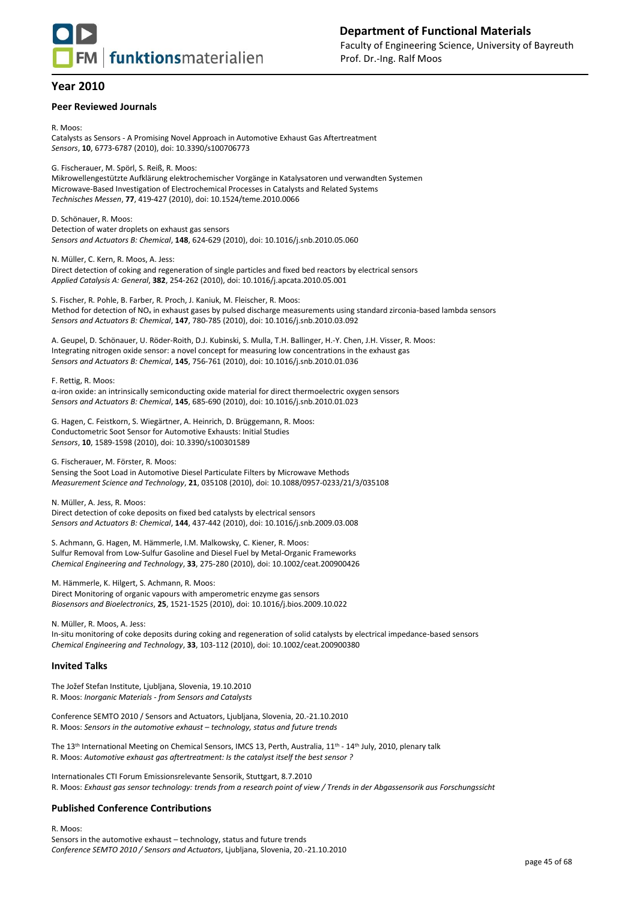## Year 2010

### Peer Reviewed Journals

R. Moos:
Catalysts as Sensors - A Promising Novel Approach in Automotive Exhaust Gas Aftertreatment
*Sensors*, **10**, 6773-6787 (2010), doi: 10.3390/s100706773

G. Fischerauer, M. Spörl, S. Reiß, R. Moos:
Mikrowellengestützte Aufklärung elektrochemischer Vorgänge in Katalysatoren und verwandten Systemen
Microwave-Based Investigation of Electrochemical Processes in Catalysts and Related Systems
*Technisches Messen*, **77**, 419-427 (2010), doi: 10.1524/teme.2010.0066

D. Schönauer, R. Moos:
Detection of water droplets on exhaust gas sensors
*Sensors and Actuators B: Chemical*, **148**, 624-629 (2010), doi: 10.1016/j.snb.2010.05.060

N. Müller, C. Kern, R. Moos, A. Jess:
Direct detection of coking and regeneration of single particles and fixed bed reactors by electrical sensors
*Applied Catalysis A: General*, **382**, 254-262 (2010), doi: 10.1016/j.apcata.2010.05.001

S. Fischer, R. Pohle, B. Farber, R. Proch, J. Kaniuk, M. Fleischer, R. Moos:
Method for detection of $NO_x$ in exhaust gases by pulsed discharge measurements using standard zirconia-based lambda sensors
*Sensors and Actuators B: Chemical*, **147**, 780-785 (2010), doi: 10.1016/j.snb.2010.03.092

A. Geupel, D. Schönauer, U. Röder-Roith, D.J. Kubinski, S. Mulla, T.H. Ballinger, H.-Y. Chen, J.H. Visser, R. Moos:
Integrating nitrogen oxide sensor: a novel concept for measuring low concentrations in the exhaust gas
*Sensors and Actuators B: Chemical*, **145**, 756-761 (2010), doi: 10.1016/j.snb.2010.01.036

F. Rettig, R. Moos:
α-iron oxide: an intrinsically semiconducting oxide material for direct thermoelectric oxygen sensors
*Sensors and Actuators B: Chemical*, **145**, 685-690 (2010), doi: 10.1016/j.snb.2010.01.023

G. Hagen, C. Feistkorn, S. Wiegärtner, A. Heinrich, D. Brüggemann, R. Moos:
Conductometric Soot Sensor for Automotive Exhausts: Initial Studies
*Sensors*, **10**, 1589-1598 (2010), doi: 10.3390/s100301589

G. Fischerauer, M. Förster, R. Moos:
Sensing the Soot Load in Automotive Diesel Particulate Filters by Microwave Methods
*Measurement Science and Technology*, **21**, 035108 (2010), doi: 10.1088/0957-0233/21/3/035108

N. Müller, A. Jess, R. Moos:
Direct detection of coke deposits on fixed bed catalysts by electrical sensors
*Sensors and Actuators B: Chemical*, **144**, 437-442 (2010), doi: 10.1016/j.snb.2009.03.008

S. Achmann, G. Hagen, M. Hämmerle, I.M. Malkowsky, C. Kiener, R. Moos:
Sulfur Removal from Low-Sulfur Gasoline and Diesel Fuel by Metal-Organic Frameworks
*Chemical Engineering and Technology*, **33**, 275-280 (2010), doi: 10.1002/ceat.200900426

M. Hämmerle, K. Hilgert, S. Achmann, R. Moos:
Direct Monitoring of organic vapours with amperometric enzyme gas sensors
*Biosensors and Bioelectronics*, **25**, 1521-1525 (2010), doi: 10.1016/j.bios.2009.10.022

N. Müller, R. Moos, A. Jess:
In-situ monitoring of coke deposits during coking and regeneration of solid catalysts by electrical impedance-based sensors
*Chemical Engineering and Technology*, **33**, 103-112 (2010), doi: 10.1002/ceat.200900380

### Invited Talks

The Jožef Stefan Institute, Ljubljana, Slovenia, 19.10.2010
R. Moos: *Inorganic Materials - from Sensors and Catalysts*

Conference SEMTO 2010 / Sensors and Actuators, Ljubljana, Slovenia, 20.-21.10.2010
R. Moos: *Sensors in the automotive exhaust – technology, status and future trends*

The 13th International Meeting on Chemical Sensors, IMCS 13, Perth, Australia, 11th - 14th July, 2010, plenary talk
R. Moos: *Automotive exhaust gas aftertreatment: Is the catalyst itself the best sensor ?*

Internationales CTI Forum Emissionsrelevante Sensorik, Stuttgart, 8.7.2010
R. Moos: *Exhaust gas sensor technology: trends from a research point of view / Trends in der Abgassensorik aus Forschungssicht*

### Published Conference Contributions

R. Moos:
Sensors in the automotive exhaust – technology, status and future trends
*Conference SEMTO 2010 / Sensors and Actuators*, Ljubljana, Slovenia, 20.-21.10.2010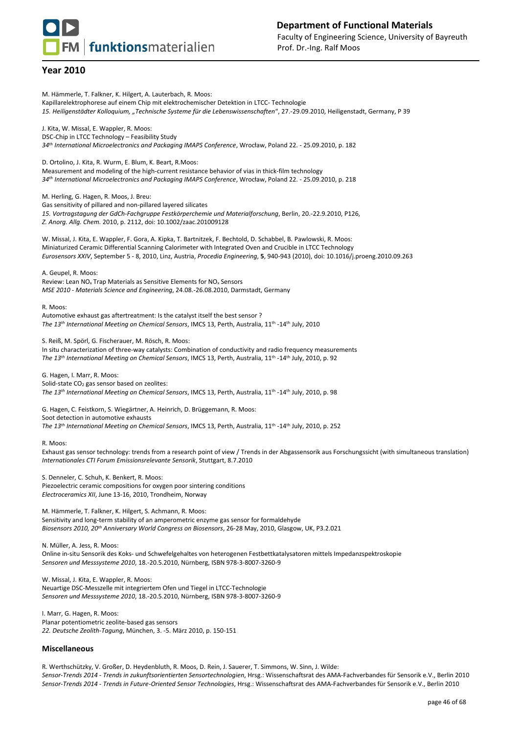## Year 2010

M. Hämmerle, T. Falkner, K. Hilgert, A. Lauterbach, R. Moos:
Kapillarelektrophorese auf einem Chip mit elektrochemischer Detektion in LTCC- Technologie
*15. Heiligenstädter Kolloquium, „Technische Systeme für die Lebenswissenschaften“*, 27.-29.09.2010, Heiligenstadt, Germany, P 39

J. Kita, W. Missal, E. Wappler, R. Moos:
DSC-Chip in LTCC Technology – Feasibility Study
*34th International Microelectronics and Packaging IMAPS Conference*, Wrocław, Poland 22. - 25.09.2010, p. 182

D. Ortolino, J. Kita, R. Wurm, E. Blum, K. Beart, R.Moos:
Measurement and modeling of the high-current resistance behavior of vias in thick-film technology
*34th International Microelectronics and Packaging IMAPS Conference*, Wrocław, Poland 22. - 25.09.2010, p. 218

M. Herling, G. Hagen, R. Moos, J. Breu:
Gas sensitivity of pillared and non-pillared layered silicates
*15. Vortragstagung der GdCh-Fachgruppe Festkörperchemie und Materialforschung*, Berlin, 20.-22.9.2010, P126,
*Z. Anorg. Allg. Chem.* 2010, p. 2112, doi: 10.1002/zaac.201009128

W. Missal, J. Kita, E. Wappler, F. Gora, A. Kipka, T. Bartnitzek, F. Bechtold, D. Schabbel, B. Pawlowski, R. Moos:
Miniaturized Ceramic Differential Scanning Calorimeter with Integrated Oven and Crucible in LTCC Technology
*Eurosensors XXIV*, September 5 - 8, 2010, Linz, Austria, *Procedia Engineering*, **5**, 940-943 (2010), doi: 10.1016/j.proeng.2010.09.263

A. Geupel, R. Moos:
Review: Lean $NO_x$ Trap Materials as Sensitive Elements for $NO_x$ Sensors
*MSE 2010 - Materials Science and Engineering*, 24.08.-26.08.2010, Darmstadt, Germany

R. Moos:
Automotive exhaust gas aftertreatment: Is the catalyst itself the best sensor ?
*The 13th International Meeting on Chemical Sensors*, IMCS 13, Perth, Australia, 11th -14th July, 2010

S. Reiß, M. Spörl, G. Fischerauer, M. Rösch, R. Moos:
In situ characterization of three-way catalysts: Combination of conductivity and radio frequency measurements
*The 13th International Meeting on Chemical Sensors*, IMCS 13, Perth, Australia, 11th -14th July, 2010, p. 92

G. Hagen, I. Marr, R. Moos:
Solid-state $CO_2$ gas sensor based on zeolites:
*The 13th International Meeting on Chemical Sensors*, IMCS 13, Perth, Australia, 11th -14th July, 2010, p. 98

G. Hagen, C. Feistkorn, S. Wiegärtner, A. Heinrich, D. Brüggemann, R. Moos:
Soot detection in automotive exhausts
*The 13th International Meeting on Chemical Sensors*, IMCS 13, Perth, Australia, 11th -14th July, 2010, p. 252

R. Moos:
Exhaust gas sensor technology: trends from a research point of view / Trends in der Abgassensorik aus Forschungssicht (with simultaneous translation)
*Internationales CTI Forum Emissionsrelevante Sensorik*, Stuttgart, 8.7.2010

S. Denneler, C. Schuh, K. Benkert, R. Moos:
Piezoelectric ceramic compositions for oxygen poor sintering conditions
*Electroceramics XII*, June 13-16, 2010, Trondheim, Norway

M. Hämmerle, T. Falkner, K. Hilgert, S. Achmann, R. Moos:
Sensitivity and long-term stability of an amperometric enzyme gas sensor for formaldehyde
*Biosensors 2010, 20th Anniversary World Congress on Biosensors*, 26-28 May, 2010, Glasgow, UK, P3.2.021

N. Müller, A. Jess, R. Moos:
Online in-situ Sensorik des Koks- und Schwefelgehaltes von heterogenen Festbettkatalysatoren mittels Impedanzspektroskopie
*Sensoren und Messsysteme 2010*, 18.-20.5.2010, Nürnberg, ISBN 978-3-8007-3260-9

W. Missal, J. Kita, E. Wappler, R. Moos:
Neuartige DSC-Messzelle mit integriertem Ofen und Tiegel in LTCC-Technologie
*Sensoren und Messsysteme 2010*, 18.-20.5.2010, Nürnberg, ISBN 978-3-8007-3260-9

I. Marr, G. Hagen, R. Moos:
Planar potentiometric zeolite-based gas sensors
*22. Deutsche Zeolith-Tagung*, München, 3. -5. März 2010, p. 150-151

### Miscellaneous

R. Werthschützky, V. Großer, D. Heydenbluth, R. Moos, D. Rein, J. Sauerer, T. Simmons, W. Sinn, J. Wilde:
*Sensor-Trends 2014 - Trends in zukunftsorientierten Sensortechnologien*, Hrsg.: Wissenschaftsrat des AMA-Fachverbandes für Sensorik e.V., Berlin 2010
*Sensor-Trends 2014 - Trends in Future-Oriented Sensor Technologies*, Hrsg.: Wissenschaftsrat des AMA-Fachverbandes für Sensorik e.V., Berlin 2010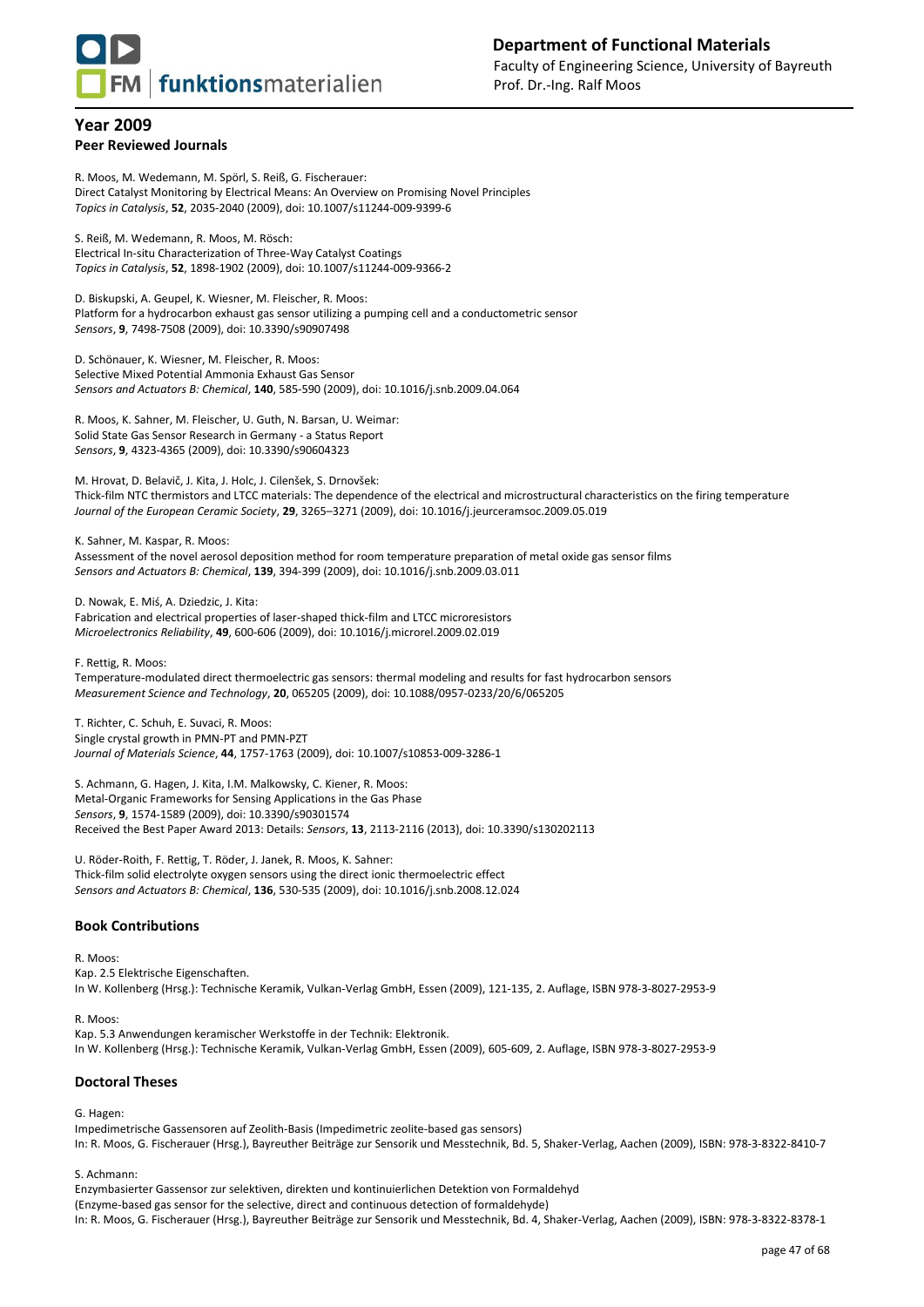## Year 2009

### Peer Reviewed Journals

R. Moos, M. Wedemann, M. Spörl, S. Reiß, G. Fischerauer:
Direct Catalyst Monitoring by Electrical Means: An Overview on Promising Novel Principles
*Topics in Catalysis*, **52**, 2035-2040 (2009), doi: 10.1007/s11244-009-9399-6

S. Reiß, M. Wedemann, R. Moos, M. Rösch:
Electrical In-situ Characterization of Three-Way Catalyst Coatings
*Topics in Catalysis*, **52**, 1898-1902 (2009), doi: 10.1007/s11244-009-9366-2

D. Biskupski, A. Geupel, K. Wiesner, M. Fleischer, R. Moos:
Platform for a hydrocarbon exhaust gas sensor utilizing a pumping cell and a conductometric sensor
*Sensors*, **9**, 7498-7508 (2009), doi: 10.3390/s90907498

D. Schönauer, K. Wiesner, M. Fleischer, R. Moos:
Selective Mixed Potential Ammonia Exhaust Gas Sensor
*Sensors and Actuators B: Chemical*, **140**, 585-590 (2009), doi: 10.1016/j.snb.2009.04.064

R. Moos, K. Sahner, M. Fleischer, U. Guth, N. Barsan, U. Weimar:
Solid State Gas Sensor Research in Germany - a Status Report
*Sensors*, **9**, 4323-4365 (2009), doi: 10.3390/s90604323

M. Hrovat, D. Belavič, J. Kita, J. Holc, J. Cilenšek, S. Drnovšek:
Thick-film NTC thermistors and LTCC materials: The dependence of the electrical and microstructural characteristics on the firing temperature
*Journal of the European Ceramic Society*, **29**, 3265–3271 (2009), doi: 10.1016/j.jeurceramsoc.2009.05.019

K. Sahner, M. Kaspar, R. Moos:
Assessment of the novel aerosol deposition method for room temperature preparation of metal oxide gas sensor films
*Sensors and Actuators B: Chemical*, **139**, 394-399 (2009), doi: 10.1016/j.snb.2009.03.011

D. Nowak, E. Miś, A. Dziedzic, J. Kita:
Fabrication and electrical properties of laser-shaped thick-film and LTCC microresistors
*Microelectronics Reliability*, **49**, 600-606 (2009), doi: 10.1016/j.microrel.2009.02.019

F. Rettig, R. Moos:
Temperature-modulated direct thermoelectric gas sensors: thermal modeling and results for fast hydrocarbon sensors
*Measurement Science and Technology*, **20**, 065205 (2009), doi: 10.1088/0957-0233/20/6/065205

T. Richter, C. Schuh, E. Suvaci, R. Moos:
Single crystal growth in PMN-PT and PMN-PZT
*Journal of Materials Science*, **44**, 1757-1763 (2009), doi: 10.1007/s10853-009-3286-1

S. Achmann, G. Hagen, J. Kita, I.M. Malkowsky, C. Kiener, R. Moos:
Metal-Organic Frameworks for Sensing Applications in the Gas Phase
*Sensors*, **9**, 1574-1589 (2009), doi: 10.3390/s90301574
Received the Best Paper Award 2013: Details: *Sensors*, **13**, 2113-2116 (2013), doi: 10.3390/s130202113

U. Röder-Roith, F. Rettig, T. Röder, J. Janek, R. Moos, K. Sahner:
Thick-film solid electrolyte oxygen sensors using the direct ionic thermoelectric effect
*Sensors and Actuators B: Chemical*, **136**, 530-535 (2009), doi: 10.1016/j.snb.2008.12.024

### Book Contributions

R. Moos:
Kap. 2.5 Elektrische Eigenschaften.
In W. Kollenberg (Hrsg.): Technische Keramik, Vulkan-Verlag GmbH, Essen (2009), 121-135, 2. Auflage, ISBN 978-3-8027-2953-9

R. Moos:
Kap. 5.3 Anwendungen keramischer Werkstoffe in der Technik: Elektronik.
In W. Kollenberg (Hrsg.): Technische Keramik, Vulkan-Verlag GmbH, Essen (2009), 605-609, 2. Auflage, ISBN 978-3-8027-2953-9

### Doctoral Theses

G. Hagen:
Impedimetrische Gassensoren auf Zeolith-Basis (Impedimetric zeolite-based gas sensors)
In: R. Moos, G. Fischerauer (Hrsg.), Bayreuther Beiträge zur Sensorik und Messtechnik, Bd. 5, Shaker-Verlag, Aachen (2009), ISBN: 978-3-8322-8410-7

S. Achmann:
Enzymbasierter Gassensor zur selektiven, direkten und kontinuierlichen Detektion von Formaldehyd
(Enzyme-based gas sensor for the selective, direct and continuous detection of formaldehyde)
In: R. Moos, G. Fischerauer (Hrsg.), Bayreuther Beiträge zur Sensorik und Messtechnik, Bd. 4, Shaker-Verlag, Aachen (2009), ISBN: 978-3-8322-8378-1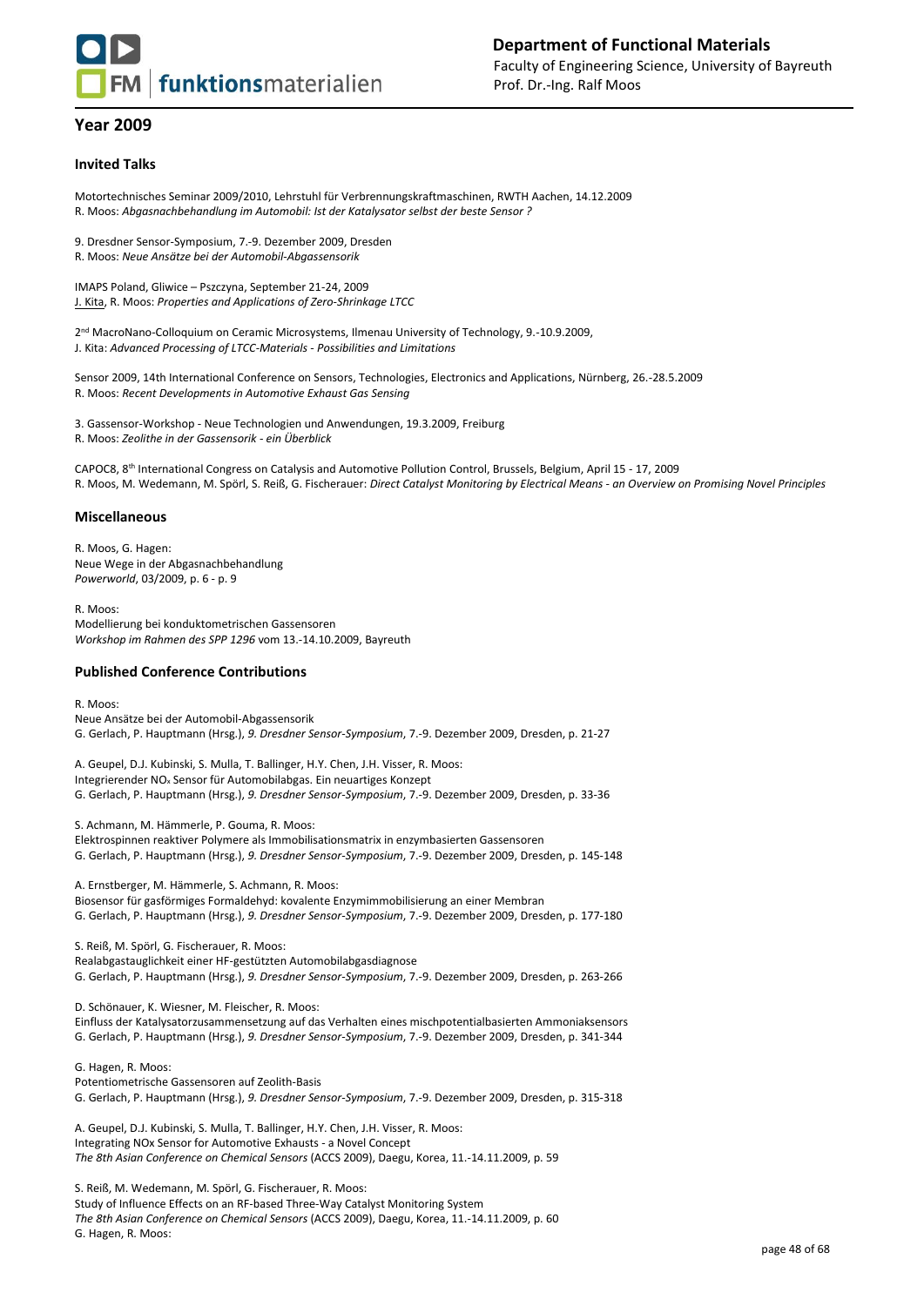## Year 2009

### Invited Talks

Motortechnisches Seminar 2009/2010, Lehrstuhl für Verbrennungskraftmaschinen, RWTH Aachen, 14.12.2009
R. Moos: *Abgasnachbehandlung im Automobil: Ist der Katalysator selbst der beste Sensor ?*

9. Dresdner Sensor-Symposium, 7.-9. Dezember 2009, Dresden
R. Moos: *Neue Ansätze bei der Automobil-Abgassensorik*

IMAPS Poland, Gliwice – Pszczyna, September 21-24, 2009
J. Kita, R. Moos: *Properties and Applications of Zero-Shrinkage LTCC*

2nd MacroNano-Colloquium on Ceramic Microsystems, Ilmenau University of Technology, 9.-10.9.2009,
J. Kita: *Advanced Processing of LTCC-Materials - Possibilities and Limitations*

Sensor 2009, 14th International Conference on Sensors, Technologies, Electronics and Applications, Nürnberg, 26.-28.5.2009
R. Moos: *Recent Developments in Automotive Exhaust Gas Sensing*

3. Gassensor-Workshop - Neue Technologien und Anwendungen, 19.3.2009, Freiburg
R. Moos: *Zeolithe in der Gassensorik - ein Überblick*

CAPOC8, 8th International Congress on Catalysis and Automotive Pollution Control, Brussels, Belgium, April 15 - 17, 2009
R. Moos, M. Wedemann, M. Spörl, S. Reiß, G. Fischerauer: *Direct Catalyst Monitoring by Electrical Means - an Overview on Promising Novel Principles*

### Miscellaneous

R. Moos, G. Hagen:
Neue Wege in der Abgasnachbehandlung
*Powerworld*, 03/2009, p. 6 - p. 9

R. Moos:
Modellierung bei konduktometrischen Gassensoren
*Workshop im Rahmen des SPP 1296* vom 13.-14.10.2009, Bayreuth

### Published Conference Contributions

R. Moos:
Neue Ansätze bei der Automobil-Abgassensorik
G. Gerlach, P. Hauptmann (Hrsg.), *9. Dresdner Sensor-Symposium*, 7.-9. Dezember 2009, Dresden, p. 21-27

A. Geupel, D.J. Kubinski, S. Mulla, T. Ballinger, H.Y. Chen, J.H. Visser, R. Moos:
Integrierender $NO_x$ Sensor für Automobilabgas. Ein neuartiges Konzept
G. Gerlach, P. Hauptmann (Hrsg.), *9. Dresdner Sensor-Symposium*, 7.-9. Dezember 2009, Dresden, p. 33-36

S. Achmann, M. Hämmerle, P. Gouma, R. Moos:
Elektrospinnen reaktiver Polymere als Immobilisationsmatrix in enzymbasierten Gassensoren
G. Gerlach, P. Hauptmann (Hrsg.), *9. Dresdner Sensor-Symposium*, 7.-9. Dezember 2009, Dresden, p. 145-148

A. Ernstberger, M. Hämmerle, S. Achmann, R. Moos:
Biosensor für gasförmiges Formaldehyd: kovalente Enzymimmobilisierung an einer Membran
G. Gerlach, P. Hauptmann (Hrsg.), *9. Dresdner Sensor-Symposium*, 7.-9. Dezember 2009, Dresden, p. 177-180

S. Reiß, M. Spörl, G. Fischerauer, R. Moos:
Realabgastauglichkeit einer HF-gestützten Automobilabgasdiagnose
G. Gerlach, P. Hauptmann (Hrsg.), *9. Dresdner Sensor-Symposium*, 7.-9. Dezember 2009, Dresden, p. 263-266

D. Schönauer, K. Wiesner, M. Fleischer, R. Moos:
Einfluss der Katalysatorzusammensetzung auf das Verhalten eines mischpotentialbasierten Ammoniaksensors
G. Gerlach, P. Hauptmann (Hrsg.), *9. Dresdner Sensor-Symposium*, 7.-9. Dezember 2009, Dresden, p. 341-344

G. Hagen, R. Moos:
Potentiometrische Gassensoren auf Zeolith-Basis
G. Gerlach, P. Hauptmann (Hrsg.), *9. Dresdner Sensor-Symposium*, 7.-9. Dezember 2009, Dresden, p. 315-318

A. Geupel, D.J. Kubinski, S. Mulla, T. Ballinger, H.Y. Chen, J.H. Visser, R. Moos:
Integrating NOx Sensor for Automotive Exhausts - a Novel Concept
*The 8th Asian Conference on Chemical Sensors* (ACCS 2009), Daegu, Korea, 11.-14.11.2009, p. 59

S. Reiß, M. Wedemann, M. Spörl, G. Fischerauer, R. Moos:
Study of Influence Effects on an RF-based Three-Way Catalyst Monitoring System
*The 8th Asian Conference on Chemical Sensors* (ACCS 2009), Daegu, Korea, 11.-14.11.2009, p. 60
G. Hagen, R. Moos: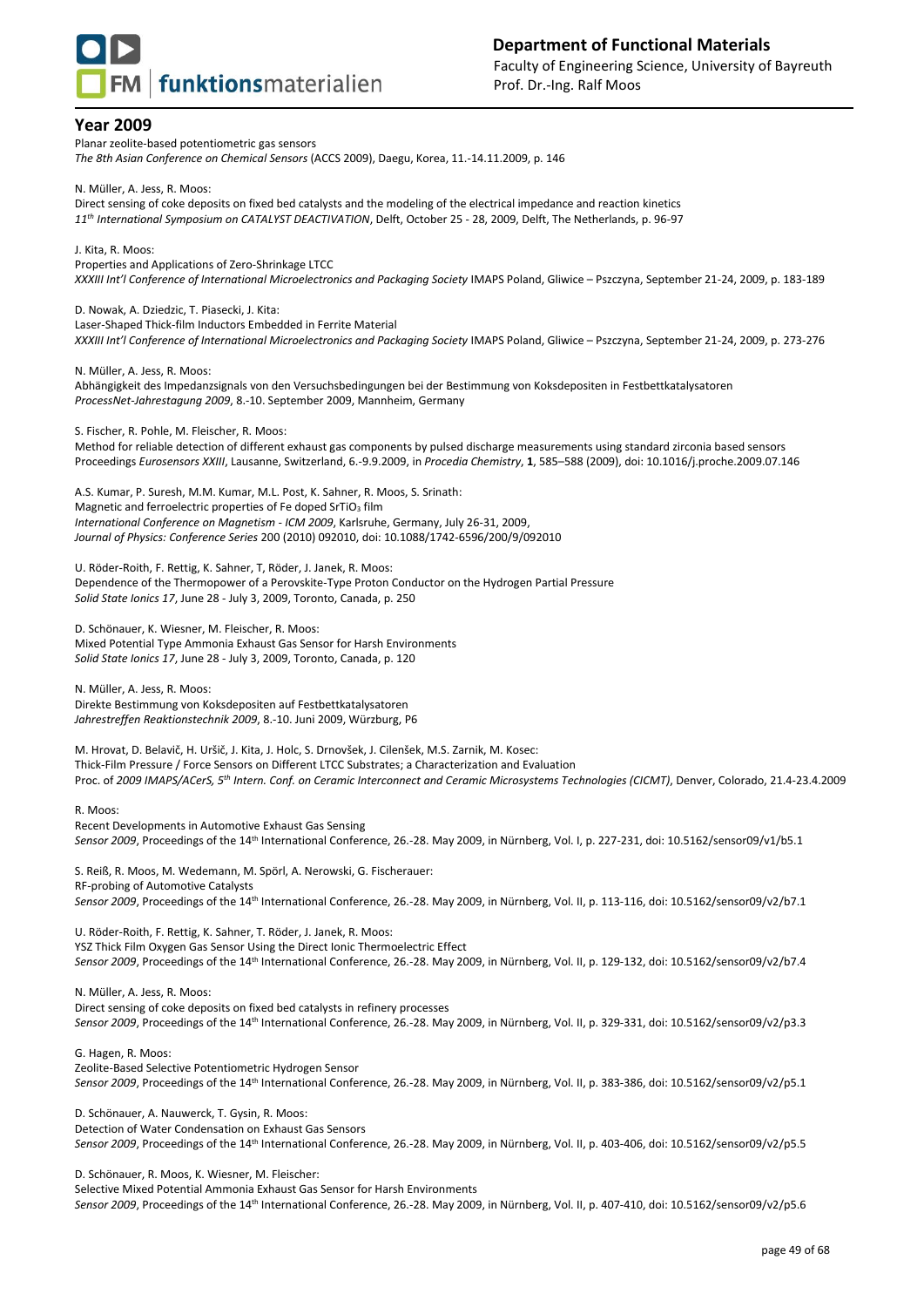## Year 2009

Planar zeolite-based potentiometric gas sensors
*The 8th Asian Conference on Chemical Sensors* (ACCS 2009), Daegu, Korea, 11.-14.11.2009, p. 146

N. Müller, A. Jess, R. Moos:
Direct sensing of coke deposits on fixed bed catalysts and the modeling of the electrical impedance and reaction kinetics
*11th International Symposium on CATALYST DEACTIVATION*, Delft, October 25 - 28, 2009, Delft, The Netherlands, p. 96-97

J. Kita, R. Moos:
Properties and Applications of Zero-Shrinkage LTCC
*XXXIII Int'l Conference of International Microelectronics and Packaging Society* IMAPS Poland, Gliwice – Pszczyna, September 21-24, 2009, p. 183-189

D. Nowak, A. Dziedzic, T. Piasecki, J. Kita:
Laser-Shaped Thick-film Inductors Embedded in Ferrite Material
*XXXIII Int'l Conference of International Microelectronics and Packaging Society* IMAPS Poland, Gliwice – Pszczyna, September 21-24, 2009, p. 273-276

N. Müller, A. Jess, R. Moos:
Abhängigkeit des Impedanzsignals von den Versuchsbedingungen bei der Bestimmung von Koksdepositen in Festbettkatalysatoren
*ProcessNet-Jahrestagung 2009*, 8.-10. September 2009, Mannheim, Germany

S. Fischer, R. Pohle, M. Fleischer, R. Moos:
Method for reliable detection of different exhaust gas components by pulsed discharge measurements using standard zirconia based sensors
Proceedings *Eurosensors XXIII*, Lausanne, Switzerland, 6.-9.9.2009, in *Procedia Chemistry*, **1**, 585–588 (2009), doi: 10.1016/j.proche.2009.07.146

A.S. Kumar, P. Suresh, M.M. Kumar, M.L. Post, K. Sahner, R. Moos, S. Srinath:
Magnetic and ferroelectric properties of Fe doped $SrTiO_3$ film
*International Conference on Magnetism - ICM 2009*, Karlsruhe, Germany, July 26-31, 2009,
*Journal of Physics: Conference Series* 200 (2010) 092010, doi: 10.1088/1742-6596/200/9/092010

U. Röder-Roith, F. Rettig, K. Sahner, T, Röder, J. Janek, R. Moos:
Dependence of the Thermopower of a Perovskite-Type Proton Conductor on the Hydrogen Partial Pressure
*Solid State Ionics 17*, June 28 - July 3, 2009, Toronto, Canada, p. 250

D. Schönauer, K. Wiesner, M. Fleischer, R. Moos:
Mixed Potential Type Ammonia Exhaust Gas Sensor for Harsh Environments
*Solid State Ionics 17*, June 28 - July 3, 2009, Toronto, Canada, p. 120

N. Müller, A. Jess, R. Moos:
Direkte Bestimmung von Koksdepositen auf Festbettkatalysatoren
*Jahrestreffen Reaktionstechnik 2009*, 8.-10. Juni 2009, Würzburg, P6

M. Hrovat, D. Belavič, H. Uršič, J. Kita, J. Holc, S. Drnovšek, J. Cilenšek, M.S. Zarnik, M. Kosec:
Thick-Film Pressure / Force Sensors on Different LTCC Substrates; a Characterization and Evaluation
Proc. of *2009 IMAPS/ACerS, 5th Intern. Conf. on Ceramic Interconnect and Ceramic Microsystems Technologies (CICMT)*, Denver, Colorado, 21.4-23.4.2009

R. Moos:
Recent Developments in Automotive Exhaust Gas Sensing
*Sensor 2009*, Proceedings of the 14th International Conference, 26.-28. May 2009, in Nürnberg, Vol. I, p. 227-231, doi: 10.5162/sensor09/v1/b5.1

S. Reiß, R. Moos, M. Wedemann, M. Spörl, A. Nerowski, G. Fischerauer:
RF-probing of Automotive Catalysts
*Sensor 2009*, Proceedings of the 14th International Conference, 26.-28. May 2009, in Nürnberg, Vol. II, p. 113-116, doi: 10.5162/sensor09/v2/b7.1

U. Röder-Roith, F. Rettig, K. Sahner, T. Röder, J. Janek, R. Moos:
YSZ Thick Film Oxygen Gas Sensor Using the Direct Ionic Thermoelectric Effect
*Sensor 2009*, Proceedings of the 14th International Conference, 26.-28. May 2009, in Nürnberg, Vol. II, p. 129-132, doi: 10.5162/sensor09/v2/b7.4

N. Müller, A. Jess, R. Moos:
Direct sensing of coke deposits on fixed bed catalysts in refinery processes
*Sensor 2009*, Proceedings of the 14th International Conference, 26.-28. May 2009, in Nürnberg, Vol. II, p. 329-331, doi: 10.5162/sensor09/v2/p3.3

G. Hagen, R. Moos:
Zeolite-Based Selective Potentiometric Hydrogen Sensor
*Sensor 2009*, Proceedings of the 14th International Conference, 26.-28. May 2009, in Nürnberg, Vol. II, p. 383-386, doi: 10.5162/sensor09/v2/p5.1

D. Schönauer, A. Nauwerck, T. Gysin, R. Moos:
Detection of Water Condensation on Exhaust Gas Sensors
*Sensor 2009*, Proceedings of the 14th International Conference, 26.-28. May 2009, in Nürnberg, Vol. II, p. 403-406, doi: 10.5162/sensor09/v2/p5.5

D. Schönauer, R. Moos, K. Wiesner, M. Fleischer:
Selective Mixed Potential Ammonia Exhaust Gas Sensor for Harsh Environments
*Sensor 2009*, Proceedings of the 14th International Conference, 26.-28. May 2009, in Nürnberg, Vol. II, p. 407-410, doi: 10.5162/sensor09/v2/p5.6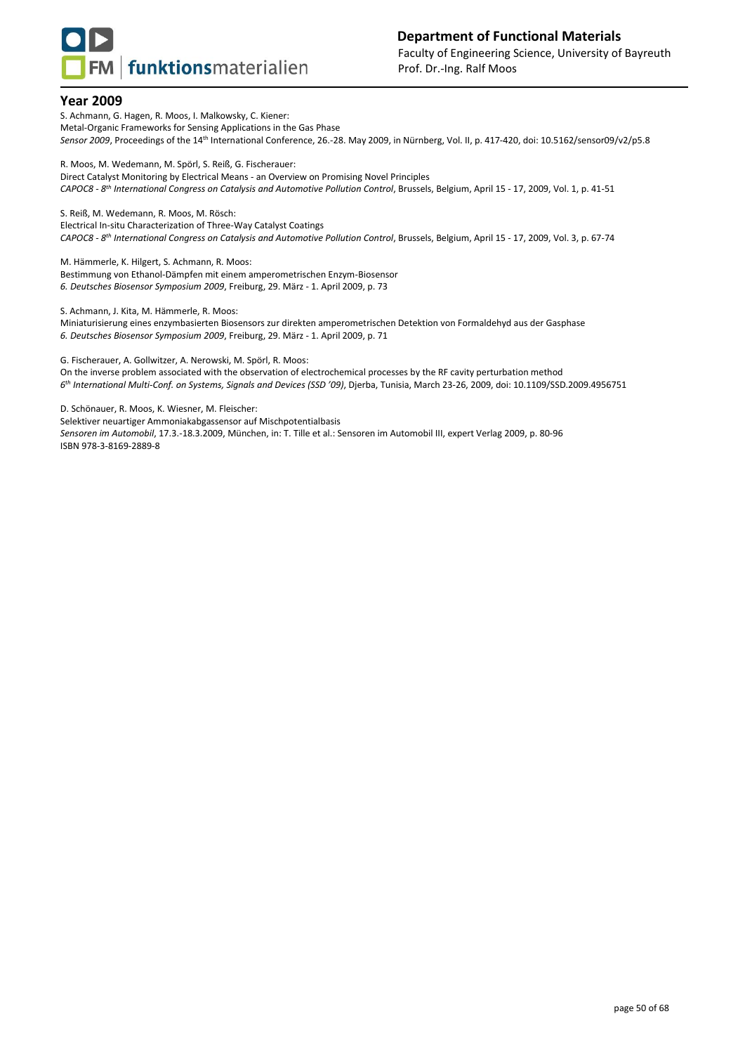## Year 2009

S. Achmann, G. Hagen, R. Moos, I. Malkowsky, C. Kiener:
Metal-Organic Frameworks for Sensing Applications in the Gas Phase
*Sensor 2009*, Proceedings of the 14th International Conference, 26.-28. May 2009, in Nürnberg, Vol. II, p. 417-420, doi: 10.5162/sensor09/v2/p5.8

R. Moos, M. Wedemann, M. Spörl, S. Reiß, G. Fischerauer:
Direct Catalyst Monitoring by Electrical Means - an Overview on Promising Novel Principles
*CAPOC8 - 8th International Congress on Catalysis and Automotive Pollution Control*, Brussels, Belgium, April 15 - 17, 2009, Vol. 1, p. 41-51

S. Reiß, M. Wedemann, R. Moos, M. Rösch:
Electrical In-situ Characterization of Three-Way Catalyst Coatings
*CAPOC8 - 8th International Congress on Catalysis and Automotive Pollution Control*, Brussels, Belgium, April 15 - 17, 2009, Vol. 3, p. 67-74

M. Hämmerle, K. Hilgert, S. Achmann, R. Moos:
Bestimmung von Ethanol-Dämpfen mit einem amperometrischen Enzym-Biosensor
*6. Deutsches Biosensor Symposium 2009*, Freiburg, 29. März - 1. April 2009, p. 73

S. Achmann, J. Kita, M. Hämmerle, R. Moos:
Miniaturisierung eines enzymbasierten Biosensors zur direkten amperometrischen Detektion von Formaldehyd aus der Gasphase
*6. Deutsches Biosensor Symposium 2009*, Freiburg, 29. März - 1. April 2009, p. 71

G. Fischerauer, A. Gollwitzer, A. Nerowski, M. Spörl, R. Moos:
On the inverse problem associated with the observation of electrochemical processes by the RF cavity perturbation method
*6th International Multi-Conf. on Systems, Signals and Devices (SSD '09)*, Djerba, Tunisia, March 23-26, 2009, doi: 10.1109/SSD.2009.4956751

D. Schönauer, R. Moos, K. Wiesner, M. Fleischer:
Selektiver neuartiger Ammoniakabgassensor auf Mischpotentialbasis
*Sensoren im Automobil*, 17.3.-18.3.2009, München, in: T. Tille et al.: Sensoren im Automobil III, expert Verlag 2009, p. 80-96
ISBN 978-3-8169-2889-8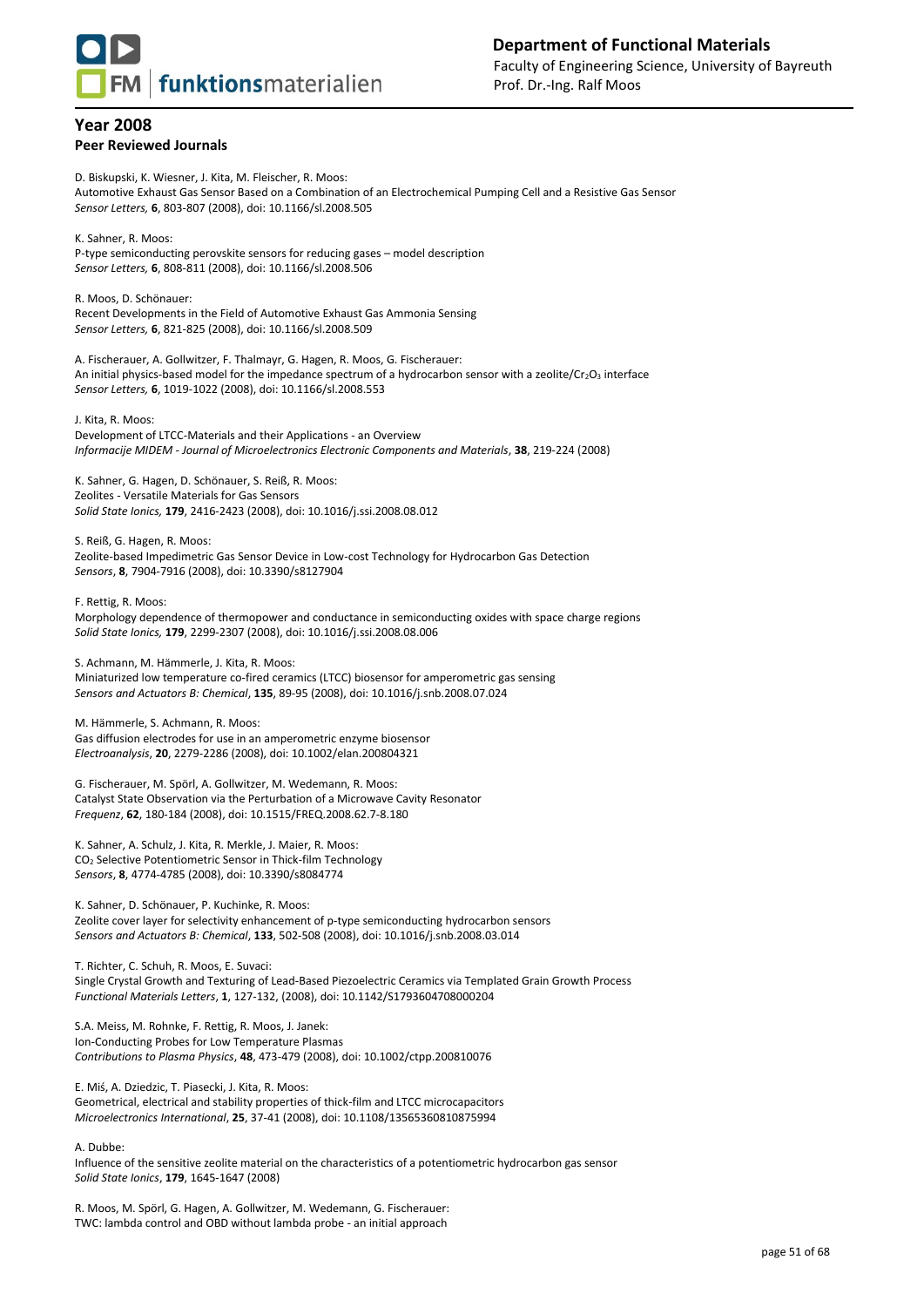## Year 2008

### Peer Reviewed Journals

D. Biskupski, K. Wiesner, J. Kita, M. Fleischer, R. Moos:
Automotive Exhaust Gas Sensor Based on a Combination of an Electrochemical Pumping Cell and a Resistive Gas Sensor
*Sensor Letters,* **6**, 803-807 (2008), doi: 10.1166/sl.2008.505

K. Sahner, R. Moos:
P-type semiconducting perovskite sensors for reducing gases – model description
*Sensor Letters,* **6**, 808-811 (2008), doi: 10.1166/sl.2008.506

R. Moos, D. Schönauer:
Recent Developments in the Field of Automotive Exhaust Gas Ammonia Sensing
*Sensor Letters,* **6**, 821-825 (2008), doi: 10.1166/sl.2008.509

A. Fischerauer, A. Gollwitzer, F. Thalmayr, G. Hagen, R. Moos, G. Fischerauer:
An initial physics-based model for the impedance spectrum of a hydrocarbon sensor with a zeolite/$Cr_2O_3$ interface
*Sensor Letters,* **6**, 1019-1022 (2008), doi: 10.1166/sl.2008.553

J. Kita, R. Moos:
Development of LTCC-Materials and their Applications - an Overview
*Informacije MIDEM - Journal of Microelectronics Electronic Components and Materials*, **38**, 219-224 (2008)

K. Sahner, G. Hagen, D. Schönauer, S. Reiß, R. Moos:
Zeolites - Versatile Materials for Gas Sensors
*Solid State Ionics,* **179**, 2416-2423 (2008), doi: 10.1016/j.ssi.2008.08.012

S. Reiß, G. Hagen, R. Moos:
Zeolite-based Impedimetric Gas Sensor Device in Low-cost Technology for Hydrocarbon Gas Detection
*Sensors*, **8**, 7904-7916 (2008), doi: 10.3390/s8127904

F. Rettig, R. Moos:
Morphology dependence of thermopower and conductance in semiconducting oxides with space charge regions
*Solid State Ionics,* **179**, 2299-2307 (2008), doi: 10.1016/j.ssi.2008.08.006

S. Achmann, M. Hämmerle, J. Kita, R. Moos:
Miniaturized low temperature co-fired ceramics (LTCC) biosensor for amperometric gas sensing
*Sensors and Actuators B: Chemical*, **135**, 89-95 (2008), doi: 10.1016/j.snb.2008.07.024

M. Hämmerle, S. Achmann, R. Moos:
Gas diffusion electrodes for use in an amperometric enzyme biosensor
*Electroanalysis*, **20**, 2279-2286 (2008), doi: 10.1002/elan.200804321

G. Fischerauer, M. Spörl, A. Gollwitzer, M. Wedemann, R. Moos:
Catalyst State Observation via the Perturbation of a Microwave Cavity Resonator
*Frequenz*, **62**, 180-184 (2008), doi: 10.1515/FREQ.2008.62.7-8.180

K. Sahner, A. Schulz, J. Kita, R. Merkle, J. Maier, R. Moos:
$CO_2$ Selective Potentiometric Sensor in Thick-film Technology
*Sensors*, **8**, 4774-4785 (2008), doi: 10.3390/s8084774

K. Sahner, D. Schönauer, P. Kuchinke, R. Moos:
Zeolite cover layer for selectivity enhancement of p-type semiconducting hydrocarbon sensors
*Sensors and Actuators B: Chemical*, **133**, 502-508 (2008), doi: 10.1016/j.snb.2008.03.014

T. Richter, C. Schuh, R. Moos, E. Suvaci:
Single Crystal Growth and Texturing of Lead-Based Piezoelectric Ceramics via Templated Grain Growth Process
*Functional Materials Letters*, **1**, 127-132, (2008), doi: 10.1142/S1793604708000204

S.A. Meiss, M. Rohnke, F. Rettig, R. Moos, J. Janek:
Ion-Conducting Probes for Low Temperature Plasmas
*Contributions to Plasma Physics*, **48**, 473-479 (2008), doi: 10.1002/ctpp.200810076

E. Miś, A. Dziedzic, T. Piasecki, J. Kita, R. Moos:
Geometrical, electrical and stability properties of thick-film and LTCC microcapacitors
*Microelectronics International*, **25**, 37-41 (2008), doi: 10.1108/13565360810875994

A. Dubbe:
Influence of the sensitive zeolite material on the characteristics of a potentiometric hydrocarbon gas sensor
*Solid State Ionics*, **179**, 1645-1647 (2008)

R. Moos, M. Spörl, G. Hagen, A. Gollwitzer, M. Wedemann, G. Fischerauer:
TWC: lambda control and OBD without lambda probe - an initial approach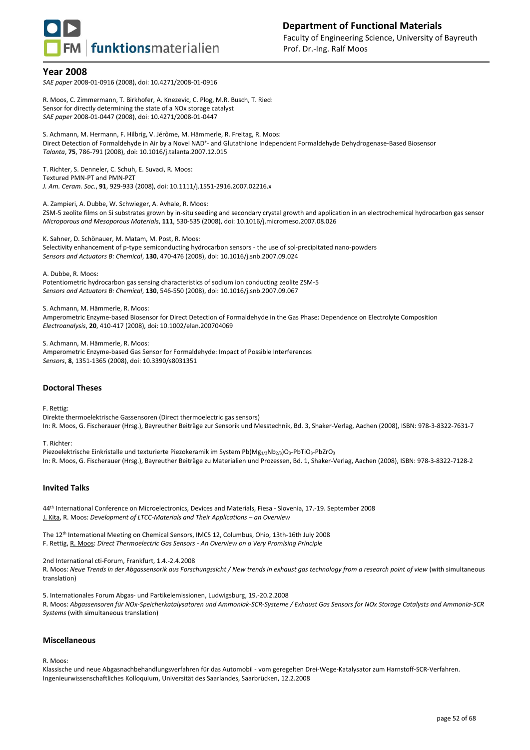## Year 2008

*SAE paper* 2008-01-0916 (2008), doi: 10.4271/2008-01-0916

R. Moos, C. Zimmermann, T. Birkhofer, A. Knezevic, C. Plog, M.R. Busch, T. Ried:
Sensor for directly determining the state of a NOx storage catalyst
*SAE paper* 2008-01-0447 (2008), doi: 10.4271/2008-01-0447

S. Achmann, M. Hermann, F. Hilbrig, V. Jérôme, M. Hämmerle, R. Freitag, R. Moos:
Direct Detection of Formaldehyde in Air by a Novel $NAD^+$- and Glutathione Independent Formaldehyde Dehydrogenase-Based Biosensor
*Talanta*, **75**, 786-791 (2008), doi: 10.1016/j.talanta.2007.12.015

T. Richter, S. Denneler, C. Schuh, E. Suvaci, R. Moos:
Textured PMN-PT and PMN-PZT
*J. Am. Ceram. Soc.*, **91**, 929-933 (2008), doi: 10.1111/j.1551-2916.2007.02216.x

A. Zampieri, A. Dubbe, W. Schwieger, A. Avhale, R. Moos:
ZSM-5 zeolite films on Si substrates grown by in-situ seeding and secondary crystal growth and application in an electrochemical hydrocarbon gas sensor
*Microporous and Mesoporous Materials*, **111**, 530-535 (2008), doi: 10.1016/j.micromeso.2007.08.026

K. Sahner, D. Schönauer, M. Matam, M. Post, R. Moos:
Selectivity enhancement of p-type semiconducting hydrocarbon sensors - the use of sol-precipitated nano-powders
*Sensors and Actuators B: Chemical*, **130**, 470-476 (2008), doi: 10.1016/j.snb.2007.09.024

A. Dubbe, R. Moos:
Potentiometric hydrocarbon gas sensing characteristics of sodium ion conducting zeolite ZSM-5
*Sensors and Actuators B: Chemical*, **130**, 546-550 (2008), doi: 10.1016/j.snb.2007.09.067

S. Achmann, M. Hämmerle, R. Moos:
Amperometric Enzyme-based Biosensor for Direct Detection of Formaldehyde in the Gas Phase: Dependence on Electrolyte Composition
*Electroanalysis*, **20**, 410-417 (2008), doi: 10.1002/elan.200704069

S. Achmann, M. Hämmerle, R. Moos:
Amperometric Enzyme-based Gas Sensor for Formaldehyde: Impact of Possible Interferences
*Sensors*, **8**, 1351-1365 (2008), doi: 10.3390/s8031351

### Doctoral Theses

F. Rettig:
Direkte thermoelektrische Gassensoren (Direct thermoelectric gas sensors)
In: R. Moos, G. Fischerauer (Hrsg.), Bayreuther Beiträge zur Sensorik und Messtechnik, Bd. 3, Shaker-Verlag, Aachen (2008), ISBN: 978-3-8322-7631-7

T. Richter:
Piezoelektrische Einkristalle und texturierte Piezokeramik im System $Pb(Mg_{1/3}Nb_{2/3})O_3$-$PbTiO_3$-$PbZrO_3$
In: R. Moos, G. Fischerauer (Hrsg.), Bayreuther Beiträge zu Materialien und Prozessen, Bd. 1, Shaker-Verlag, Aachen (2008), ISBN: 978-3-8322-7128-2

### Invited Talks

44th International Conference on Microelectronics, Devices and Materials, Fiesa - Slovenia, 17.-19. September 2008
J. Kita, R. Moos: *Development of LTCC-Materials and Their Applications – an Overview*

The 12th International Meeting on Chemical Sensors, IMCS 12, Columbus, Ohio, 13th-16th July 2008
F. Rettig, R. Moos: *Direct Thermoelectric Gas Sensors - An Overview on a Very Promising Principle*

2nd International cti-Forum, Frankfurt, 1.4.-2.4.2008
R. Moos: *Neue Trends in der Abgassensorik aus Forschungssicht / New trends in exhaust gas technology from a research point of view* (with simultaneous translation)

5. Internationales Forum Abgas- und Partikelemissionen, Ludwigsburg, 19.-20.2.2008
R. Moos: *Abgassensoren für NOx-Speicherkatalysatoren und Ammoniak-SCR-Systeme / Exhaust Gas Sensors for NOx Storage Catalysts and Ammonia-SCR Systems* (with simultaneous translation)

### Miscellaneous

R. Moos:
Klassische und neue Abgasnachbehandlungsverfahren für das Automobil - vom geregelten Drei-Wege-Katalysator zum Harnstoff-SCR-Verfahren.
Ingenieurwissenschaftliches Kolloquium, Universität des Saarlandes, Saarbrücken, 12.2.2008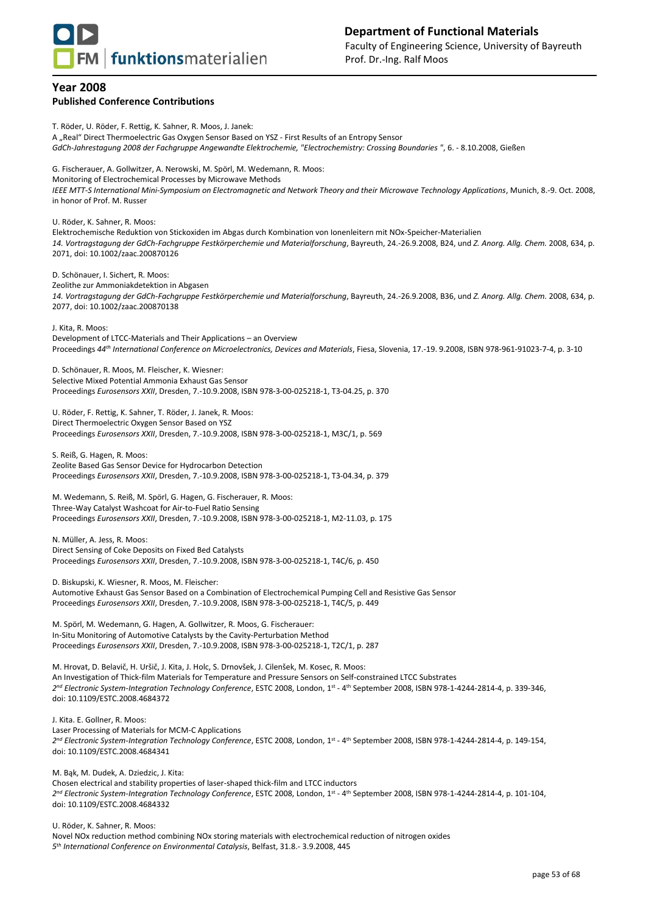## Year 2008

### Published Conference Contributions

T. Röder, U. Röder, F. Rettig, K. Sahner, R. Moos, J. Janek:
A „Real“ Direct Thermoelectric Gas Oxygen Sensor Based on YSZ - First Results of an Entropy Sensor
*GdCh-Jahrestagung 2008 der Fachgruppe Angewandte Elektrochemie, "Electrochemistry: Crossing Boundaries "*, 6. - 8.10.2008, Gießen

G. Fischerauer, A. Gollwitzer, A. Nerowski, M. Spörl, M. Wedemann, R. Moos:
Monitoring of Electrochemical Processes by Microwave Methods
*IEEE MTT-S International Mini-Symposium on Electromagnetic and Network Theory and their Microwave Technology Applications*, Munich, 8.-9. Oct. 2008, in honor of Prof. M. Russer

U. Röder, K. Sahner, R. Moos:
Elektrochemische Reduktion von Stickoxiden im Abgas durch Kombination von Ionenleitern mit NOx-Speicher-Materialien
*14. Vortragstagung der GdCh-Fachgruppe Festkörperchemie und Materialforschung*, Bayreuth, 24.-26.9.2008, B24, und *Z. Anorg. Allg. Chem.* 2008, 634, p. 2071, doi: 10.1002/zaac.200870126

D. Schönauer, I. Sichert, R. Moos:
Zeolithe zur Ammoniakdetektion in Abgasen
*14. Vortragstagung der GdCh-Fachgruppe Festkörperchemie und Materialforschung*, Bayreuth, 24.-26.9.2008, B36, und *Z. Anorg. Allg. Chem.* 2008, 634, p. 2077, doi: 10.1002/zaac.200870138

J. Kita, R. Moos:
Development of LTCC-Materials and Their Applications – an Overview
Proceedings *44th International Conference on Microelectronics, Devices and Materials*, Fiesa, Slovenia, 17.-19. 9.2008, ISBN 978-961-91023-7-4, p. 3-10

D. Schönauer, R. Moos, M. Fleischer, K. Wiesner:
Selective Mixed Potential Ammonia Exhaust Gas Sensor
Proceedings *Eurosensors XXII*, Dresden, 7.-10.9.2008, ISBN 978-3-00-025218-1, T3-04.25, p. 370

U. Röder, F. Rettig, K. Sahner, T. Röder, J. Janek, R. Moos:
Direct Thermoelectric Oxygen Sensor Based on YSZ
Proceedings *Eurosensors XXII*, Dresden, 7.-10.9.2008, ISBN 978-3-00-025218-1, M3C/1, p. 569

S. Reiß, G. Hagen, R. Moos:
Zeolite Based Gas Sensor Device for Hydrocarbon Detection
Proceedings *Eurosensors XXII*, Dresden, 7.-10.9.2008, ISBN 978-3-00-025218-1, T3-04.34, p. 379

M. Wedemann, S. Reiß, M. Spörl, G. Hagen, G. Fischerauer, R. Moos:
Three-Way Catalyst Washcoat for Air-to-Fuel Ratio Sensing
Proceedings *Eurosensors XXII*, Dresden, 7.-10.9.2008, ISBN 978-3-00-025218-1, M2-11.03, p. 175

N. Müller, A. Jess, R. Moos:
Direct Sensing of Coke Deposits on Fixed Bed Catalysts
Proceedings *Eurosensors XXII*, Dresden, 7.-10.9.2008, ISBN 978-3-00-025218-1, T4C/6, p. 450

D. Biskupski, K. Wiesner, R. Moos, M. Fleischer:
Automotive Exhaust Gas Sensor Based on a Combination of Electrochemical Pumping Cell and Resistive Gas Sensor
Proceedings *Eurosensors XXII*, Dresden, 7.-10.9.2008, ISBN 978-3-00-025218-1, T4C/5, p. 449

M. Spörl, M. Wedemann, G. Hagen, A. Gollwitzer, R. Moos, G. Fischerauer:
In-Situ Monitoring of Automotive Catalysts by the Cavity-Perturbation Method
Proceedings *Eurosensors XXII*, Dresden, 7.-10.9.2008, ISBN 978-3-00-025218-1, T2C/1, p. 287

M. Hrovat, D. Belavič, H. Uršič, J. Kita, J. Holc, S. Drnovšek, J. Cilenšek, M. Kosec, R. Moos:
An Investigation of Thick-film Materials for Temperature and Pressure Sensors on Self-constrained LTCC Substrates
*2nd Electronic System-Integration Technology Conference*, ESTC 2008, London, 1st - 4th September 2008, ISBN 978-1-4244-2814-4, p. 339-346, doi: 10.1109/ESTC.2008.4684372

J. Kita. E. Gollner, R. Moos:
Laser Processing of Materials for MCM-C Applications
*2nd Electronic System-Integration Technology Conference*, ESTC 2008, London, 1st - 4th September 2008, ISBN 978-1-4244-2814-4, p. 149-154, doi: 10.1109/ESTC.2008.4684341

M. Bąk, M. Dudek, A. Dziedzic, J. Kita:
Chosen electrical and stability properties of laser-shaped thick-film and LTCC inductors
*2nd Electronic System-Integration Technology Conference*, ESTC 2008, London, 1st - 4th September 2008, ISBN 978-1-4244-2814-4, p. 101-104, doi: 10.1109/ESTC.2008.4684332

U. Röder, K. Sahner, R. Moos:
Novel NOx reduction method combining NOx storing materials with electrochemical reduction of nitrogen oxides
*5th International Conference on Environmental Catalysis*, Belfast, 31.8.- 3.9.2008, 445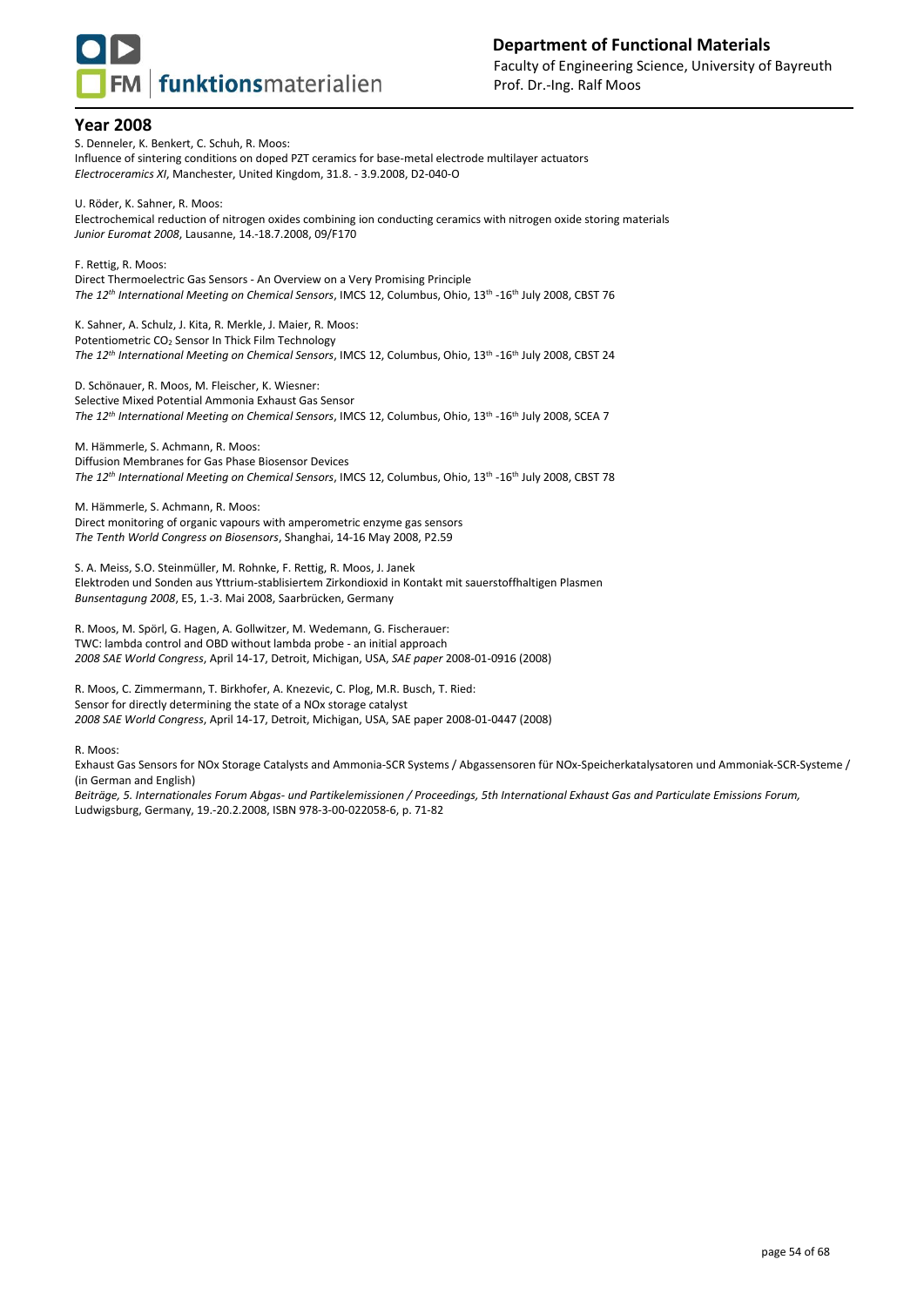## Year 2008

S. Denneler, K. Benkert, C. Schuh, R. Moos:
Influence of sintering conditions on doped PZT ceramics for base-metal electrode multilayer actuators
*Electroceramics XI*, Manchester, United Kingdom, 31.8. - 3.9.2008, D2-040-O

U. Röder, K. Sahner, R. Moos:
Electrochemical reduction of nitrogen oxides combining ion conducting ceramics with nitrogen oxide storing materials
*Junior Euromat 2008*, Lausanne, 14.-18.7.2008, 09/F170

F. Rettig, R. Moos:
Direct Thermoelectric Gas Sensors - An Overview on a Very Promising Principle
*The 12th International Meeting on Chemical Sensors*, IMCS 12, Columbus, Ohio, 13th -16th July 2008, CBST 76

K. Sahner, A. Schulz, J. Kita, R. Merkle, J. Maier, R. Moos:
Potentiometric $CO_2$ Sensor In Thick Film Technology
*The 12th International Meeting on Chemical Sensors*, IMCS 12, Columbus, Ohio, 13th -16th July 2008, CBST 24

D. Schönauer, R. Moos, M. Fleischer, K. Wiesner:
Selective Mixed Potential Ammonia Exhaust Gas Sensor
*The 12th International Meeting on Chemical Sensors*, IMCS 12, Columbus, Ohio, 13th -16th July 2008, SCEA 7

M. Hämmerle, S. Achmann, R. Moos:
Diffusion Membranes for Gas Phase Biosensor Devices
*The 12th International Meeting on Chemical Sensors*, IMCS 12, Columbus, Ohio, 13th -16th July 2008, CBST 78

M. Hämmerle, S. Achmann, R. Moos:
Direct monitoring of organic vapours with amperometric enzyme gas sensors
*The Tenth World Congress on Biosensors*, Shanghai, 14-16 May 2008, P2.59

S. A. Meiss, S.O. Steinmüller, M. Rohnke, F. Rettig, R. Moos, J. Janek
Elektroden und Sonden aus Yttrium-stablisiertem Zirkondioxid in Kontakt mit sauerstoffhaltigen Plasmen
*Bunsentagung 2008*, E5, 1.-3. Mai 2008, Saarbrücken, Germany

R. Moos, M. Spörl, G. Hagen, A. Gollwitzer, M. Wedemann, G. Fischerauer:
TWC: lambda control and OBD without lambda probe - an initial approach
*2008 SAE World Congress*, April 14-17, Detroit, Michigan, USA, *SAE paper* 2008-01-0916 (2008)

R. Moos, C. Zimmermann, T. Birkhofer, A. Knezevic, C. Plog, M.R. Busch, T. Ried:
Sensor for directly determining the state of a NOx storage catalyst
*2008 SAE World Congress*, April 14-17, Detroit, Michigan, USA, SAE paper 2008-01-0447 (2008)

R. Moos:
Exhaust Gas Sensors for NOx Storage Catalysts and Ammonia-SCR Systems / Abgassensoren für NOx-Speicherkatalysatoren und Ammoniak-SCR-Systeme / (in German and English)
*Beiträge, 5. Internationales Forum Abgas- und Partikelemissionen / Proceedings, 5th International Exhaust Gas and Particulate Emissions Forum,* Ludwigsburg, Germany, 19.-20.2.2008, ISBN 978-3-00-022058-6, p. 71-82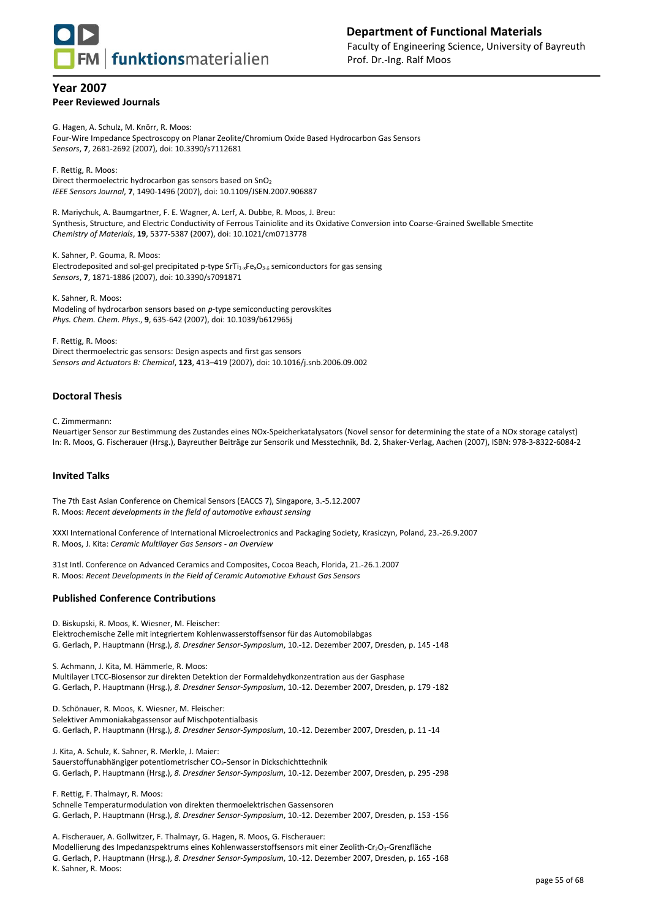## Year 2007

### Peer Reviewed Journals

G. Hagen, A. Schulz, M. Knörr, R. Moos:
Four-Wire Impedance Spectroscopy on Planar Zeolite/Chromium Oxide Based Hydrocarbon Gas Sensors
*Sensors*, **7**, 2681-2692 (2007), doi: 10.3390/s7112681

F. Rettig, R. Moos:
Direct thermoelectric hydrocarbon gas sensors based on $SnO_2$
*IEEE Sensors Journal*, **7**, 1490-1496 (2007), doi: 10.1109/JSEN.2007.906887

R. Mariychuk, A. Baumgartner, F. E. Wagner, A. Lerf, A. Dubbe, R. Moos, J. Breu:
Synthesis, Structure, and Electric Conductivity of Ferrous Tainiolite and its Oxidative Conversion into Coarse-Grained Swellable Smectite
*Chemistry of Materials*, **19**, 5377-5387 (2007), doi: 10.1021/cm0713778

K. Sahner, P. Gouma, R. Moos:
Electrodeposited and sol-gel precipitated p-type $SrTi_{1-x}Fe_xO_{3-\delta}$ semiconductors for gas sensing
*Sensors*, **7**, 1871-1886 (2007), doi: 10.3390/s7091871

K. Sahner, R. Moos:
Modeling of hydrocarbon sensors based on *p*-type semiconducting perovskites
*Phys. Chem. Chem. Phys.*, **9**, 635-642 (2007), doi: 10.1039/b612965j

F. Rettig, R. Moos:
Direct thermoelectric gas sensors: Design aspects and first gas sensors
*Sensors and Actuators B: Chemical*, **123**, 413–419 (2007), doi: 10.1016/j.snb.2006.09.002

### Doctoral Thesis

C. Zimmermann:
Neuartiger Sensor zur Bestimmung des Zustandes eines NOx-Speicherkatalysators (Novel sensor for determining the state of a NOx storage catalyst)
In: R. Moos, G. Fischerauer (Hrsg.), Bayreuther Beiträge zur Sensorik und Messtechnik, Bd. 2, Shaker-Verlag, Aachen (2007), ISBN: 978-3-8322-6084-2

### Invited Talks

The 7th East Asian Conference on Chemical Sensors (EACCS 7), Singapore, 3.-5.12.2007
R. Moos: *Recent developments in the field of automotive exhaust sensing*

XXXI International Conference of International Microelectronics and Packaging Society, Krasiczyn, Poland, 23.-26.9.2007
R. Moos, J. Kita: *Ceramic Multilayer Gas Sensors - an Overview*

31st Intl. Conference on Advanced Ceramics and Composites, Cocoa Beach, Florida, 21.-26.1.2007
R. Moos: *Recent Developments in the Field of Ceramic Automotive Exhaust Gas Sensors*

### Published Conference Contributions

D. Biskupski, R. Moos, K. Wiesner, M. Fleischer:
Elektrochemische Zelle mit integriertem Kohlenwasserstoffsensor für das Automobilabgas
G. Gerlach, P. Hauptmann (Hrsg.), *8. Dresdner Sensor-Symposium*, 10.-12. Dezember 2007, Dresden, p. 145 -148

S. Achmann, J. Kita, M. Hämmerle, R. Moos:
Multilayer LTCC-Biosensor zur direkten Detektion der Formaldehydkonzentration aus der Gasphase
G. Gerlach, P. Hauptmann (Hrsg.), *8. Dresdner Sensor-Symposium*, 10.-12. Dezember 2007, Dresden, p. 179 -182

D. Schönauer, R. Moos, K. Wiesner, M. Fleischer:
Selektiver Ammoniakabgassensor auf Mischpotentialbasis
G. Gerlach, P. Hauptmann (Hrsg.), *8. Dresdner Sensor-Symposium*, 10.-12. Dezember 2007, Dresden, p. 11 -14

J. Kita, A. Schulz, K. Sahner, R. Merkle, J. Maier:
Sauerstoffunabhängiger potentiometrischer $CO_2$-Sensor in Dickschichttechnik
G. Gerlach, P. Hauptmann (Hrsg.), *8. Dresdner Sensor-Symposium*, 10.-12. Dezember 2007, Dresden, p. 295 -298

F. Rettig, F. Thalmayr, R. Moos:
Schnelle Temperaturmodulation von direkten thermoelektrischen Gassensoren
G. Gerlach, P. Hauptmann (Hrsg.), *8. Dresdner Sensor-Symposium*, 10.-12. Dezember 2007, Dresden, p. 153 -156

A. Fischerauer, A. Gollwitzer, F. Thalmayr, G. Hagen, R. Moos, G. Fischerauer:
Modellierung des Impedanzspektrums eines Kohlenwasserstoffsensors mit einer Zeolith-$Cr_2O_3$-Grenzfläche
G. Gerlach, P. Hauptmann (Hrsg.), *8. Dresdner Sensor-Symposium*, 10.-12. Dezember 2007, Dresden, p. 165 -168
K. Sahner, R. Moos: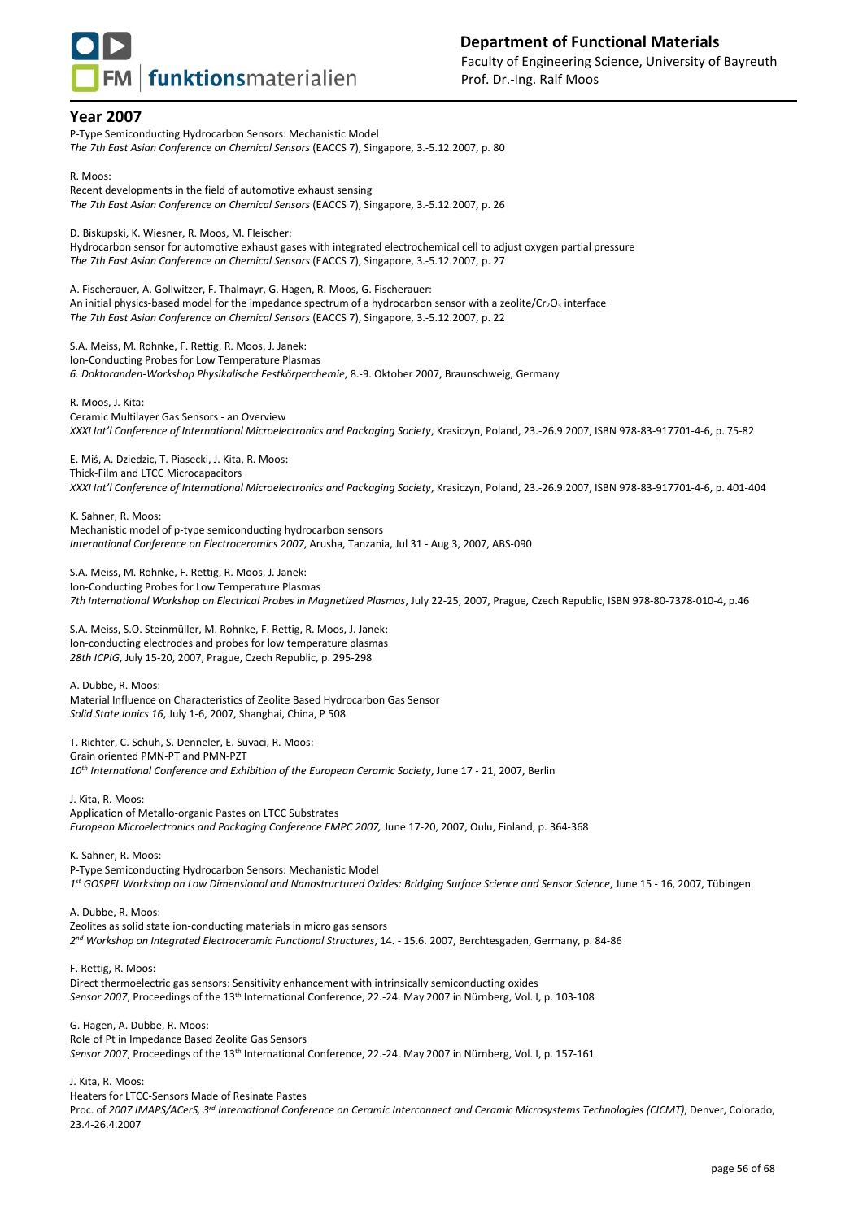## Year 2007

P-Type Semiconducting Hydrocarbon Sensors: Mechanistic Model
*The 7th East Asian Conference on Chemical Sensors* (EACCS 7), Singapore, 3.-5.12.2007, p. 80

R. Moos:
Recent developments in the field of automotive exhaust sensing
*The 7th East Asian Conference on Chemical Sensors* (EACCS 7), Singapore, 3.-5.12.2007, p. 26

D. Biskupski, K. Wiesner, R. Moos, M. Fleischer:
Hydrocarbon sensor for automotive exhaust gases with integrated electrochemical cell to adjust oxygen partial pressure
*The 7th East Asian Conference on Chemical Sensors* (EACCS 7), Singapore, 3.-5.12.2007, p. 27

A. Fischerauer, A. Gollwitzer, F. Thalmayr, G. Hagen, R. Moos, G. Fischerauer:
An initial physics-based model for the impedance spectrum of a hydrocarbon sensor with a zeolite/$Cr_2O_3$ interface
*The 7th East Asian Conference on Chemical Sensors* (EACCS 7), Singapore, 3.-5.12.2007, p. 22

S.A. Meiss, M. Rohnke, F. Rettig, R. Moos, J. Janek:
Ion-Conducting Probes for Low Temperature Plasmas
*6. Doktoranden-Workshop Physikalische Festkörperchemie*, 8.-9. Oktober 2007, Braunschweig, Germany

R. Moos, J. Kita:
Ceramic Multilayer Gas Sensors - an Overview
*XXXI Int'l Conference of International Microelectronics and Packaging Society*, Krasiczyn, Poland, 23.-26.9.2007, ISBN 978-83-917701-4-6, p. 75-82

E. Miś, A. Dziedzic, T. Piasecki, J. Kita, R. Moos:
Thick-Film and LTCC Microcapacitors
*XXXI Int'l Conference of International Microelectronics and Packaging Society*, Krasiczyn, Poland, 23.-26.9.2007, ISBN 978-83-917701-4-6, p. 401-404

K. Sahner, R. Moos:
Mechanistic model of p-type semiconducting hydrocarbon sensors
*International Conference on Electroceramics 2007*, Arusha, Tanzania, Jul 31 - Aug 3, 2007, ABS-090

S.A. Meiss, M. Rohnke, F. Rettig, R. Moos, J. Janek:
Ion-Conducting Probes for Low Temperature Plasmas
*7th International Workshop on Electrical Probes in Magnetized Plasmas*, July 22-25, 2007, Prague, Czech Republic, ISBN 978-80-7378-010-4, p.46

S.A. Meiss, S.O. Steinmüller, M. Rohnke, F. Rettig, R. Moos, J. Janek:
Ion-conducting electrodes and probes for low temperature plasmas
*28th ICPIG*, July 15-20, 2007, Prague, Czech Republic, p. 295-298

A. Dubbe, R. Moos:
Material Influence on Characteristics of Zeolite Based Hydrocarbon Gas Sensor
*Solid State Ionics 16*, July 1-6, 2007, Shanghai, China, P 508

T. Richter, C. Schuh, S. Denneler, E. Suvaci, R. Moos:
Grain oriented PMN-PT and PMN-PZT
*10th International Conference and Exhibition of the European Ceramic Society*, June 17 - 21, 2007, Berlin

J. Kita, R. Moos:
Application of Metallo-organic Pastes on LTCC Substrates
*European Microelectronics and Packaging Conference EMPC 2007,* June 17-20, 2007, Oulu, Finland, p. 364-368

K. Sahner, R. Moos:
P-Type Semiconducting Hydrocarbon Sensors: Mechanistic Model
*1st GOSPEL Workshop on Low Dimensional and Nanostructured Oxides: Bridging Surface Science and Sensor Science*, June 15 - 16, 2007, Tübingen

A. Dubbe, R. Moos:
Zeolites as solid state ion-conducting materials in micro gas sensors
*2nd Workshop on Integrated Electroceramic Functional Structures*, 14. - 15.6. 2007, Berchtesgaden, Germany, p. 84-86

F. Rettig, R. Moos:
Direct thermoelectric gas sensors: Sensitivity enhancement with intrinsically semiconducting oxides
*Sensor 2007*, Proceedings of the 13th International Conference, 22.-24. May 2007 in Nürnberg, Vol. I, p. 103-108

G. Hagen, A. Dubbe, R. Moos:
Role of Pt in Impedance Based Zeolite Gas Sensors
*Sensor 2007*, Proceedings of the 13th International Conference, 22.-24. May 2007 in Nürnberg, Vol. I, p. 157-161

J. Kita, R. Moos:
Heaters for LTCC-Sensors Made of Resinate Pastes
Proc. of *2007 IMAPS/ACerS, 3rd International Conference on Ceramic Interconnect and Ceramic Microsystems Technologies (CICMT)*, Denver, Colorado, 23.4-26.4.2007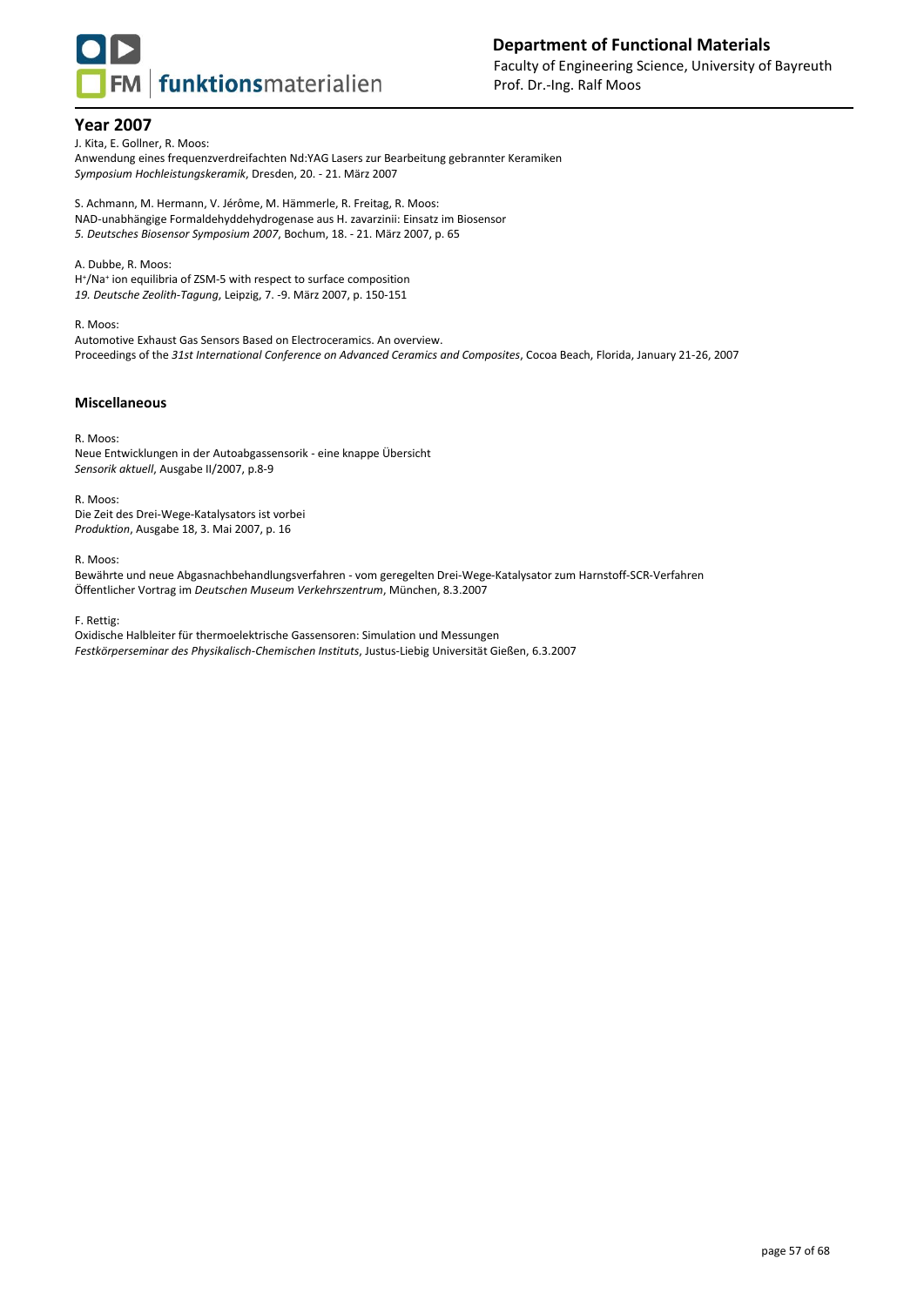## Year 2007

J. Kita, E. Gollner, R. Moos:
Anwendung eines frequenzverdreifachten Nd:YAG Lasers zur Bearbeitung gebrannter Keramiken
*Symposium Hochleistungskeramik*, Dresden, 20. - 21. März 2007

S. Achmann, M. Hermann, V. Jérôme, M. Hämmerle, R. Freitag, R. Moos:
NAD-unabhängige Formaldehyddehydrogenase aus H. zavarzinii: Einsatz im Biosensor
*5. Deutsches Biosensor Symposium 2007*, Bochum, 18. - 21. März 2007, p. 65

A. Dubbe, R. Moos:
$H^+$/$Na^+$ ion equilibria of ZSM-5 with respect to surface composition
*19. Deutsche Zeolith-Tagung*, Leipzig, 7. -9. März 2007, p. 150-151

R. Moos:
Automotive Exhaust Gas Sensors Based on Electroceramics. An overview.
Proceedings of the *31st International Conference on Advanced Ceramics and Composites*, Cocoa Beach, Florida, January 21-26, 2007

### Miscellaneous

R. Moos:
Neue Entwicklungen in der Autoabgassensorik - eine knappe Übersicht
*Sensorik aktuell*, Ausgabe II/2007, p.8-9

R. Moos:
Die Zeit des Drei-Wege-Katalysators ist vorbei
*Produktion*, Ausgabe 18, 3. Mai 2007, p. 16

R. Moos:
Bewährte und neue Abgasnachbehandlungsverfahren - vom geregelten Drei-Wege-Katalysator zum Harnstoff-SCR-Verfahren
Öffentlicher Vortrag im *Deutschen Museum Verkehrszentrum*, München, 8.3.2007

F. Rettig:
Oxidische Halbleiter für thermoelektrische Gassensoren: Simulation und Messungen
*Festkörperseminar des Physikalisch-Chemischen Instituts*, Justus-Liebig Universität Gießen, 6.3.2007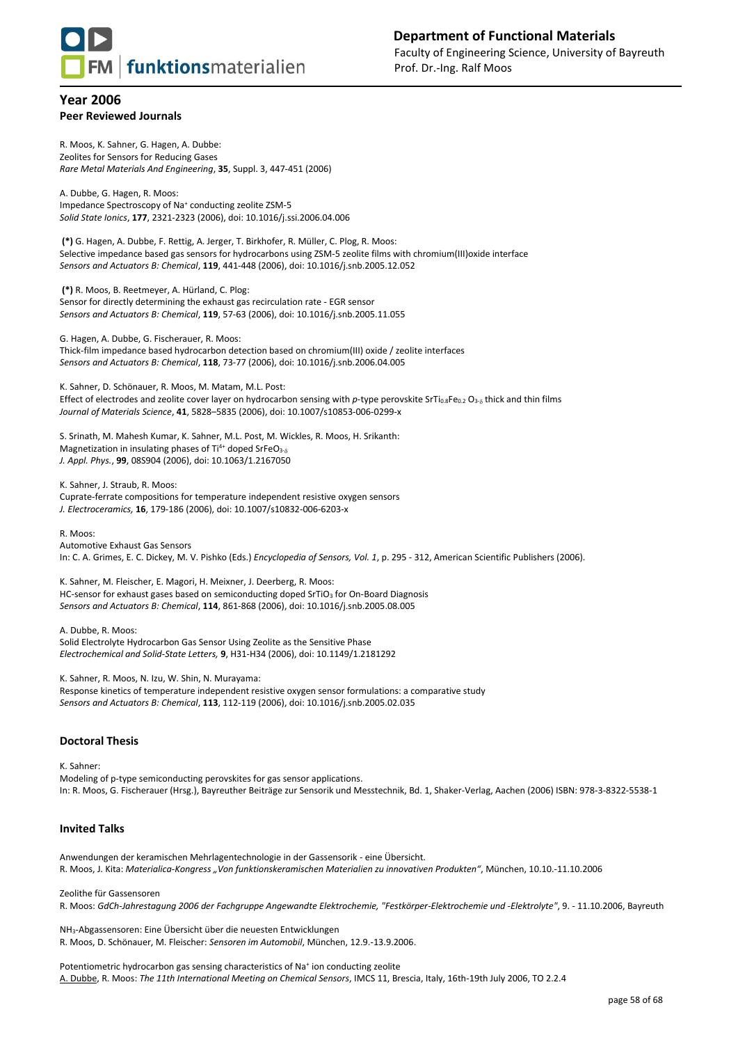## Year 2006

### Peer Reviewed Journals

R. Moos, K. Sahner, G. Hagen, A. Dubbe:
Zeolites for Sensors for Reducing Gases
*Rare Metal Materials And Engineering*, **35**, Suppl. 3, 447-451 (2006)

A. Dubbe, G. Hagen, R. Moos:
Impedance Spectroscopy of $Na^+$ conducting zeolite ZSM-5
*Solid State Ionics*, **177**, 2321-2323 (2006), doi: 10.1016/j.ssi.2006.04.006

**(*)** G. Hagen, A. Dubbe, F. Rettig, A. Jerger, T. Birkhofer, R. Müller, C. Plog, R. Moos:
Selective impedance based gas sensors for hydrocarbons using ZSM-5 zeolite films with chromium(III)oxide interface
*Sensors and Actuators B: Chemical*, **119**, 441-448 (2006), doi: 10.1016/j.snb.2005.12.052

**(*)** R. Moos, B. Reetmeyer, A. Hürland, C. Plog:
Sensor for directly determining the exhaust gas recirculation rate - EGR sensor
*Sensors and Actuators B: Chemical*, **119**, 57-63 (2006), doi: 10.1016/j.snb.2005.11.055

G. Hagen, A. Dubbe, G. Fischerauer, R. Moos:
Thick-film impedance based hydrocarbon detection based on chromium(III) oxide / zeolite interfaces
*Sensors and Actuators B: Chemical*, **118**, 73-77 (2006), doi: 10.1016/j.snb.2006.04.005

K. Sahner, D. Schönauer, R. Moos, M. Matam, M.L. Post:
Effect of electrodes and zeolite cover layer on hydrocarbon sensing with *p*-type perovskite $SrTi_{0.8}Fe_{0.2}O_{3-\delta}$ thick and thin films
*Journal of Materials Science*, **41**, 5828–5835 (2006), doi: 10.1007/s10853-006-0299-x

S. Srinath, M. Mahesh Kumar, K. Sahner, M.L. Post, M. Wickles, R. Moos, H. Srikanth:
Magnetization in insulating phases of $Ti^{4+}$ doped $SrFeO_{3-\delta}$
*J. Appl. Phys.*, **99**, 08S904 (2006), doi: 10.1063/1.2167050

K. Sahner, J. Straub, R. Moos:
Cuprate-ferrate compositions for temperature independent resistive oxygen sensors
*J. Electroceramics,* **16**, 179-186 (2006), doi: 10.1007/s10832-006-6203-x

R. Moos:
Automotive Exhaust Gas Sensors
In: C. A. Grimes, E. C. Dickey, M. V. Pishko (Eds.) *Encyclopedia of Sensors, Vol. 1*, p. 295 - 312, American Scientific Publishers (2006).

K. Sahner, M. Fleischer, E. Magori, H. Meixner, J. Deerberg, R. Moos:
HC-sensor for exhaust gases based on semiconducting doped $SrTiO_3$ for On-Board Diagnosis
*Sensors and Actuators B: Chemical*, **114**, 861-868 (2006), doi: 10.1016/j.snb.2005.08.005

A. Dubbe, R. Moos:
Solid Electrolyte Hydrocarbon Gas Sensor Using Zeolite as the Sensitive Phase
*Electrochemical and Solid-State Letters,* **9**, H31-H34 (2006), doi: 10.1149/1.2181292

K. Sahner, R. Moos, N. Izu, W. Shin, N. Murayama:
Response kinetics of temperature independent resistive oxygen sensor formulations: a comparative study
*Sensors and Actuators B: Chemical*, **113**, 112-119 (2006), doi: 10.1016/j.snb.2005.02.035

### Doctoral Thesis

K. Sahner:
Modeling of p-type semiconducting perovskites for gas sensor applications.
In: R. Moos, G. Fischerauer (Hrsg.), Bayreuther Beiträge zur Sensorik und Messtechnik, Bd. 1, Shaker-Verlag, Aachen (2006) ISBN: 978-3-8322-5538-1

### Invited Talks

Anwendungen der keramischen Mehrlagentechnologie in der Gassensorik - eine Übersicht.
R. Moos, J. Kita: *Materialica-Kongress „Von funktionskeramischen Materialien zu innovativen Produkten"*, München, 10.10.-11.10.2006

Zeolithe für Gassensoren
R. Moos: *GdCh-Jahrestagung 2006 der Fachgruppe Angewandte Elektrochemie, "Festkörper-Elektrochemie und -Elektrolyte"*, 9. - 11.10.2006, Bayreuth

$NH_3$-Abgassensoren: Eine Übersicht über die neuesten Entwicklungen
R. Moos, D. Schönauer, M. Fleischer: *Sensoren im Automobil*, München, 12.9.-13.9.2006.

Potentiometric hydrocarbon gas sensing characteristics of $Na^+$ ion conducting zeolite
A. Dubbe, R. Moos: *The 11th International Meeting on Chemical Sensors*, IMCS 11, Brescia, Italy, 16th-19th July 2006, TO 2.2.4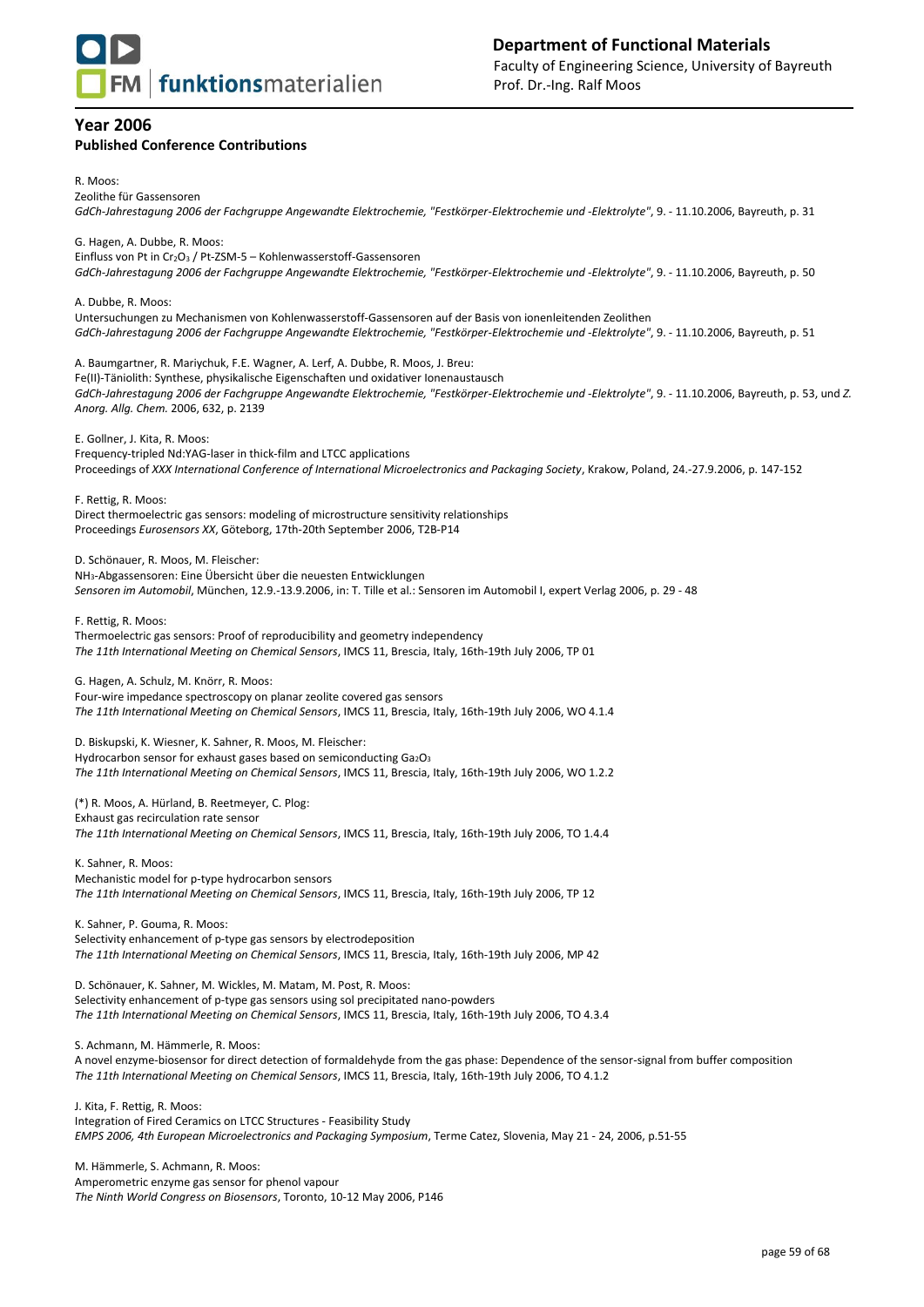## Year 2006

### Published Conference Contributions

R. Moos:
Zeolithe für Gassensoren
*GdCh-Jahrestagung 2006 der Fachgruppe Angewandte Elektrochemie, "Festkörper-Elektrochemie und -Elektrolyte"*, 9. - 11.10.2006, Bayreuth, p. 31

G. Hagen, A. Dubbe, R. Moos:
Einfluss von Pt in $Cr_2O_3$ / Pt-ZSM-5 – Kohlenwasserstoff-Gassensoren
*GdCh-Jahrestagung 2006 der Fachgruppe Angewandte Elektrochemie, "Festkörper-Elektrochemie und -Elektrolyte"*, 9. - 11.10.2006, Bayreuth, p. 50

A. Dubbe, R. Moos:
Untersuchungen zu Mechanismen von Kohlenwasserstoff-Gassensoren auf der Basis von ionenleitenden Zeolithen
*GdCh-Jahrestagung 2006 der Fachgruppe Angewandte Elektrochemie, "Festkörper-Elektrochemie und -Elektrolyte"*, 9. - 11.10.2006, Bayreuth, p. 51

A. Baumgartner, R. Mariychuk, F.E. Wagner, A. Lerf, A. Dubbe, R. Moos, J. Breu:
Fe(II)-Täniolith: Synthese, physikalische Eigenschaften und oxidativer Ionenaustausch
*GdCh-Jahrestagung 2006 der Fachgruppe Angewandte Elektrochemie, "Festkörper-Elektrochemie und -Elektrolyte"*, 9. - 11.10.2006, Bayreuth, p. 53, und *Z. Anorg. Allg. Chem.* 2006, 632, p. 2139

E. Gollner, J. Kita, R. Moos:
Frequency-tripled Nd:YAG-laser in thick-film and LTCC applications
Proceedings of *XXX International Conference of International Microelectronics and Packaging Society*, Krakow, Poland, 24.-27.9.2006, p. 147-152

F. Rettig, R. Moos:
Direct thermoelectric gas sensors: modeling of microstructure sensitivity relationships
Proceedings *Eurosensors XX*, Göteborg, 17th-20th September 2006, T2B-P14

D. Schönauer, R. Moos, M. Fleischer:
$NH_3$-Abgassensoren: Eine Übersicht über die neuesten Entwicklungen
*Sensoren im Automobil*, München, 12.9.-13.9.2006, in: T. Tille et al.: Sensoren im Automobil I, expert Verlag 2006, p. 29 - 48

F. Rettig, R. Moos:
Thermoelectric gas sensors: Proof of reproducibility and geometry independency
*The 11th International Meeting on Chemical Sensors*, IMCS 11, Brescia, Italy, 16th-19th July 2006, TP 01

G. Hagen, A. Schulz, M. Knörr, R. Moos:
Four-wire impedance spectroscopy on planar zeolite covered gas sensors
*The 11th International Meeting on Chemical Sensors*, IMCS 11, Brescia, Italy, 16th-19th July 2006, WO 4.1.4

D. Biskupski, K. Wiesner, K. Sahner, R. Moos, M. Fleischer:
Hydrocarbon sensor for exhaust gases based on semiconducting $Ga_2O_3$
*The 11th International Meeting on Chemical Sensors*, IMCS 11, Brescia, Italy, 16th-19th July 2006, WO 1.2.2

(*) R. Moos, A. Hürland, B. Reetmeyer, C. Plog:
Exhaust gas recirculation rate sensor
*The 11th International Meeting on Chemical Sensors*, IMCS 11, Brescia, Italy, 16th-19th July 2006, TO 1.4.4

K. Sahner, R. Moos:
Mechanistic model for p-type hydrocarbon sensors
*The 11th International Meeting on Chemical Sensors*, IMCS 11, Brescia, Italy, 16th-19th July 2006, TP 12

K. Sahner, P. Gouma, R. Moos:
Selectivity enhancement of p-type gas sensors by electrodeposition
*The 11th International Meeting on Chemical Sensors*, IMCS 11, Brescia, Italy, 16th-19th July 2006, MP 42

D. Schönauer, K. Sahner, M. Wickles, M. Matam, M. Post, R. Moos:
Selectivity enhancement of p-type gas sensors using sol precipitated nano-powders
*The 11th International Meeting on Chemical Sensors*, IMCS 11, Brescia, Italy, 16th-19th July 2006, TO 4.3.4

S. Achmann, M. Hämmerle, R. Moos:
A novel enzyme-biosensor for direct detection of formaldehyde from the gas phase: Dependence of the sensor-signal from buffer composition
*The 11th International Meeting on Chemical Sensors*, IMCS 11, Brescia, Italy, 16th-19th July 2006, TO 4.1.2

J. Kita, F. Rettig, R. Moos:
Integration of Fired Ceramics on LTCC Structures - Feasibility Study
*EMPS 2006, 4th European Microelectronics and Packaging Symposium*, Terme Catez, Slovenia, May 21 - 24, 2006, p.51-55

M. Hämmerle, S. Achmann, R. Moos:
Amperometric enzyme gas sensor for phenol vapour
*The Ninth World Congress on Biosensors*, Toronto, 10-12 May 2006, P146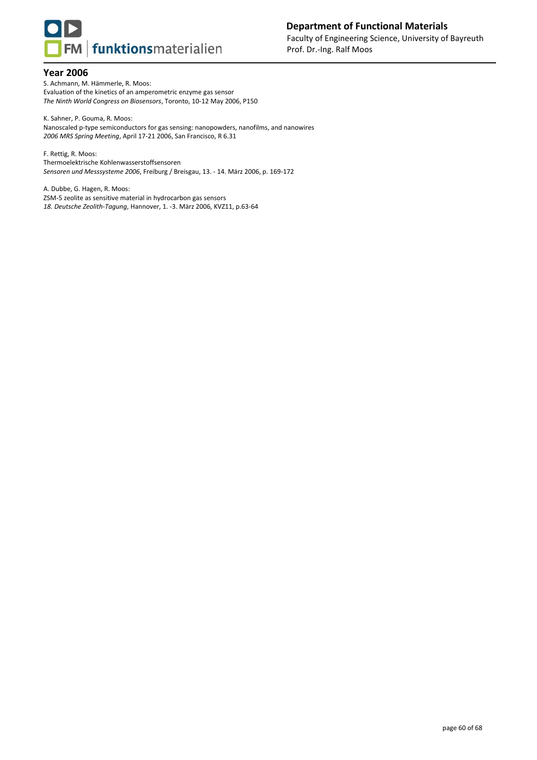## Year 2006

S. Achmann, M. Hämmerle, R. Moos:
Evaluation of the kinetics of an amperometric enzyme gas sensor
*The Ninth World Congress on Biosensors*, Toronto, 10-12 May 2006, P150

K. Sahner, P. Gouma, R. Moos:
Nanoscaled p-type semiconductors for gas sensing: nanopowders, nanofilms, and nanowires
*2006 MRS Spring Meeting*, April 17-21 2006, San Francisco, R 6.31

F. Rettig, R. Moos:
Thermoelektrische Kohlenwasserstoffsensoren
*Sensoren und Messsysteme 2006*, Freiburg / Breisgau, 13. - 14. März 2006, p. 169-172

A. Dubbe, G. Hagen, R. Moos:
ZSM-5 zeolite as sensitive material in hydrocarbon gas sensors
*18. Deutsche Zeolith-Tagung*, Hannover, 1. -3. März 2006, KVZ11, p.63-64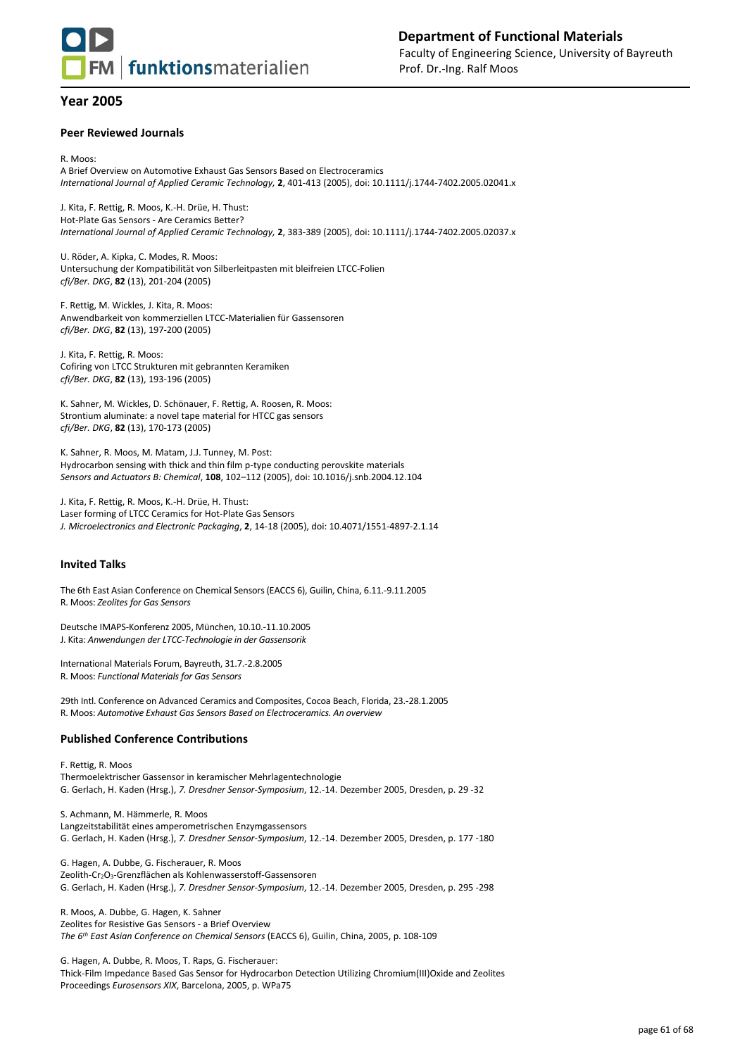## Year 2005

### Peer Reviewed Journals

R. Moos:
A Brief Overview on Automotive Exhaust Gas Sensors Based on Electroceramics
*International Journal of Applied Ceramic Technology,* **2**, 401-413 (2005), doi: 10.1111/j.1744-7402.2005.02041.x

J. Kita, F. Rettig, R. Moos, K.-H. Drüe, H. Thust:
Hot-Plate Gas Sensors - Are Ceramics Better?
*International Journal of Applied Ceramic Technology,* **2**, 383-389 (2005), doi: 10.1111/j.1744-7402.2005.02037.x

U. Röder, A. Kipka, C. Modes, R. Moos:
Untersuchung der Kompatibilität von Silberleitpasten mit bleifreien LTCC-Folien
*cfi/Ber. DKG*, **82** (13), 201-204 (2005)

F. Rettig, M. Wickles, J. Kita, R. Moos:
Anwendbarkeit von kommerziellen LTCC-Materialien für Gassensoren
*cfi/Ber. DKG*, **82** (13), 197-200 (2005)

J. Kita, F. Rettig, R. Moos:
Cofiring von LTCC Strukturen mit gebrannten Keramiken
*cfi/Ber. DKG*, **82** (13), 193-196 (2005)

K. Sahner, M. Wickles, D. Schönauer, F. Rettig, A. Roosen, R. Moos:
Strontium aluminate: a novel tape material for HTCC gas sensors
*cfi/Ber. DKG*, **82** (13), 170-173 (2005)

K. Sahner, R. Moos, M. Matam, J.J. Tunney, M. Post:
Hydrocarbon sensing with thick and thin film p-type conducting perovskite materials
*Sensors and Actuators B: Chemical*, **108**, 102–112 (2005), doi: 10.1016/j.snb.2004.12.104

J. Kita, F. Rettig, R. Moos, K.-H. Drüe, H. Thust:
Laser forming of LTCC Ceramics for Hot-Plate Gas Sensors
*J. Microelectronics and Electronic Packaging*, **2**, 14-18 (2005), doi: 10.4071/1551-4897-2.1.14

### Invited Talks

The 6th East Asian Conference on Chemical Sensors (EACCS 6), Guilin, China, 6.11.-9.11.2005
R. Moos: *Zeolites for Gas Sensors*

Deutsche IMAPS-Konferenz 2005, München, 10.10.-11.10.2005
J. Kita: *Anwendungen der LTCC-Technologie in der Gassensorik*

International Materials Forum, Bayreuth, 31.7.-2.8.2005
R. Moos: *Functional Materials for Gas Sensors*

29th Intl. Conference on Advanced Ceramics and Composites, Cocoa Beach, Florida, 23.-28.1.2005
R. Moos: *Automotive Exhaust Gas Sensors Based on Electroceramics. An overview*

### Published Conference Contributions

F. Rettig, R. Moos
Thermoelektrischer Gassensor in keramischer Mehrlagentechnologie
G. Gerlach, H. Kaden (Hrsg.), *7. Dresdner Sensor-Symposium*, 12.-14. Dezember 2005, Dresden, p. 29 -32

S. Achmann, M. Hämmerle, R. Moos
Langzeitstabilität eines amperometrischen Enzymgassensors
G. Gerlach, H. Kaden (Hrsg.), *7. Dresdner Sensor-Symposium*, 12.-14. Dezember 2005, Dresden, p. 177 -180

G. Hagen, A. Dubbe, G. Fischerauer, R. Moos
Zeolith-$Cr_2O_3$-Grenzflächen als Kohlenwasserstoff-Gassensoren
G. Gerlach, H. Kaden (Hrsg.), *7. Dresdner Sensor-Symposium*, 12.-14. Dezember 2005, Dresden, p. 295 -298

R. Moos, A. Dubbe, G. Hagen, K. Sahner
Zeolites for Resistive Gas Sensors - a Brief Overview
*The 6th East Asian Conference on Chemical Sensors* (EACCS 6), Guilin, China, 2005, p. 108-109

G. Hagen, A. Dubbe, R. Moos, T. Raps, G. Fischerauer:
Thick-Film Impedance Based Gas Sensor for Hydrocarbon Detection Utilizing Chromium(III)Oxide and Zeolites
Proceedings *Eurosensors XIX*, Barcelona, 2005, p. WPa75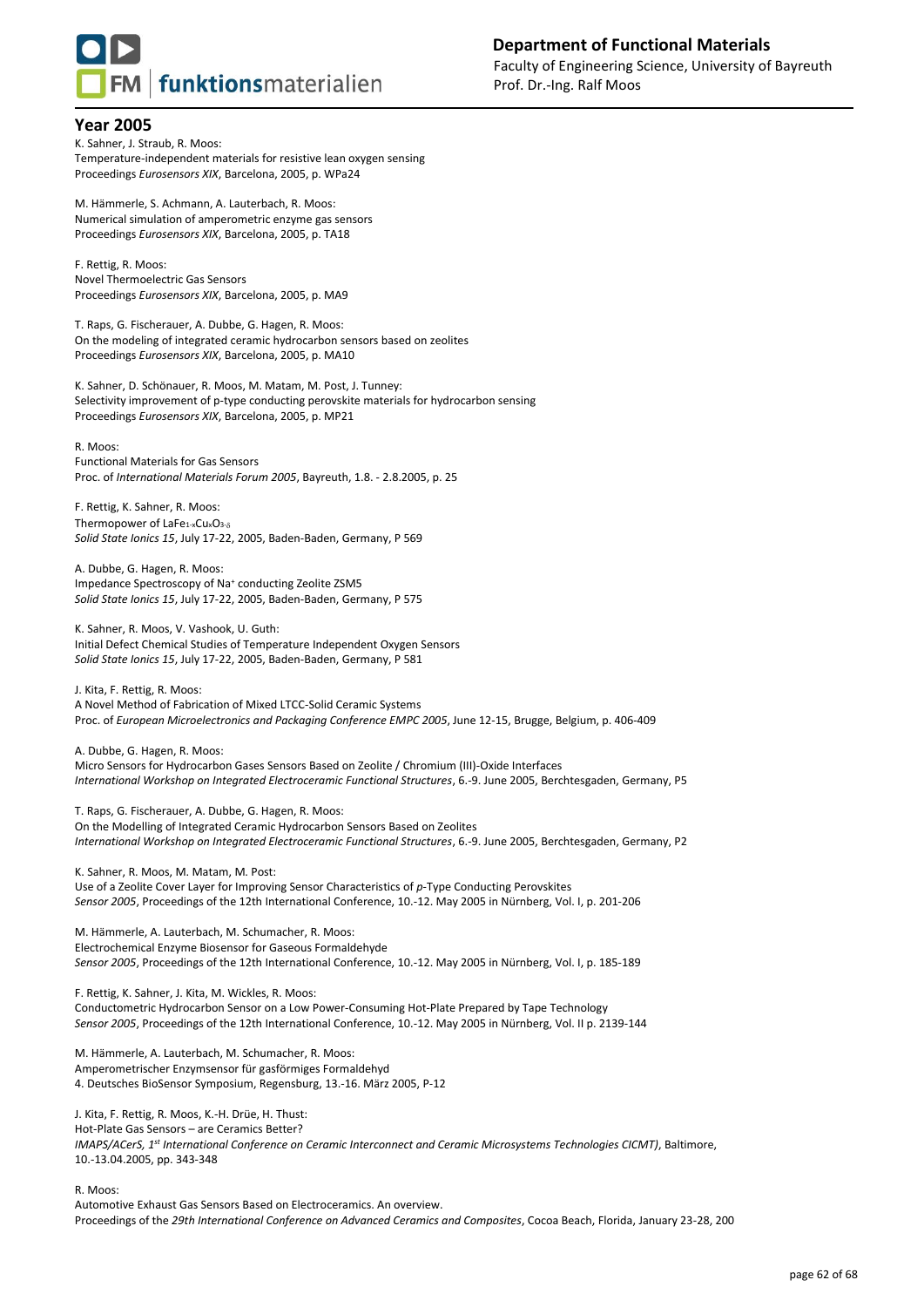## Year 2005

K. Sahner, J. Straub, R. Moos:
Temperature-independent materials for resistive lean oxygen sensing
Proceedings *Eurosensors XIX*, Barcelona, 2005, p. WPa24

M. Hämmerle, S. Achmann, A. Lauterbach, R. Moos:
Numerical simulation of amperometric enzyme gas sensors
Proceedings *Eurosensors XIX*, Barcelona, 2005, p. TA18

F. Rettig, R. Moos:
Novel Thermoelectric Gas Sensors
Proceedings *Eurosensors XIX*, Barcelona, 2005, p. MA9

T. Raps, G. Fischerauer, A. Dubbe, G. Hagen, R. Moos:
On the modeling of integrated ceramic hydrocarbon sensors based on zeolites
Proceedings *Eurosensors XIX*, Barcelona, 2005, p. MA10

K. Sahner, D. Schönauer, R. Moos, M. Matam, M. Post, J. Tunney:
Selectivity improvement of p-type conducting perovskite materials for hydrocarbon sensing
Proceedings *Eurosensors XIX*, Barcelona, 2005, p. MP21

R. Moos:
Functional Materials for Gas Sensors
Proc. of *International Materials Forum 2005*, Bayreuth, 1.8. - 2.8.2005, p. 25

F. Rettig, K. Sahner, R. Moos:
Thermopower of $LaFe_{1-x}Cu_xO_{3-\delta}$
*Solid State Ionics 15*, July 17-22, 2005, Baden-Baden, Germany, P 569

A. Dubbe, G. Hagen, R. Moos:
Impedance Spectroscopy of $Na^+$ conducting Zeolite ZSM5
*Solid State Ionics 15*, July 17-22, 2005, Baden-Baden, Germany, P 575

K. Sahner, R. Moos, V. Vashook, U. Guth:
Initial Defect Chemical Studies of Temperature Independent Oxygen Sensors
*Solid State Ionics 15*, July 17-22, 2005, Baden-Baden, Germany, P 581

J. Kita, F. Rettig, R. Moos:
A Novel Method of Fabrication of Mixed LTCC-Solid Ceramic Systems
Proc. of *European Microelectronics and Packaging Conference EMPC 2005*, June 12-15, Brugge, Belgium, p. 406-409

A. Dubbe, G. Hagen, R. Moos:
Micro Sensors for Hydrocarbon Gases Sensors Based on Zeolite / Chromium (III)-Oxide Interfaces
*International Workshop on Integrated Electroceramic Functional Structures*, 6.-9. June 2005, Berchtesgaden, Germany, P5

T. Raps, G. Fischerauer, A. Dubbe, G. Hagen, R. Moos:
On the Modelling of Integrated Ceramic Hydrocarbon Sensors Based on Zeolites
*International Workshop on Integrated Electroceramic Functional Structures*, 6.-9. June 2005, Berchtesgaden, Germany, P2

K. Sahner, R. Moos, M. Matam, M. Post:
Use of a Zeolite Cover Layer for Improving Sensor Characteristics of *p*-Type Conducting Perovskites
*Sensor 2005*, Proceedings of the 12th International Conference, 10.-12. May 2005 in Nürnberg, Vol. I, p. 201-206

M. Hämmerle, A. Lauterbach, M. Schumacher, R. Moos:
Electrochemical Enzyme Biosensor for Gaseous Formaldehyde
*Sensor 2005*, Proceedings of the 12th International Conference, 10.-12. May 2005 in Nürnberg, Vol. I, p. 185-189

F. Rettig, K. Sahner, J. Kita, M. Wickles, R. Moos:
Conductometric Hydrocarbon Sensor on a Low Power-Consuming Hot-Plate Prepared by Tape Technology
*Sensor 2005*, Proceedings of the 12th International Conference, 10.-12. May 2005 in Nürnberg, Vol. II p. 2139-144

M. Hämmerle, A. Lauterbach, M. Schumacher, R. Moos:
Amperometrischer Enzymsensor für gasförmiges Formaldehyd
4. Deutsches BioSensor Symposium, Regensburg, 13.-16. März 2005, P-12

J. Kita, F. Rettig, R. Moos, K.-H. Drüe, H. Thust:
Hot-Plate Gas Sensors – are Ceramics Better?
*IMAPS/ACerS, 1st International Conference on Ceramic Interconnect and Ceramic Microsystems Technologies CICMT)*, Baltimore, 10.-13.04.2005, pp. 343-348

R. Moos:
Automotive Exhaust Gas Sensors Based on Electroceramics. An overview.
Proceedings of the *29th International Conference on Advanced Ceramics and Composites*, Cocoa Beach, Florida, January 23-28, 200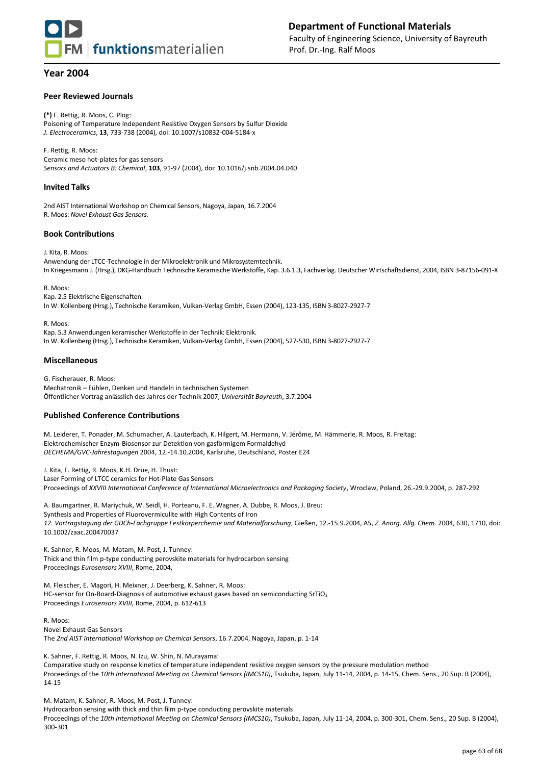## Year 2004

### Peer Reviewed Journals

**(*)** F. Rettig, R. Moos, C. Plog:
Poisoning of Temperature Independent Resistive Oxygen Sensors by Sulfur Dioxide
*J. Electroceramics*, **13**, 733-738 (2004), doi: 10.1007/s10832-004-5184-x

F. Rettig, R. Moos:
Ceramic meso hot-plates for gas sensors
*Sensors and Actuators B: Chemical*, **103**, 91-97 (2004), doi: 10.1016/j.snb.2004.04.040

### Invited Talks

2nd AIST International Workshop on Chemical Sensors, Nagoya, Japan, 16.7.2004
R. Moos: *Novel Exhaust Gas Sensors.*

### Book Contributions

J. Kita, R. Moos:
Anwendung der LTCC-Technologie in der Mikroelektronik und Mikrosystemtechnik.
In Kriegesmann J. (Hrsg.), DKG-Handbuch Technische Keramische Werkstoffe, Kap. 3.6.1.3, Fachverlag. Deutscher Wirtschaftsdienst, 2004, ISBN 3-87156-091-X

R. Moos:
Kap. 2.5 Elektrische Eigenschaften.
In W. Kollenberg (Hrsg.), Technische Keramiken, Vulkan-Verlag GmbH, Essen (2004), 123-135, ISBN 3-8027-2927-7

R. Moos:
Kap. 5.3 Anwendungen keramischer Werkstoffe in der Technik: Elektronik.
In W. Kollenberg (Hrsg.), Technische Keramiken, Vulkan-Verlag GmbH, Essen (2004), 527-530, ISBN 3-8027-2927-7

### Miscellaneous

G. Fischerauer, R. Moos:
Mechatronik – Fühlen, Denken und Handeln in technischen Systemen
Öffentlicher Vortrag anlässlich des Jahres der Technik 2007, *Universität Bayreuth*, 3.7.2004

### Published Conference Contributions

M. Leiderer, T. Ponader, M. Schumacher, A. Lauterbach, K. Hilgert, M. Hermann, V. Jérôme, M. Hämmerle, R. Moos, R. Freitag:
Elektrochemischer Enzym-Biosensor zur Detektion von gasförmigem Formaldehyd
*DECHEMA/GVC-Jahrestagungen* 2004, 12.-14.10.2004, Karlsruhe, Deutschland, Poster E24

J. Kita, F. Rettig, R. Moos, K.H. Drüe, H. Thust:
Laser Forming of LTCC ceramics for Hot-Plate Gas Sensors
Proceedings of *XXVIII International Conference of International Microelectronics and Packaging Society*, Wroclaw, Poland, 26.-29.9.2004, p. 287-292

A. Baumgartner, R. Mariychuk, W. Seidl, H. Porteanu, F. E. Wagner, A. Dubbe, R. Moos, J. Breu:
Synthesis and Properties of Fluorovermiculite with High Contents of Iron
*12. Vortragstagung der GDCh-Fachgruppe Festkörperchemie und Materialforschung*, Gießen, 12.-15.9.2004, A5, *Z. Anorg. Allg. Chem.* 2004, 630, 1710, doi: 10.1002/zaac.200470037

K. Sahner, R. Moos, M. Matam, M. Post, J. Tunney:
Thick and thin film p-type conducting perovskite materials for hydrocarbon sensing
Proceedings *Eurosensors XVIII*, Rome, 2004,

M. Fleischer, E. Magori, H. Meixner, J. Deerberg, K. Sahner, R. Moos:
HC-sensor for On-Board-Diagnosis of automotive exhaust gases based on semiconducting $SrTiO_3$
Proceedings *Eurosensors XVIII*, Rome, 2004, p. 612-613

R. Moos:
Novel Exhaust Gas Sensors
The *2nd AIST International Workshop on Chemical Sensors*, 16.7.2004, Nagoya, Japan, p. 1-14

K. Sahner, F. Rettig, R. Moos, N. Izu, W. Shin, N. Murayama:
Comparative study on response kinetics of temperature independent resistive oxygen sensors by the pressure modulation method
Proceedings of the *10th International Meeting on Chemical Sensors (IMCS10)*, Tsukuba, Japan, July 11-14, 2004, p. 14-15, Chem. Sens., 20 Sup. B (2004), 14-15

M. Matam, K. Sahner, R. Moos, M. Post, J. Tunney:
Hydrocarbon sensing with thick and thin film p-type conducting perovskite materials
Proceedings of the *10th International Meeting on Chemical Sensors (IMCS10)*, Tsukuba, Japan, July 11-14, 2004, p. 300-301, Chem. Sens., 20 Sup. B (2004), 300-301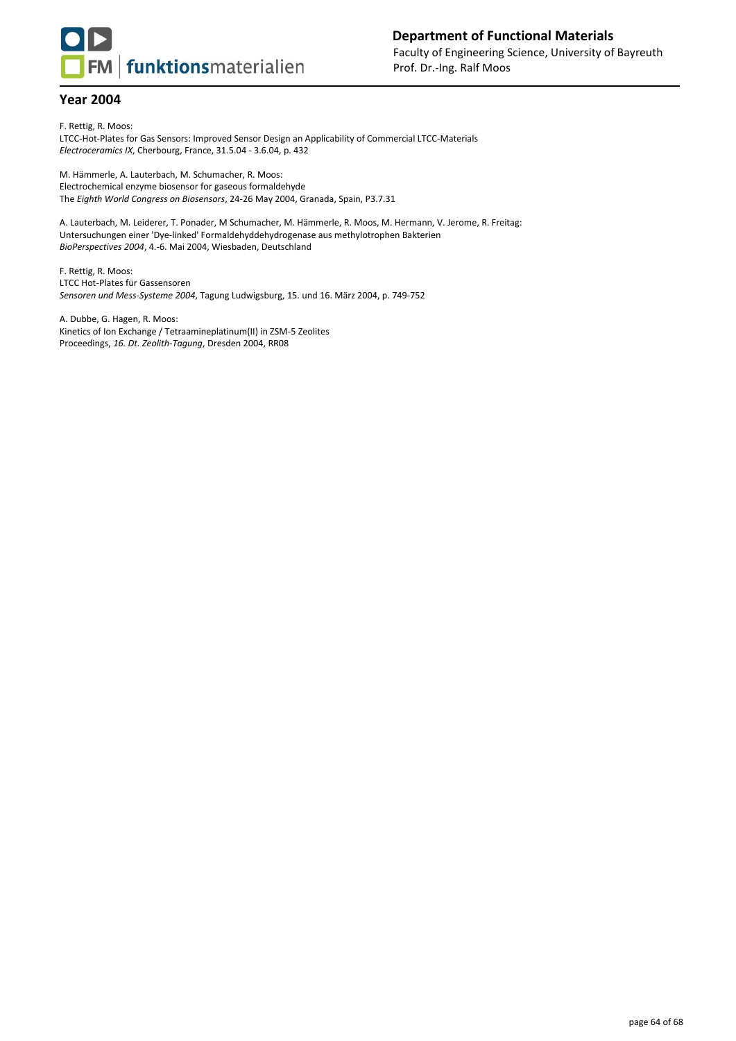## Year 2004

F. Rettig, R. Moos:
LTCC-Hot-Plates for Gas Sensors: Improved Sensor Design an Applicability of Commercial LTCC-Materials
*Electroceramics IX*, Cherbourg, France, 31.5.04 - 3.6.04, p. 432

M. Hämmerle, A. Lauterbach, M. Schumacher, R. Moos:
Electrochemical enzyme biosensor for gaseous formaldehyde
The *Eighth World Congress on Biosensors*, 24-26 May 2004, Granada, Spain, P3.7.31

A. Lauterbach, M. Leiderer, T. Ponader, M Schumacher, M. Hämmerle, R. Moos, M. Hermann, V. Jerome, R. Freitag:
Untersuchungen einer 'Dye-linked' Formaldehyddehydrogenase aus methylotrophen Bakterien
*BioPerspectives 2004*, 4.-6. Mai 2004, Wiesbaden, Deutschland

F. Rettig, R. Moos:
LTCC Hot-Plates für Gassensoren
*Sensoren und Mess-Systeme 2004*, Tagung Ludwigsburg, 15. und 16. März 2004, p. 749-752

A. Dubbe, G. Hagen, R. Moos:
Kinetics of Ion Exchange / Tetraamineplatinum(II) in ZSM-5 Zeolites
Proceedings, *16. Dt. Zeolith-Tagung*, Dresden 2004, RR08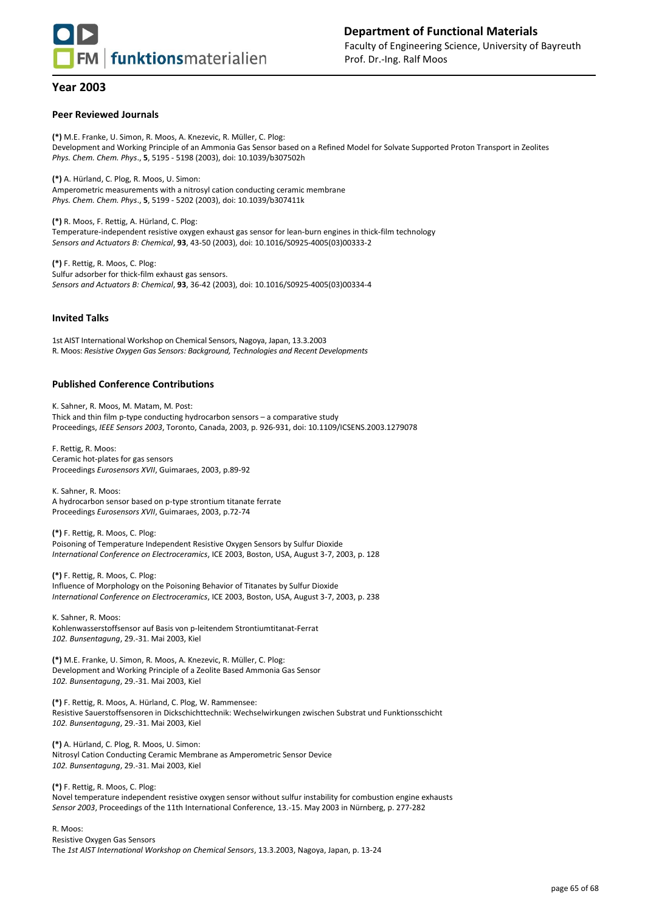## Year 2003

### Peer Reviewed Journals

**(*)** M.E. Franke, U. Simon, R. Moos, A. Knezevic, R. Müller, C. Plog:
Development and Working Principle of an Ammonia Gas Sensor based on a Refined Model for Solvate Supported Proton Transport in Zeolites
*Phys. Chem. Chem. Phys*., **5**, 5195 - 5198 (2003), doi: 10.1039/b307502h

**(*)** A. Hürland, C. Plog, R. Moos, U. Simon:
Amperometric measurements with a nitrosyl cation conducting ceramic membrane
*Phys. Chem. Chem. Phys*., **5**, 5199 - 5202 (2003), doi: 10.1039/b307411k

**(*)** R. Moos, F. Rettig, A. Hürland, C. Plog:
Temperature-independent resistive oxygen exhaust gas sensor for lean-burn engines in thick-film technology
*Sensors and Actuators B: Chemical*, **93**, 43-50 (2003), doi: 10.1016/S0925-4005(03)00333-2

**(*)** F. Rettig, R. Moos, C. Plog:
Sulfur adsorber for thick-film exhaust gas sensors.
*Sensors and Actuators B: Chemical*, **93**, 36-42 (2003), doi: 10.1016/S0925-4005(03)00334-4

### Invited Talks

1st AIST International Workshop on Chemical Sensors, Nagoya, Japan, 13.3.2003
R. Moos: *Resistive Oxygen Gas Sensors: Background, Technologies and Recent Developments*

### Published Conference Contributions

K. Sahner, R. Moos, M. Matam, M. Post:
Thick and thin film p-type conducting hydrocarbon sensors – a comparative study
Proceedings, *IEEE Sensors 2003*, Toronto, Canada, 2003, p. 926-931, doi: 10.1109/ICSENS.2003.1279078

F. Rettig, R. Moos:
Ceramic hot-plates for gas sensors
Proceedings *Eurosensors XVII*, Guimaraes, 2003, p.89-92

K. Sahner, R. Moos:
A hydrocarbon sensor based on p-type strontium titanate ferrate
Proceedings *Eurosensors XVII*, Guimaraes, 2003, p.72-74

**(*)** F. Rettig, R. Moos, C. Plog:
Poisoning of Temperature Independent Resistive Oxygen Sensors by Sulfur Dioxide
*International Conference on Electroceramics*, ICE 2003, Boston, USA, August 3-7, 2003, p. 128

**(*)** F. Rettig, R. Moos, C. Plog:
Influence of Morphology on the Poisoning Behavior of Titanates by Sulfur Dioxide
*International Conference on Electroceramics*, ICE 2003, Boston, USA, August 3-7, 2003, p. 238

K. Sahner, R. Moos:
Kohlenwasserstoffsensor auf Basis von p-leitendem Strontiumtitanat-Ferrat
*102. Bunsentagung*, 29.-31. Mai 2003, Kiel

**(*)** M.E. Franke, U. Simon, R. Moos, A. Knezevic, R. Müller, C. Plog:
Development and Working Principle of a Zeolite Based Ammonia Gas Sensor
*102. Bunsentagung*, 29.-31. Mai 2003, Kiel

**(*)** F. Rettig, R. Moos, A. Hürland, C. Plog, W. Rammensee:
Resistive Sauerstoffsensoren in Dickschichttechnik: Wechselwirkungen zwischen Substrat und Funktionsschicht
*102. Bunsentagung*, 29.-31. Mai 2003, Kiel

**(*)** A. Hürland, C. Plog, R. Moos, U. Simon:
Nitrosyl Cation Conducting Ceramic Membrane as Amperometric Sensor Device
*102. Bunsentagung*, 29.-31. Mai 2003, Kiel

**(*)** F. Rettig, R. Moos, C. Plog:
Novel temperature independent resistive oxygen sensor without sulfur instability for combustion engine exhausts
*Sensor 2003*, Proceedings of the 11th International Conference, 13.-15. May 2003 in Nürnberg, p. 277-282

R. Moos:
Resistive Oxygen Gas Sensors
The *1st AIST International Workshop on Chemical Sensors*, 13.3.2003, Nagoya, Japan, p. 13-24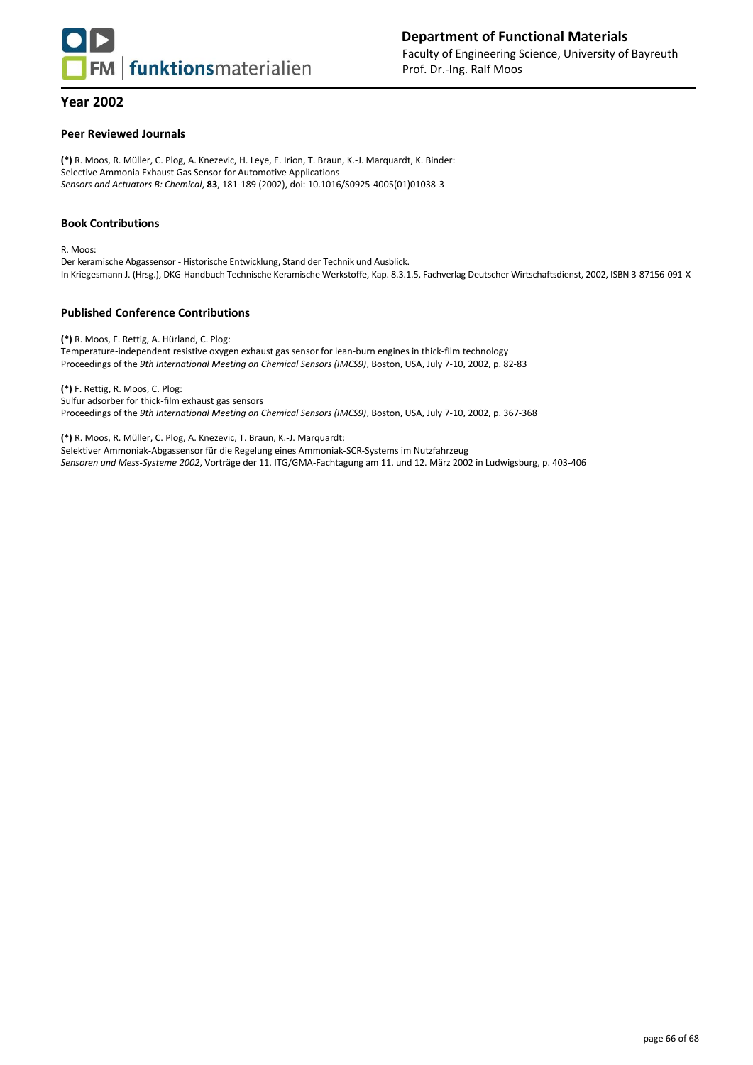## Year 2002

### Peer Reviewed Journals

**(*)** R. Moos, R. Müller, C. Plog, A. Knezevic, H. Leye, E. Irion, T. Braun, K.-J. Marquardt, K. Binder:
Selective Ammonia Exhaust Gas Sensor for Automotive Applications
*Sensors and Actuators B: Chemical*, **83**, 181-189 (2002), doi: 10.1016/S0925-4005(01)01038-3

### Book Contributions

R. Moos:
Der keramische Abgassensor - Historische Entwicklung, Stand der Technik und Ausblick.
In Kriegesmann J. (Hrsg.), DKG-Handbuch Technische Keramische Werkstoffe, Kap. 8.3.1.5, Fachverlag Deutscher Wirtschaftsdienst, 2002, ISBN 3-87156-091-X

### Published Conference Contributions

**(*)** R. Moos, F. Rettig, A. Hürland, C. Plog:
Temperature-independent resistive oxygen exhaust gas sensor for lean-burn engines in thick-film technology
Proceedings of the *9th International Meeting on Chemical Sensors (IMCS9)*, Boston, USA, July 7-10, 2002, p. 82-83

**(*)** F. Rettig, R. Moos, C. Plog:
Sulfur adsorber for thick-film exhaust gas sensors
Proceedings of the *9th International Meeting on Chemical Sensors (IMCS9)*, Boston, USA, July 7-10, 2002, p. 367-368

**(*)** R. Moos, R. Müller, C. Plog, A. Knezevic, T. Braun, K.-J. Marquardt:
Selektiver Ammoniak-Abgassensor für die Regelung eines Ammoniak-SCR-Systems im Nutzfahrzeug
*Sensoren und Mess-Systeme 2002*, Vorträge der 11. ITG/GMA-Fachtagung am 11. und 12. März 2002 in Ludwigsburg, p. 403-406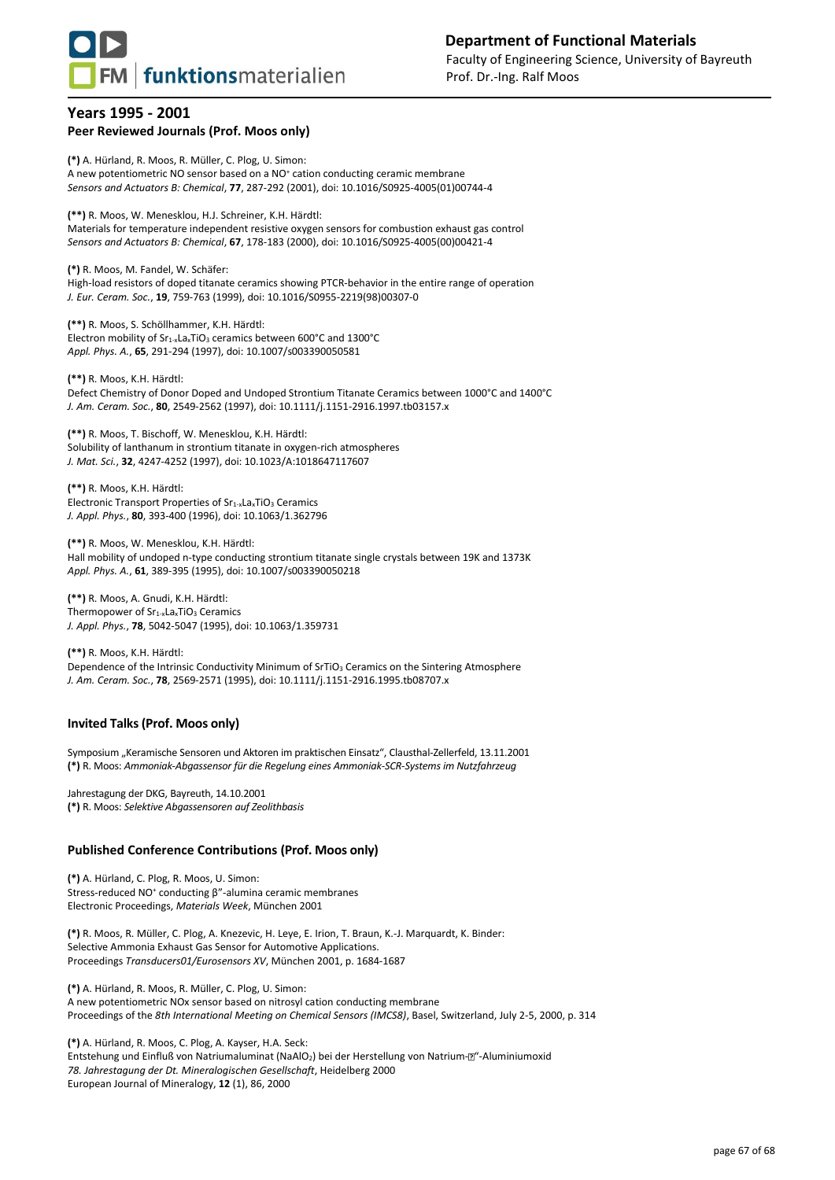## Years 1995 - 2001

### Peer Reviewed Journals (Prof. Moos only)

**(\*)** A. Hürland, R. Moos, R. Müller, C. Plog, U. Simon:
A new potentiometric NO sensor based on a $NO^+$ cation conducting ceramic membrane
*Sensors and Actuators B: Chemical*, **77**, 287-292 (2001), doi: 10.1016/S0925-4005(01)00744-4

**(\*\*)** R. Moos, W. Menesklou, H.J. Schreiner, K.H. Härdtl:
Materials for temperature independent resistive oxygen sensors for combustion exhaust gas control
*Sensors and Actuators B: Chemical*, **67**, 178-183 (2000), doi: 10.1016/S0925-4005(00)00421-4

**(\*)** R. Moos, M. Fandel, W. Schäfer:
High-load resistors of doped titanate ceramics showing PTCR-behavior in the entire range of operation
*J. Eur. Ceram. Soc.*, **19**, 759-763 (1999), doi: 10.1016/S0955-2219(98)00307-0

**(\*\*)** R. Moos, S. Schöllhammer, K.H. Härdtl:
Electron mobility of $Sr_{1-x}La_xTiO_3$ ceramics between 600°C and 1300°C
*Appl. Phys. A.*, **65**, 291-294 (1997), doi: 10.1007/s003390050581

**(\*\*)** R. Moos, K.H. Härdtl:
Defect Chemistry of Donor Doped and Undoped Strontium Titanate Ceramics between 1000°C and 1400°C
*J. Am. Ceram. Soc.*, **80**, 2549-2562 (1997), doi: 10.1111/j.1151-2916.1997.tb03157.x

**(\*\*)** R. Moos, T. Bischoff, W. Menesklou, K.H. Härdtl:
Solubility of lanthanum in strontium titanate in oxygen-rich atmospheres
*J. Mat. Sci.*, **32**, 4247-4252 (1997), doi: 10.1023/A:1018647117607

**(\*\*)** R. Moos, K.H. Härdtl:
Electronic Transport Properties of $Sr_{1-x}La_xTiO_3$ Ceramics
*J. Appl. Phys.*, **80**, 393-400 (1996), doi: 10.1063/1.362796

**(\*\*)** R. Moos, W. Menesklou, K.H. Härdtl:
Hall mobility of undoped n-type conducting strontium titanate single crystals between 19K and 1373K
*Appl. Phys. A.*, **61**, 389-395 (1995), doi: 10.1007/s003390050218

**(\*\*)** R. Moos, A. Gnudi, K.H. Härdtl:
Thermopower of $Sr_{1-x}La_xTiO_3$ Ceramics
*J. Appl. Phys.*, **78**, 5042-5047 (1995), doi: 10.1063/1.359731

**(\*\*)** R. Moos, K.H. Härdtl:
Dependence of the Intrinsic Conductivity Minimum of $SrTiO_3$ Ceramics on the Sintering Atmosphere
*J. Am. Ceram. Soc.*, **78**, 2569-2571 (1995), doi: 10.1111/j.1151-2916.1995.tb08707.x

### Invited Talks (Prof. Moos only)

Symposium „Keramische Sensoren und Aktoren im praktischen Einsatz", Clausthal-Zellerfeld, 13.11.2001
**(\*)** R. Moos: *Ammoniak-Abgassensor für die Regelung eines Ammoniak-SCR-Systems im Nutzfahrzeug*

Jahrestagung der DKG, Bayreuth, 14.10.2001
**(\*)** R. Moos: *Selektive Abgassensoren auf Zeolithbasis*

### Published Conference Contributions (Prof. Moos only)

**(\*)** A. Hürland, C. Plog, R. Moos, U. Simon:
Stress-reduced $NO^+$ conducting β"-alumina ceramic membranes
Electronic Proceedings, *Materials Week*, München 2001

**(\*)** R. Moos, R. Müller, C. Plog, A. Knezevic, H. Leye, E. Irion, T. Braun, K.-J. Marquardt, K. Binder:
Selective Ammonia Exhaust Gas Sensor for Automotive Applications.
Proceedings *Transducers01/Eurosensors XV*, München 2001, p. 1684-1687

**(\*)** A. Hürland, R. Moos, R. Müller, C. Plog, U. Simon:
A new potentiometric NOx sensor based on nitrosyl cation conducting membrane
Proceedings of the *8th International Meeting on Chemical Sensors (IMCS8)*, Basel, Switzerland, July 2-5, 2000, p. 314

**(\*)** A. Hürland, R. Moos, C. Plog, A. Kayser, H.A. Seck:
Entstehung und Einfluß von Natriumaluminat ($NaAlO_2$) bei der Herstellung von Natrium-�"-Aluminiumoxid
*78. Jahrestagung der Dt. Mineralogischen Gesellschaft*, Heidelberg 2000
European Journal of Mineralogy, **12** (1), 86, 2000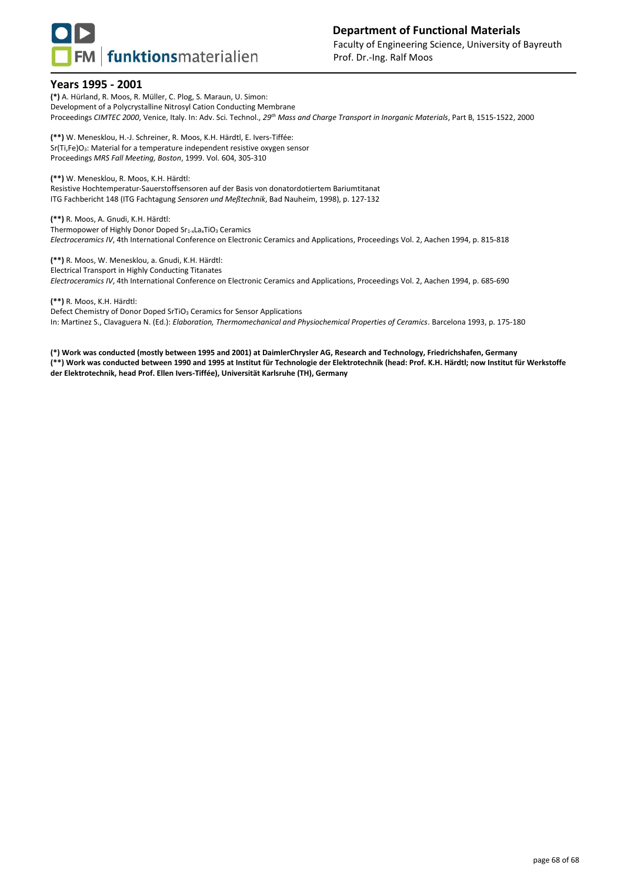## Years 1995 - 2001

**(*)** A. Hürland, R. Moos, R. Müller, C. Plog, S. Maraun, U. Simon:
Development of a Polycrystalline Nitrosyl Cation Conducting Membrane
Proceedings *CIMTEC 2000*, Venice, Italy. In: Adv. Sci. Technol., *29th Mass and Charge Transport in Inorganic Materials*, Part B, 1515-1522, 2000

**(**)** W. Menesklou, H.-J. Schreiner, R. Moos, K.H. Härdtl, E. Ivers-Tiffée:
$Sr(Ti,Fe)O_3$: Material for a temperature independent resistive oxygen sensor
Proceedings *MRS Fall Meeting, Boston*, 1999. Vol. 604, 305-310

**(**)** W. Menesklou, R. Moos, K.H. Härdtl:
Resistive Hochtemperatur-Sauerstoffsensoren auf der Basis von donatordotiertem Bariumtitanat
ITG Fachbericht 148 (ITG Fachtagung *Sensoren und Meßtechnik*, Bad Nauheim, 1998), p. 127-132

**(**)** R. Moos, A. Gnudi, K.H. Härdtl:
Thermopower of Highly Donor Doped $Sr_{1-x}La_xTiO_3$ Ceramics
*Electroceramics IV*, 4th International Conference on Electronic Ceramics and Applications, Proceedings Vol. 2, Aachen 1994, p. 815-818

**(**)** R. Moos, W. Menesklou, a. Gnudi, K.H. Härdtl:
Electrical Transport in Highly Conducting Titanates
*Electroceramics IV*, 4th International Conference on Electronic Ceramics and Applications, Proceedings Vol. 2, Aachen 1994, p. 685-690

**(**)** R. Moos, K.H. Härdtl:
Defect Chemistry of Donor Doped $SrTiO_3$ Ceramics for Sensor Applications
In: Martinez S., Clavaguera N. (Ed.): *Elaboration, Thermomechanical and Physiochemical Properties of Ceramics*. Barcelona 1993, p. 175-180

**(*) Work was conducted (mostly between 1995 and 2001) at DaimlerChrysler AG, Research and Technology, Friedrichshafen, Germany**
**(**) Work was conducted between 1990 and 1995 at Institut für Technologie der Elektrotechnik (head: Prof. K.H. Härdtl; now Institut für Werkstoffe der Elektrotechnik, head Prof. Ellen Ivers-Tiffée), Universität Karlsruhe (TH), Germany**